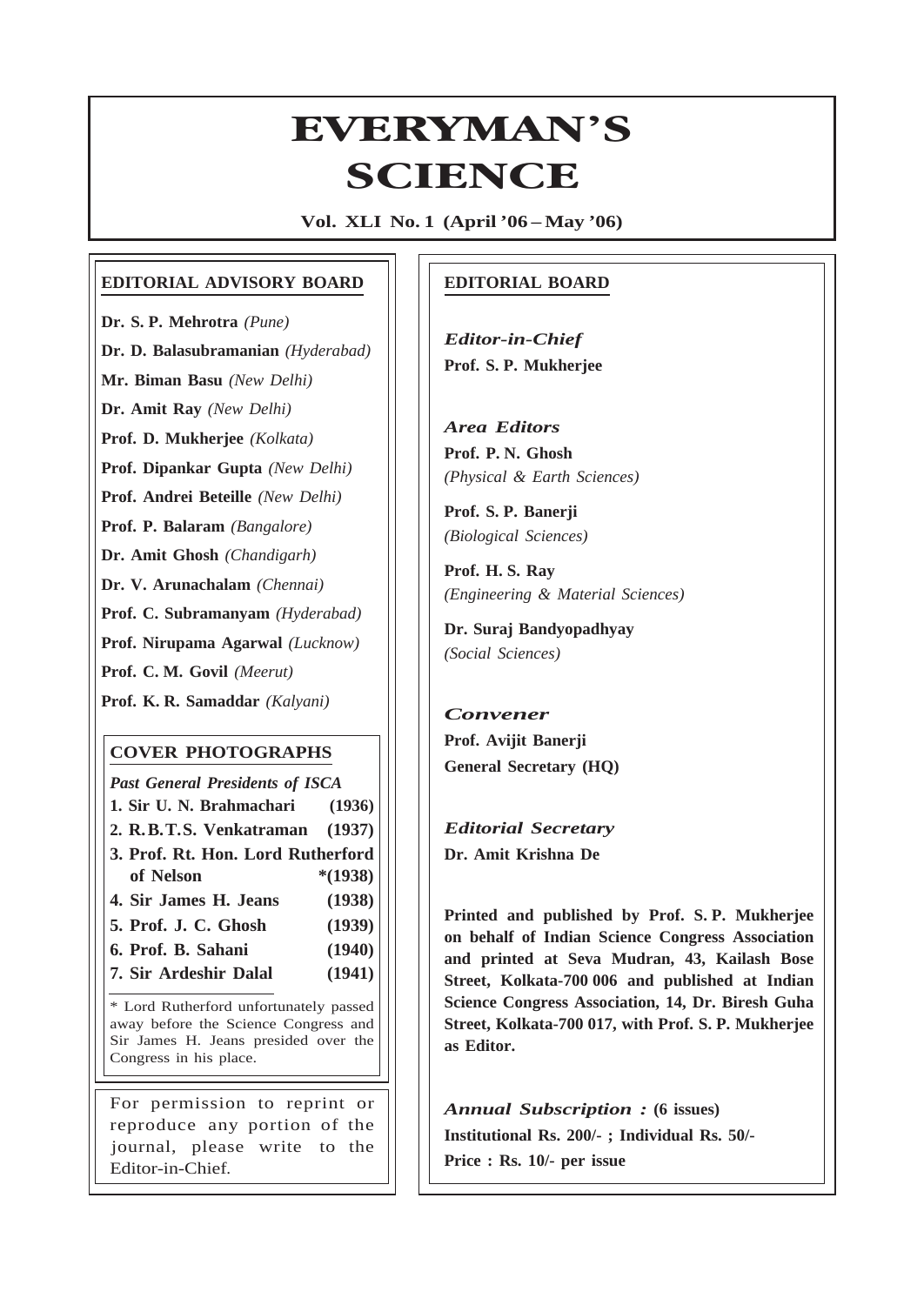# EVERYMAN'S SCIENCE

**Vol. XLI No. 1 (April '06 – May '06)**

## EDITORIAL ADVISORY BOARD

**Dr. S. P. Mehrotra** *(Pune)*

**Dr. D. Balasubramanian** *(Hyderabad)*

**Mr. Biman Basu** *(New Delhi)*

**Dr. Amit Ray** *(New Delhi)*

**Prof. D. Mukherjee** *(Kolkata)*

**Prof. Dipankar Gupta** *(New Delhi)*

**Prof. Andrei Beteille** *(New Delhi)*

**Prof. P. Balaram** *(Bangalore)*

**Dr. Amit Ghosh** *(Chandigarh)*

**Dr. V. Arunachalam** *(Chennai)*

**Prof. C. Subramanyam** *(Hyderabad)*

**Prof. Nirupama Agarwal** *(Lucknow)*

**Prof. C. M. Govil** *(Meerut)*

**Prof. K. R. Samaddar** *(Kalyani)*

## COVER PHOTOGRAPHS

***Past General Presidents of ISCA***

1. **Sir U. N. Brahmachari (1936)**
2. **R.B.T.S. Venkatraman (1937)**
3. **Prof. Rt. Hon. Lord Rutherford of Nelson *(1938)**
4. **Sir James H. Jeans (1938)**
5. **Prof. J. C. Ghosh (1939)**
6. **Prof. B. Sahani (1940)**
7. **Sir Ardeshir Dalal (1941)**

* Lord Rutherford unfortunately passed away before the Science Congress and Sir James H. Jeans presided over the Congress in his place.

For permission to reprint or reproduce any portion of the journal, please write to the Editor-in-Chief.

## EDITORIAL BOARD

***Editor-in-Chief***
**Prof. S. P. Mukherjee**

***Area Editors***
**Prof. P. N. Ghosh**
*(Physical & Earth Sciences)*

**Prof. S. P. Banerji**
*(Biological Sciences)*

**Prof. H. S. Ray**
*(Engineering & Material Sciences)*

**Dr. Suraj Bandyopadhyay**
*(Social Sciences)*

***Convener***
**Prof. Avijit Banerji**
**General Secretary (HQ)**

***Editorial Secretary***
**Dr. Amit Krishna De**

**Printed and published by Prof. S. P. Mukherjee on behalf of Indian Science Congress Association and printed at Seva Mudran, 43, Kailash Bose Street, Kolkata-700 006 and published at Indian Science Congress Association, 14, Dr. Biresh Guha Street, Kolkata-700 017, with Prof. S. P. Mukherjee as Editor.**

***Annual Subscription :*** **(6 issues)**
**Institutional Rs. 200/- ; Individual Rs. 50/-**
**Price : Rs. 10/- per issue**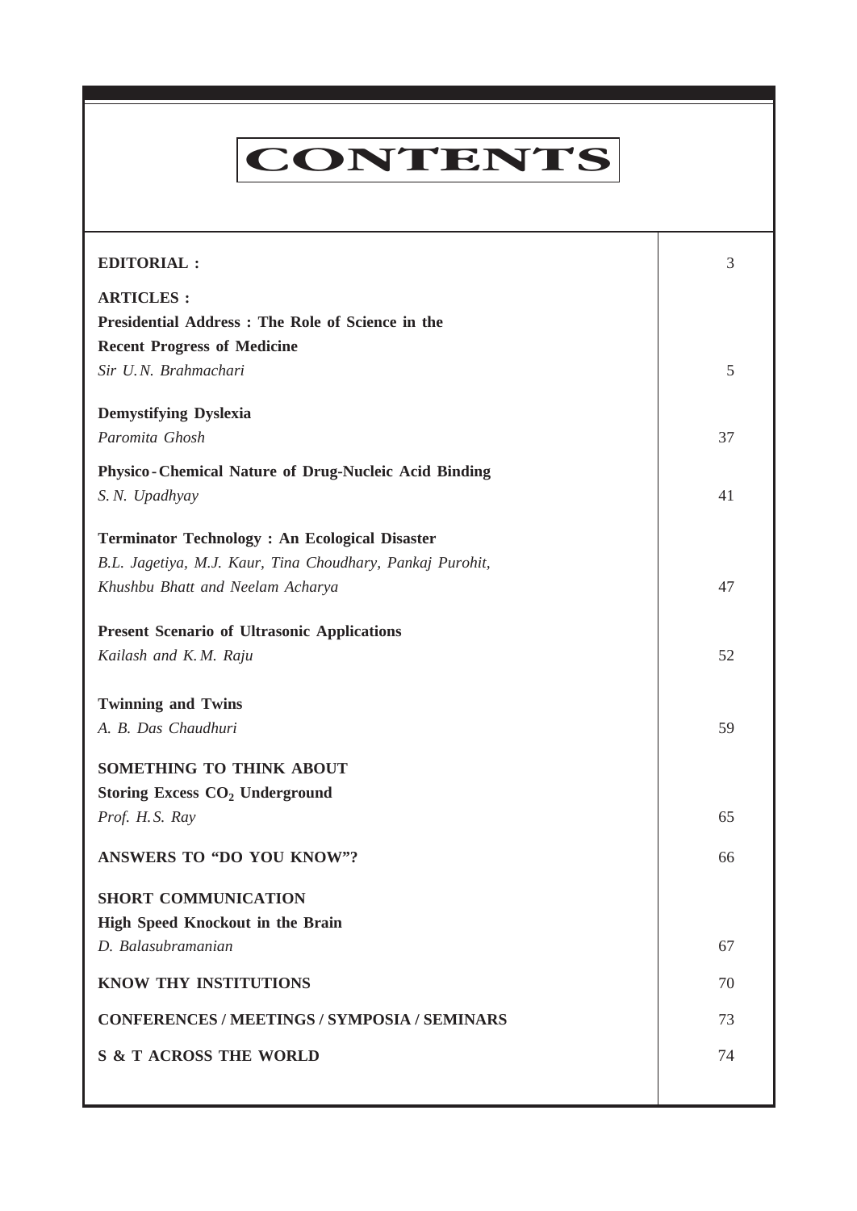# CONTENTS

| | |
|---|---|
| **EDITORIAL :** | 3 |
| **ARTICLES :** | |
| **Presidential Address : The Role of Science in the Recent Progress of Medicine** | |
| *Sir U.N. Brahmachari* | 5 |
| **Demystifying Dyslexia** | |
| *Paromita Ghosh* | 37 |
| **Physico-Chemical Nature of Drug-Nucleic Acid Binding** | |
| *S. N. Upadhyay* | 41 |
| **Terminator Technology : An Ecological Disaster** | |
| *B.L. Jagetiya, M.J. Kaur, Tina Choudhary, Pankaj Purohit, Khushbu Bhatt and Neelam Acharya* | 47 |
| **Present Scenario of Ultrasonic Applications** | |
| *Kailash and K.M. Raju* | 52 |
| **Twinning and Twins** | |
| *A. B. Das Chaudhuri* | 59 |
| **SOMETHING TO THINK ABOUT** | |
| **Storing Excess $CO_2$ Underground** | |
| *Prof. H.S. Ray* | 65 |
| **ANSWERS TO "DO YOU KNOW"?** | 66 |
| **SHORT COMMUNICATION** | |
| **High Speed Knockout in the Brain** | |
| *D. Balasubramanian* | 67 |
| **KNOW THY INSTITUTIONS** | 70 |
| **CONFERENCES / MEETINGS / SYMPOSIA / SEMINARS** | 73 |
| **S & T ACROSS THE WORLD** | 74 |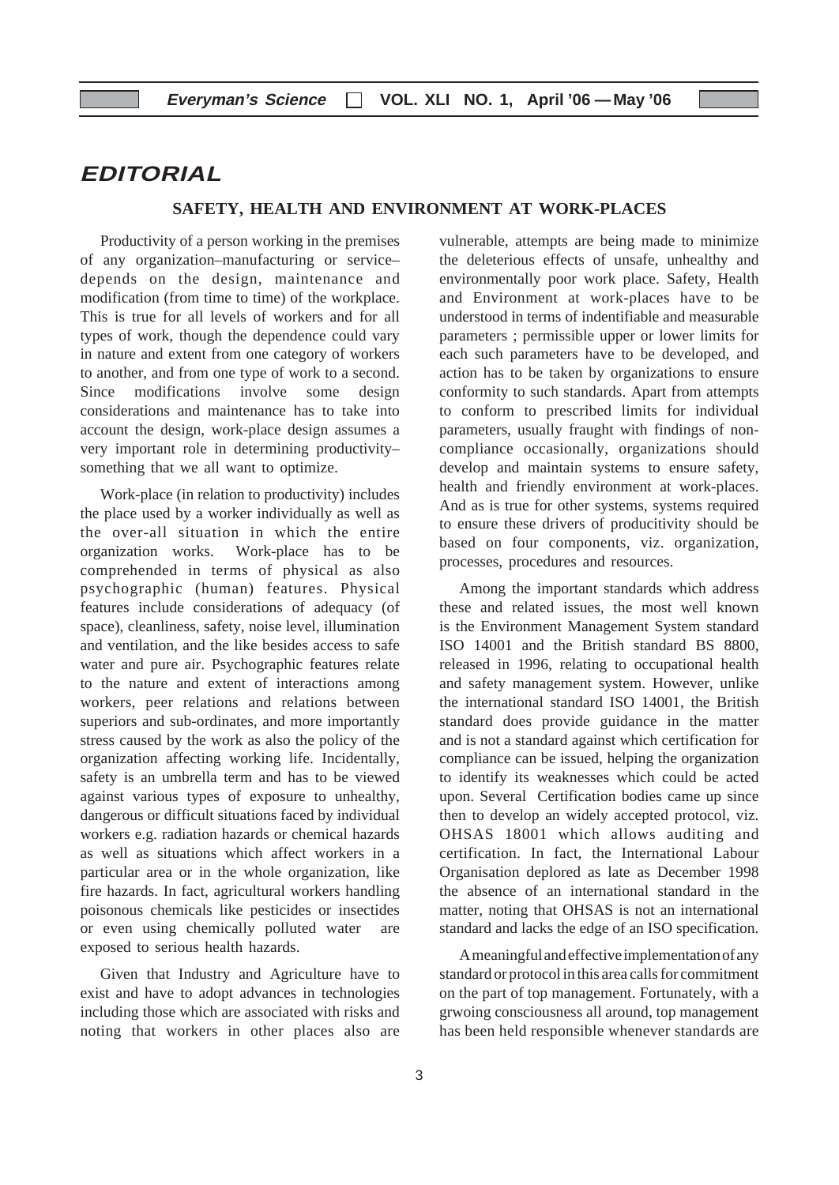# EDITORIAL

## SAFETY, HEALTH AND ENVIRONMENT AT WORK-PLACES

Productivity of a person working in the premises of any organization–manufacturing or service–depends on the design, maintenance and modification (from time to time) of the workplace. This is true for all levels of workers and for all types of work, though the dependence could vary in nature and extent from one category of workers to another, and from one type of work to a second. Since modifications involve some design considerations and maintenance has to take into account the design, work-place design assumes a very important role in determining productivity–something that we all want to optimize.

Work-place (in relation to productivity) includes the place used by a worker individually as well as the over-all situation in which the entire organization works. Work-place has to be comprehended in terms of physical as also psychographic (human) features. Physical features include considerations of adequacy (of space), cleanliness, safety, noise level, illumination and ventilation, and the like besides access to safe water and pure air. Psychographic features relate to the nature and extent of interactions among workers, peer relations and relations between superiors and sub-ordinates, and more importantly stress caused by the work as also the policy of the organization affecting working life. Incidentally, safety is an umbrella term and has to be viewed against various types of exposure to unhealthy, dangerous or difficult situations faced by individual workers e.g. radiation hazards or chemical hazards as well as situations which affect workers in a particular area or in the whole organization, like fire hazards. In fact, agricultural workers handling poisonous chemicals like pesticides or insectides or even using chemically polluted water are exposed to serious health hazards.

Given that Industry and Agriculture have to exist and have to adopt advances in technologies including those which are associated with risks and noting that workers in other places also are vulnerable, attempts are being made to minimize the deleterious effects of unsafe, unhealthy and environmentally poor work place. Safety, Health and Environment at work-places have to be understood in terms of indentifiable and measurable parameters ; permissible upper or lower limits for each such parameters have to be developed, and action has to be taken by organizations to ensure conformity to such standards. Apart from attempts to conform to prescribed limits for individual parameters, usually fraught with findings of non-compliance occasionally, organizations should develop and maintain systems to ensure safety, health and friendly environment at work-places. And as is true for other systems, systems required to ensure these drivers of producitivity should be based on four components, viz. organization, processes, procedures and resources.

Among the important standards which address these and related issues, the most well known is the Environment Management System standard ISO 14001 and the British standard BS 8800, released in 1996, relating to occupational health and safety management system. However, unlike the international standard ISO 14001, the British standard does provide guidance in the matter and is not a standard against which certification for compliance can be issued, helping the organization to identify its weaknesses which could be acted upon. Several Certification bodies came up since then to develop an widely accepted protocol, viz. OHSAS 18001 which allows auditing and certification. In fact, the International Labour Organisation deplored as late as December 1998 the absence of an international standard in the matter, noting that OHSAS is not an international standard and lacks the edge of an ISO specification.

A meaningful and effective implementation of any standard or protocol in this area calls for commitment on the part of top management. Fortunately, with a grwoing consciousness all around, top management has been held responsible whenever standards are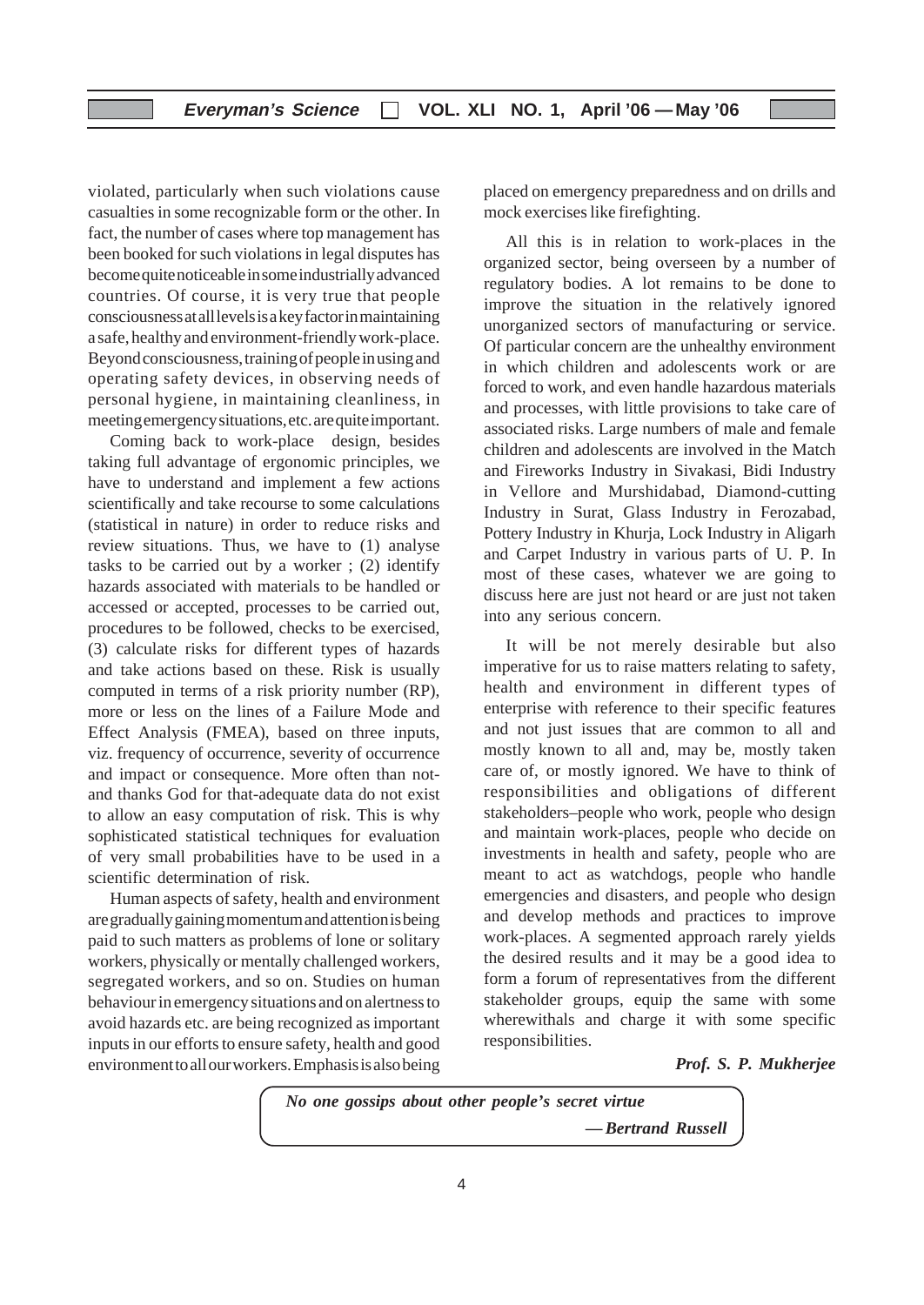violated, particularly when such violations cause casualties in some recognizable form or the other. In fact, the number of cases where top management has been booked for such violations in legal disputes has become quite noticeable in some industrially advanced countries. Of course, it is very true that people consciousness at all levels is a key factor in maintaining a safe, healthy and environment-friendly work-place. Beyond consciousness, training of people in using and operating safety devices, in observing needs of personal hygiene, in maintaining cleanliness, in meeting emergency situations, etc. are quite important.

Coming back to work-place design, besides taking full advantage of ergonomic principles, we have to understand and implement a few actions scientifically and take recourse to some calculations (statistical in nature) in order to reduce risks and review situations. Thus, we have to (1) analyse tasks to be carried out by a worker ; (2) identify hazards associated with materials to be handled or accessed or accepted, processes to be carried out, procedures to be followed, checks to be exercised, (3) calculate risks for different types of hazards and take actions based on these. Risk is usually computed in terms of a risk priority number (RP), more or less on the lines of a Failure Mode and Effect Analysis (FMEA), based on three inputs, viz. frequency of occurrence, severity of occurrence and impact or consequence. More often than not-and thanks God for that-adequate data do not exist to allow an easy computation of risk. This is why sophisticated statistical techniques for evaluation of very small probabilities have to be used in a scientific determination of risk.

Human aspects of safety, health and environment are gradually gaining momentum and attention is being paid to such matters as problems of lone or solitary workers, physically or mentally challenged workers, segregated workers, and so on. Studies on human behaviour in emergency situations and on alertness to avoid hazards etc. are being recognized as important inputs in our efforts to ensure safety, health and good environment to all our workers. Emphasis is also being placed on emergency preparedness and on drills and mock exercises like firefighting.

All this is in relation to work-places in the organized sector, being overseen by a number of regulatory bodies. A lot remains to be done to improve the situation in the relatively ignored unorganized sectors of manufacturing or service. Of particular concern are the unhealthy environment in which children and adolescents work or are forced to work, and even handle hazardous materials and processes, with little provisions to take care of associated risks. Large numbers of male and female children and adolescents are involved in the Match and Fireworks Industry in Sivakasi, Bidi Industry in Vellore and Murshidabad, Diamond-cutting Industry in Surat, Glass Industry in Ferozabad, Pottery Industry in Khurja, Lock Industry in Aligarh and Carpet Industry in various parts of U. P. In most of these cases, whatever we are going to discuss here are just not heard or are just not taken into any serious concern.

It will be not merely desirable but also imperative for us to raise matters relating to safety, health and environment in different types of enterprise with reference to their specific features and not just issues that are common to all and mostly known to all and, may be, mostly taken care of, or mostly ignored. We have to think of responsibilities and obligations of different stakeholders–people who work, people who design and maintain work-places, people who decide on investments in health and safety, people who are meant to act as watchdogs, people who handle emergencies and disasters, and people who design and develop methods and practices to improve work-places. A segmented approach rarely yields the desired results and it may be a good idea to form a forum of representatives from the different stakeholder groups, equip the same with some wherewithals and charge it with some specific responsibilities.

***Prof. S. P. Mukherjee***

***No one gossips about other people's secret virtue***

***— Bertrand Russell***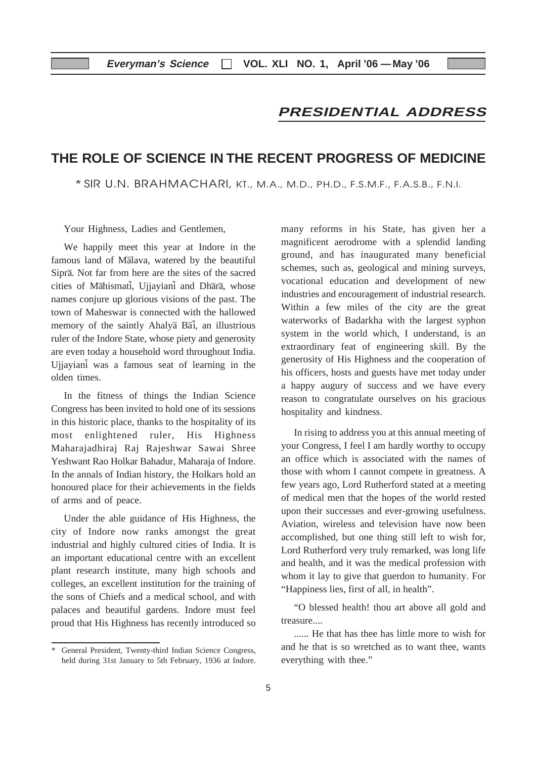## PRESIDENTIAL ADDRESS

# THE ROLE OF SCIENCE IN THE RECENT PROGRESS OF MEDICINE

\* SIR U.N. BRAHMACHARI, KT., M.A., M.D., PH.D., F.S.M.F., F.A.S.B., F.N.I.

Your Highness, Ladies and Gentlemen,

We happily meet this year at Indore in the famous land of Mālava, watered by the beautiful Siprā. Not far from here are the sites of the sacred cities of Māhismatī, Ujjayianī and Dhārā, whose names conjure up glorious visions of the past. The town of Maheswar is connected with the hallowed memory of the saintly Ahalyā Bāī, an illustrious ruler of the Indore State, whose piety and generosity are even today a household word throughout India. Ujjayianī was a famous seat of learning in the olden times.

In the fitness of things the Indian Science Congress has been invited to hold one of its sessions in this historic place, thanks to the hospitality of its most enlightened ruler, His Highness Maharajadhiraj Raj Rajeshwar Sawai Shree Yeshwant Rao Holkar Bahadur, Maharaja of Indore. In the annals of Indian history, the Holkars hold an honoured place for their achievements in the fields of arms and of peace.

Under the able guidance of His Highness, the city of Indore now ranks amongst the great industrial and highly cultured cities of India. It is an important educational centre with an excellent plant research institute, many high schools and colleges, an excellent institution for the training of the sons of Chiefs and a medical school, and with palaces and beautiful gardens. Indore must feel proud that His Highness has recently introduced so many reforms in his State, has given her a magnificent aerodrome with a splendid landing ground, and has inaugurated many beneficial schemes, such as, geological and mining surveys, vocational education and development of new industries and encouragement of industrial research. Within a few miles of the city are the great waterworks of Badarkha with the largest syphon system in the world which, I understand, is an extraordinary feat of engineering skill. By the generosity of His Highness and the cooperation of his officers, hosts and guests have met today under a happy augury of success and we have every reason to congratulate ourselves on his gracious hospitality and kindness.

In rising to address you at this annual meeting of your Congress, I feel I am hardly worthy to occupy an office which is associated with the names of those with whom I cannot compete in greatness. A few years ago, Lord Rutherford stated at a meeting of medical men that the hopes of the world rested upon their successes and ever-growing usefulness. Aviation, wireless and television have now been accomplished, but one thing still left to wish for, Lord Rutherford very truly remarked, was long life and health, and it was the medical profession with whom it lay to give that guerdon to humanity. For "Happiness lies, first of all, in health".

"O blessed health! thou art above all gold and treasure....

...... He that has thee has little more to wish for and he that is so wretched as to want thee, wants everything with thee."

\* General President, Twenty-third Indian Science Congress, held during 31st January to 5th February, 1936 at Indore.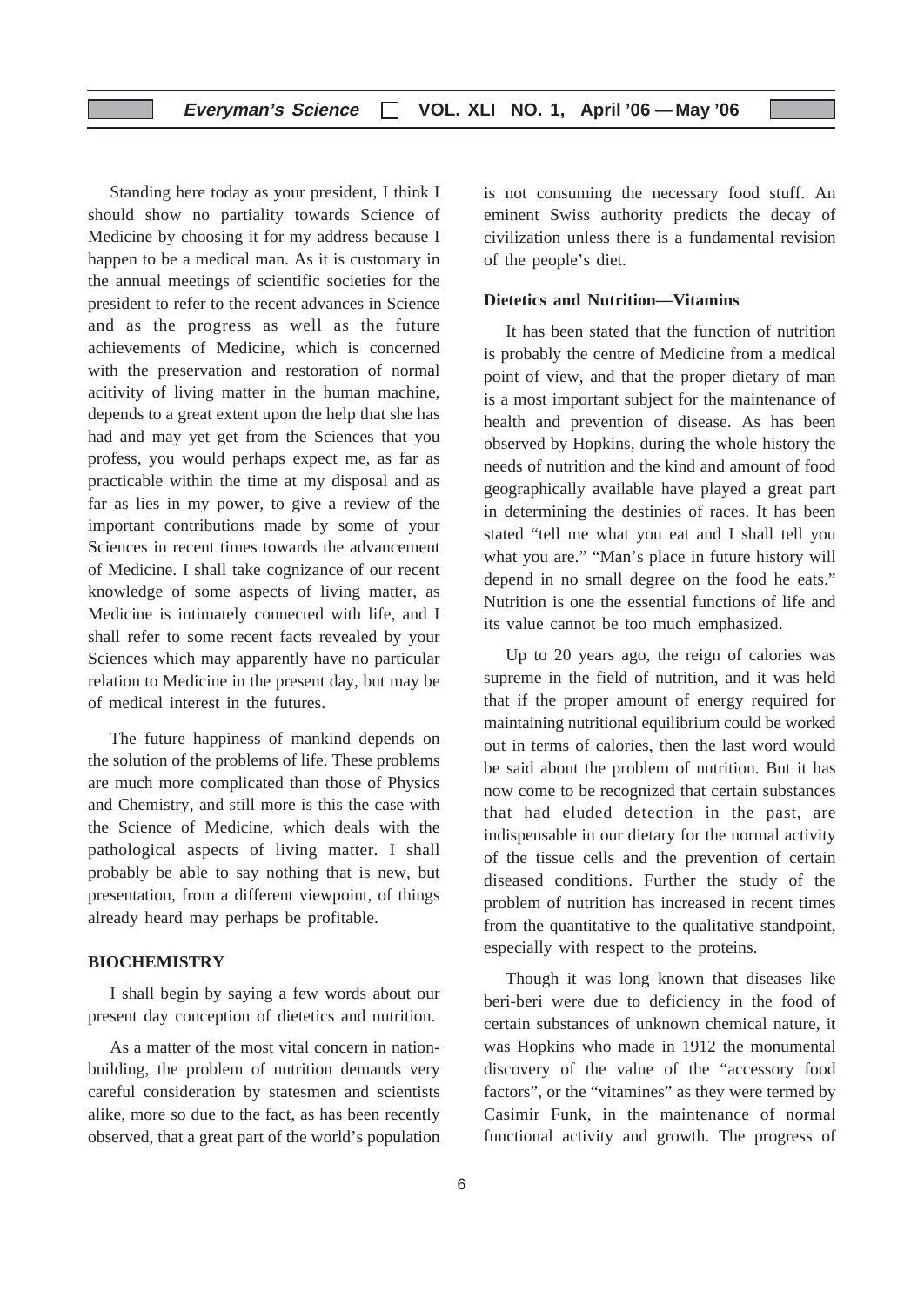Standing here today as your president, I think I should show no partiality towards Science of Medicine by choosing it for my address because I happen to be a medical man. As it is customary in the annual meetings of scientific societies for the president to refer to the recent advances in Science and as the progress as well as the future achievements of Medicine, which is concerned with the preservation and restoration of normal acitivity of living matter in the human machine, depends to a great extent upon the help that she has had and may yet get from the Sciences that you profess, you would perhaps expect me, as far as practicable within the time at my disposal and as far as lies in my power, to give a review of the important contributions made by some of your Sciences in recent times towards the advancement of Medicine. I shall take cognizance of our recent knowledge of some aspects of living matter, as Medicine is intimately connected with life, and I shall refer to some recent facts revealed by your Sciences which may apparently have no particular relation to Medicine in the present day, but may be of medical interest in the futures.

The future happiness of mankind depends on the solution of the problems of life. These problems are much more complicated than those of Physics and Chemistry, and still more is this the case with the Science of Medicine, which deals with the pathological aspects of living matter. I shall probably be able to say nothing that is new, but presentation, from a different viewpoint, of things already heard may perhaps be profitable.

## BIOCHEMISTRY

I shall begin by saying a few words about our present day conception of dietetics and nutrition.

As a matter of the most vital concern in nation-building, the problem of nutrition demands very careful consideration by statesmen and scientists alike, more so due to the fact, as has been recently observed, that a great part of the world's population is not consuming the necessary food stuff. An eminent Swiss authority predicts the decay of civilization unless there is a fundamental revision of the people's diet.

### Dietetics and Nutrition—Vitamins

It has been stated that the function of nutrition is probably the centre of Medicine from a medical point of view, and that the proper dietary of man is a most important subject for the maintenance of health and prevention of disease. As has been observed by Hopkins, during the whole history the needs of nutrition and the kind and amount of food geographically available have played a great part in determining the destinies of races. It has been stated "tell me what you eat and I shall tell you what you are." "Man's place in future history will depend in no small degree on the food he eats." Nutrition is one the essential functions of life and its value cannot be too much emphasized.

Up to 20 years ago, the reign of calories was supreme in the field of nutrition, and it was held that if the proper amount of energy required for maintaining nutritional equilibrium could be worked out in terms of calories, then the last word would be said about the problem of nutrition. But it has now come to be recognized that certain substances that had eluded detection in the past, are indispensable in our dietary for the normal activity of the tissue cells and the prevention of certain diseased conditions. Further the study of the problem of nutrition has increased in recent times from the quantitative to the qualitative standpoint, especially with respect to the proteins.

Though it was long known that diseases like beri-beri were due to deficiency in the food of certain substances of unknown chemical nature, it was Hopkins who made in 1912 the monumental discovery of the value of the "accessory food factors", or the "vitamines" as they were termed by Casimir Funk, in the maintenance of normal functional activity and growth. The progress of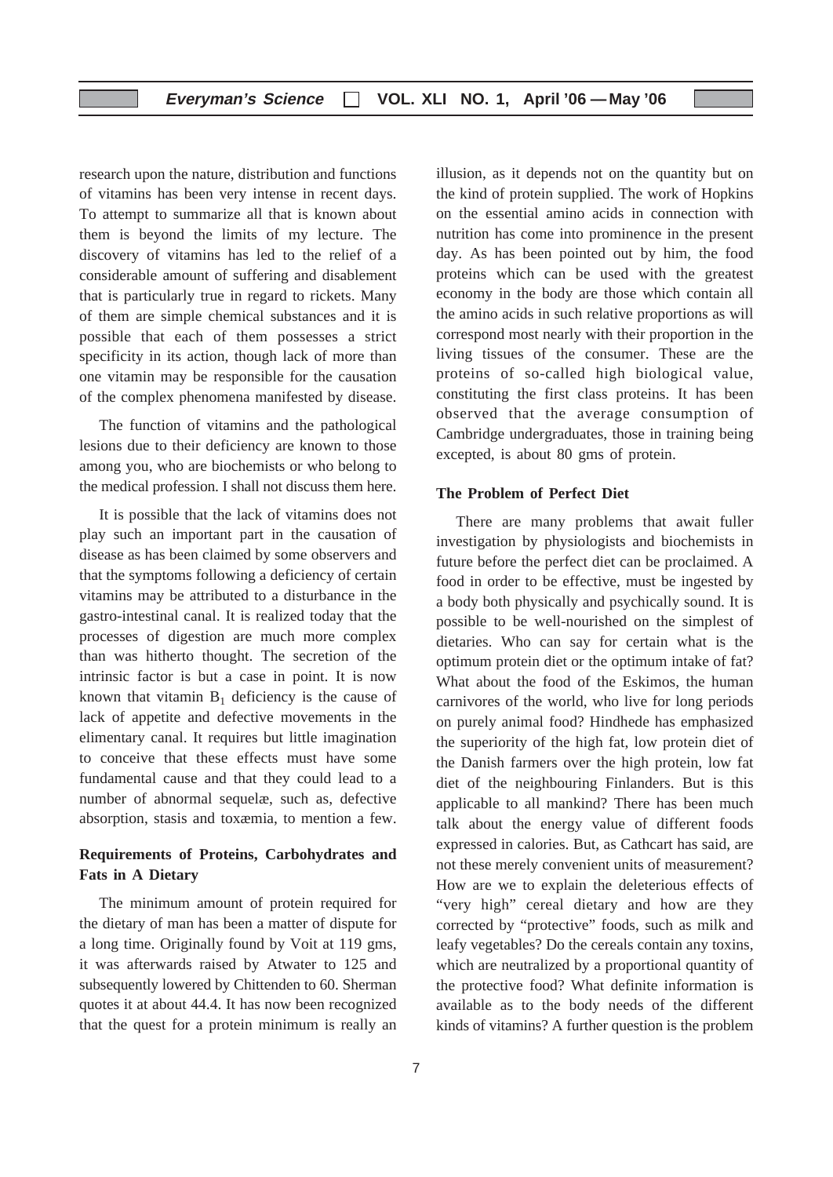research upon the nature, distribution and functions of vitamins has been very intense in recent days. To attempt to summarize all that is known about them is beyond the limits of my lecture. The discovery of vitamins has led to the relief of a considerable amount of suffering and disablement that is particularly true in regard to rickets. Many of them are simple chemical substances and it is possible that each of them possesses a strict specificity in its action, though lack of more than one vitamin may be responsible for the causation of the complex phenomena manifested by disease.

The function of vitamins and the pathological lesions due to their deficiency are known to those among you, who are biochemists or who belong to the medical profession. I shall not discuss them here.

It is possible that the lack of vitamins does not play such an important part in the causation of disease as has been claimed by some observers and that the symptoms following a deficiency of certain vitamins may be attributed to a disturbance in the gastro-intestinal canal. It is realized today that the processes of digestion are much more complex than was hitherto thought. The secretion of the intrinsic factor is but a case in point. It is now known that vitamin $B_1$ deficiency is the cause of lack of appetite and defective movements in the elimentary canal. It requires but little imagination to conceive that these effects must have some fundamental cause and that they could lead to a number of abnormal sequelæ, such as, defective absorption, stasis and toxæmia, to mention a few.

### Requirements of Proteins, Carbohydrates and Fats in A Dietary

The minimum amount of protein required for the dietary of man has been a matter of dispute for a long time. Originally found by Voit at 119 gms, it was afterwards raised by Atwater to 125 and subsequently lowered by Chittenden to 60. Sherman quotes it at about 44.4. It has now been recognized that the quest for a protein minimum is really an illusion, as it depends not on the quantity but on the kind of protein supplied. The work of Hopkins on the essential amino acids in connection with nutrition has come into prominence in the present day. As has been pointed out by him, the food proteins which can be used with the greatest economy in the body are those which contain all the amino acids in such relative proportions as will correspond most nearly with their proportion in the living tissues of the consumer. These are the proteins of so-called high biological value, constituting the first class proteins. It has been observed that the average consumption of Cambridge undergraduates, those in training being excepted, is about 80 gms of protein.

### The Problem of Perfect Diet

There are many problems that await fuller investigation by physiologists and biochemists in future before the perfect diet can be proclaimed. A food in order to be effective, must be ingested by a body both physically and psychically sound. It is possible to be well-nourished on the simplest of dietaries. Who can say for certain what is the optimum protein diet or the optimum intake of fat? What about the food of the Eskimos, the human carnivores of the world, who live for long periods on purely animal food? Hindhede has emphasized the superiority of the high fat, low protein diet of the Danish farmers over the high protein, low fat diet of the neighbouring Finlanders. But is this applicable to all mankind? There has been much talk about the energy value of different foods expressed in calories. But, as Cathcart has said, are not these merely convenient units of measurement? How are we to explain the deleterious effects of "very high" cereal dietary and how are they corrected by "protective" foods, such as milk and leafy vegetables? Do the cereals contain any toxins, which are neutralized by a proportional quantity of the protective food? What definite information is available as to the body needs of the different kinds of vitamins? A further question is the problem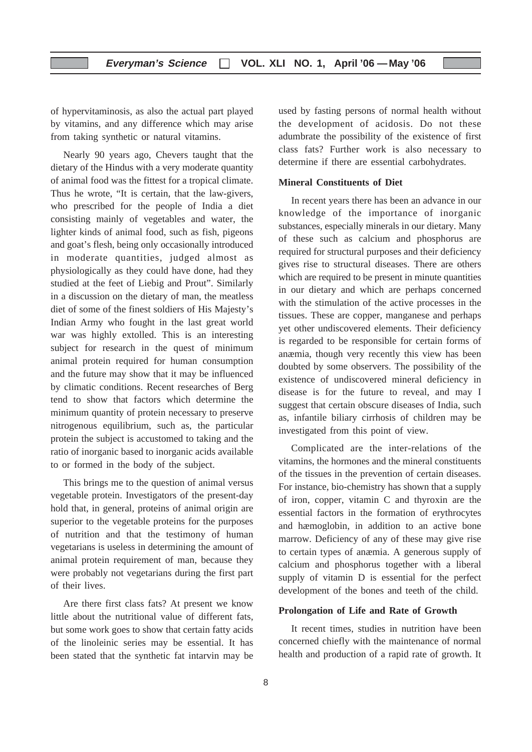of hypervitaminosis, as also the actual part played by vitamins, and any difference which may arise from taking synthetic or natural vitamins.

Nearly 90 years ago, Chevers taught that the dietary of the Hindus with a very moderate quantity of animal food was the fittest for a tropical climate. Thus he wrote, "It is certain, that the law-givers, who prescribed for the people of India a diet consisting mainly of vegetables and water, the lighter kinds of animal food, such as fish, pigeons and goat's flesh, being only occasionally introduced in moderate quantities, judged almost as physiologically as they could have done, had they studied at the feet of Liebig and Prout". Similarly in a discussion on the dietary of man, the meatless diet of some of the finest soldiers of His Majesty's Indian Army who fought in the last great world war was highly extolled. This is an interesting subject for research in the quest of minimum animal protein required for human consumption and the future may show that it may be influenced by climatic conditions. Recent researches of Berg tend to show that factors which determine the minimum quantity of protein necessary to preserve nitrogenous equilibrium, such as, the particular protein the subject is accustomed to taking and the ratio of inorganic based to inorganic acids available to or formed in the body of the subject.

This brings me to the question of animal versus vegetable protein. Investigators of the present-day hold that, in general, proteins of animal origin are superior to the vegetable proteins for the purposes of nutrition and that the testimony of human vegetarians is useless in determining the amount of animal protein requirement of man, because they were probably not vegetarians during the first part of their lives.

Are there first class fats? At present we know little about the nutritional value of different fats, but some work goes to show that certain fatty acids of the linoleinic series may be essential. It has been stated that the synthetic fat intarvin may be used by fasting persons of normal health without the development of acidosis. Do not these adumbrate the possibility of the existence of first class fats? Further work is also necessary to determine if there are essential carbohydrates.

### Mineral Constituents of Diet

In recent years there has been an advance in our knowledge of the importance of inorganic substances, especially minerals in our dietary. Many of these such as calcium and phosphorus are required for structural purposes and their deficiency gives rise to structural diseases. There are others which are required to be present in minute quantities in our dietary and which are perhaps concerned with the stimulation of the active processes in the tissues. These are copper, manganese and perhaps yet other undiscovered elements. Their deficiency is regarded to be responsible for certain forms of anæmia, though very recently this view has been doubted by some observers. The possibility of the existence of undiscovered mineral deficiency in disease is for the future to reveal, and may I suggest that certain obscure diseases of India, such as, infantile biliary cirrhosis of children may be investigated from this point of view.

Complicated are the inter-relations of the vitamins, the hormones and the mineral constituents of the tissues in the prevention of certain diseases. For instance, bio-chemistry has shown that a supply of iron, copper, vitamin C and thyroxin are the essential factors in the formation of erythrocytes and hæmoglobin, in addition to an active bone marrow. Deficiency of any of these may give rise to certain types of anæmia. A generous supply of calcium and phosphorus together with a liberal supply of vitamin D is essential for the perfect development of the bones and teeth of the child.

### Prolongation of Life and Rate of Growth

It recent times, studies in nutrition have been concerned chiefly with the maintenance of normal health and production of a rapid rate of growth. It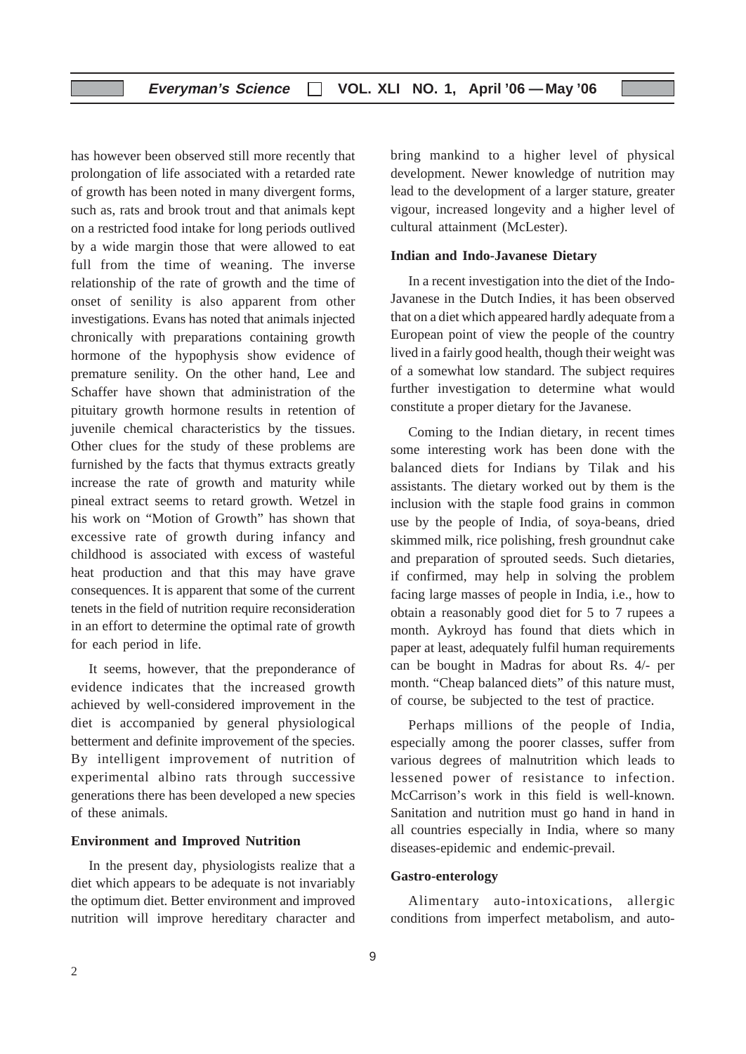has however been observed still more recently that prolongation of life associated with a retarded rate of growth has been noted in many divergent forms, such as, rats and brook trout and that animals kept on a restricted food intake for long periods outlived by a wide margin those that were allowed to eat full from the time of weaning. The inverse relationship of the rate of growth and the time of onset of senility is also apparent from other investigations. Evans has noted that animals injected chronically with preparations containing growth hormone of the hypophysis show evidence of premature senility. On the other hand, Lee and Schaffer have shown that administration of the pituitary growth hormone results in retention of juvenile chemical characteristics by the tissues. Other clues for the study of these problems are furnished by the facts that thymus extracts greatly increase the rate of growth and maturity while pineal extract seems to retard growth. Wetzel in his work on "Motion of Growth" has shown that excessive rate of growth during infancy and childhood is associated with excess of wasteful heat production and that this may have grave consequences. It is apparent that some of the current tenets in the field of nutrition require reconsideration in an effort to determine the optimal rate of growth for each period in life.

It seems, however, that the preponderance of evidence indicates that the increased growth achieved by well-considered improvement in the diet is accompanied by general physiological betterment and definite improvement of the species. By intelligent improvement of nutrition of experimental albino rats through successive generations there has been developed a new species of these animals.

**Environment and Improved Nutrition**

In the present day, physiologists realize that a diet which appears to be adequate is not invariably the optimum diet. Better environment and improved nutrition will improve hereditary character and bring mankind to a higher level of physical development. Newer knowledge of nutrition may lead to the development of a larger stature, greater vigour, increased longevity and a higher level of cultural attainment (McLester).

**Indian and Indo-Javanese Dietary**

In a recent investigation into the diet of the Indo-Javanese in the Dutch Indies, it has been observed that on a diet which appeared hardly adequate from a European point of view the people of the country lived in a fairly good health, though their weight was of a somewhat low standard. The subject requires further investigation to determine what would constitute a proper dietary for the Javanese.

Coming to the Indian dietary, in recent times some interesting work has been done with the balanced diets for Indians by Tilak and his assistants. The dietary worked out by them is the inclusion with the staple food grains in common use by the people of India, of soya-beans, dried skimmed milk, rice polishing, fresh groundnut cake and preparation of sprouted seeds. Such dietaries, if confirmed, may help in solving the problem facing large masses of people in India, i.e., how to obtain a reasonably good diet for 5 to 7 rupees a month. Aykroyd has found that diets which in paper at least, adequately fulfil human requirements can be bought in Madras for about Rs. 4/- per month. "Cheap balanced diets" of this nature must, of course, be subjected to the test of practice.

Perhaps millions of the people of India, especially among the poorer classes, suffer from various degrees of malnutrition which leads to lessened power of resistance to infection. McCarrison's work in this field is well-known. Sanitation and nutrition must go hand in hand in all countries especially in India, where so many diseases-epidemic and endemic-prevail.

**Gastro-enterology**

Alimentary auto-intoxications, allergic conditions from imperfect metabolism, and auto-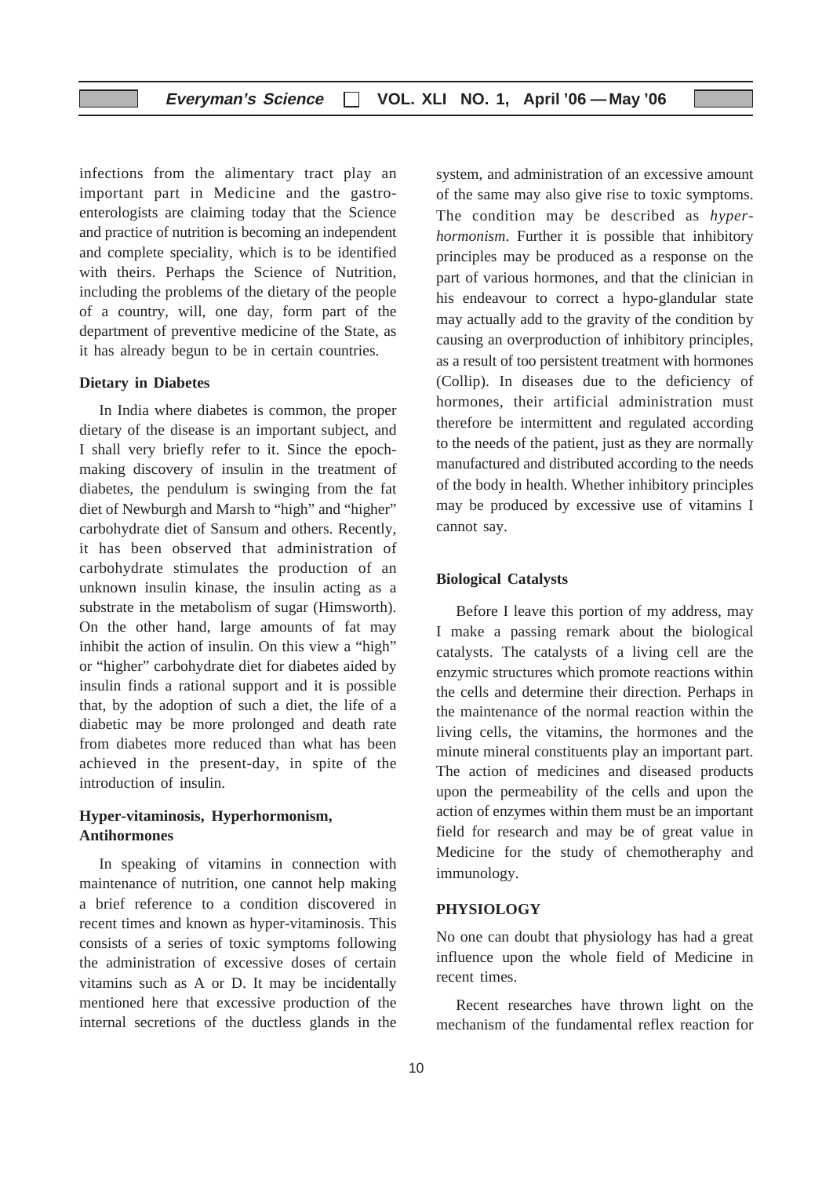infections from the alimentary tract play an important part in Medicine and the gastro-enterologists are claiming today that the Science and practice of nutrition is becoming an independent and complete speciality, which is to be identified with theirs. Perhaps the Science of Nutrition, including the problems of the dietary of the people of a country, will, one day, form part of the department of preventive medicine of the State, as it has already begun to be in certain countries.

**Dietary in Diabetes**

In India where diabetes is common, the proper dietary of the disease is an important subject, and I shall very briefly refer to it. Since the epoch-making discovery of insulin in the treatment of diabetes, the pendulum is swinging from the fat diet of Newburgh and Marsh to "high" and "higher" carbohydrate diet of Sansum and others. Recently, it has been observed that administration of carbohydrate stimulates the production of an unknown insulin kinase, the insulin acting as a substrate in the metabolism of sugar (Himsworth). On the other hand, large amounts of fat may inhibit the action of insulin. On this view a "high" or "higher" carbohydrate diet for diabetes aided by insulin finds a rational support and it is possible that, by the adoption of such a diet, the life of a diabetic may be more prolonged and death rate from diabetes more reduced than what has been achieved in the present-day, in spite of the introduction of insulin.

**Hyper-vitaminosis, Hyperhormonism, Antihormones**

In speaking of vitamins in connection with maintenance of nutrition, one cannot help making a brief reference to a condition discovered in recent times and known as hyper-vitaminosis. This consists of a series of toxic symptoms following the administration of excessive doses of certain vitamins such as A or D. It may be incidentally mentioned here that excessive production of the internal secretions of the ductless glands in the system, and administration of an excessive amount of the same may also give rise to toxic symptoms. The condition may be described as *hyper-hormonism*. Further it is possible that inhibitory principles may be produced as a response on the part of various hormones, and that the clinician in his endeavour to correct a hypo-glandular state may actually add to the gravity of the condition by causing an overproduction of inhibitory principles, as a result of too persistent treatment with hormones (Collip). In diseases due to the deficiency of hormones, their artificial administration must therefore be intermittent and regulated according to the needs of the patient, just as they are normally manufactured and distributed according to the needs of the body in health. Whether inhibitory principles may be produced by excessive use of vitamins I cannot say.

**Biological Catalysts**

Before I leave this portion of my address, may I make a passing remark about the biological catalysts. The catalysts of a living cell are the enzymic structures which promote reactions within the cells and determine their direction. Perhaps in the maintenance of the normal reaction within the living cells, the vitamins, the hormones and the minute mineral constituents play an important part. The action of medicines and diseased products upon the permeability of the cells and upon the action of enzymes within them must be an important field for research and may be of great value in Medicine for the study of chemotheraphy and immunology.

**PHYSIOLOGY**

No one can doubt that physiology has had a great influence upon the whole field of Medicine in recent times.

Recent researches have thrown light on the mechanism of the fundamental reflex reaction for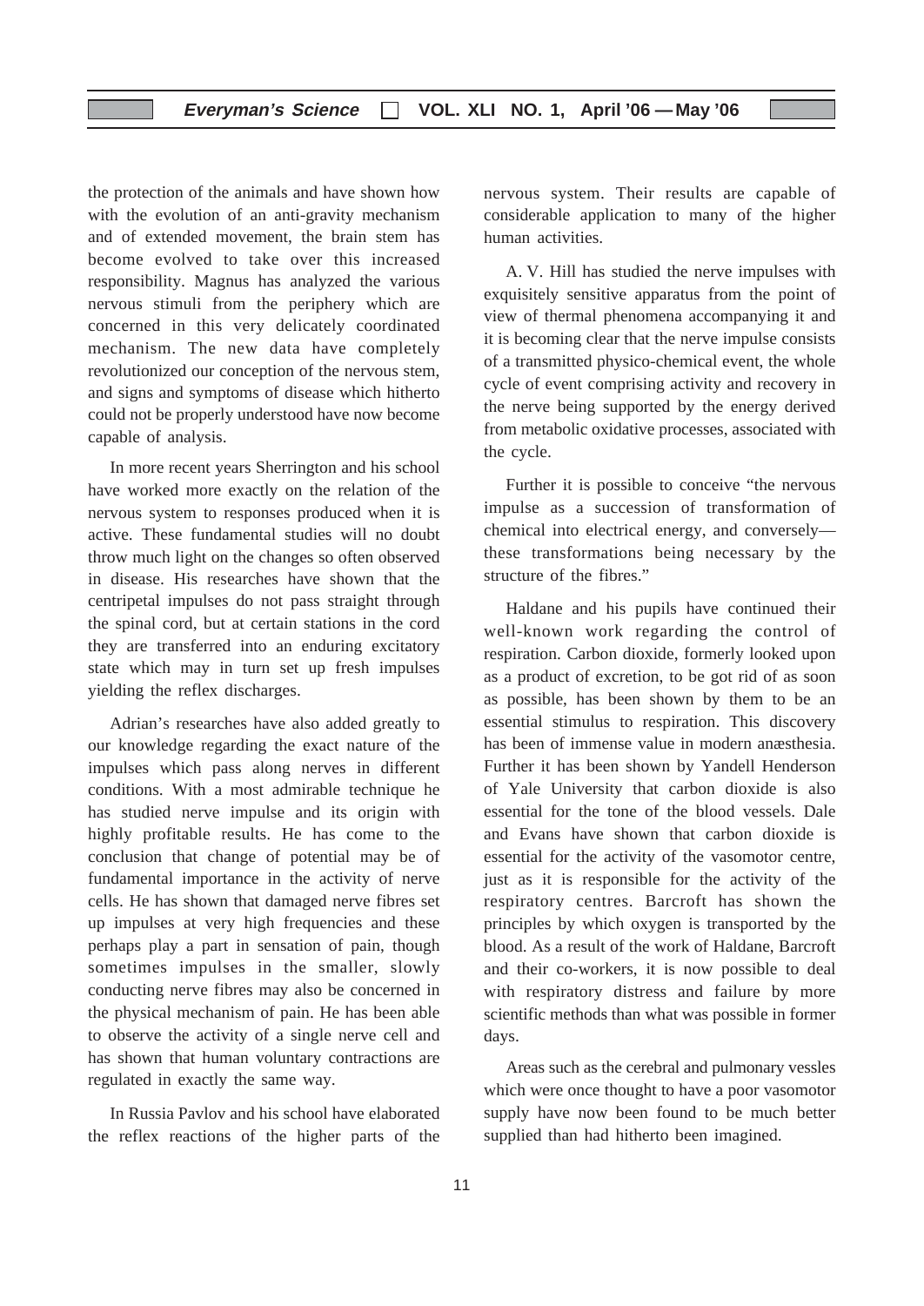the protection of the animals and have shown how with the evolution of an anti-gravity mechanism and of extended movement, the brain stem has become evolved to take over this increased responsibility. Magnus has analyzed the various nervous stimuli from the periphery which are concerned in this very delicately coordinated mechanism. The new data have completely revolutionized our conception of the nervous stem, and signs and symptoms of disease which hitherto could not be properly understood have now become capable of analysis.

In more recent years Sherrington and his school have worked more exactly on the relation of the nervous system to responses produced when it is active. These fundamental studies will no doubt throw much light on the changes so often observed in disease. His researches have shown that the centripetal impulses do not pass straight through the spinal cord, but at certain stations in the cord they are transferred into an enduring excitatory state which may in turn set up fresh impulses yielding the reflex discharges.

Adrian's researches have also added greatly to our knowledge regarding the exact nature of the impulses which pass along nerves in different conditions. With a most admirable technique he has studied nerve impulse and its origin with highly profitable results. He has come to the conclusion that change of potential may be of fundamental importance in the activity of nerve cells. He has shown that damaged nerve fibres set up impulses at very high frequencies and these perhaps play a part in sensation of pain, though sometimes impulses in the smaller, slowly conducting nerve fibres may also be concerned in the physical mechanism of pain. He has been able to observe the activity of a single nerve cell and has shown that human voluntary contractions are regulated in exactly the same way.

In Russia Pavlov and his school have elaborated the reflex reactions of the higher parts of the nervous system. Their results are capable of considerable application to many of the higher human activities.

A. V. Hill has studied the nerve impulses with exquisitely sensitive apparatus from the point of view of thermal phenomena accompanying it and it is becoming clear that the nerve impulse consists of a transmitted physico-chemical event, the whole cycle of event comprising activity and recovery in the nerve being supported by the energy derived from metabolic oxidative processes, associated with the cycle.

Further it is possible to conceive "the nervous impulse as a succession of transformation of chemical into electrical energy, and conversely—these transformations being necessary by the structure of the fibres."

Haldane and his pupils have continued their well-known work regarding the control of respiration. Carbon dioxide, formerly looked upon as a product of excretion, to be got rid of as soon as possible, has been shown by them to be an essential stimulus to respiration. This discovery has been of immense value in modern anæsthesia. Further it has been shown by Yandell Henderson of Yale University that carbon dioxide is also essential for the tone of the blood vessels. Dale and Evans have shown that carbon dioxide is essential for the activity of the vasomotor centre, just as it is responsible for the activity of the respiratory centres. Barcroft has shown the principles by which oxygen is transported by the blood. As a result of the work of Haldane, Barcroft and their co-workers, it is now possible to deal with respiratory distress and failure by more scientific methods than what was possible in former days.

Areas such as the cerebral and pulmonary vessles which were once thought to have a poor vasomotor supply have now been found to be much better supplied than had hitherto been imagined.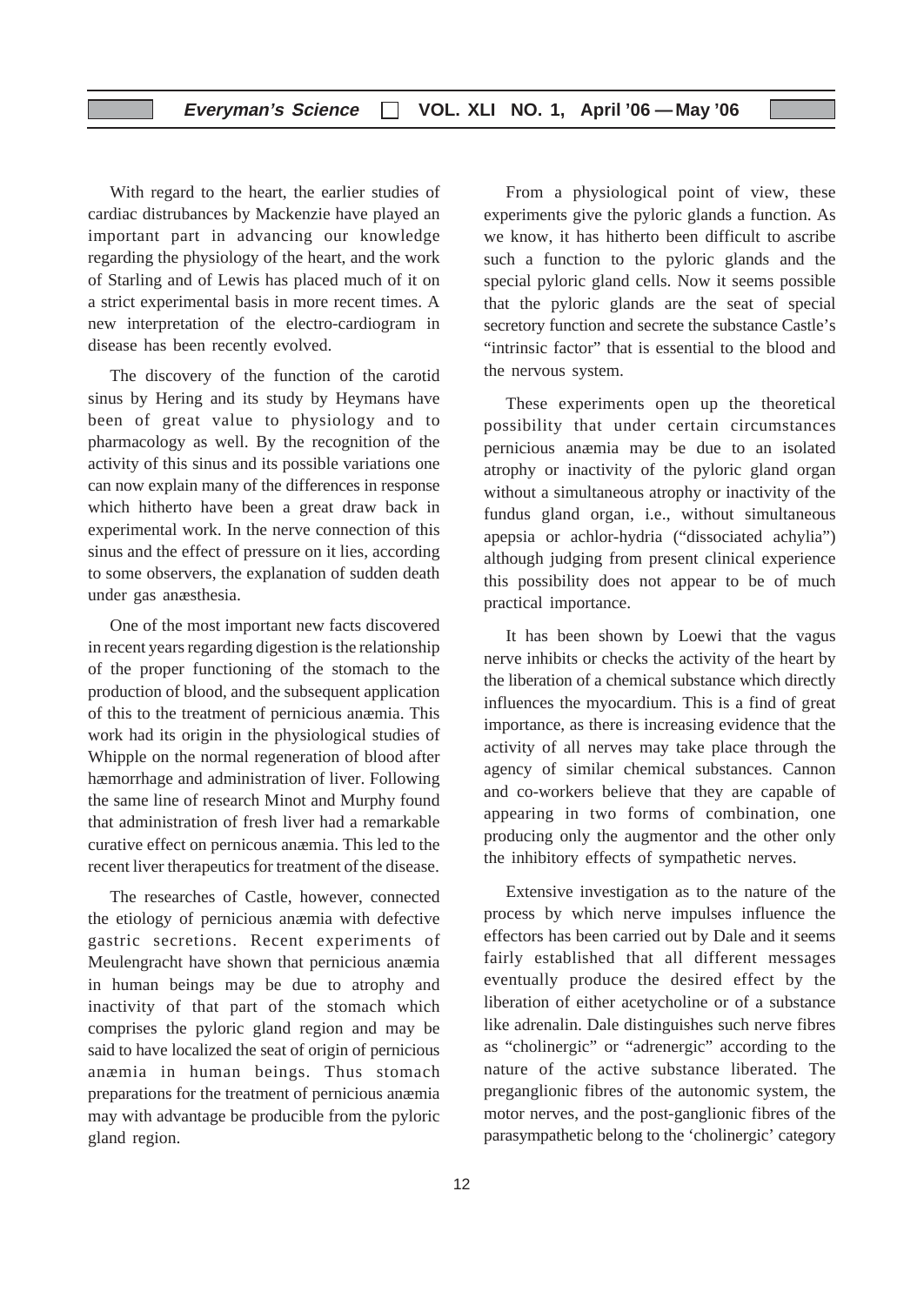With regard to the heart, the earlier studies of cardiac distrubances by Mackenzie have played an important part in advancing our knowledge regarding the physiology of the heart, and the work of Starling and of Lewis has placed much of it on a strict experimental basis in more recent times. A new interpretation of the electro-cardiogram in disease has been recently evolved.

The discovery of the function of the carotid sinus by Hering and its study by Heymans have been of great value to physiology and to pharmacology as well. By the recognition of the activity of this sinus and its possible variations one can now explain many of the differences in response which hitherto have been a great draw back in experimental work. In the nerve connection of this sinus and the effect of pressure on it lies, according to some observers, the explanation of sudden death under gas anæsthesia.

One of the most important new facts discovered in recent years regarding digestion is the relationship of the proper functioning of the stomach to the production of blood, and the subsequent application of this to the treatment of pernicious anæmia. This work had its origin in the physiological studies of Whipple on the normal regeneration of blood after hæmorrhage and administration of liver. Following the same line of research Minot and Murphy found that administration of fresh liver had a remarkable curative effect on pernicous anæmia. This led to the recent liver therapeutics for treatment of the disease.

The researches of Castle, however, connected the etiology of pernicious anæmia with defective gastric secretions. Recent experiments of Meulengracht have shown that pernicious anæmia in human beings may be due to atrophy and inactivity of that part of the stomach which comprises the pyloric gland region and may be said to have localized the seat of origin of pernicious anæmia in human beings. Thus stomach preparations for the treatment of pernicious anæmia may with advantage be producible from the pyloric gland region.

From a physiological point of view, these experiments give the pyloric glands a function. As we know, it has hitherto been difficult to ascribe such a function to the pyloric glands and the special pyloric gland cells. Now it seems possible that the pyloric glands are the seat of special secretory function and secrete the substance Castle's "intrinsic factor" that is essential to the blood and the nervous system.

These experiments open up the theoretical possibility that under certain circumstances pernicious anæmia may be due to an isolated atrophy or inactivity of the pyloric gland organ without a simultaneous atrophy or inactivity of the fundus gland organ, i.e., without simultaneous apepsia or achlor-hydria ("dissociated achylia") although judging from present clinical experience this possibility does not appear to be of much practical importance.

It has been shown by Loewi that the vagus nerve inhibits or checks the activity of the heart by the liberation of a chemical substance which directly influences the myocardium. This is a find of great importance, as there is increasing evidence that the activity of all nerves may take place through the agency of similar chemical substances. Cannon and co-workers believe that they are capable of appearing in two forms of combination, one producing only the augmentor and the other only the inhibitory effects of sympathetic nerves.

Extensive investigation as to the nature of the process by which nerve impulses influence the effectors has been carried out by Dale and it seems fairly established that all different messages eventually produce the desired effect by the liberation of either acetycholine or of a substance like adrenalin. Dale distinguishes such nerve fibres as "cholinergic" or "adrenergic" according to the nature of the active substance liberated. The preganglionic fibres of the autonomic system, the motor nerves, and the post-ganglionic fibres of the parasympathetic belong to the 'cholinergic' category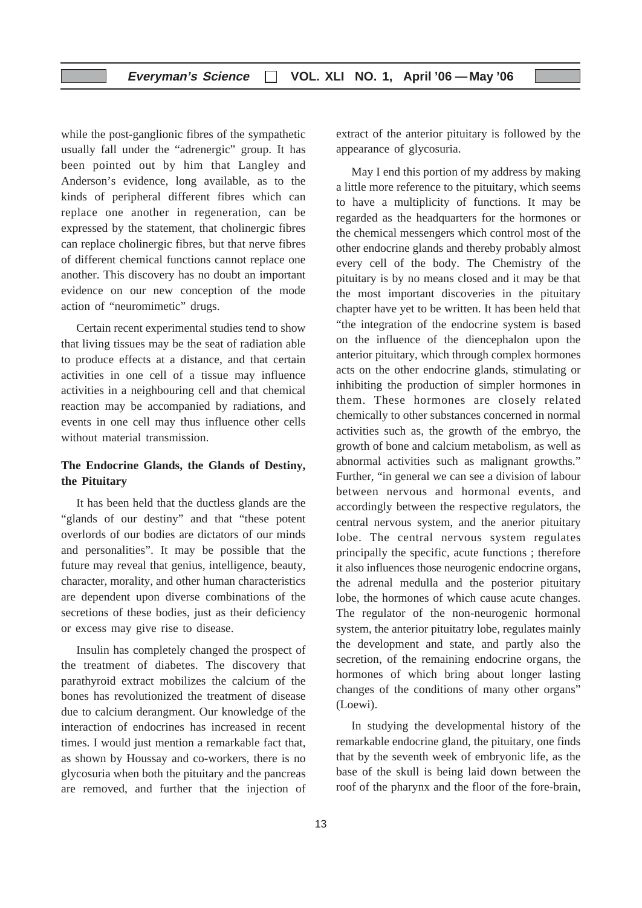while the post-ganglionic fibres of the sympathetic usually fall under the "adrenergic" group. It has been pointed out by him that Langley and Anderson's evidence, long available, as to the kinds of peripheral different fibres which can replace one another in regeneration, can be expressed by the statement, that cholinergic fibres can replace cholinergic fibres, but that nerve fibres of different chemical functions cannot replace one another. This discovery has no doubt an important evidence on our new conception of the mode action of "neuromimetic" drugs.

Certain recent experimental studies tend to show that living tissues may be the seat of radiation able to produce effects at a distance, and that certain activities in one cell of a tissue may influence activities in a neighbouring cell and that chemical reaction may be accompanied by radiations, and events in one cell may thus influence other cells without material transmission.

### The Endocrine Glands, the Glands of Destiny, the Pituitary

It has been held that the ductless glands are the "glands of our destiny" and that "these potent overlords of our bodies are dictators of our minds and personalities". It may be possible that the future may reveal that genius, intelligence, beauty, character, morality, and other human characteristics are dependent upon diverse combinations of the secretions of these bodies, just as their deficiency or excess may give rise to disease.

Insulin has completely changed the prospect of the treatment of diabetes. The discovery that parathyroid extract mobilizes the calcium of the bones has revolutionized the treatment of disease due to calcium derangment. Our knowledge of the interaction of endocrines has increased in recent times. I would just mention a remarkable fact that, as shown by Houssay and co-workers, there is no glycosuria when both the pituitary and the pancreas are removed, and further that the injection of extract of the anterior pituitary is followed by the appearance of glycosuria.

May I end this portion of my address by making a little more reference to the pituitary, which seems to have a multiplicity of functions. It may be regarded as the headquarters for the hormones or the chemical messengers which control most of the other endocrine glands and thereby probably almost every cell of the body. The Chemistry of the pituitary is by no means closed and it may be that the most important discoveries in the pituitary chapter have yet to be written. It has been held that "the integration of the endocrine system is based on the influence of the diencephalon upon the anterior pituitary, which through complex hormones acts on the other endocrine glands, stimulating or inhibiting the production of simpler hormones in them. These hormones are closely related chemically to other substances concerned in normal activities such as, the growth of the embryo, the growth of bone and calcium metabolism, as well as abnormal activities such as malignant growths." Further, "in general we can see a division of labour between nervous and hormonal events, and accordingly between the respective regulators, the central nervous system, and the anerior pituitary lobe. The central nervous system regulates principally the specific, acute functions ; therefore it also influences those neurogenic endocrine organs, the adrenal medulla and the posterior pituitary lobe, the hormones of which cause acute changes. The regulator of the non-neurogenic hormonal system, the anterior pituitatry lobe, regulates mainly the development and state, and partly also the secretion, of the remaining endocrine organs, the hormones of which bring about longer lasting changes of the conditions of many other organs" (Loewi).

In studying the developmental history of the remarkable endocrine gland, the pituitary, one finds that by the seventh week of embryonic life, as the base of the skull is being laid down between the roof of the pharynx and the floor of the fore-brain,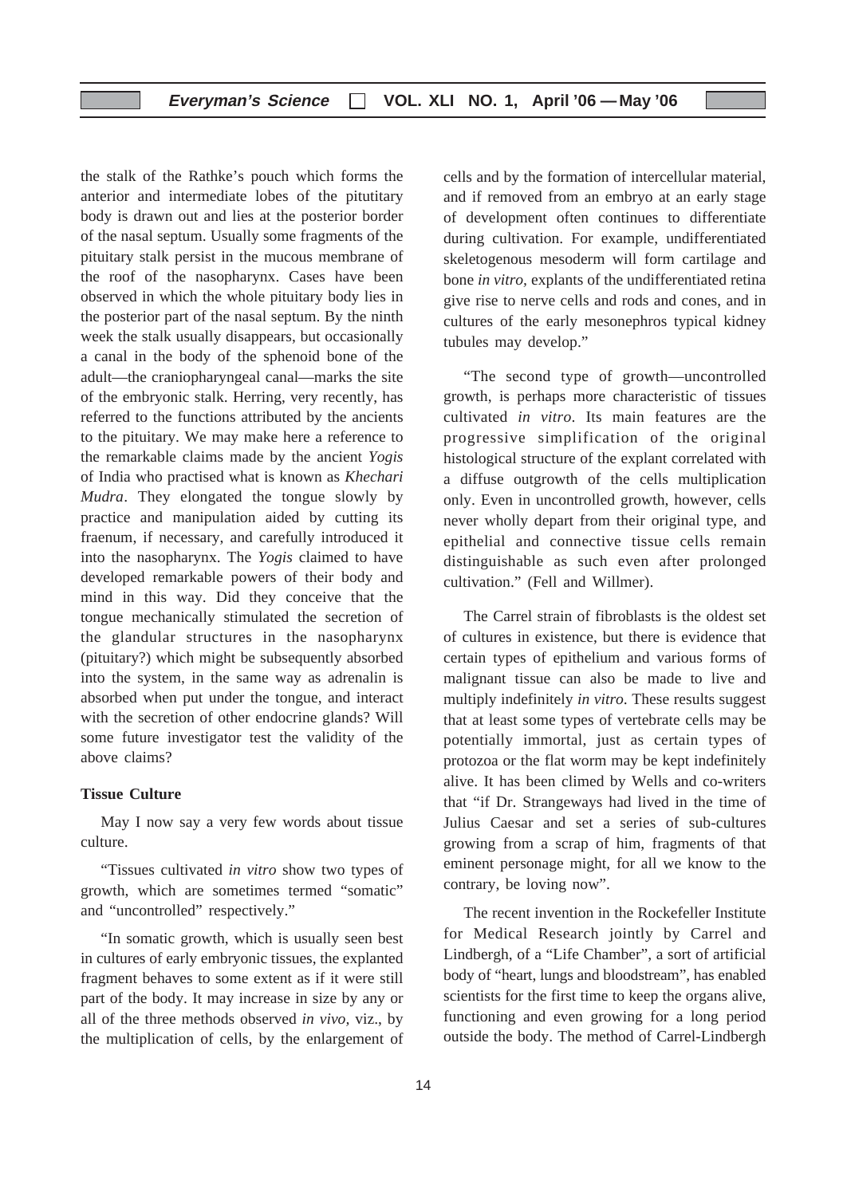the stalk of the Rathke's pouch which forms the anterior and intermediate lobes of the pitutitary body is drawn out and lies at the posterior border of the nasal septum. Usually some fragments of the pituitary stalk persist in the mucous membrane of the roof of the nasopharynx. Cases have been observed in which the whole pituitary body lies in the posterior part of the nasal septum. By the ninth week the stalk usually disappears, but occasionally a canal in the body of the sphenoid bone of the adult—the craniopharyngeal canal—marks the site of the embryonic stalk. Herring, very recently, has referred to the functions attributed by the ancients to the pituitary. We may make here a reference to the remarkable claims made by the ancient *Yogis* of India who practised what is known as *Khechari Mudra*. They elongated the tongue slowly by practice and manipulation aided by cutting its fraenum, if necessary, and carefully introduced it into the nasopharynx. The *Yogis* claimed to have developed remarkable powers of their body and mind in this way. Did they conceive that the tongue mechanically stimulated the secretion of the glandular structures in the nasopharynx (pituitary?) which might be subsequently absorbed into the system, in the same way as adrenalin is absorbed when put under the tongue, and interact with the secretion of other endocrine glands? Will some future investigator test the validity of the above claims?

**Tissue Culture**

May I now say a very few words about tissue culture.

"Tissues cultivated *in vitro* show two types of growth, which are sometimes termed "somatic" and "uncontrolled" respectively."

"In somatic growth, which is usually seen best in cultures of early embryonic tissues, the explanted fragment behaves to some extent as if it were still part of the body. It may increase in size by any or all of the three methods observed *in vivo,* viz., by the multiplication of cells, by the enlargement of cells and by the formation of intercellular material, and if removed from an embryo at an early stage of development often continues to differentiate during cultivation. For example, undifferentiated skeletogenous mesoderm will form cartilage and bone *in vitro,* explants of the undifferentiated retina give rise to nerve cells and rods and cones, and in cultures of the early mesonephros typical kidney tubules may develop."

"The second type of growth—uncontrolled growth, is perhaps more characteristic of tissues cultivated *in vitro*. Its main features are the progressive simplification of the original histological structure of the explant correlated with a diffuse outgrowth of the cells multiplication only. Even in uncontrolled growth, however, cells never wholly depart from their original type, and epithelial and connective tissue cells remain distinguishable as such even after prolonged cultivation." (Fell and Willmer).

The Carrel strain of fibroblasts is the oldest set of cultures in existence, but there is evidence that certain types of epithelium and various forms of malignant tissue can also be made to live and multiply indefinitely *in vitro*. These results suggest that at least some types of vertebrate cells may be potentially immortal, just as certain types of protozoa or the flat worm may be kept indefinitely alive. It has been climed by Wells and co-writers that "if Dr. Strangeways had lived in the time of Julius Caesar and set a series of sub-cultures growing from a scrap of him, fragments of that eminent personage might, for all we know to the contrary, be loving now".

The recent invention in the Rockefeller Institute for Medical Research jointly by Carrel and Lindbergh, of a "Life Chamber", a sort of artificial body of "heart, lungs and bloodstream", has enabled scientists for the first time to keep the organs alive, functioning and even growing for a long period outside the body. The method of Carrel-Lindbergh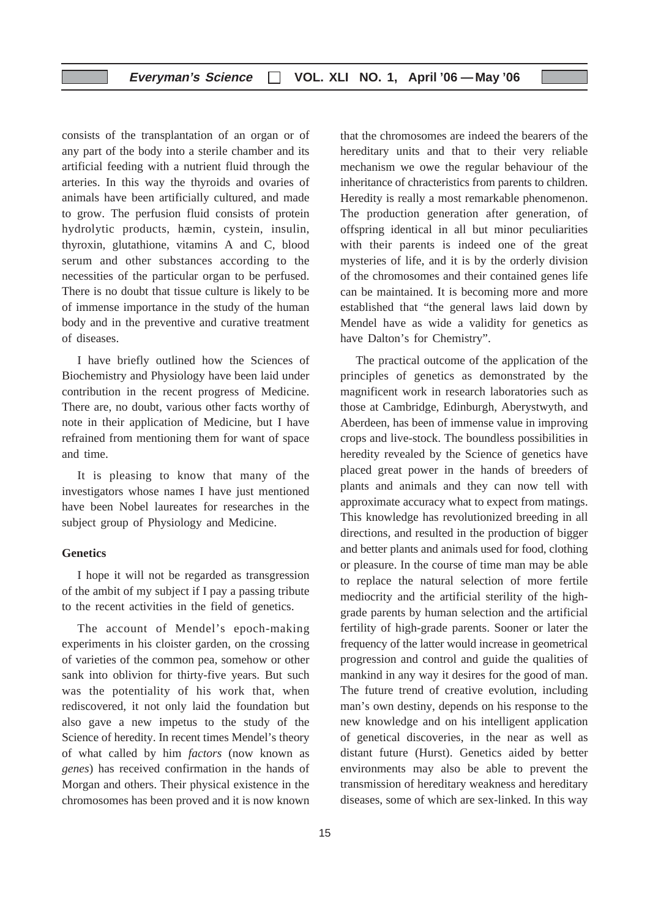consists of the transplantation of an organ or of any part of the body into a sterile chamber and its artificial feeding with a nutrient fluid through the arteries. In this way the thyroids and ovaries of animals have been artificially cultured, and made to grow. The perfusion fluid consists of protein hydrolytic products, hæmin, cystein, insulin, thyroxin, glutathione, vitamins A and C, blood serum and other substances according to the necessities of the particular organ to be perfused. There is no doubt that tissue culture is likely to be of immense importance in the study of the human body and in the preventive and curative treatment of diseases.

I have briefly outlined how the Sciences of Biochemistry and Physiology have been laid under contribution in the recent progress of Medicine. There are, no doubt, various other facts worthy of note in their application of Medicine, but I have refrained from mentioning them for want of space and time.

It is pleasing to know that many of the investigators whose names I have just mentioned have been Nobel laureates for researches in the subject group of Physiology and Medicine.

**Genetics**

I hope it will not be regarded as transgression of the ambit of my subject if I pay a passing tribute to the recent activities in the field of genetics.

The account of Mendel's epoch-making experiments in his cloister garden, on the crossing of varieties of the common pea, somehow or other sank into oblivion for thirty-five years. But such was the potentiality of his work that, when rediscovered, it not only laid the foundation but also gave a new impetus to the study of the Science of heredity. In recent times Mendel's theory of what called by him *factors* (now known as *genes*) has received confirmation in the hands of Morgan and others. Their physical existence in the chromosomes has been proved and it is now known that the chromosomes are indeed the bearers of the hereditary units and that to their very reliable mechanism we owe the regular behaviour of the inheritance of chracteristics from parents to children. Heredity is really a most remarkable phenomenon. The production generation after generation, of offspring identical in all but minor peculiarities with their parents is indeed one of the great mysteries of life, and it is by the orderly division of the chromosomes and their contained genes life can be maintained. It is becoming more and more established that "the general laws laid down by Mendel have as wide a validity for genetics as have Dalton's for Chemistry".

The practical outcome of the application of the principles of genetics as demonstrated by the magnificent work in research laboratories such as those at Cambridge, Edinburgh, Aberystwyth, and Aberdeen, has been of immense value in improving crops and live-stock. The boundless possibilities in heredity revealed by the Science of genetics have placed great power in the hands of breeders of plants and animals and they can now tell with approximate accuracy what to expect from matings. This knowledge has revolutionized breeding in all directions, and resulted in the production of bigger and better plants and animals used for food, clothing or pleasure. In the course of time man may be able to replace the natural selection of more fertile mediocrity and the artificial sterility of the high-grade parents by human selection and the artificial fertility of high-grade parents. Sooner or later the frequency of the latter would increase in geometrical progression and control and guide the qualities of mankind in any way it desires for the good of man. The future trend of creative evolution, including man's own destiny, depends on his response to the new knowledge and on his intelligent application of genetical discoveries, in the near as well as distant future (Hurst). Genetics aided by better environments may also be able to prevent the transmission of hereditary weakness and hereditary diseases, some of which are sex-linked. In this way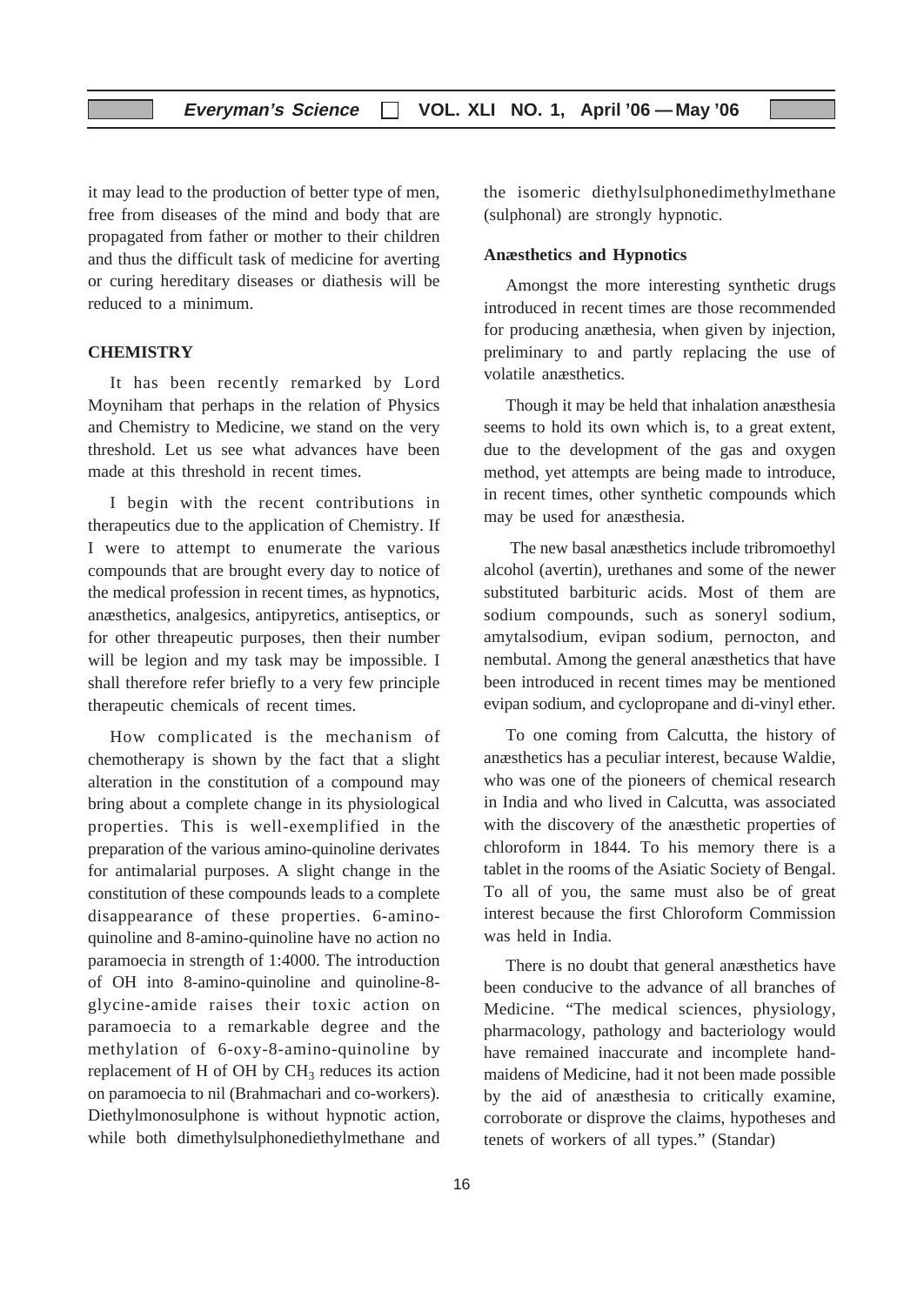it may lead to the production of better type of men, free from diseases of the mind and body that are propagated from father or mother to their children and thus the difficult task of medicine for averting or curing hereditary diseases or diathesis will be reduced to a minimum.

## CHEMISTRY

It has been recently remarked by Lord Moyniham that perhaps in the relation of Physics and Chemistry to Medicine, we stand on the very threshold. Let us see what advances have been made at this threshold in recent times.

I begin with the recent contributions in therapeutics due to the application of Chemistry. If I were to attempt to enumerate the various compounds that are brought every day to notice of the medical profession in recent times, as hypnotics, anæsthetics, analgesics, antipyretics, antiseptics, or for other threapeutic purposes, then their number will be legion and my task may be impossible. I shall therefore refer briefly to a very few principle therapeutic chemicals of recent times.

How complicated is the mechanism of chemotherapy is shown by the fact that a slight alteration in the constitution of a compound may bring about a complete change in its physiological properties. This is well-exemplified in the preparation of the various amino-quinoline derivates for antimalarial purposes. A slight change in the constitution of these compounds leads to a complete disappearance of these properties. 6-amino-quinoline and 8-amino-quinoline have no action no paramoecia in strength of 1:4000. The introduction of OH into 8-amino-quinoline and quinoline-8-glycine-amide raises their toxic action on paramoecia to a remarkable degree and the methylation of 6-oxy-8-amino-quinoline by replacement of H of OH by $CH_3$ reduces its action on paramoecia to nil (Brahmachari and co-workers). Diethylmonosulphone is without hypnotic action, while both dimethylsulphonediethylmethane and the isomeric diethylsulphonedimethylmethane (sulphonal) are strongly hypnotic.

### Anæsthetics and Hypnotics

Amongst the more interesting synthetic drugs introduced in recent times are those recommended for producing anæthesia, when given by injection, preliminary to and partly replacing the use of volatile anæsthetics.

Though it may be held that inhalation anæsthesia seems to hold its own which is, to a great extent, due to the development of the gas and oxygen method, yet attempts are being made to introduce, in recent times, other synthetic compounds which may be used for anæsthesia.

The new basal anæsthetics include tribromoethyl alcohol (avertin), urethanes and some of the newer substituted barbituric acids. Most of them are sodium compounds, such as soneryl sodium, amytalsodium, evipan sodium, pernocton, and nembutal. Among the general anæsthetics that have been introduced in recent times may be mentioned evipan sodium, and cyclopropane and di-vinyl ether.

To one coming from Calcutta, the history of anæsthetics has a peculiar interest, because Waldie, who was one of the pioneers of chemical research in India and who lived in Calcutta, was associated with the discovery of the anæsthetic properties of chloroform in 1844. To his memory there is a tablet in the rooms of the Asiatic Society of Bengal. To all of you, the same must also be of great interest because the first Chloroform Commission was held in India.

There is no doubt that general anæsthetics have been conducive to the advance of all branches of Medicine. "The medical sciences, physiology, pharmacology, pathology and bacteriology would have remained inaccurate and incomplete hand-maidens of Medicine, had it not been made possible by the aid of anæsthesia to critically examine, corroborate or disprove the claims, hypotheses and tenets of workers of all types." (Standar)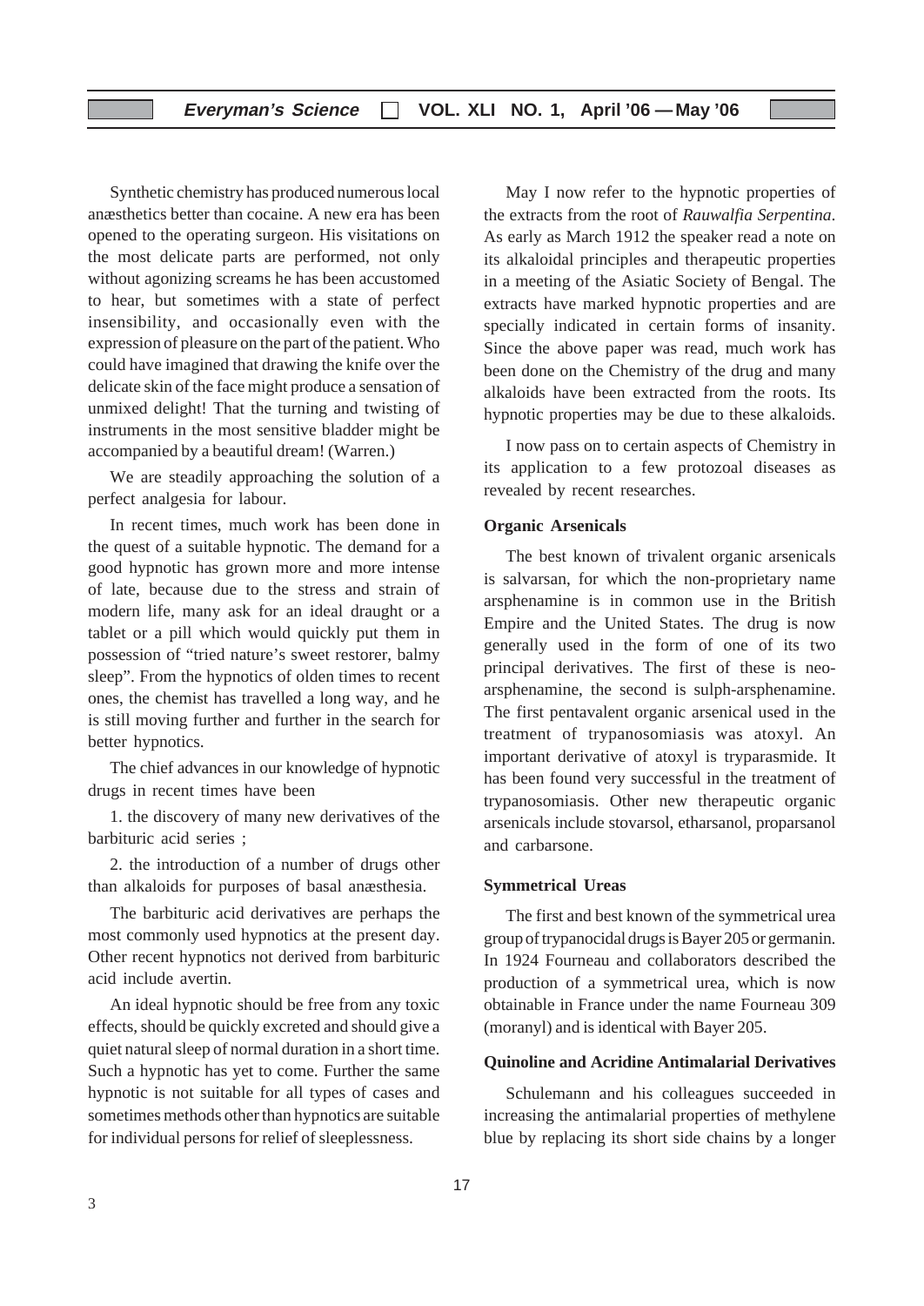Synthetic chemistry has produced numerous local anæsthetics better than cocaine. A new era has been opened to the operating surgeon. His visitations on the most delicate parts are performed, not only without agonizing screams he has been accustomed to hear, but sometimes with a state of perfect insensibility, and occasionally even with the expression of pleasure on the part of the patient. Who could have imagined that drawing the knife over the delicate skin of the face might produce a sensation of unmixed delight! That the turning and twisting of instruments in the most sensitive bladder might be accompanied by a beautiful dream! (Warren.)

We are steadily approaching the solution of a perfect analgesia for labour.

In recent times, much work has been done in the quest of a suitable hypnotic. The demand for a good hypnotic has grown more and more intense of late, because due to the stress and strain of modern life, many ask for an ideal draught or a tablet or a pill which would quickly put them in possession of "tried nature's sweet restorer, balmy sleep". From the hypnotics of olden times to recent ones, the chemist has travelled a long way, and he is still moving further and further in the search for better hypnotics.

The chief advances in our knowledge of hypnotic drugs in recent times have been

1. the discovery of many new derivatives of the barbituric acid series ;

2. the introduction of a number of drugs other than alkaloids for purposes of basal anæsthesia.

The barbituric acid derivatives are perhaps the most commonly used hypnotics at the present day. Other recent hypnotics not derived from barbituric acid include avertin.

An ideal hypnotic should be free from any toxic effects, should be quickly excreted and should give a quiet natural sleep of normal duration in a short time. Such a hypnotic has yet to come. Further the same hypnotic is not suitable for all types of cases and sometimes methods other than hypnotics are suitable for individual persons for relief of sleeplessness.

May I now refer to the hypnotic properties of the extracts from the root of *Rauwalfia Serpentina*. As early as March 1912 the speaker read a note on its alkaloidal principles and therapeutic properties in a meeting of the Asiatic Society of Bengal. The extracts have marked hypnotic properties and are specially indicated in certain forms of insanity. Since the above paper was read, much work has been done on the Chemistry of the drug and many alkaloids have been extracted from the roots. Its hypnotic properties may be due to these alkaloids.

I now pass on to certain aspects of Chemistry in its application to a few protozoal diseases as revealed by recent researches.

**Organic Arsenicals**

The best known of trivalent organic arsenicals is salvarsan, for which the non-proprietary name arsphenamine is in common use in the British Empire and the United States. The drug is now generally used in the form of one of its two principal derivatives. The first of these is neo-arsphenamine, the second is sulph-arsphenamine. The first pentavalent organic arsenical used in the treatment of trypanosomiasis was atoxyl. An important derivative of atoxyl is tryparasmide. It has been found very successful in the treatment of trypanosomiasis. Other new therapeutic organic arsenicals include stovarsol, etharsanol, proparsanol and carbarsone.

**Symmetrical Ureas**

The first and best known of the symmetrical urea group of trypanocidal drugs is Bayer 205 or germanin. In 1924 Fourneau and collaborators described the production of a symmetrical urea, which is now obtainable in France under the name Fourneau 309 (moranyl) and is identical with Bayer 205.

**Quinoline and Acridine Antimalarial Derivatives**

Schulemann and his colleagues succeeded in increasing the antimalarial properties of methylene blue by replacing its short side chains by a longer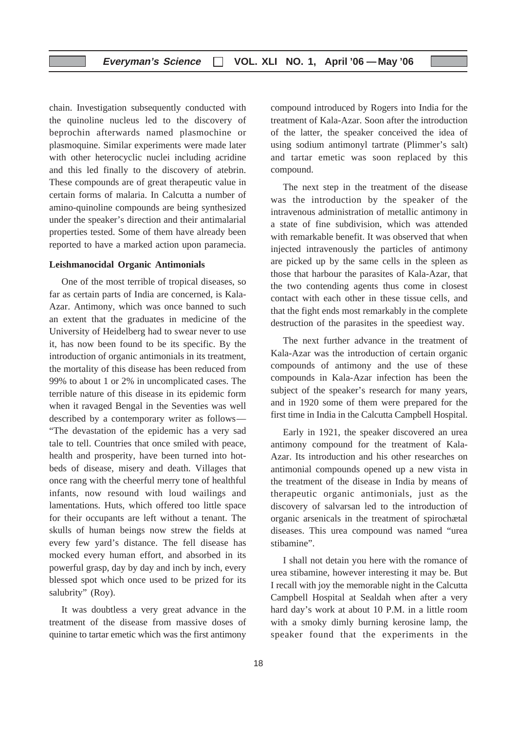chain. Investigation subsequently conducted with the quinoline nucleus led to the discovery of beprochin afterwards named plasmochine or plasmoquine. Similar experiments were made later with other heterocyclic nuclei including acridine and this led finally to the discovery of atebrin. These compounds are of great therapeutic value in certain forms of malaria. In Calcutta a number of amino-quinoline compounds are being synthesized under the speaker's direction and their antimalarial properties tested. Some of them have already been reported to have a marked action upon paramecia.

**Leishmanocidal Organic Antimonials**

One of the most terrible of tropical diseases, so far as certain parts of India are concerned, is Kala-Azar. Antimony, which was once banned to such an extent that the graduates in medicine of the University of Heidelberg had to swear never to use it, has now been found to be its specific. By the introduction of organic antimonials in its treatment, the mortality of this disease has been reduced from 99% to about 1 or 2% in uncomplicated cases. The terrible nature of this disease in its epidemic form when it ravaged Bengal in the Seventies was well described by a contemporary writer as follows— "The devastation of the epidemic has a very sad tale to tell. Countries that once smiled with peace, health and prosperity, have been turned into hot-beds of disease, misery and death. Villages that once rang with the cheerful merry tone of healthful infants, now resound with loud wailings and lamentations. Huts, which offered too little space for their occupants are left without a tenant. The skulls of human beings now strew the fields at every few yard's distance. The fell disease has mocked every human effort, and absorbed in its powerful grasp, day by day and inch by inch, every blessed spot which once used to be prized for its salubrity" (Roy).

It was doubtless a very great advance in the treatment of the disease from massive doses of quinine to tartar emetic which was the first antimony compound introduced by Rogers into India for the treatment of Kala-Azar. Soon after the introduction of the latter, the speaker conceived the idea of using sodium antimonyl tartrate (Plimmer's salt) and tartar emetic was soon replaced by this compound.

The next step in the treatment of the disease was the introduction by the speaker of the intravenous administration of metallic antimony in a state of fine subdivision, which was attended with remarkable benefit. It was observed that when injected intravenously the particles of antimony are picked up by the same cells in the spleen as those that harbour the parasites of Kala-Azar, that the two contending agents thus come in closest contact with each other in these tissue cells, and that the fight ends most remarkably in the complete destruction of the parasites in the speediest way.

The next further advance in the treatment of Kala-Azar was the introduction of certain organic compounds of antimony and the use of these compounds in Kala-Azar infection has been the subject of the speaker's research for many years, and in 1920 some of them were prepared for the first time in India in the Calcutta Campbell Hospital.

Early in 1921, the speaker discovered an urea antimony compound for the treatment of Kala-Azar. Its introduction and his other researches on antimonial compounds opened up a new vista in the treatment of the disease in India by means of therapeutic organic antimonials, just as the discovery of salvarsan led to the introduction of organic arsenicals in the treatment of spirochætal diseases. This urea compound was named "urea stibamine".

I shall not detain you here with the romance of urea stibamine, however interesting it may be. But I recall with joy the memorable night in the Calcutta Campbell Hospital at Sealdah when after a very hard day's work at about 10 P.M. in a little room with a smoky dimly burning kerosine lamp, the speaker found that the experiments in the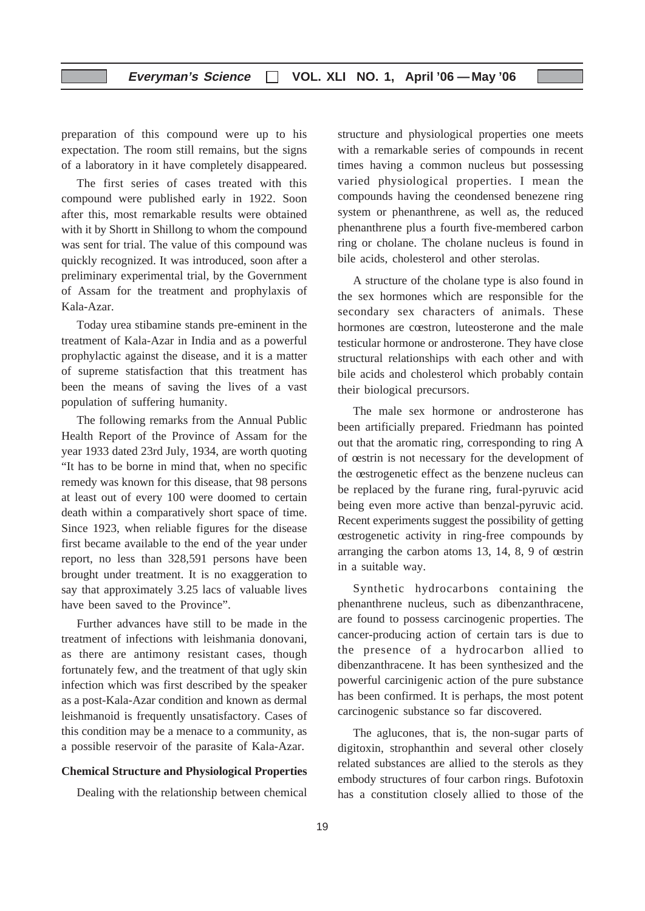preparation of this compound were up to his expectation. The room still remains, but the signs of a laboratory in it have completely disappeared.

The first series of cases treated with this compound were published early in 1922. Soon after this, most remarkable results were obtained with it by Shortt in Shillong to whom the compound was sent for trial. The value of this compound was quickly recognized. It was introduced, soon after a preliminary experimental trial, by the Government of Assam for the treatment and prophylaxis of Kala-Azar.

Today urea stibamine stands pre-eminent in the treatment of Kala-Azar in India and as a powerful prophylactic against the disease, and it is a matter of supreme statisfaction that this treatment has been the means of saving the lives of a vast population of suffering humanity.

The following remarks from the Annual Public Health Report of the Province of Assam for the year 1933 dated 23rd July, 1934, are worth quoting "It has to be borne in mind that, when no specific remedy was known for this disease, that 98 persons at least out of every 100 were doomed to certain death within a comparatively short space of time. Since 1923, when reliable figures for the disease first became available to the end of the year under report, no less than 328,591 persons have been brought under treatment. It is no exaggeration to say that approximately 3.25 lacs of valuable lives have been saved to the Province".

Further advances have still to be made in the treatment of infections with leishmania donovani, as there are antimony resistant cases, though fortunately few, and the treatment of that ugly skin infection which was first described by the speaker as a post-Kala-Azar condition and known as dermal leishmanoid is frequently unsatisfactory. Cases of this condition may be a menace to a community, as a possible reservoir of the parasite of Kala-Azar.

**Chemical Structure and Physiological Properties**

Dealing with the relationship between chemical structure and physiological properties one meets with a remarkable series of compounds in recent times having a common nucleus but possessing varied physiological properties. I mean the compounds having the ceondensed benezene ring system or phenanthrene, as well as, the reduced phenanthrene plus a fourth five-membered carbon ring or cholane. The cholane nucleus is found in bile acids, cholesterol and other sterolas.

A structure of the cholane type is also found in the sex hormones which are responsible for the secondary sex characters of animals. These hormones are cœstron, luteosterone and the male testicular hormone or androsterone. They have close structural relationships with each other and with bile acids and cholesterol which probably contain their biological precursors.

The male sex hormone or androsterone has been artificially prepared. Friedmann has pointed out that the aromatic ring, corresponding to ring A of œstrin is not necessary for the development of the œstrogenetic effect as the benzene nucleus can be replaced by the furane ring, fural-pyruvic acid being even more active than benzal-pyruvic acid. Recent experiments suggest the possibility of getting œstrogenetic activity in ring-free compounds by arranging the carbon atoms 13, 14, 8, 9 of œstrin in a suitable way.

Synthetic hydrocarbons containing the phenanthrene nucleus, such as dibenzanthracene, are found to possess carcinogenic properties. The cancer-producing action of certain tars is due to the presence of a hydrocarbon allied to dibenzanthracene. It has been synthesized and the powerful carcinigenic action of the pure substance has been confirmed. It is perhaps, the most potent carcinogenic substance so far discovered.

The aglucones, that is, the non-sugar parts of digitoxin, strophanthin and several other closely related substances are allied to the sterols as they embody structures of four carbon rings. Bufotoxin has a constitution closely allied to those of the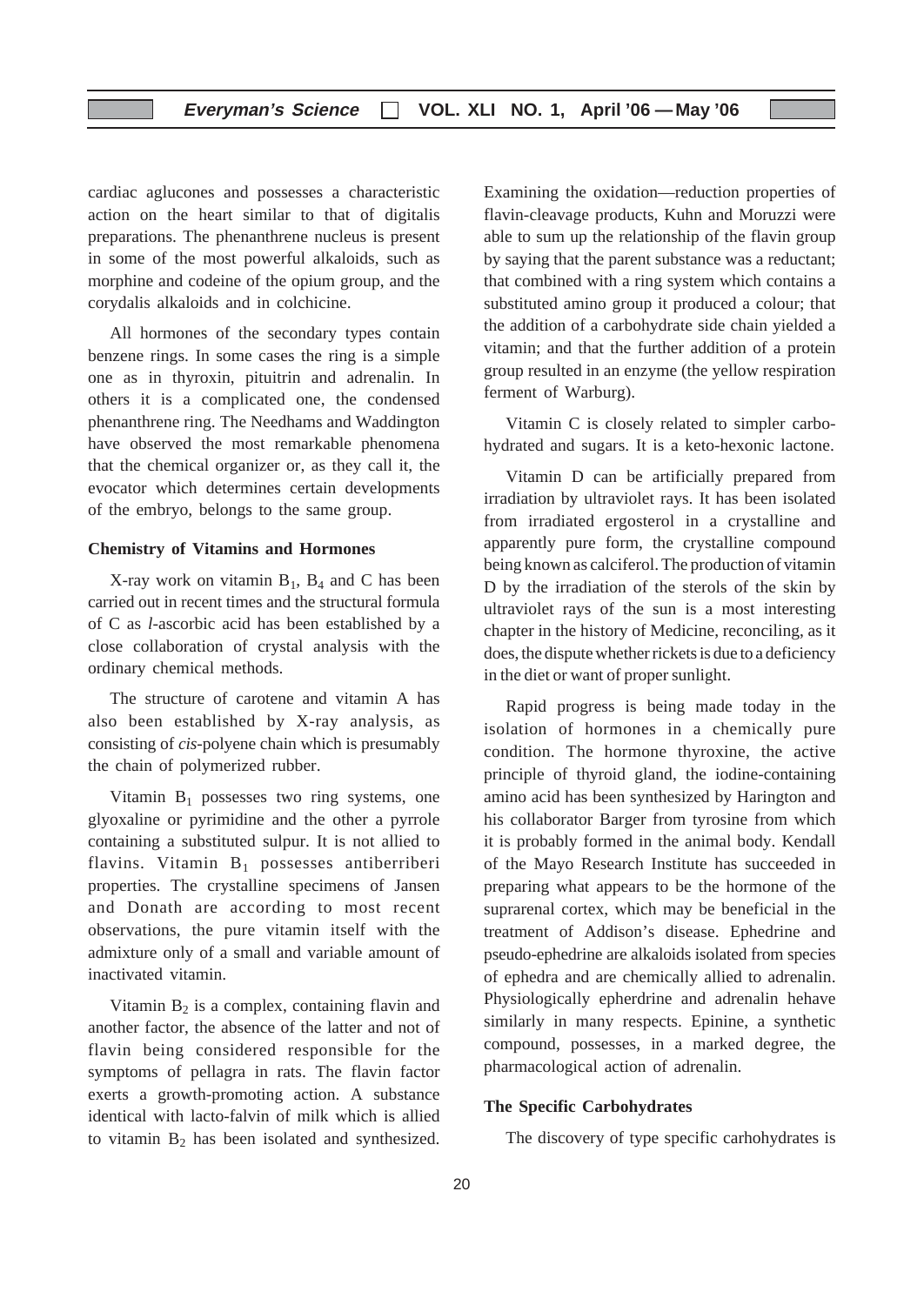cardiac aglucones and possesses a characteristic action on the heart similar to that of digitalis preparations. The phenanthrene nucleus is present in some of the most powerful alkaloids, such as morphine and codeine of the opium group, and the corydalis alkaloids and in colchicine.

All hormones of the secondary types contain benzene rings. In some cases the ring is a simple one as in thyroxin, pituitrin and adrenalin. In others it is a complicated one, the condensed phenanthrene ring. The Needhams and Waddington have observed the most remarkable phenomena that the chemical organizer or, as they call it, the evocator which determines certain developments of the embryo, belongs to the same group.

**Chemistry of Vitamins and Hormones**

X-ray work on vitamin $B_1$, $B_4$ and C has been carried out in recent times and the structural formula of C as *l*-ascorbic acid has been established by a close collaboration of crystal analysis with the ordinary chemical methods.

The structure of carotene and vitamin A has also been established by X-ray analysis, as consisting of *cis*-polyene chain which is presumably the chain of polymerized rubber.

Vitamin $B_1$ possesses two ring systems, one glyoxaline or pyrimidine and the other a pyrrole containing a substituted sulpur. It is not allied to flavins. Vitamin $B_1$ possesses antiberriberi properties. The crystalline specimens of Jansen and Donath are according to most recent observations, the pure vitamin itself with the admixture only of a small and variable amount of inactivated vitamin.

Vitamin $B_2$ is a complex, containing flavin and another factor, the absence of the latter and not of flavin being considered responsible for the symptoms of pellagra in rats. The flavin factor exerts a growth-promoting action. A substance identical with lacto-falvin of milk which is allied to vitamin $B_2$ has been isolated and synthesized. Examining the oxidation—reduction properties of flavin-cleavage products, Kuhn and Moruzzi were able to sum up the relationship of the flavin group by saying that the parent substance was a reductant; that combined with a ring system which contains a substituted amino group it produced a colour; that the addition of a carbohydrate side chain yielded a vitamin; and that the further addition of a protein group resulted in an enzyme (the yellow respiration ferment of Warburg).

Vitamin C is closely related to simpler carbohydrated and sugars. It is a keto-hexonic lactone.

Vitamin D can be artificially prepared from irradiation by ultraviolet rays. It has been isolated from irradiated ergosterol in a crystalline and apparently pure form, the crystalline compound being known as calciferol. The production of vitamin D by the irradiation of the sterols of the skin by ultraviolet rays of the sun is a most interesting chapter in the history of Medicine, reconciling, as it does, the dispute whether rickets is due to a deficiency in the diet or want of proper sunlight.

Rapid progress is being made today in the isolation of hormones in a chemically pure condition. The hormone thyroxine, the active principle of thyroid gland, the iodine-containing amino acid has been synthesized by Harington and his collaborator Barger from tyrosine from which it is probably formed in the animal body. Kendall of the Mayo Research Institute has succeeded in preparing what appears to be the hormone of the suprarenal cortex, which may be beneficial in the treatment of Addison's disease. Ephedrine and pseudo-ephedrine are alkaloids isolated from species of ephedra and are chemically allied to adrenalin. Physiologically epherdrine and adrenalin hehave similarly in many respects. Epinine, a synthetic compound, possesses, in a marked degree, the pharmacological action of adrenalin.

**The Specific Carbohydrates**

The discovery of type specific carhohydrates is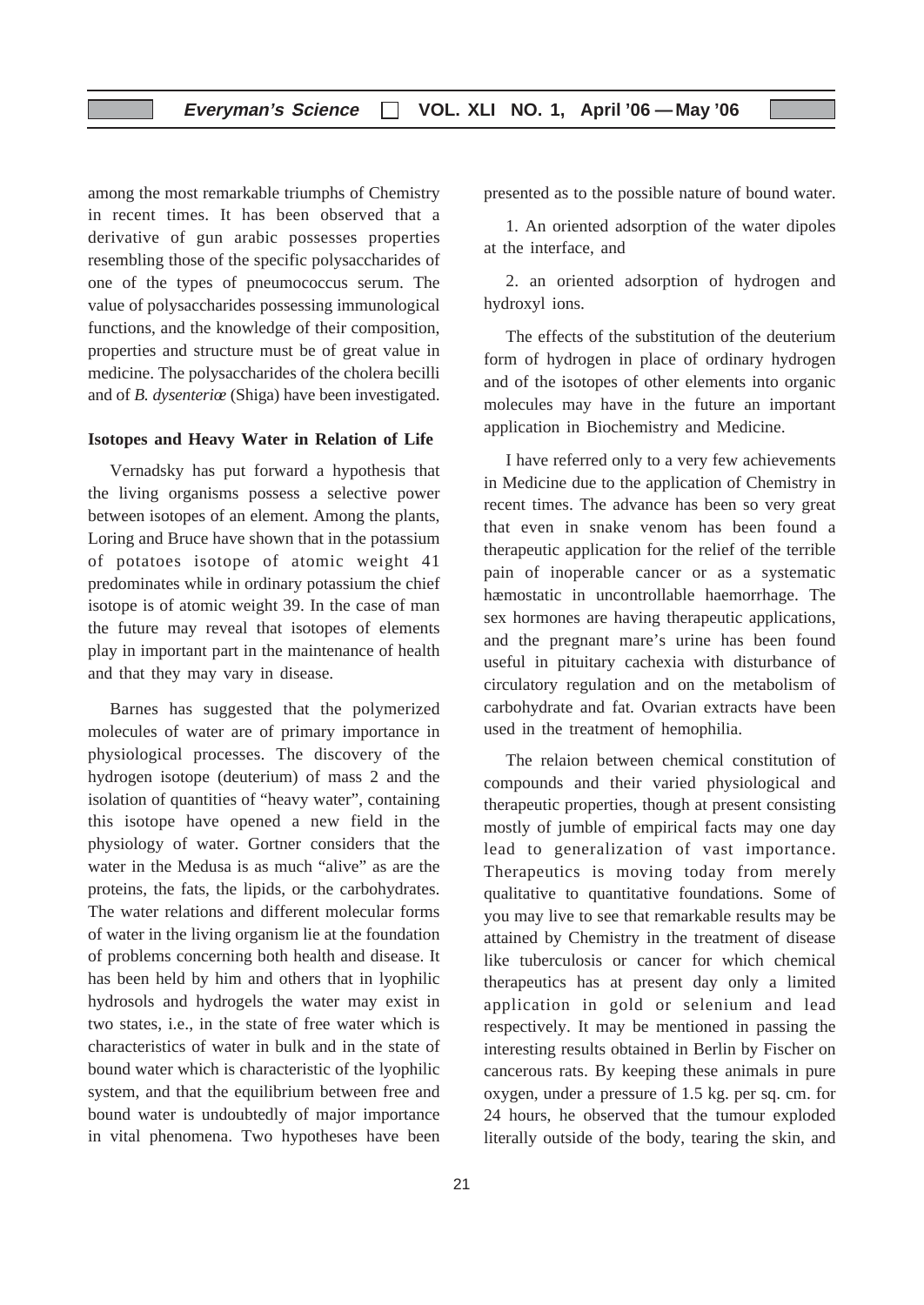among the most remarkable triumphs of Chemistry in recent times. It has been observed that a derivative of gun arabic possesses properties resembling those of the specific polysaccharides of one of the types of pneumococcus serum. The value of polysaccharides possessing immunological functions, and the knowledge of their composition, properties and structure must be of great value in medicine. The polysaccharides of the cholera becilli and of *B. dysenteriæ* (Shiga) have been investigated.

**Isotopes and Heavy Water in Relation of Life**

Vernadsky has put forward a hypothesis that the living organisms possess a selective power between isotopes of an element. Among the plants, Loring and Bruce have shown that in the potassium of potatoes isotope of atomic weight 41 predominates while in ordinary potassium the chief isotope is of atomic weight 39. In the case of man the future may reveal that isotopes of elements play in important part in the maintenance of health and that they may vary in disease.

Barnes has suggested that the polymerized molecules of water are of primary importance in physiological processes. The discovery of the hydrogen isotope (deuterium) of mass 2 and the isolation of quantities of "heavy water", containing this isotope have opened a new field in the physiology of water. Gortner considers that the water in the Medusa is as much "alive" as are the proteins, the fats, the lipids, or the carbohydrates. The water relations and different molecular forms of water in the living organism lie at the foundation of problems concerning both health and disease. It has been held by him and others that in lyophilic hydrosols and hydrogels the water may exist in two states, i.e., in the state of free water which is characteristics of water in bulk and in the state of bound water which is characteristic of the lyophilic system, and that the equilibrium between free and bound water is undoubtedly of major importance in vital phenomena. Two hypotheses have been presented as to the possible nature of bound water.

1. An oriented adsorption of the water dipoles at the interface, and

2. an oriented adsorption of hydrogen and hydroxyl ions.

The effects of the substitution of the deuterium form of hydrogen in place of ordinary hydrogen and of the isotopes of other elements into organic molecules may have in the future an important application in Biochemistry and Medicine.

I have referred only to a very few achievements in Medicine due to the application of Chemistry in recent times. The advance has been so very great that even in snake venom has been found a therapeutic application for the relief of the terrible pain of inoperable cancer or as a systematic hæmostatic in uncontrollable haemorrhage. The sex hormones are having therapeutic applications, and the pregnant mare's urine has been found useful in pituitary cachexia with disturbance of circulatory regulation and on the metabolism of carbohydrate and fat. Ovarian extracts have been used in the treatment of hemophilia.

The relaion between chemical constitution of compounds and their varied physiological and therapeutic properties, though at present consisting mostly of jumble of empirical facts may one day lead to generalization of vast importance. Therapeutics is moving today from merely qualitative to quantitative foundations. Some of you may live to see that remarkable results may be attained by Chemistry in the treatment of disease like tuberculosis or cancer for which chemical therapeutics has at present day only a limited application in gold or selenium and lead respectively. It may be mentioned in passing the interesting results obtained in Berlin by Fischer on cancerous rats. By keeping these animals in pure oxygen, under a pressure of 1.5 kg. per sq. cm. for 24 hours, he observed that the tumour exploded literally outside of the body, tearing the skin, and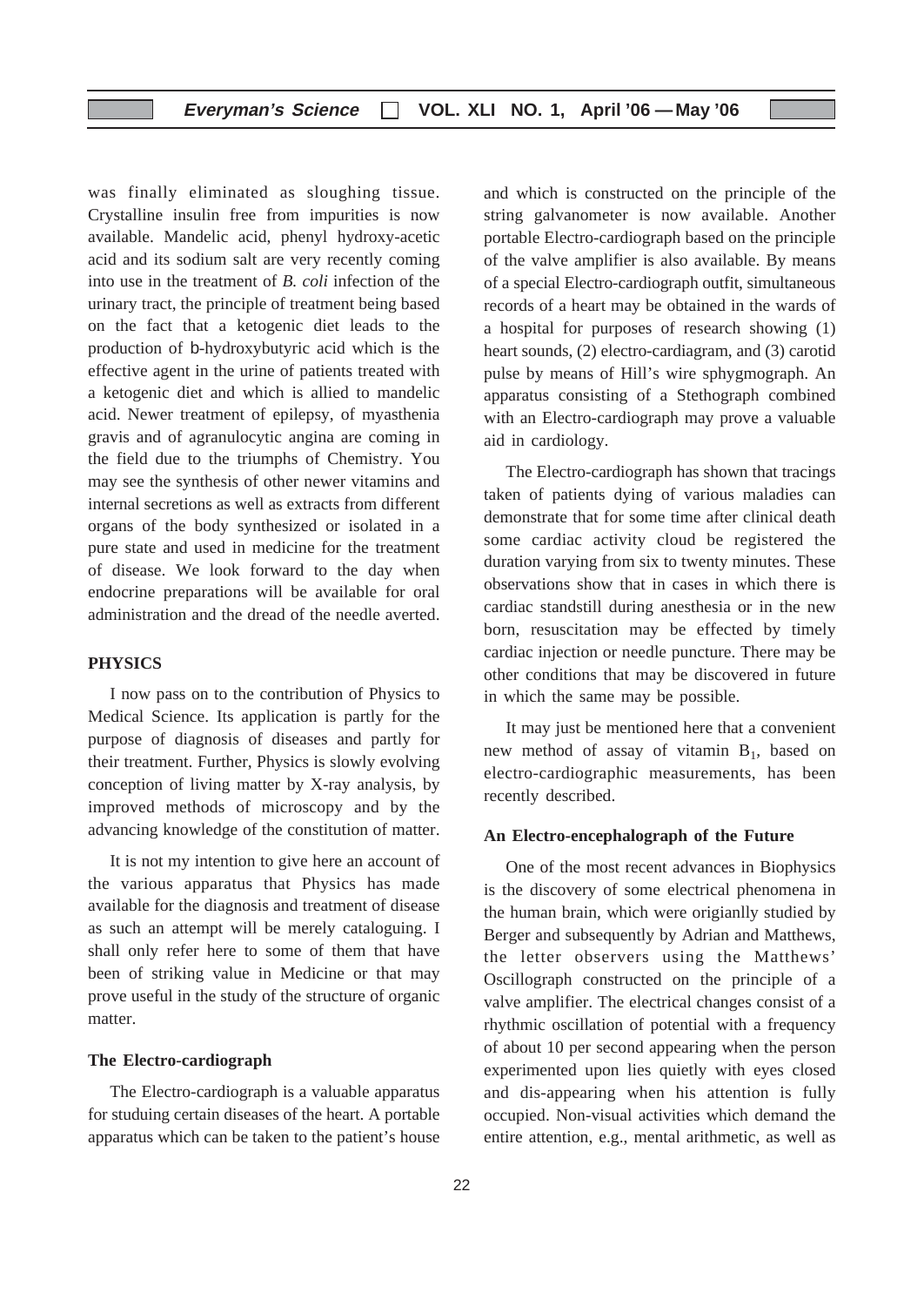was finally eliminated as sloughing tissue. Crystalline insulin free from impurities is now available. Mandelic acid, phenyl hydroxy-acetic acid and its sodium salt are very recently coming into use in the treatment of *B. coli* infection of the urinary tract, the principle of treatment being based on the fact that a ketogenic diet leads to the production of b-hydroxybutyric acid which is the effective agent in the urine of patients treated with a ketogenic diet and which is allied to mandelic acid. Newer treatment of epilepsy, of myasthenia gravis and of agranulocytic angina are coming in the field due to the triumphs of Chemistry. You may see the synthesis of other newer vitamins and internal secretions as well as extracts from different organs of the body synthesized or isolated in a pure state and used in medicine for the treatment of disease. We look forward to the day when endocrine preparations will be available for oral administration and the dread of the needle averted.

**PHYSICS**

I now pass on to the contribution of Physics to Medical Science. Its application is partly for the purpose of diagnosis of diseases and partly for their treatment. Further, Physics is slowly evolving conception of living matter by X-ray analysis, by improved methods of microscopy and by the advancing knowledge of the constitution of matter.

It is not my intention to give here an account of the various apparatus that Physics has made available for the diagnosis and treatment of disease as such an attempt will be merely cataloguing. I shall only refer here to some of them that have been of striking value in Medicine or that may prove useful in the study of the structure of organic matter.

**The Electro-cardiograph**

The Electro-cardiograph is a valuable apparatus for studuing certain diseases of the heart. A portable apparatus which can be taken to the patient's house and which is constructed on the principle of the string galvanometer is now available. Another portable Electro-cardiograph based on the principle of the valve amplifier is also available. By means of a special Electro-cardiograph outfit, simultaneous records of a heart may be obtained in the wards of a hospital for purposes of research showing (1) heart sounds, (2) electro-cardiagram, and (3) carotid pulse by means of Hill's wire sphygmograph. An apparatus consisting of a Stethograph combined with an Electro-cardiograph may prove a valuable aid in cardiology.

The Electro-cardiograph has shown that tracings taken of patients dying of various maladies can demonstrate that for some time after clinical death some cardiac activity cloud be registered the duration varying from six to twenty minutes. These observations show that in cases in which there is cardiac standstill during anesthesia or in the new born, resuscitation may be effected by timely cardiac injection or needle puncture. There may be other conditions that may be discovered in future in which the same may be possible.

It may just be mentioned here that a convenient new method of assay of vitamin $B_1$, based on electro-cardiographic measurements, has been recently described.

**An Electro-encephalograph of the Future**

One of the most recent advances in Biophysics is the discovery of some electrical phenomena in the human brain, which were origianlly studied by Berger and subsequently by Adrian and Matthews, the letter observers using the Matthews' Oscillograph constructed on the principle of a valve amplifier. The electrical changes consist of a rhythmic oscillation of potential with a frequency of about 10 per second appearing when the person experimented upon lies quietly with eyes closed and dis-appearing when his attention is fully occupied. Non-visual activities which demand the entire attention, e.g., mental arithmetic, as well as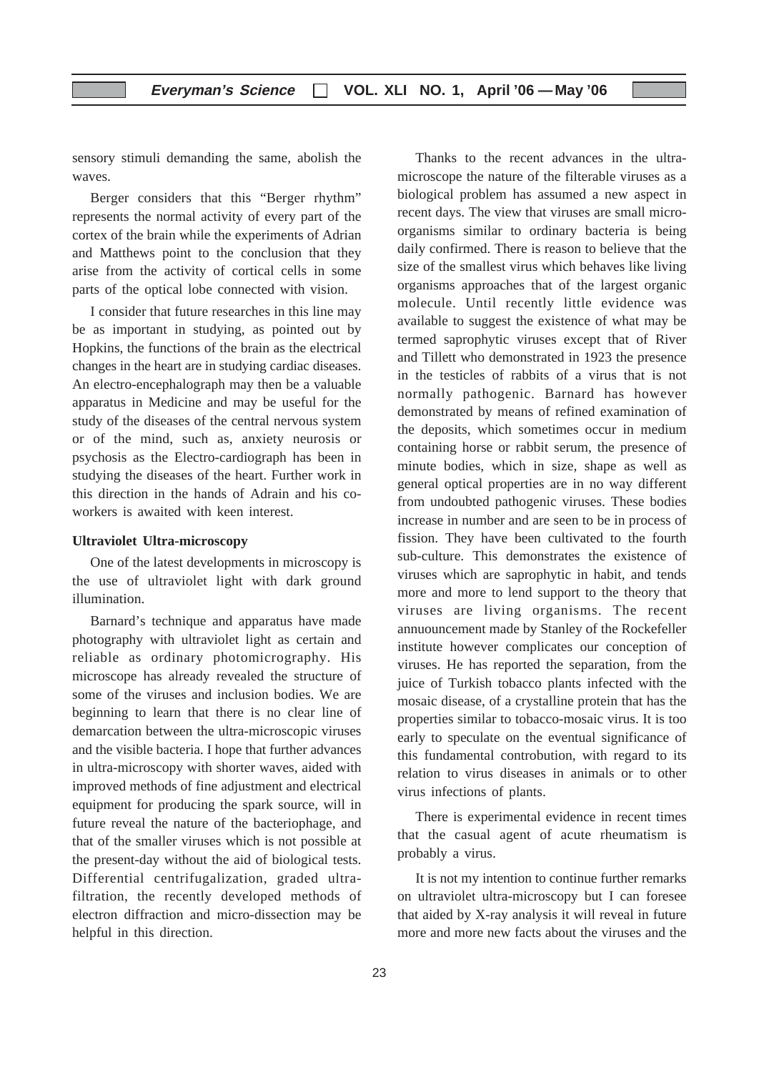sensory stimuli demanding the same, abolish the waves.

Berger considers that this "Berger rhythm" represents the normal activity of every part of the cortex of the brain while the experiments of Adrian and Matthews point to the conclusion that they arise from the activity of cortical cells in some parts of the optical lobe connected with vision.

I consider that future researches in this line may be as important in studying, as pointed out by Hopkins, the functions of the brain as the electrical changes in the heart are in studying cardiac diseases. An electro-encephalograph may then be a valuable apparatus in Medicine and may be useful for the study of the diseases of the central nervous system or of the mind, such as, anxiety neurosis or psychosis as the Electro-cardiograph has been in studying the diseases of the heart. Further work in this direction in the hands of Adrain and his co-workers is awaited with keen interest.

**Ultraviolet Ultra-microscopy**

One of the latest developments in microscopy is the use of ultraviolet light with dark ground illumination.

Barnard's technique and apparatus have made photography with ultraviolet light as certain and reliable as ordinary photomicrography. His microscope has already revealed the structure of some of the viruses and inclusion bodies. We are beginning to learn that there is no clear line of demarcation between the ultra-microscopic viruses and the visible bacteria. I hope that further advances in ultra-microscopy with shorter waves, aided with improved methods of fine adjustment and electrical equipment for producing the spark source, will in future reveal the nature of the bacteriophage, and that of the smaller viruses which is not possible at the present-day without the aid of biological tests. Differential centrifugalization, graded ultra-filtration, the recently developed methods of electron diffraction and micro-dissection may be helpful in this direction.

Thanks to the recent advances in the ultra-microscope the nature of the filterable viruses as a biological problem has assumed a new aspect in recent days. The view that viruses are small micro-organisms similar to ordinary bacteria is being daily confirmed. There is reason to believe that the size of the smallest virus which behaves like living organisms approaches that of the largest organic molecule. Until recently little evidence was available to suggest the existence of what may be termed saprophytic viruses except that of River and Tillett who demonstrated in 1923 the presence in the testicles of rabbits of a virus that is not normally pathogenic. Barnard has however demonstrated by means of refined examination of the deposits, which sometimes occur in medium containing horse or rabbit serum, the presence of minute bodies, which in size, shape as well as general optical properties are in no way different from undoubted pathogenic viruses. These bodies increase in number and are seen to be in process of fission. They have been cultivated to the fourth sub-culture. This demonstrates the existence of viruses which are saprophytic in habit, and tends more and more to lend support to the theory that viruses are living organisms. The recent annuouncement made by Stanley of the Rockefeller institute however complicates our conception of viruses. He has reported the separation, from the juice of Turkish tobacco plants infected with the mosaic disease, of a crystalline protein that has the properties similar to tobacco-mosaic virus. It is too early to speculate on the eventual significance of this fundamental controbution, with regard to its relation to virus diseases in animals or to other virus infections of plants.

There is experimental evidence in recent times that the casual agent of acute rheumatism is probably a virus.

It is not my intention to continue further remarks on ultraviolet ultra-microscopy but I can foresee that aided by X-ray analysis it will reveal in future more and more new facts about the viruses and the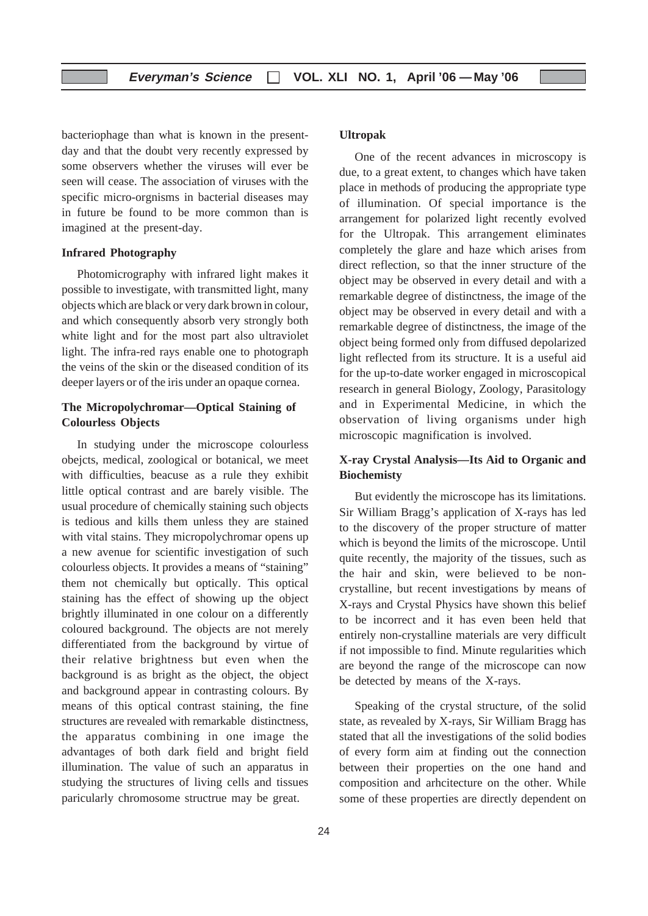bacteriophage than what is known in the present-day and that the doubt very recently expressed by some observers whether the viruses will ever be seen will cease. The association of viruses with the specific micro-orgnisms in bacterial diseases may in future be found to be more common than is imagined at the present-day.

**Infrared Photography**

Photomicrography with infrared light makes it possible to investigate, with transmitted light, many objects which are black or very dark brown in colour, and which consequently absorb very strongly both white light and for the most part also ultraviolet light. The infra-red rays enable one to photograph the veins of the skin or the diseased condition of its deeper layers or of the iris under an opaque cornea.

**The Micropolychromar—Optical Staining of Colourless Objects**

In studying under the microscope colourless obejcts, medical, zoological or botanical, we meet with difficulties, beacuse as a rule they exhibit little optical contrast and are barely visible. The usual procedure of chemically staining such objects is tedious and kills them unless they are stained with vital stains. They micropolychromar opens up a new avenue for scientific investigation of such colourless objects. It provides a means of "staining" them not chemically but optically. This optical staining has the effect of showing up the object brightly illuminated in one colour on a differently coloured background. The objects are not merely differentiated from the background by virtue of their relative brightness but even when the background is as bright as the object, the object and background appear in contrasting colours. By means of this optical contrast staining, the fine structures are revealed with remarkable distinctness, the apparatus combining in one image the advantages of both dark field and bright field illumination. The value of such an apparatus in studying the structures of living cells and tissues paricularly chromosome structrue may be great.

**Ultropak**

One of the recent advances in microscopy is due, to a great extent, to changes which have taken place in methods of producing the appropriate type of illumination. Of special importance is the arrangement for polarized light recently evolved for the Ultropak. This arrangement eliminates completely the glare and haze which arises from direct reflection, so that the inner structure of the object may be observed in every detail and with a remarkable degree of distinctness, the image of the object may be observed in every detail and with a remarkable degree of distinctness, the image of the object being formed only from diffused depolarized light reflected from its structure. It is a useful aid for the up-to-date worker engaged in microscopical research in general Biology, Zoology, Parasitology and in Experimental Medicine, in which the observation of living organisms under high microscopic magnification is involved.

**X-ray Crystal Analysis—Its Aid to Organic and Biochemisty**

But evidently the microscope has its limitations. Sir William Bragg's application of X-rays has led to the discovery of the proper structure of matter which is beyond the limits of the microscope. Until quite recently, the majority of the tissues, such as the hair and skin, were believed to be non-crystalline, but recent investigations by means of X-rays and Crystal Physics have shown this belief to be incorrect and it has even been held that entirely non-crystalline materials are very difficult if not impossible to find. Minute regularities which are beyond the range of the microscope can now be detected by means of the X-rays.

Speaking of the crystal structure, of the solid state, as revealed by X-rays, Sir William Bragg has stated that all the investigations of the solid bodies of every form aim at finding out the connection between their properties on the one hand and composition and arhcitecture on the other. While some of these properties are directly dependent on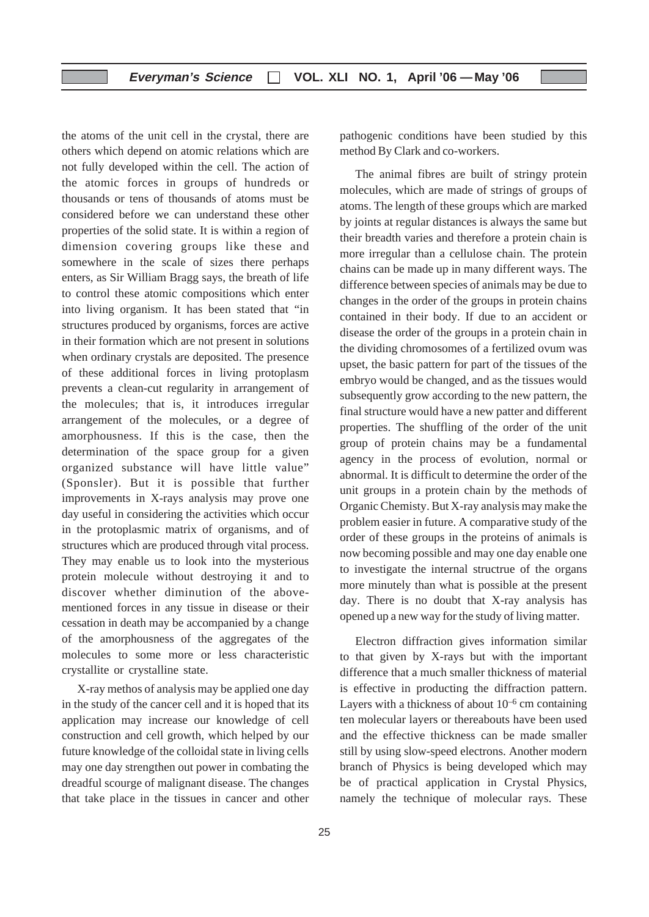the atoms of the unit cell in the crystal, there are others which depend on atomic relations which are not fully developed within the cell. The action of the atomic forces in groups of hundreds or thousands or tens of thousands of atoms must be considered before we can understand these other properties of the solid state. It is within a region of dimension covering groups like these and somewhere in the scale of sizes there perhaps enters, as Sir William Bragg says, the breath of life to control these atomic compositions which enter into living organism. It has been stated that "in structures produced by organisms, forces are active in their formation which are not present in solutions when ordinary crystals are deposited. The presence of these additional forces in living protoplasm prevents a clean-cut regularity in arrangement of the molecules; that is, it introduces irregular arrangement of the molecules, or a degree of amorphousness. If this is the case, then the determination of the space group for a given organized substance will have little value" (Sponsler). But it is possible that further improvements in X-rays analysis may prove one day useful in considering the activities which occur in the protoplasmic matrix of organisms, and of structures which are produced through vital process. They may enable us to look into the mysterious protein molecule without destroying it and to discover whether diminution of the above-mentioned forces in any tissue in disease or their cessation in death may be accompanied by a change of the amorphousness of the aggregates of the molecules to some more or less characteristic crystallite or crystalline state.

X-ray methos of analysis may be applied one day in the study of the cancer cell and it is hoped that its application may increase our knowledge of cell construction and cell growth, which helped by our future knowledge of the colloidal state in living cells may one day strengthen out power in combating the dreadful scourge of malignant disease. The changes that take place in the tissues in cancer and other pathogenic conditions have been studied by this method By Clark and co-workers.

The animal fibres are built of stringy protein molecules, which are made of strings of groups of atoms. The length of these groups which are marked by joints at regular distances is always the same but their breadth varies and therefore a protein chain is more irregular than a cellulose chain. The protein chains can be made up in many different ways. The difference between species of animals may be due to changes in the order of the groups in protein chains contained in their body. If due to an accident or disease the order of the groups in a protein chain in the dividing chromosomes of a fertilized ovum was upset, the basic pattern for part of the tissues of the embryo would be changed, and as the tissues would subsequently grow according to the new pattern, the final structure would have a new patter and different properties. The shuffling of the order of the unit group of protein chains may be a fundamental agency in the process of evolution, normal or abnormal. It is difficult to determine the order of the unit groups in a protein chain by the methods of Organic Chemisty. But X-ray analysis may make the problem easier in future. A comparative study of the order of these groups in the proteins of animals is now becoming possible and may one day enable one to investigate the internal structrue of the organs more minutely than what is possible at the present day. There is no doubt that X-ray analysis has opened up a new way for the study of living matter.

Electron diffraction gives information similar to that given by X-rays but with the important difference that a much smaller thickness of material is effective in producting the diffraction pattern. Layers with a thickness of about $10^{-6}$ cm containing ten molecular layers or thereabouts have been used and the effective thickness can be made smaller still by using slow-speed electrons. Another modern branch of Physics is being developed which may be of practical application in Crystal Physics, namely the technique of molecular rays. These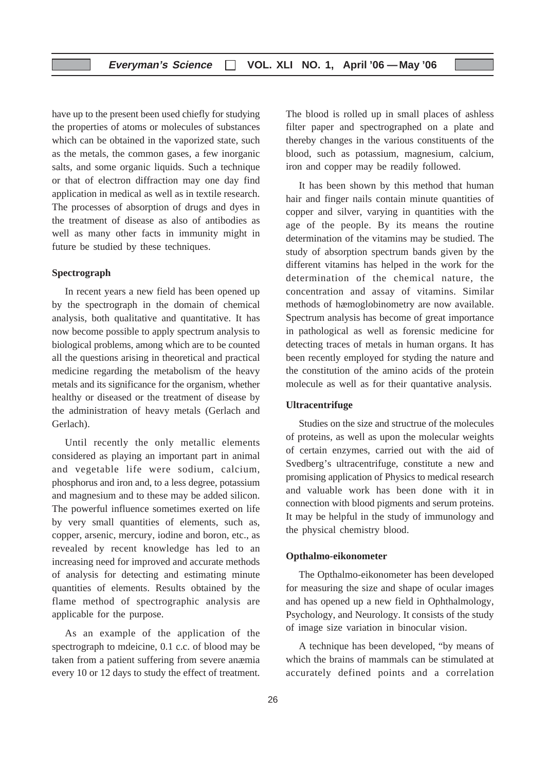have up to the present been used chiefly for studying the properties of atoms or molecules of substances which can be obtained in the vaporized state, such as the metals, the common gases, a few inorganic salts, and some organic liquids. Such a technique or that of electron diffraction may one day find application in medical as well as in textile research. The processes of absorption of drugs and dyes in the treatment of disease as also of antibodies as well as many other facts in immunity might in future be studied by these techniques.

**Spectrograph**

In recent years a new field has been opened up by the spectrograph in the domain of chemical analysis, both qualitative and quantitative. It has now become possible to apply spectrum analysis to biological problems, among which are to be counted all the questions arising in theoretical and practical medicine regarding the metabolism of the heavy metals and its significance for the organism, whether healthy or diseased or the treatment of disease by the administration of heavy metals (Gerlach and Gerlach).

Until recently the only metallic elements considered as playing an important part in animal and vegetable life were sodium, calcium, phosphorus and iron and, to a less degree, potassium and magnesium and to these may be added silicon. The powerful influence sometimes exerted on life by very small quantities of elements, such as, copper, arsenic, mercury, iodine and boron, etc., as revealed by recent knowledge has led to an increasing need for improved and accurate methods of analysis for detecting and estimating minute quantities of elements. Results obtained by the flame method of spectrographic analysis are applicable for the purpose.

As an example of the application of the spectrograph to mdeicine, 0.1 c.c. of blood may be taken from a patient suffering from severe anæmia every 10 or 12 days to study the effect of treatment. The blood is rolled up in small places of ashless filter paper and spectrographed on a plate and thereby changes in the various constituents of the blood, such as potassium, magnesium, calcium, iron and copper may be readily followed.

It has been shown by this method that human hair and finger nails contain minute quantities of copper and silver, varying in quantities with the age of the people. By its means the routine determination of the vitamins may be studied. The study of absorption spectrum bands given by the different vitamins has helped in the work for the determination of the chemical nature, the concentration and assay of vitamins. Similar methods of hæmoglobinometry are now available. Spectrum analysis has become of great importance in pathological as well as forensic medicine for detecting traces of metals in human organs. It has been recently employed for styding the nature and the constitution of the amino acids of the protein molecule as well as for their quantative analysis.

**Ultracentrifuge**

Studies on the size and structrue of the molecules of proteins, as well as upon the molecular weights of certain enzymes, carried out with the aid of Svedberg's ultracentrifuge, constitute a new and promising application of Physics to medical research and valuable work has been done with it in connection with blood pigments and serum proteins. It may be helpful in the study of immunology and the physical chemistry blood.

**Opthalmo-eikonometer**

The Opthalmo-eikonometer has been developed for measuring the size and shape of ocular images and has opened up a new field in Ophthalmology, Psychology, and Neurology. It consists of the study of image size variation in binocular vision.

A technique has been developed, "by means of which the brains of mammals can be stimulated at accurately defined points and a correlation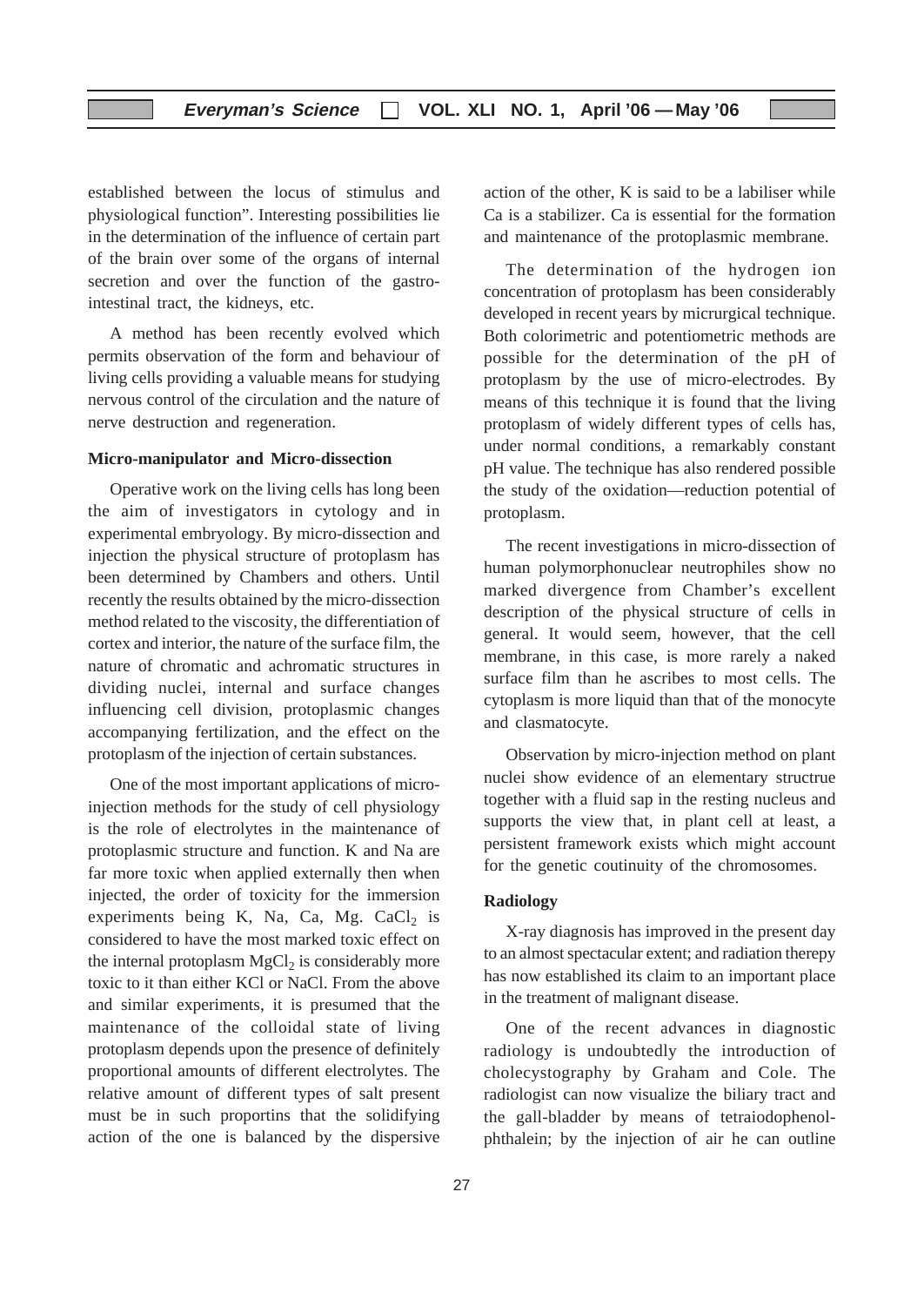established between the locus of stimulus and physiological function". Interesting possibilities lie in the determination of the influence of certain part of the brain over some of the organs of internal secretion and over the function of the gastro-intestinal tract, the kidneys, etc.

A method has been recently evolved which permits observation of the form and behaviour of living cells providing a valuable means for studying nervous control of the circulation and the nature of nerve destruction and regeneration.

**Micro-manipulator and Micro-dissection**

Operative work on the living cells has long been the aim of investigators in cytology and in experimental embryology. By micro-dissection and injection the physical structure of protoplasm has been determined by Chambers and others. Until recently the results obtained by the micro-dissection method related to the viscosity, the differentiation of cortex and interior, the nature of the surface film, the nature of chromatic and achromatic structures in dividing nuclei, internal and surface changes influencing cell division, protoplasmic changes accompanying fertilization, and the effect on the protoplasm of the injection of certain substances.

One of the most important applications of micro-injection methods for the study of cell physiology is the role of electrolytes in the maintenance of protoplasmic structure and function. K and Na are far more toxic when applied externally then when injected, the order of toxicity for the immersion experiments being K, Na, Ca, Mg. $CaCl_2$ is considered to have the most marked toxic effect on the internal protoplasm $MgCl_2$ is considerably more toxic to it than either KCl or NaCl. From the above and similar experiments, it is presumed that the maintenance of the colloidal state of living protoplasm depends upon the presence of definitely proportional amounts of different electrolytes. The relative amount of different types of salt present must be in such proportins that the solidifying action of the one is balanced by the dispersive action of the other, K is said to be a labiliser while Ca is a stabilizer. Ca is essential for the formation and maintenance of the protoplasmic membrane.

The determination of the hydrogen ion concentration of protoplasm has been considerably developed in recent years by micrurgical technique. Both colorimetric and potentiometric methods are possible for the determination of the pH of protoplasm by the use of micro-electrodes. By means of this technique it is found that the living protoplasm of widely different types of cells has, under normal conditions, a remarkably constant pH value. The technique has also rendered possible the study of the oxidation—reduction potential of protoplasm.

The recent investigations in micro-dissection of human polymorphonuclear neutrophiles show no marked divergence from Chamber's excellent description of the physical structure of cells in general. It would seem, however, that the cell membrane, in this case, is more rarely a naked surface film than he ascribes to most cells. The cytoplasm is more liquid than that of the monocyte and clasmatocyte.

Observation by micro-injection method on plant nuclei show evidence of an elementary structrue together with a fluid sap in the resting nucleus and supports the view that, in plant cell at least, a persistent framework exists which might account for the genetic coutinuity of the chromosomes.

**Radiology**

X-ray diagnosis has improved in the present day to an almost spectacular extent; and radiation therepy has now established its claim to an important place in the treatment of malignant disease.

One of the recent advances in diagnostic radiology is undoubtedly the introduction of cholecystography by Graham and Cole. The radiologist can now visualize the biliary tract and the gall-bladder by means of tetraiodophenol-phthalein; by the injection of air he can outline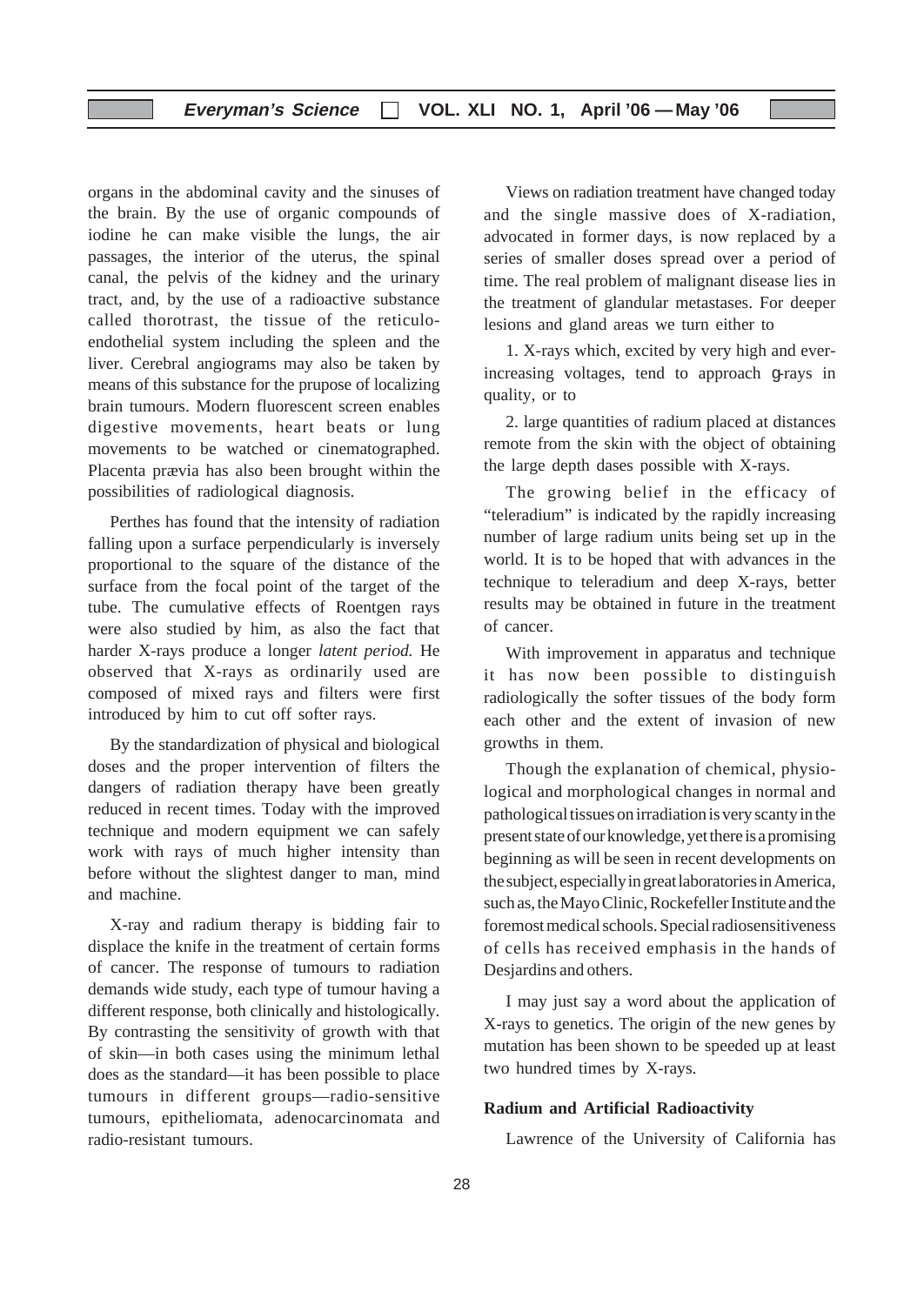organs in the abdominal cavity and the sinuses of the brain. By the use of organic compounds of iodine he can make visible the lungs, the air passages, the interior of the uterus, the spinal canal, the pelvis of the kidney and the urinary tract, and, by the use of a radioactive substance called thorotrast, the tissue of the reticulo-endothelial system including the spleen and the liver. Cerebral angiograms may also be taken by means of this substance for the prupose of localizing brain tumours. Modern fluorescent screen enables digestive movements, heart beats or lung movements to be watched or cinematographed. Placenta prævia has also been brought within the possibilities of radiological diagnosis.

Perthes has found that the intensity of radiation falling upon a surface perpendicularly is inversely proportional to the square of the distance of the surface from the focal point of the target of the tube. The cumulative effects of Roentgen rays were also studied by him, as also the fact that harder X-rays produce a longer *latent period.* He observed that X-rays as ordinarily used are composed of mixed rays and filters were first introduced by him to cut off softer rays.

By the standardization of physical and biological doses and the proper intervention of filters the dangers of radiation therapy have been greatly reduced in recent times. Today with the improved technique and modern equipment we can safely work with rays of much higher intensity than before without the slightest danger to man, mind and machine.

X-ray and radium therapy is bidding fair to displace the knife in the treatment of certain forms of cancer. The response of tumours to radiation demands wide study, each type of tumour having a different response, both clinically and histologically. By contrasting the sensitivity of growth with that of skin—in both cases using the minimum lethal does as the standard—it has been possible to place tumours in different groups—radio-sensitive tumours, epitheliomata, adenocarcinomata and radio-resistant tumours.

Views on radiation treatment have changed today and the single massive does of X-radiation, advocated in former days, is now replaced by a series of smaller doses spread over a period of time. The real problem of malignant disease lies in the treatment of glandular metastases. For deeper lesions and gland areas we turn either to

1. X-rays which, excited by very high and ever-increasing voltages, tend to approach g-rays in quality, or to

2. large quantities of radium placed at distances remote from the skin with the object of obtaining the large depth dases possible with X-rays.

The growing belief in the efficacy of "teleradium" is indicated by the rapidly increasing number of large radium units being set up in the world. It is to be hoped that with advances in the technique to teleradium and deep X-rays, better results may be obtained in future in the treatment of cancer.

With improvement in apparatus and technique it has now been possible to distinguish radiologically the softer tissues of the body form each other and the extent of invasion of new growths in them.

Though the explanation of chemical, physiological and morphological changes in normal and pathological tissues on irradiation is very scanty in the present state of our knowledge, yet there is a promising beginning as will be seen in recent developments on the subject, especially in great laboratories in America, such as, the Mayo Clinic, Rockefeller Institute and the foremost medical schools. Special radiosensitiveness of cells has received emphasis in the hands of Desjardins and others.

I may just say a word about the application of X-rays to genetics. The origin of the new genes by mutation has been shown to be speeded up at least two hundred times by X-rays.

**Radium and Artificial Radioactivity**

Lawrence of the University of California has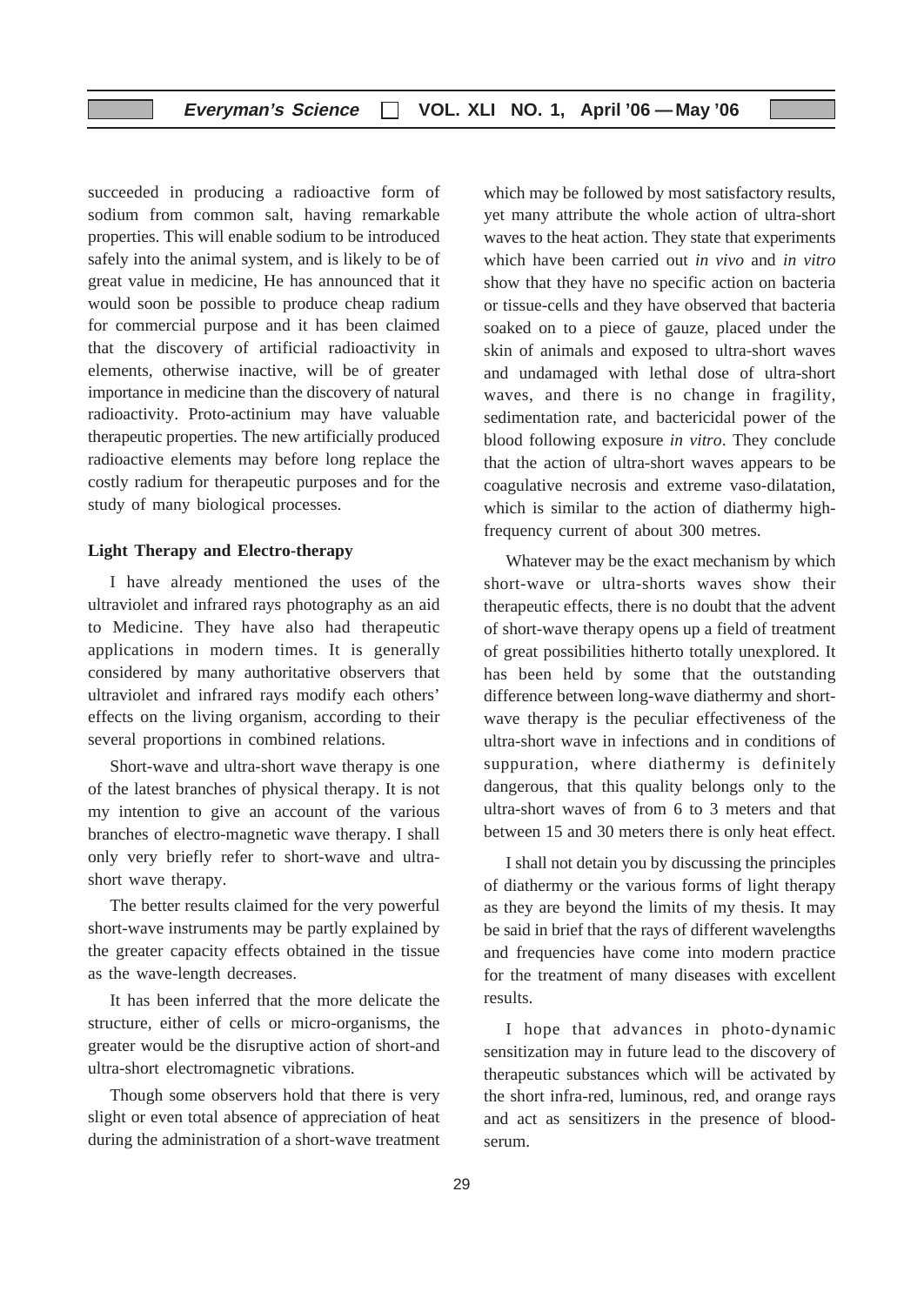succeeded in producing a radioactive form of sodium from common salt, having remarkable properties. This will enable sodium to be introduced safely into the animal system, and is likely to be of great value in medicine, He has announced that it would soon be possible to produce cheap radium for commercial purpose and it has been claimed that the discovery of artificial radioactivity in elements, otherwise inactive, will be of greater importance in medicine than the discovery of natural radioactivity. Proto-actinium may have valuable therapeutic properties. The new artificially produced radioactive elements may before long replace the costly radium for therapeutic purposes and for the study of many biological processes.

**Light Therapy and Electro-therapy**

I have already mentioned the uses of the ultraviolet and infrared rays photography as an aid to Medicine. They have also had therapeutic applications in modern times. It is generally considered by many authoritative observers that ultraviolet and infrared rays modify each others' effects on the living organism, according to their several proportions in combined relations.

Short-wave and ultra-short wave therapy is one of the latest branches of physical therapy. It is not my intention to give an account of the various branches of electro-magnetic wave therapy. I shall only very briefly refer to short-wave and ultra-short wave therapy.

The better results claimed for the very powerful short-wave instruments may be partly explained by the greater capacity effects obtained in the tissue as the wave-length decreases.

It has been inferred that the more delicate the structure, either of cells or micro-organisms, the greater would be the disruptive action of short-and ultra-short electromagnetic vibrations.

Though some observers hold that there is very slight or even total absence of appreciation of heat during the administration of a short-wave treatment which may be followed by most satisfactory results, yet many attribute the whole action of ultra-short waves to the heat action. They state that experiments which have been carried out *in vivo* and *in vitro* show that they have no specific action on bacteria or tissue-cells and they have observed that bacteria soaked on to a piece of gauze, placed under the skin of animals and exposed to ultra-short waves and undamaged with lethal dose of ultra-short waves, and there is no change in fragility, sedimentation rate, and bactericidal power of the blood following exposure *in vitro*. They conclude that the action of ultra-short waves appears to be coagulative necrosis and extreme vaso-dilatation, which is similar to the action of diathermy high-frequency current of about 300 metres.

Whatever may be the exact mechanism by which short-wave or ultra-shorts waves show their therapeutic effects, there is no doubt that the advent of short-wave therapy opens up a field of treatment of great possibilities hitherto totally unexplored. It has been held by some that the outstanding difference between long-wave diathermy and short-wave therapy is the peculiar effectiveness of the ultra-short wave in infections and in conditions of suppuration, where diathermy is definitely dangerous, that this quality belongs only to the ultra-short waves of from 6 to 3 meters and that between 15 and 30 meters there is only heat effect.

I shall not detain you by discussing the principles of diathermy or the various forms of light therapy as they are beyond the limits of my thesis. It may be said in brief that the rays of different wavelengths and frequencies have come into modern practice for the treatment of many diseases with excellent results.

I hope that advances in photo-dynamic sensitization may in future lead to the discovery of therapeutic substances which will be activated by the short infra-red, luminous, red, and orange rays and act as sensitizers in the presence of blood-serum.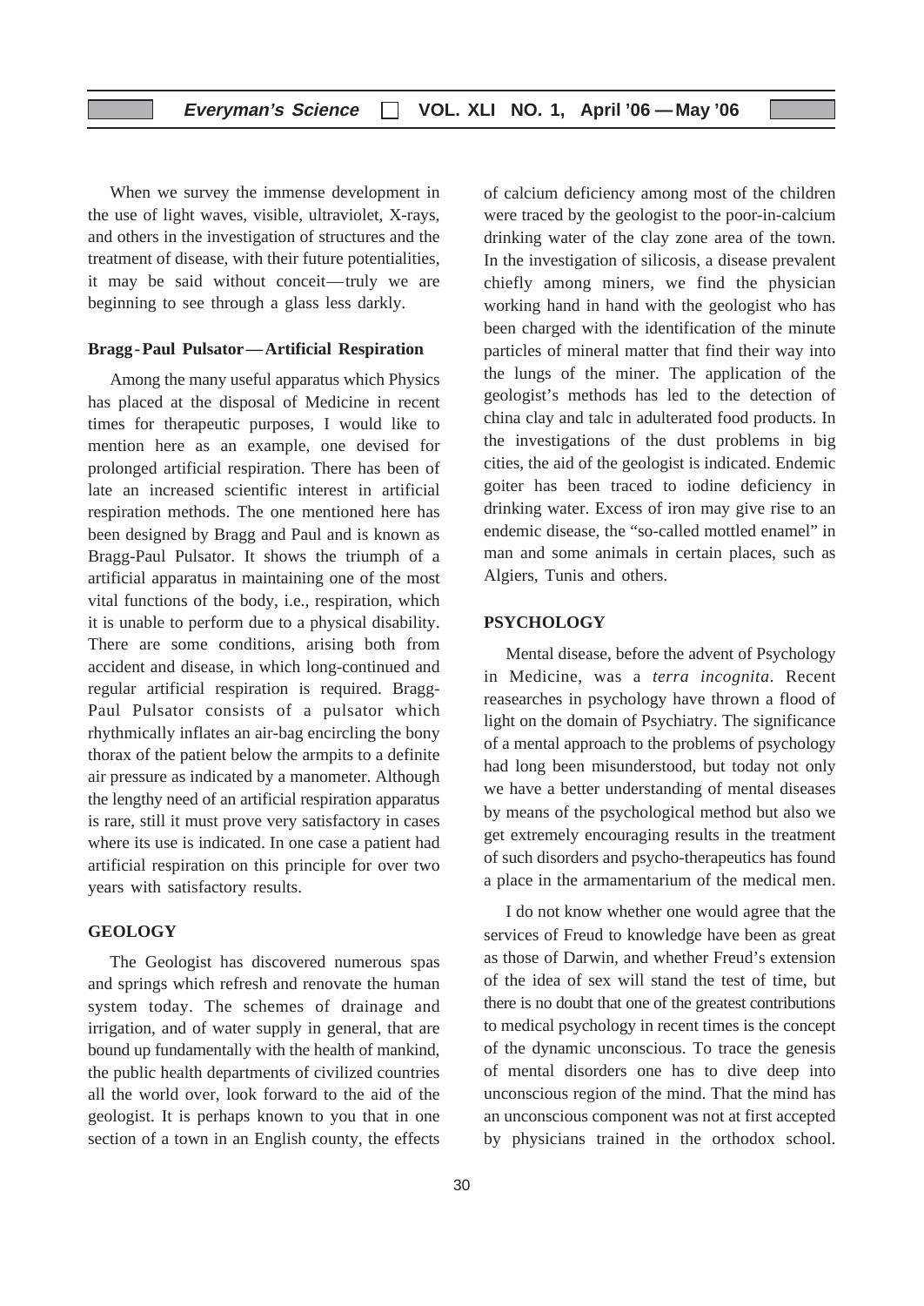When we survey the immense development in the use of light waves, visible, ultraviolet, X-rays, and others in the investigation of structures and the treatment of disease, with their future potentialities, it may be said without conceit—truly we are beginning to see through a glass less darkly.

**Bragg-Paul Pulsator—Artificial Respiration**

Among the many useful apparatus which Physics has placed at the disposal of Medicine in recent times for therapeutic purposes, I would like to mention here as an example, one devised for prolonged artificial respiration. There has been of late an increased scientific interest in artificial respiration methods. The one mentioned here has been designed by Bragg and Paul and is known as Bragg-Paul Pulsator. It shows the triumph of a artificial apparatus in maintaining one of the most vital functions of the body, i.e., respiration, which it is unable to perform due to a physical disability. There are some conditions, arising both from accident and disease, in which long-continued and regular artificial respiration is required. Bragg-Paul Pulsator consists of a pulsator which rhythmically inflates an air-bag encircling the bony thorax of the patient below the armpits to a definite air pressure as indicated by a manometer. Although the lengthy need of an artificial respiration apparatus is rare, still it must prove very satisfactory in cases where its use is indicated. In one case a patient had artificial respiration on this principle for over two years with satisfactory results.

## GEOLOGY

The Geologist has discovered numerous spas and springs which refresh and renovate the human system today. The schemes of drainage and irrigation, and of water supply in general, that are bound up fundamentally with the health of mankind, the public health departments of civilized countries all the world over, look forward to the aid of the geologist. It is perhaps known to you that in one section of a town in an English county, the effects of calcium deficiency among most of the children were traced by the geologist to the poor-in-calcium drinking water of the clay zone area of the town. In the investigation of silicosis, a disease prevalent chiefly among miners, we find the physician working hand in hand with the geologist who has been charged with the identification of the minute particles of mineral matter that find their way into the lungs of the miner. The application of the geologist's methods has led to the detection of china clay and talc in adulterated food products. In the investigations of the dust problems in big cities, the aid of the geologist is indicated. Endemic goiter has been traced to iodine deficiency in drinking water. Excess of iron may give rise to an endemic disease, the "so-called mottled enamel" in man and some animals in certain places, such as Algiers, Tunis and others.

## PSYCHOLOGY

Mental disease, before the advent of Psychology in Medicine, was a *terra incognita*. Recent reasearches in psychology have thrown a flood of light on the domain of Psychiatry. The significance of a mental approach to the problems of psychology had long been misunderstood, but today not only we have a better understanding of mental diseases by means of the psychological method but also we get extremely encouraging results in the treatment of such disorders and psycho-therapeutics has found a place in the armamentarium of the medical men.

I do not know whether one would agree that the services of Freud to knowledge have been as great as those of Darwin, and whether Freud's extension of the idea of sex will stand the test of time, but there is no doubt that one of the greatest contributions to medical psychology in recent times is the concept of the dynamic unconscious. To trace the genesis of mental disorders one has to dive deep into unconscious region of the mind. That the mind has an unconscious component was not at first accepted by physicians trained in the orthodox school.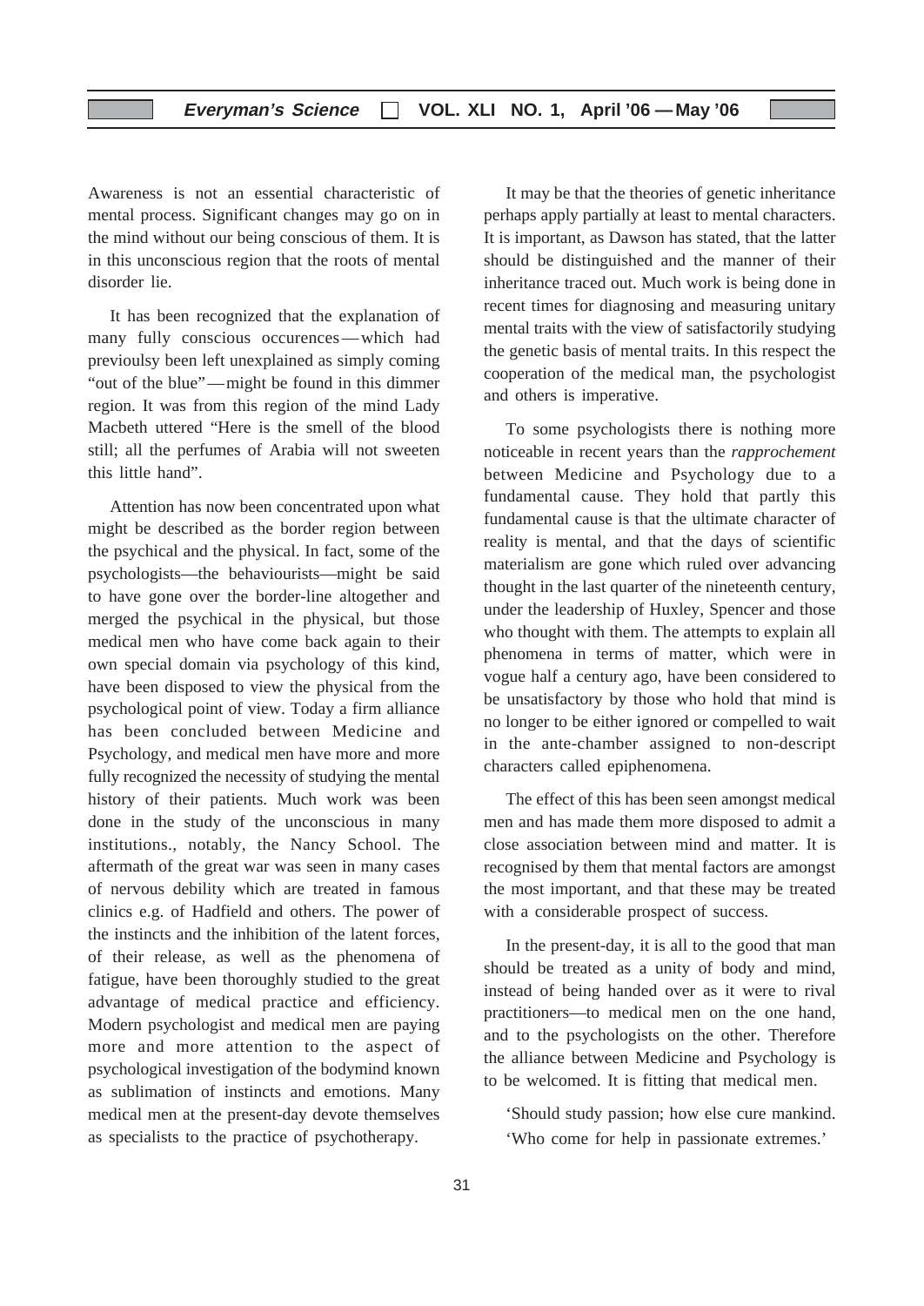Awareness is not an essential characteristic of mental process. Significant changes may go on in the mind without our being conscious of them. It is in this unconscious region that the roots of mental disorder lie.

It has been recognized that the explanation of many fully conscious occurences—which had previoulsy been left unexplained as simply coming "out of the blue"—might be found in this dimmer region. It was from this region of the mind Lady Macbeth uttered "Here is the smell of the blood still; all the perfumes of Arabia will not sweeten this little hand".

Attention has now been concentrated upon what might be described as the border region between the psychical and the physical. In fact, some of the psychologists—the behaviourists—might be said to have gone over the border-line altogether and merged the psychical in the physical, but those medical men who have come back again to their own special domain via psychology of this kind, have been disposed to view the physical from the psychological point of view. Today a firm alliance has been concluded between Medicine and Psychology, and medical men have more and more fully recognized the necessity of studying the mental history of their patients. Much work was been done in the study of the unconscious in many institutions., notably, the Nancy School. The aftermath of the great war was seen in many cases of nervous debility which are treated in famous clinics e.g. of Hadfield and others. The power of the instincts and the inhibition of the latent forces, of their release, as well as the phenomena of fatigue, have been thoroughly studied to the great advantage of medical practice and efficiency. Modern psychologist and medical men are paying more and more attention to the aspect of psychological investigation of the bodymind known as sublimation of instincts and emotions. Many medical men at the present-day devote themselves as specialists to the practice of psychotherapy.

It may be that the theories of genetic inheritance perhaps apply partially at least to mental characters. It is important, as Dawson has stated, that the latter should be distinguished and the manner of their inheritance traced out. Much work is being done in recent times for diagnosing and measuring unitary mental traits with the view of satisfactorily studying the genetic basis of mental traits. In this respect the cooperation of the medical man, the psychologist and others is imperative.

To some psychologists there is nothing more noticeable in recent years than the *rapprochement* between Medicine and Psychology due to a fundamental cause. They hold that partly this fundamental cause is that the ultimate character of reality is mental, and that the days of scientific materialism are gone which ruled over advancing thought in the last quarter of the nineteenth century, under the leadership of Huxley, Spencer and those who thought with them. The attempts to explain all phenomena in terms of matter, which were in vogue half a century ago, have been considered to be unsatisfactory by those who hold that mind is no longer to be either ignored or compelled to wait in the ante-chamber assigned to non-descript characters called epiphenomena.

The effect of this has been seen amongst medical men and has made them more disposed to admit a close association between mind and matter. It is recognised by them that mental factors are amongst the most important, and that these may be treated with a considerable prospect of success.

In the present-day, it is all to the good that man should be treated as a unity of body and mind, instead of being handed over as it were to rival practitioners—to medical men on the one hand, and to the psychologists on the other. Therefore the alliance between Medicine and Psychology is to be welcomed. It is fitting that medical men.

'Should study passion; how else cure mankind.
'Who come for help in passionate extremes.'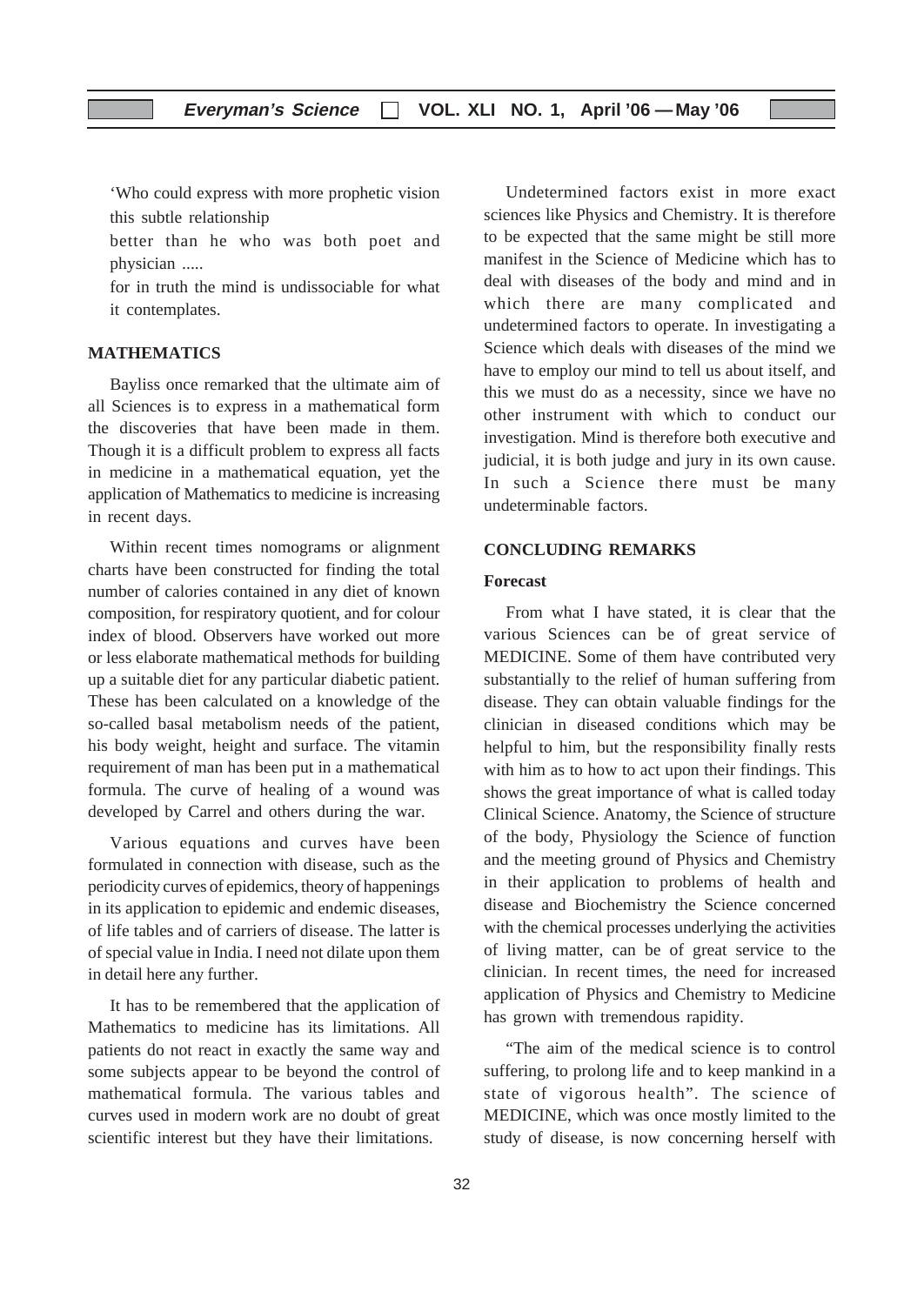'Who could express with more prophetic vision this subtle relationship

better than he who was both poet and physician .....

for in truth the mind is undissociable for what it contemplates.

## MATHEMATICS

Bayliss once remarked that the ultimate aim of all Sciences is to express in a mathematical form the discoveries that have been made in them. Though it is a difficult problem to express all facts in medicine in a mathematical equation, yet the application of Mathematics to medicine is increasing in recent days.

Within recent times nomograms or alignment charts have been constructed for finding the total number of calories contained in any diet of known composition, for respiratory quotient, and for colour index of blood. Observers have worked out more or less elaborate mathematical methods for building up a suitable diet for any particular diabetic patient. These has been calculated on a knowledge of the so-called basal metabolism needs of the patient, his body weight, height and surface. The vitamin requirement of man has been put in a mathematical formula. The curve of healing of a wound was developed by Carrel and others during the war.

Various equations and curves have been formulated in connection with disease, such as the periodicity curves of epidemics, theory of happenings in its application to epidemic and endemic diseases, of life tables and of carriers of disease. The latter is of special value in India. I need not dilate upon them in detail here any further.

It has to be remembered that the application of Mathematics to medicine has its limitations. All patients do not react in exactly the same way and some subjects appear to be beyond the control of mathematical formula. The various tables and curves used in modern work are no doubt of great scientific interest but they have their limitations.

Undetermined factors exist in more exact sciences like Physics and Chemistry. It is therefore to be expected that the same might be still more manifest in the Science of Medicine which has to deal with diseases of the body and mind and in which there are many complicated and undetermined factors to operate. In investigating a Science which deals with diseases of the mind we have to employ our mind to tell us about itself, and this we must do as a necessity, since we have no other instrument with which to conduct our investigation. Mind is therefore both executive and judicial, it is both judge and jury in its own cause. In such a Science there must be many undeterminable factors.

## CONCLUDING REMARKS

### Forecast

From what I have stated, it is clear that the various Sciences can be of great service of MEDICINE. Some of them have contributed very substantially to the relief of human suffering from disease. They can obtain valuable findings for the clinician in diseased conditions which may be helpful to him, but the responsibility finally rests with him as to how to act upon their findings. This shows the great importance of what is called today Clinical Science. Anatomy, the Science of structure of the body, Physiology the Science of function and the meeting ground of Physics and Chemistry in their application to problems of health and disease and Biochemistry the Science concerned with the chemical processes underlying the activities of living matter, can be of great service to the clinician. In recent times, the need for increased application of Physics and Chemistry to Medicine has grown with tremendous rapidity.

"The aim of the medical science is to control suffering, to prolong life and to keep mankind in a state of vigorous health". The science of MEDICINE, which was once mostly limited to the study of disease, is now concerning herself with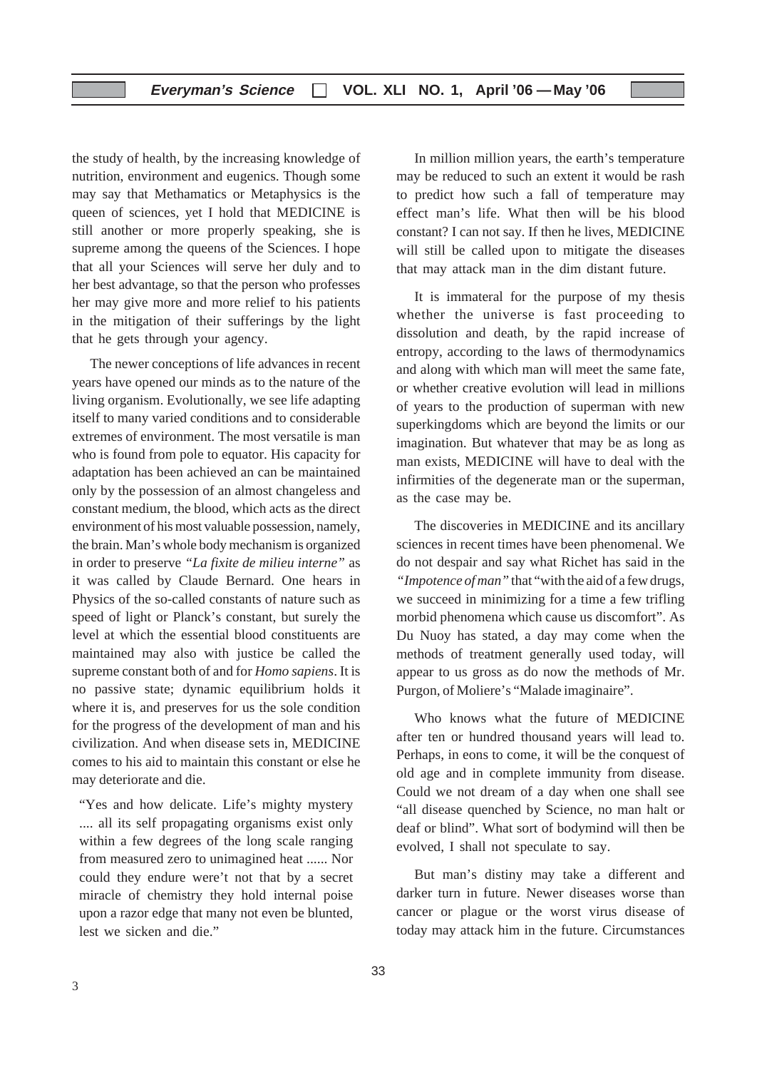the study of health, by the increasing knowledge of nutrition, environment and eugenics. Though some may say that Methamatics or Metaphysics is the queen of sciences, yet I hold that MEDICINE is still another or more properly speaking, she is supreme among the queens of the Sciences. I hope that all your Sciences will serve her duly and to her best advantage, so that the person who professes her may give more and more relief to his patients in the mitigation of their sufferings by the light that he gets through your agency.

The newer conceptions of life advances in recent years have opened our minds as to the nature of the living organism. Evolutionally, we see life adapting itself to many varied conditions and to considerable extremes of environment. The most versatile is man who is found from pole to equator. His capacity for adaptation has been achieved an can be maintained only by the possession of an almost changeless and constant medium, the blood, which acts as the direct environment of his most valuable possession, namely, the brain. Man's whole body mechanism is organized in order to preserve *"La fixite de milieu interne"* as it was called by Claude Bernard. One hears in Physics of the so-called constants of nature such as speed of light or Planck's constant, but surely the level at which the essential blood constituents are maintained may also with justice be called the supreme constant both of and for *Homo sapiens*. It is no passive state; dynamic equilibrium holds it where it is, and preserves for us the sole condition for the progress of the development of man and his civilization. And when disease sets in, MEDICINE comes to his aid to maintain this constant or else he may deteriorate and die.

> "Yes and how delicate. Life's mighty mystery .... all its self propagating organisms exist only within a few degrees of the long scale ranging from measured zero to unimagined heat ...... Nor could they endure were't not that by a secret miracle of chemistry they hold internal poise upon a razor edge that many not even be blunted, lest we sicken and die."

In million million years, the earth's temperature may be reduced to such an extent it would be rash to predict how such a fall of temperature may effect man's life. What then will be his blood constant? I can not say. If then he lives, MEDICINE will still be called upon to mitigate the diseases that may attack man in the dim distant future.

It is immateral for the purpose of my thesis whether the universe is fast proceeding to dissolution and death, by the rapid increase of entropy, according to the laws of thermodynamics and along with which man will meet the same fate, or whether creative evolution will lead in millions of years to the production of superman with new superkingdoms which are beyond the limits or our imagination. But whatever that may be as long as man exists, MEDICINE will have to deal with the infirmities of the degenerate man or the superman, as the case may be.

The discoveries in MEDICINE and its ancillary sciences in recent times have been phenomenal. We do not despair and say what Richet has said in the *"Impotence of man"* that "with the aid of a few drugs, we succeed in minimizing for a time a few trifling morbid phenomena which cause us discomfort". As Du Nuoy has stated, a day may come when the methods of treatment generally used today, will appear to us gross as do now the methods of Mr. Purgon, of Moliere's "Malade imaginaire".

Who knows what the future of MEDICINE after ten or hundred thousand years will lead to. Perhaps, in eons to come, it will be the conquest of old age and in complete immunity from disease. Could we not dream of a day when one shall see "all disease quenched by Science, no man halt or deaf or blind". What sort of bodymind will then be evolved, I shall not speculate to say.

But man's distiny may take a different and darker turn in future. Newer diseases worse than cancer or plague or the worst virus disease of today may attack him in the future. Circumstances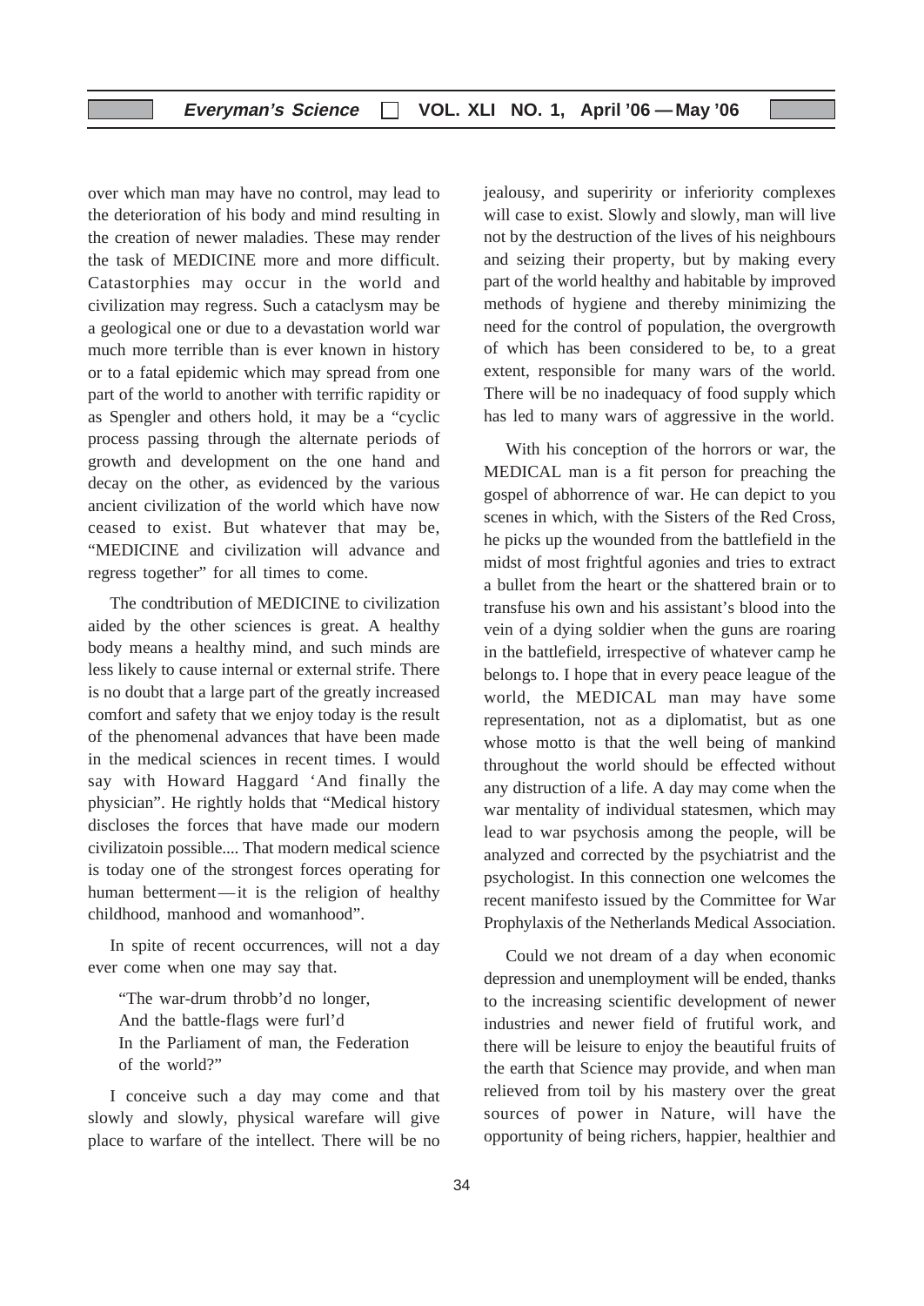over which man may have no control, may lead to the deterioration of his body and mind resulting in the creation of newer maladies. These may render the task of MEDICINE more and more difficult. Catastorphies may occur in the world and civilization may regress. Such a cataclysm may be a geological one or due to a devastation world war much more terrible than is ever known in history or to a fatal epidemic which may spread from one part of the world to another with terrific rapidity or as Spengler and others hold, it may be a "cyclic process passing through the alternate periods of growth and development on the one hand and decay on the other, as evidenced by the various ancient civilization of the world which have now ceased to exist. But whatever that may be, "MEDICINE and civilization will advance and regress together" for all times to come.

The condtribution of MEDICINE to civilization aided by the other sciences is great. A healthy body means a healthy mind, and such minds are less likely to cause internal or external strife. There is no doubt that a large part of the greatly increased comfort and safety that we enjoy today is the result of the phenomenal advances that have been made in the medical sciences in recent times. I would say with Howard Haggard 'And finally the physician". He rightly holds that "Medical history discloses the forces that have made our modern civilizatoin possible.... That modern medical science is today one of the strongest forces operating for human betterment — it is the religion of healthy childhood, manhood and womanhood".

In spite of recent occurrences, will not a day ever come when one may say that.

"The war-drum throbb'd no longer,
And the battle-flags were furl'd
In the Parliament of man, the Federation
of the world?"

I conceive such a day may come and that slowly and slowly, physical warefare will give place to warfare of the intellect. There will be no jealousy, and superirity or inferiority complexes will case to exist. Slowly and slowly, man will live not by the destruction of the lives of his neighbours and seizing their property, but by making every part of the world healthy and habitable by improved methods of hygiene and thereby minimizing the need for the control of population, the overgrowth of which has been considered to be, to a great extent, responsible for many wars of the world. There will be no inadequacy of food supply which has led to many wars of aggressive in the world.

With his conception of the horrors or war, the MEDICAL man is a fit person for preaching the gospel of abhorrence of war. He can depict to you scenes in which, with the Sisters of the Red Cross, he picks up the wounded from the battlefield in the midst of most frightful agonies and tries to extract a bullet from the heart or the shattered brain or to transfuse his own and his assistant's blood into the vein of a dying soldier when the guns are roaring in the battlefield, irrespective of whatever camp he belongs to. I hope that in every peace league of the world, the MEDICAL man may have some representation, not as a diplomatist, but as one whose motto is that the well being of mankind throughout the world should be effected without any distruction of a life. A day may come when the war mentality of individual statesmen, which may lead to war psychosis among the people, will be analyzed and corrected by the psychiatrist and the psychologist. In this connection one welcomes the recent manifesto issued by the Committee for War Prophylaxis of the Netherlands Medical Association.

Could we not dream of a day when economic depression and unemployment will be ended, thanks to the increasing scientific development of newer industries and newer field of frutiful work, and there will be leisure to enjoy the beautiful fruits of the earth that Science may provide, and when man relieved from toil by his mastery over the great sources of power in Nature, will have the opportunity of being richers, happier, healthier and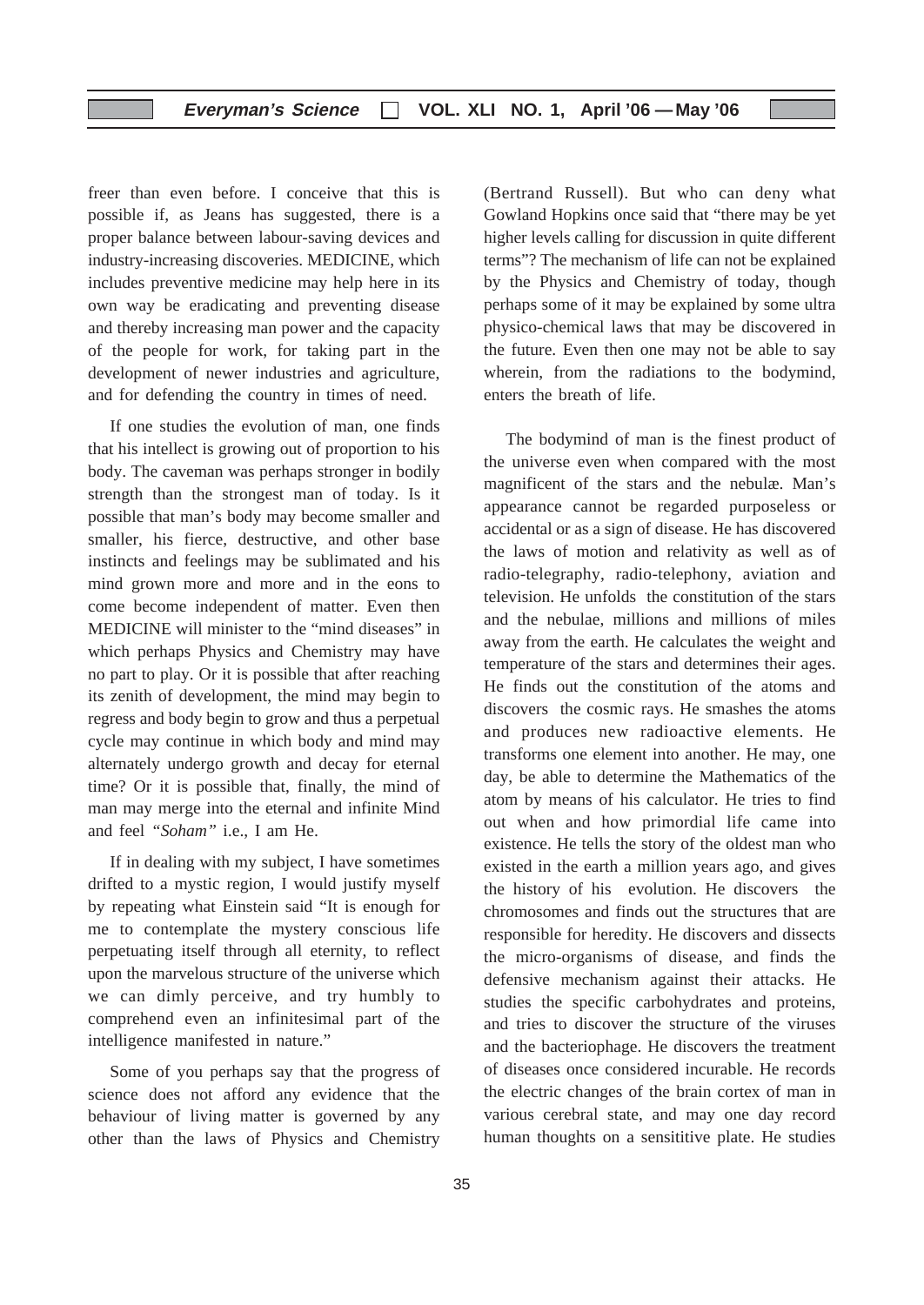freer than even before. I conceive that this is possible if, as Jeans has suggested, there is a proper balance between labour-saving devices and industry-increasing discoveries. MEDICINE, which includes preventive medicine may help here in its own way be eradicating and preventing disease and thereby increasing man power and the capacity of the people for work, for taking part in the development of newer industries and agriculture, and for defending the country in times of need.

If one studies the evolution of man, one finds that his intellect is growing out of proportion to his body. The caveman was perhaps stronger in bodily strength than the strongest man of today. Is it possible that man's body may become smaller and smaller, his fierce, destructive, and other base instincts and feelings may be sublimated and his mind grown more and more and in the eons to come become independent of matter. Even then MEDICINE will minister to the "mind diseases" in which perhaps Physics and Chemistry may have no part to play. Or it is possible that after reaching its zenith of development, the mind may begin to regress and body begin to grow and thus a perpetual cycle may continue in which body and mind may alternately undergo growth and decay for eternal time? Or it is possible that, finally, the mind of man may merge into the eternal and infinite Mind and feel *"Soham"* i.e., I am He.

If in dealing with my subject, I have sometimes drifted to a mystic region, I would justify myself by repeating what Einstein said "It is enough for me to contemplate the mystery conscious life perpetuating itself through all eternity, to reflect upon the marvelous structure of the universe which we can dimly perceive, and try humbly to comprehend even an infinitesimal part of the intelligence manifested in nature."

Some of you perhaps say that the progress of science does not afford any evidence that the behaviour of living matter is governed by any other than the laws of Physics and Chemistry (Bertrand Russell). But who can deny what Gowland Hopkins once said that "there may be yet higher levels calling for discussion in quite different terms"? The mechanism of life can not be explained by the Physics and Chemistry of today, though perhaps some of it may be explained by some ultra physico-chemical laws that may be discovered in the future. Even then one may not be able to say wherein, from the radiations to the bodymind, enters the breath of life.

The bodymind of man is the finest product of the universe even when compared with the most magnificent of the stars and the nebulæ. Man's appearance cannot be regarded purposeless or accidental or as a sign of disease. He has discovered the laws of motion and relativity as well as of radio-telegraphy, radio-telephony, aviation and television. He unfolds the constitution of the stars and the nebulae, millions and millions of miles away from the earth. He calculates the weight and temperature of the stars and determines their ages. He finds out the constitution of the atoms and discovers the cosmic rays. He smashes the atoms and produces new radioactive elements. He transforms one element into another. He may, one day, be able to determine the Mathematics of the atom by means of his calculator. He tries to find out when and how primordial life came into existence. He tells the story of the oldest man who existed in the earth a million years ago, and gives the history of his evolution. He discovers the chromosomes and finds out the structures that are responsible for heredity. He discovers and dissects the micro-organisms of disease, and finds the defensive mechanism against their attacks. He studies the specific carbohydrates and proteins, and tries to discover the structure of the viruses and the bacteriophage. He discovers the treatment of diseases once considered incurable. He records the electric changes of the brain cortex of man in various cerebral state, and may one day record human thoughts on a sensititive plate. He studies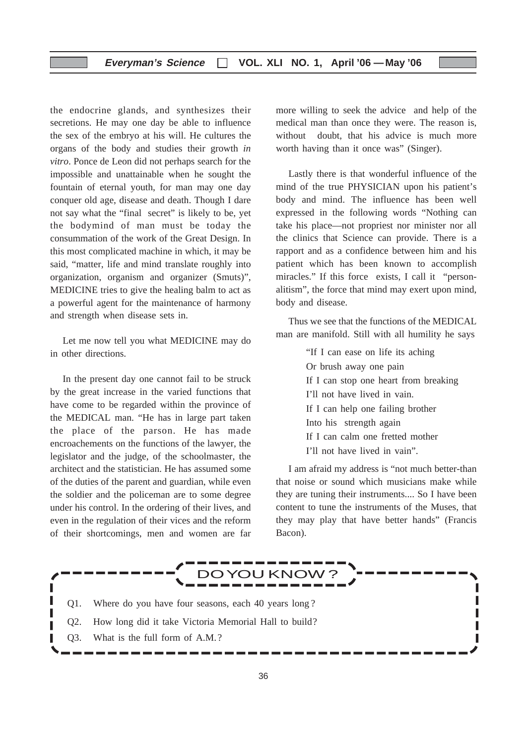the endocrine glands, and synthesizes their secretions. He may one day be able to influence the sex of the embryo at his will. He cultures the organs of the body and studies their growth *in vitro*. Ponce de Leon did not perhaps search for the impossible and unattainable when he sought the fountain of eternal youth, for man may one day conquer old age, disease and death. Though I dare not say what the "final secret" is likely to be, yet the bodymind of man must be today the consummation of the work of the Great Design. In this most complicated machine in which, it may be said, "matter, life and mind translate roughly into organization, organism and organizer (Smuts)", MEDICINE tries to give the healing balm to act as a powerful agent for the maintenance of harmony and strength when disease sets in.

Let me now tell you what MEDICINE may do in other directions.

In the present day one cannot fail to be struck by the great increase in the varied functions that have come to be regarded within the province of the MEDICAL man. "He has in large part taken the place of the parson. He has made encroachements on the functions of the lawyer, the legislator and the judge, of the schoolmaster, the architect and the statistician. He has assumed some of the duties of the parent and guardian, while even the soldier and the policeman are to some degree under his control. In the ordering of their lives, and even in the regulation of their vices and the reform of their shortcomings, men and women are far more willing to seek the advice and help of the medical man than once they were. The reason is, without doubt, that his advice is much more worth having than it once was" (Singer).

Lastly there is that wonderful influence of the mind of the true PHYSICIAN upon his patient's body and mind. The influence has been well expressed in the following words "Nothing can take his place—not propriest nor minister nor all the clinics that Science can provide. There is a rapport and as a confidence between him and his patient which has been known to accomplish miracles." If this force exists, I call it "personalitism", the force that mind may exert upon mind, body and disease.

Thus we see that the functions of the MEDICAL man are manifold. Still with all humility he says

"If I can ease on life its aching  
Or brush away one pain  
If I can stop one heart from breaking  
I'll not have lived in vain.  
If I can help one failing brother  
Into his strength again  
If I can calm one fretted mother  
I'll not have lived in vain".

I am afraid my address is "not much better-than that noise or sound which musicians make while they are tuning their instruments.... So I have been content to tune the instruments of the Muses, that they may play that have better hands" (Francis Bacon).

## DO YOU KNOW ?

Q1. Where do you have four seasons, each 40 years long ?

Q2. How long did it take Victoria Memorial Hall to build?

Q3. What is the full form of A.M. ?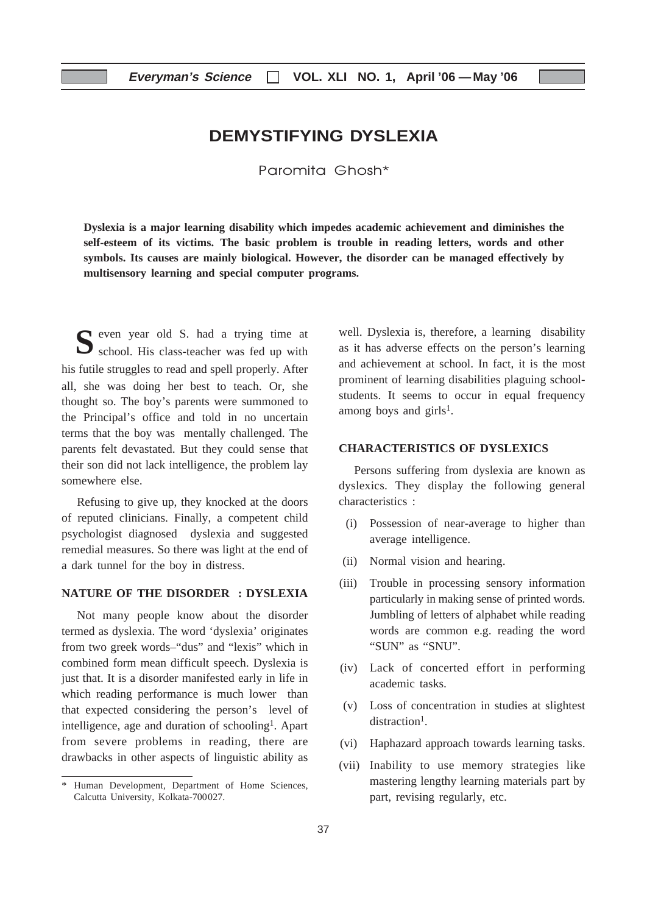# DEMYSTIFYING DYSLEXIA

Paromita Ghosh*

**Dyslexia is a major learning disability which impedes academic achievement and diminishes the self-esteem of its victims. The basic problem is trouble in reading letters, words and other symbols. Its causes are mainly biological. However, the disorder can be managed effectively by multisensory learning and special computer programs.**

Seven year old S. had a trying time at school. His class-teacher was fed up with his futile struggles to read and spell properly. After all, she was doing her best to teach. Or, she thought so. The boy's parents were summoned to the Principal's office and told in no uncertain terms that the boy was mentally challenged. The parents felt devastated. But they could sense that their son did not lack intelligence, the problem lay somewhere else.

Refusing to give up, they knocked at the doors of reputed clinicians. Finally, a competent child psychologist diagnosed dyslexia and suggested remedial measures. So there was light at the end of a dark tunnel for the boy in distress.

## NATURE OF THE DISORDER : DYSLEXIA

Not many people know about the disorder termed as dyslexia. The word 'dyslexia' originates from two greek words–"dus" and "lexis" which in combined form mean difficult speech. Dyslexia is just that. It is a disorder manifested early in life in which reading performance is much lower than that expected considering the person's level of intelligence, age and duration of schooling[1]. Apart from severe problems in reading, there are drawbacks in other aspects of linguistic ability as well. Dyslexia is, therefore, a learning disability as it has adverse effects on the person's learning and achievement at school. In fact, it is the most prominent of learning disabilities plaguing school-students. It seems to occur in equal frequency among boys and girls[1].

## CHARACTERISTICS OF DYSLEXICS

Persons suffering from dyslexia are known as dyslexics. They display the following general characteristics :

(i) Possession of near-average to higher than average intelligence.

(ii) Normal vision and hearing.

(iii) Trouble in processing sensory information particularly in making sense of printed words. Jumbling of letters of alphabet while reading words are common e.g. reading the word "SUN" as "SNU".

(iv) Lack of concerted effort in performing academic tasks.

(v) Loss of concentration in studies at slightest distraction[1].

(vi) Haphazard approach towards learning tasks.

(vii) Inability to use memory strategies like mastering lengthy learning materials part by part, revising regularly, etc.

---

\* Human Development, Department of Home Sciences, Calcutta University, Kolkata-700027.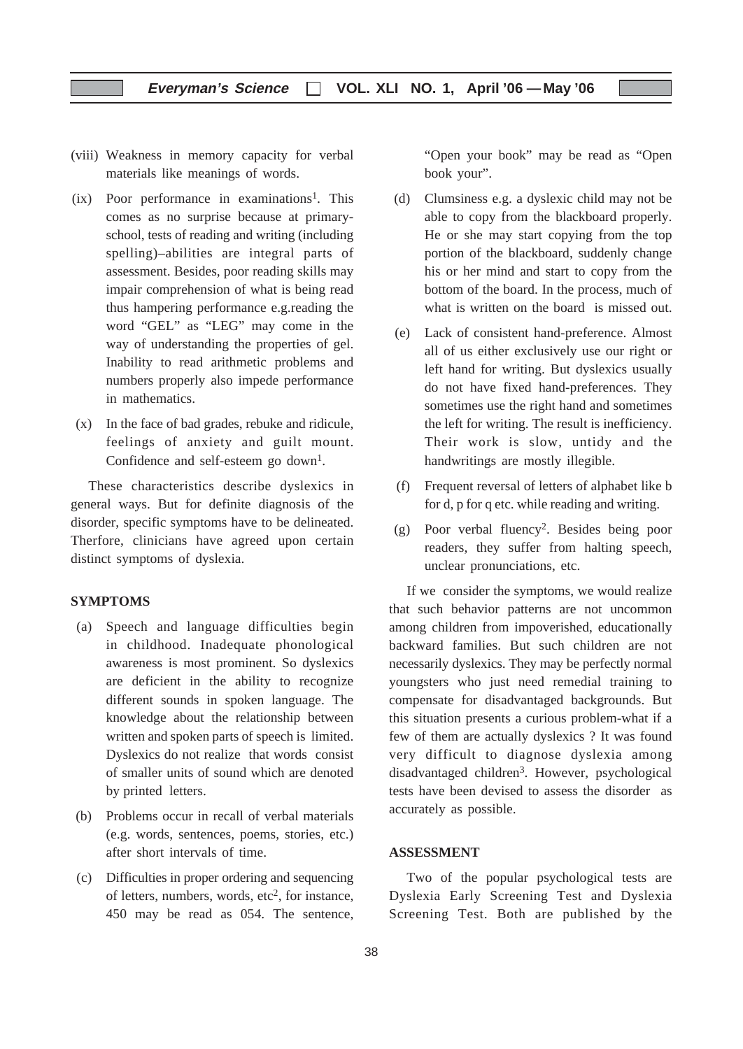(viii) Weakness in memory capacity for verbal materials like meanings of words.

(ix) Poor performance in examinations[1]. This comes as no surprise because at primary-school, tests of reading and writing (including spelling)–abilities are integral parts of assessment. Besides, poor reading skills may impair comprehension of what is being read thus hampering performance e.g.reading the word "GEL" as "LEG" may come in the way of understanding the properties of gel. Inability to read arithmetic problems and numbers properly also impede performance in mathematics.

(x) In the face of bad grades, rebuke and ridicule, feelings of anxiety and guilt mount. Confidence and self-esteem go down[1].

These characteristics describe dyslexics in general ways. But for definite diagnosis of the disorder, specific symptoms have to be delineated. Therfore, clinicians have agreed upon certain distinct symptoms of dyslexia.

**SYMPTOMS**

(a) Speech and language difficulties begin in childhood. Inadequate phonological awareness is most prominent. So dyslexics are deficient in the ability to recognize different sounds in spoken language. The knowledge about the relationship between written and spoken parts of speech is limited. Dyslexics do not realize that words consist of smaller units of sound which are denoted by printed letters.

(b) Problems occur in recall of verbal materials (e.g. words, sentences, poems, stories, etc.) after short intervals of time.

(c) Difficulties in proper ordering and sequencing of letters, numbers, words, etc[2], for instance, 450 may be read as 054. The sentence, "Open your book" may be read as "Open book your".

(d) Clumsiness e.g. a dyslexic child may not be able to copy from the blackboard properly. He or she may start copying from the top portion of the blackboard, suddenly change his or her mind and start to copy from the bottom of the board. In the process, much of what is written on the board is missed out.

(e) Lack of consistent hand-preference. Almost all of us either exclusively use our right or left hand for writing. But dyslexics usually do not have fixed hand-preferences. They sometimes use the right hand and sometimes the left for writing. The result is inefficiency. Their work is slow, untidy and the handwritings are mostly illegible.

(f) Frequent reversal of letters of alphabet like b for d, p for q etc. while reading and writing.

(g) Poor verbal fluency[2]. Besides being poor readers, they suffer from halting speech, unclear pronunciations, etc.

If we consider the symptoms, we would realize that such behavior patterns are not uncommon among children from impoverished, educationally backward families. But such children are not necessarily dyslexics. They may be perfectly normal youngsters who just need remedial training to compensate for disadvantaged backgrounds. But this situation presents a curious problem-what if a few of them are actually dyslexics ? It was found very difficult to diagnose dyslexia among disadvantaged children[3]. However, psychological tests have been devised to assess the disorder as accurately as possible.

**ASSESSMENT**

Two of the popular psychological tests are Dyslexia Early Screening Test and Dyslexia Screening Test. Both are published by the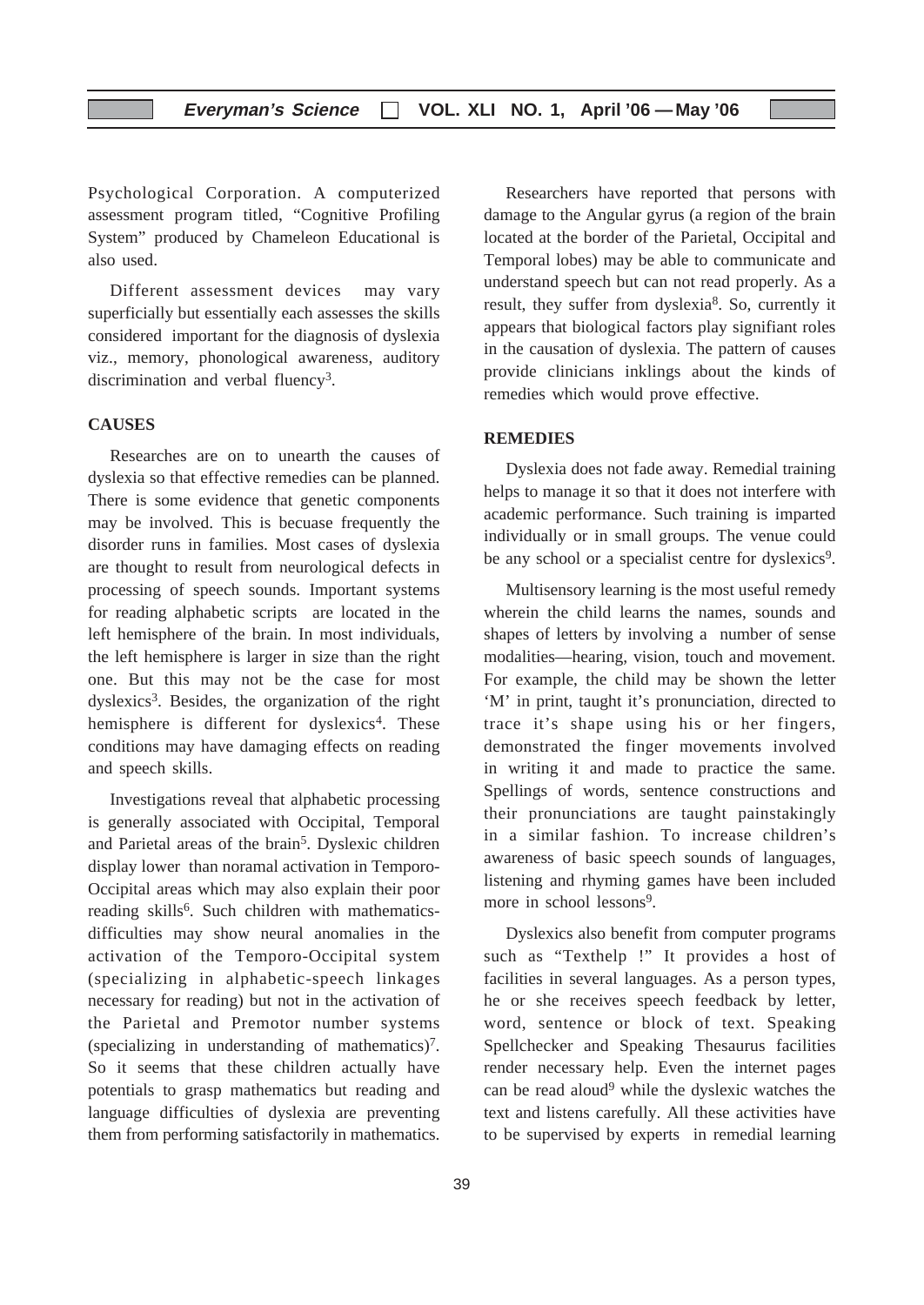Psychological Corporation. A computerized assessment program titled, "Cognitive Profiling System" produced by Chameleon Educational is also used.

Different assessment devices may vary superficially but essentially each assesses the skills considered important for the diagnosis of dyslexia viz., memory, phonological awareness, auditory discrimination and verbal fluency[3].

## CAUSES

Researches are on to unearth the causes of dyslexia so that effective remedies can be planned. There is some evidence that genetic components may be involved. This is becuase frequently the disorder runs in families. Most cases of dyslexia are thought to result from neurological defects in processing of speech sounds. Important systems for reading alphabetic scripts are located in the left hemisphere of the brain. In most individuals, the left hemisphere is larger in size than the right one. But this may not be the case for most dyslexics[3]. Besides, the organization of the right hemisphere is different for dyslexics[4]. These conditions may have damaging effects on reading and speech skills.

Investigations reveal that alphabetic processing is generally associated with Occipital, Temporal and Parietal areas of the brain[5]. Dyslexic children display lower than noramal activation in Temporo-Occipital areas which may also explain their poor reading skills[6]. Such children with mathematics-difficulties may show neural anomalies in the activation of the Temporo-Occipital system (specializing in alphabetic-speech linkages necessary for reading) but not in the activation of the Parietal and Premotor number systems (specializing in understanding of mathematics)[7]. So it seems that these children actually have potentials to grasp mathematics but reading and language difficulties of dyslexia are preventing them from performing satisfactorily in mathematics.

Researchers have reported that persons with damage to the Angular gyrus (a region of the brain located at the border of the Parietal, Occipital and Temporal lobes) may be able to communicate and understand speech but can not read properly. As a result, they suffer from dyslexia[8]. So, currently it appears that biological factors play signifiant roles in the causation of dyslexia. The pattern of causes provide clinicians inklings about the kinds of remedies which would prove effective.

## REMEDIES

Dyslexia does not fade away. Remedial training helps to manage it so that it does not interfere with academic performance. Such training is imparted individually or in small groups. The venue could be any school or a specialist centre for dyslexics[9].

Multisensory learning is the most useful remedy wherein the child learns the names, sounds and shapes of letters by involving a number of sense modalities—hearing, vision, touch and movement. For example, the child may be shown the letter 'M' in print, taught it's pronunciation, directed to trace it's shape using his or her fingers, demonstrated the finger movements involved in writing it and made to practice the same. Spellings of words, sentence constructions and their pronunciations are taught painstakingly in a similar fashion. To increase children's awareness of basic speech sounds of languages, listening and rhyming games have been included more in school lessons[9].

Dyslexics also benefit from computer programs such as "Texthelp !" It provides a host of facilities in several languages. As a person types, he or she receives speech feedback by letter, word, sentence or block of text. Speaking Spellchecker and Speaking Thesaurus facilities render necessary help. Even the internet pages can be read aloud[9] while the dyslexic watches the text and listens carefully. All these activities have to be supervised by experts in remedial learning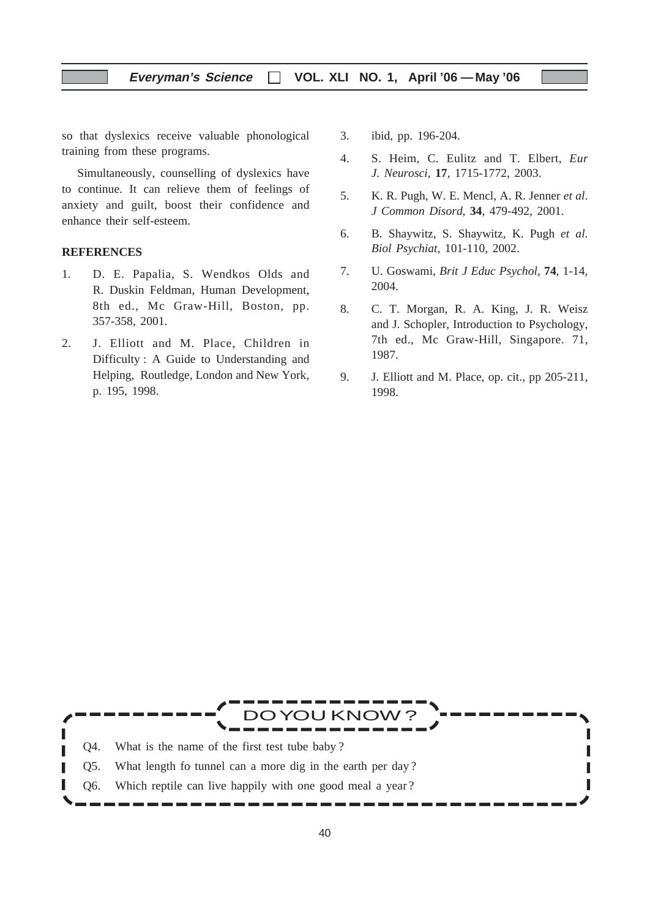so that dyslexics receive valuable phonological training from these programs.

Simultaneously, counselling of dyslexics have to continue. It can relieve them of feelings of anxiety and guilt, boost their confidence and enhance their self-esteem.

**REFERENCES**

1. D. E. Papalia, S. Wendkos Olds and R. Duskin Feldman, Human Development, 8th ed., Mc Graw-Hill, Boston, pp. 357-358, 2001.
2. J. Elliott and M. Place, Children in Difficulty : A Guide to Understanding and Helping, Routledge, London and New York, p. 195, 1998.
3. ibid, pp. 196-204.
4. S. Heim, C. Eulitz and T. Elbert, *Eur J. Neurosci*, **17**, 1715-1772, 2003.
5. K. R. Pugh, W. E. Mencl, A. R. Jenner *et al*. *J Common Disord*, **34**, 479-492, 2001.
6. B. Shaywitz, S. Shaywitz, K. Pugh *et al*. *Biol Psychiat*, 101-110, 2002.
7. U. Goswami, *Brit J Educ Psychol*, **74**, 1-14, 2004.
8. C. T. Morgan, R. A. King, J. R. Weisz and J. Schopler, Introduction to Psychology, 7th ed., Mc Graw-Hill, Singapore. 71, 1987.
9. J. Elliott and M. Place, op. cit., pp 205-211, 1998.

**DO YOU KNOW ?**

Q4. What is the name of the first test tube baby ?

Q5. What length fo tunnel can a more dig in the earth per day ?

Q6. Which reptile can live happily with one good meal a year ?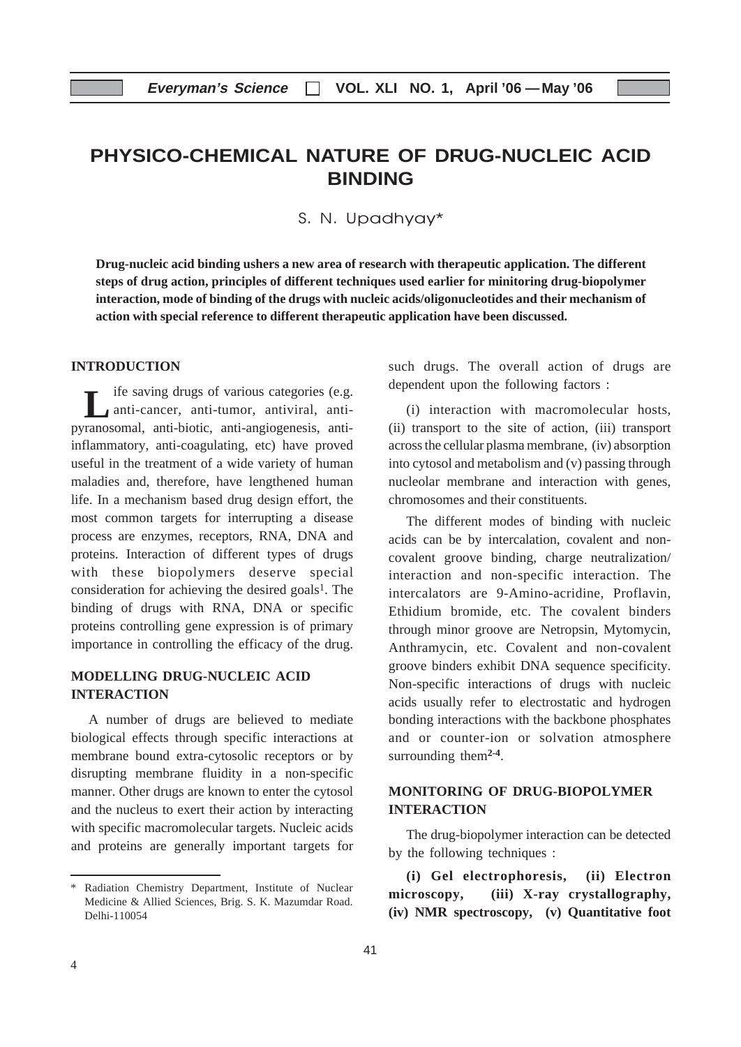# PHYSICO-CHEMICAL NATURE OF DRUG-NUCLEIC ACID BINDING

S. N. Upadhyay*

**Drug-nucleic acid binding ushers a new area of research with therapeutic application. The different steps of drug action, principles of different techniques used earlier for minitoring drug-biopolymer interaction, mode of binding of the drugs with nucleic acids/oligonucleotides and their mechanism of action with special reference to different therapeutic application have been discussed.**

## INTRODUCTION

Life saving drugs of various categories (e.g. anti-cancer, anti-tumor, antiviral, anti-pyranosomal, anti-biotic, anti-angiogenesis, anti-inflammatory, anti-coagulating, etc) have proved useful in the treatment of a wide variety of human maladies and, therefore, have lengthened human life. In a mechanism based drug design effort, the most common targets for interrupting a disease process are enzymes, receptors, RNA, DNA and proteins. Interaction of different types of drugs with these biopolymers deserve special consideration for achieving the desired goals[1]. The binding of drugs with RNA, DNA or specific proteins controlling gene expression is of primary importance in controlling the efficacy of the drug.

## MODELLING DRUG-NUCLEIC ACID INTERACTION

A number of drugs are believed to mediate biological effects through specific interactions at membrane bound extra-cytosolic receptors or by disrupting membrane fluidity in a non-specific manner. Other drugs are known to enter the cytosol and the nucleus to exert their action by interacting with specific macromolecular targets. Nucleic acids and proteins are generally important targets for such drugs. The overall action of drugs are dependent upon the following factors :

(i) interaction with macromolecular hosts, (ii) transport to the site of action, (iii) transport across the cellular plasma membrane, (iv) absorption into cytosol and metabolism and (v) passing through nucleolar membrane and interaction with genes, chromosomes and their constituents.

The different modes of binding with nucleic acids can be by intercalation, covalent and non-covalent groove binding, charge neutralization/ interaction and non-specific interaction. The intercalators are 9-Amino-acridine, Proflavin, Ethidium bromide, etc. The covalent binders through minor groove are Netropsin, Mytomycin, Anthramycin, etc. Covalent and non-covalent groove binders exhibit DNA sequence specificity. Non-specific interactions of drugs with nucleic acids usually refer to electrostatic and hydrogen bonding interactions with the backbone phosphates and or counter-ion or solvation atmosphere surrounding them[2-4].

## MONITORING OF DRUG-BIOPOLYMER INTERACTION

The drug-biopolymer interaction can be detected by the following techniques :

**(i) Gel electrophoresis, (ii) Electron microscopy, (iii) X-ray crystallography, (iv) NMR spectroscopy, (v) Quantitative foot**

---

\* Radiation Chemistry Department, Institute of Nuclear Medicine & Allied Sciences, Brig. S. K. Mazumdar Road. Delhi-110054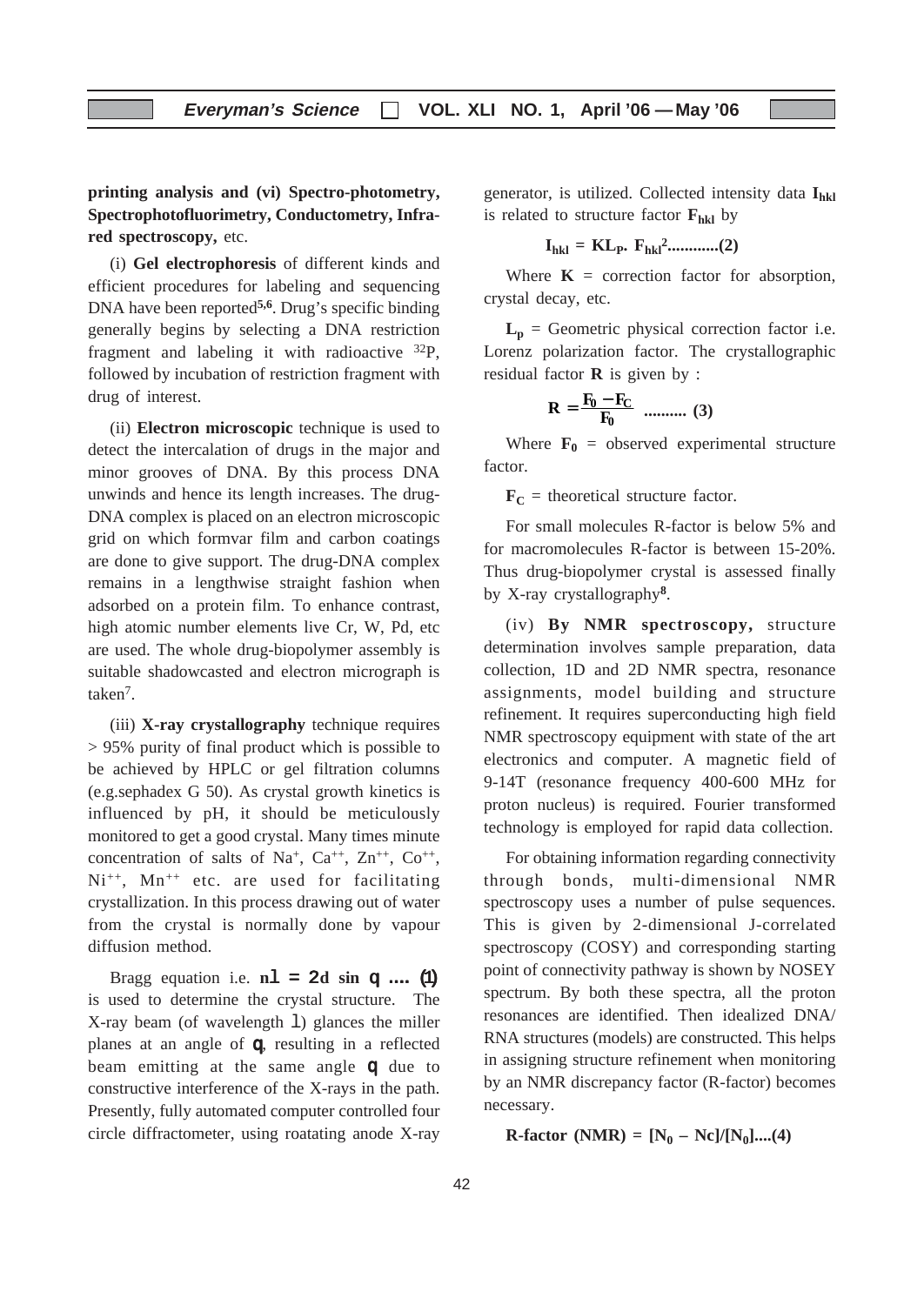**printing analysis and (vi) Spectro-photometry, Spectrophotofluorimetry, Conductometry, Infra-red spectroscopy,** etc.

(i) **Gel electrophoresis** of different kinds and efficient procedures for labeling and sequencing DNA have been reported[5,6]. Drug's specific binding generally begins by selecting a DNA restriction fragment and labeling it with radioactive $^{32}P$, followed by incubation of restriction fragment with drug of interest.

(ii) **Electron microscopic** technique is used to detect the intercalation of drugs in the major and minor grooves of DNA. By this process DNA unwinds and hence its length increases. The drug-DNA complex is placed on an electron microscopic grid on which formvar film and carbon coatings are done to give support. The drug-DNA complex remains in a lengthwise straight fashion when adsorbed on a protein film. To enhance contrast, high atomic number elements live Cr, W, Pd, etc are used. The whole drug-biopolymer assembly is suitable shadowcasted and electron micrograph is taken[7].

(iii) **X-ray crystallography** technique requires > 95% purity of final product which is possible to be achieved by HPLC or gel filtration columns (e.g.sephadex G 50). As crystal growth kinetics is influenced by pH, it should be meticulously monitored to get a good crystal. Many times minute concentration of salts of $Na^{+}$, $Ca^{++}$, $Zn^{++}$, $Co^{++}$, $Ni^{++}$, $Mn^{++}$ etc. are used for facilitating crystallization. In this process drawing out of water from the crystal is normally done by vapour diffusion method.

Bragg equation i.e. $n\lambda = 2d \sin \theta$ .... **(1)** is used to determine the crystal structure. The X-ray beam (of wavelength $\lambda$) glances the miller planes at an angle of $\theta$, resulting in a reflected beam emitting at the same angle $\theta$ due to constructive interference of the X-rays in the path. Presently, fully automated computer controlled four circle diffractometer, using roatating anode X-ray generator, is utilized. Collected intensity data $I_{hkl}$ is related to structure factor $F_{hkl}$ by

$$I_{hkl} = KL_P. F_{hkl}^2 \text{............(2)}$$

Where $K$ = correction factor for absorption, crystal decay, etc.

$L_p$ = Geometric physical correction factor i.e. Lorenz polarization factor. The crystallographic residual factor $R$ is given by :

$$R = \frac{F_0 - F_C}{F_0} \text{ .......... (3)}$$

Where $F_0$ = observed experimental structure factor.

$F_C$ = theoretical structure factor.

For small molecules R-factor is below 5% and for macromolecules R-factor is between 15-20%. Thus drug-biopolymer crystal is assessed finally by X-ray crystallography[8].

(iv) **By NMR spectroscopy,** structure determination involves sample preparation, data collection, 1D and 2D NMR spectra, resonance assignments, model building and structure refinement. It requires superconducting high field NMR spectroscopy equipment with state of the art electronics and computer. A magnetic field of 9-14T (resonance frequency 400-600 MHz for proton nucleus) is required. Fourier transformed technology is employed for rapid data collection.

For obtaining information regarding connectivity through bonds, multi-dimensional NMR spectroscopy uses a number of pulse sequences. This is given by 2-dimensional J-correlated spectroscopy (COSY) and corresponding starting point of connectivity pathway is shown by NOSEY spectrum. By both these spectra, all the proton resonances are identified. Then idealized DNA/ RNA structures (models) are constructed. This helps in assigning structure refinement when monitoring by an NMR discrepancy factor (R-factor) becomes necessary.

$$\text{R-factor (NMR)} = [N_0 - Nc]/[N_0] \text{....(4)}$$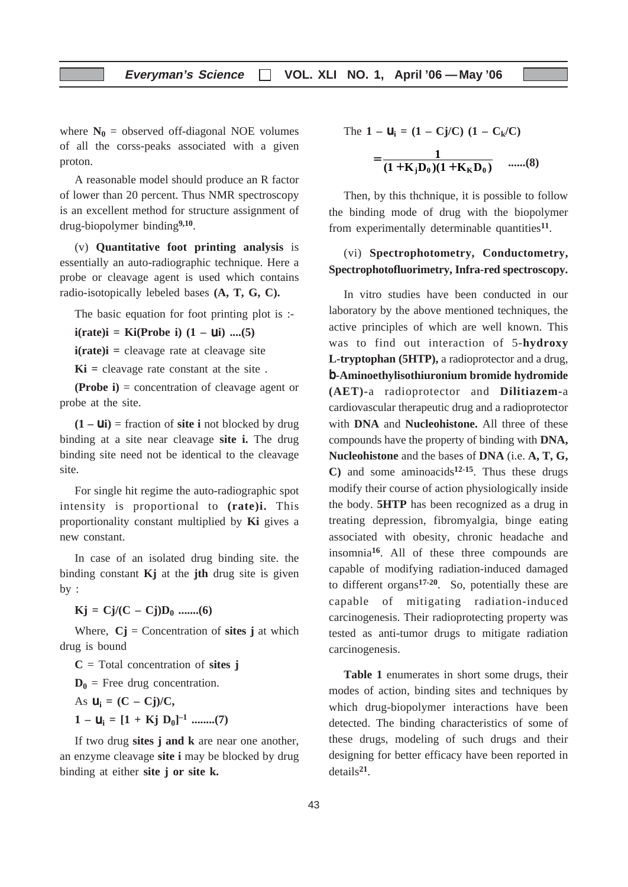where $N_0$ = observed off-diagonal NOE volumes of all the corss-peaks associated with a given proton.

A reasonable model should produce an R factor of lower than 20 percent. Thus NMR spectroscopy is an excellent method for structure assignment of drug-biopolymer binding[9,10].

(v) **Quantitative foot printing analysis** is essentially an auto-radiographic technique. Here a probe or cleavage agent is used which contains radio-isotopically lebeled bases **(A, T, G, C).**

The basic equation for foot printing plot is :-

$$i(\text{rate})i = Ki(\text{Probe } i)\ (1 - \upsilon i) \quad ....(5)$$

**i(rate)i =** cleavage rate at cleavage site

**Ki =** cleavage rate constant at the site .

**(Probe i)** = concentration of cleavage agent or probe at the site.

**$(1 - \upsilon i)$** = fraction of **site i** not blocked by drug binding at a site near cleavage **site i.** The drug binding site need not be identical to the cleavage site.

For single hit regime the auto-radiographic spot intensity is proportional to **(rate)i.** This proportionality constant multiplied by **Ki** gives a new constant.

In case of an isolated drug binding site. the binding constant **Kj** at the **jth** drug site is given by :

$$Kj = Cj/(C - Cj)D_0 \quad .......(6)$$

Where, **Cj** = Concentration of **sites j** at which drug is bound

**C** = Total concentration of **sites j**

$D_0$ = Free drug concentration.

As $\upsilon_i = (C - Cj)/C,$

$$1 - \upsilon_i = [1 + Kj\ D_0]^{-1} \quad ........(7)$$

If two drug **sites j and k** are near one another, an enzyme cleavage **site i** may be blocked by drug binding at either **site j or site k.**

The $1 - \upsilon_i = (1 - Cj/C)\ (1 - C_k/C)$

$$= \frac{1}{(1 + K_j D_0)(1 + K_K D_0)} \quad ......(8)$$

Then, by this thchnique, it is possible to follow the binding mode of drug with the biopolymer from experimentally determinable quantities[11].

(vi) **Spectrophotometry, Conductometry, Spectrophotofluorimetry, Infra-red spectroscopy.**

In vitro studies have been conducted in our laboratory by the above mentioned techniques, the active principles of which are well known. This was to find out interaction of 5-**hydroxy L-tryptophan (5HTP),** a radioprotector and a drug, **b-Aminoethylisothiuronium bromide hydromide (AET)**-a radioprotector and **Dilitiazem**-a cardiovascular therapeutic drug and a radioprotector with **DNA** and **Nucleohistone.** All three of these compounds have the property of binding with **DNA, Nucleohistone** and the bases of **DNA** (i.e. **A, T, G, C)** and some aminoacids[12-15]. Thus these drugs modify their course of action physiologically inside the body. **5HTP** has been recognized as a drug in treating depression, fibromyalgia, binge eating associated with obesity, chronic headache and insomnia[16]. All of these three compounds are capable of modifying radiation-induced damaged to different organs[17-20]. So, potentially these are capable of mitigating radiation-induced carcinogenesis. Their radioprotecting property was tested as anti-tumor drugs to mitigate radiation carcinogenesis.

**Table 1** enumerates in short some drugs, their modes of action, binding sites and techniques by which drug-biopolymer interactions have been detected. The binding characteristics of some of these drugs, modeling of such drugs and their designing for better efficacy have been reported in details[21].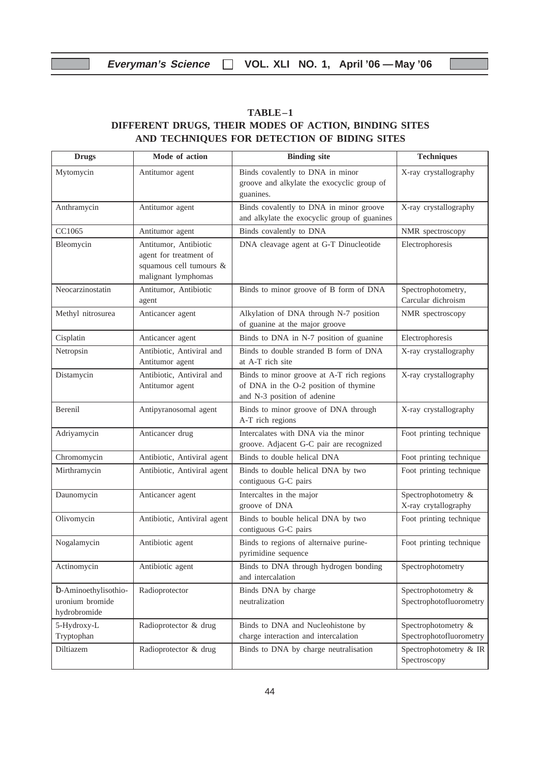**TABLE–1**

**DIFFERENT DRUGS, THEIR MODES OF ACTION, BINDING SITES AND TECHNIQUES FOR DETECTION OF BIDING SITES**

| Drugs | Mode of action | Binding site | Techniques |
|---|---|---|---|
| Mytomycin | Antitumor agent | Binds covalently to DNA in minor groove and alkylate the exocyclic group of guanines. | X-ray crystallography |
| Anthramycin | Antitumor agent | Binds covalently to DNA in minor groove and alkylate the exocyclic group of guanines | X-ray crystallography |
| CC1065 | Antitumor agent | Binds covalently to DNA | NMR spectroscopy |
| Bleomycin | Antitumor, Antibiotic agent for treatment of squamous cell tumours & malignant lymphomas | DNA cleavage agent at G-T Dinucleotide | Electrophoresis |
| Neocarzinostatin | Antitumor, Antibiotic agent | Binds to minor groove of B form of DNA | Spectrophotometry, Carcular dichroism |
| Methyl nitrosurea | Anticancer agent | Alkylation of DNA through N-7 position of guanine at the major groove | NMR spectroscopy |
| Cisplatin | Anticancer agent | Binds to DNA in N-7 position of guanine | Electrophoresis |
| Netropsin | Antibiotic, Antiviral and Antitumor agent | Binds to double stranded B form of DNA at A-T rich site | X-ray crystallography |
| Distamycin | Antibiotic, Antiviral and Antitumor agent | Binds to minor groove at A-T rich regions of DNA in the O-2 position of thymine and N-3 position of adenine | X-ray crystallography |
| Berenil | Antipyranosomal agent | Binds to minor groove of DNA through A-T rich regions | X-ray crystallography |
| Adriyamycin | Anticancer drug | Intercalates with DNA via the minor groove. Adjacent G-C pair are recognized | Foot printing technique |
| Chromomycin | Antibiotic, Antiviral agent | Binds to double helical DNA | Foot printing technique |
| Mirthramycin | Antibiotic, Antiviral agent | Binds to double helical DNA by two contiguous G-C pairs | Foot printing technique |
| Daunomycin | Anticancer agent | Intercaltes in the major groove of DNA | Spectrophotometry & X-ray crytallography |
| Olivomycin | Antibiotic, Antiviral agent | Binds to bouble helical DNA by two contiguous G-C pairs | Foot printing technique |
| Nogalamycin | Antibiotic agent | Binds to regions of alternaive purine-pyrimidine sequence | Foot printing technique |
| Actinomycin | Antibiotic agent | Binds to DNA through hydrogen bonding and intercalation | Spectrophotometry |
| b-Aminoethylisothio-uronium bromide hydrobromide | Radioprotector | Binds DNA by charge neutralization | Spectrophotometry & Spectrophotofluorometry |
| 5-Hydroxy-L Tryptophan | Radioprotector & drug | Binds to DNA and Nucleohistone by charge interaction and intercalation | Spectrophotometry & Spectrophotofluorometry |
| Diltiazem | Radioprotector & drug | Binds to DNA by charge neutralisation | Spectrophotometry & IR Spectroscopy |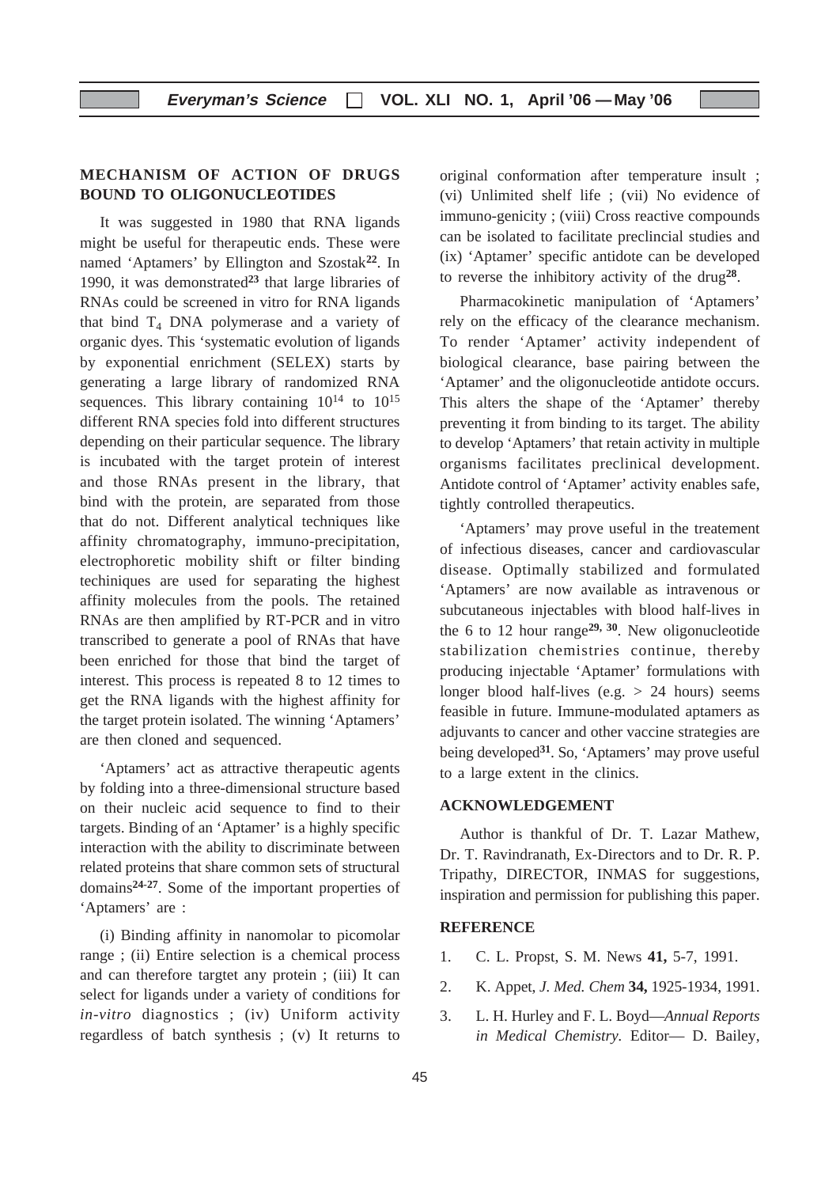## MECHANISM OF ACTION OF DRUGS BOUND TO OLIGONUCLEOTIDES

It was suggested in 1980 that RNA ligands might be useful for therapeutic ends. These were named 'Aptamers' by Ellington and Szostak[22]. In 1990, it was demonstrated[23] that large libraries of RNAs could be screened in vitro for RNA ligands that bind $T_4$ DNA polymerase and a variety of organic dyes. This 'systematic evolution of ligands by exponential enrichment (SELEX) starts by generating a large library of randomized RNA sequences. This library containing $10^{14}$ to $10^{15}$ different RNA species fold into different structures depending on their particular sequence. The library is incubated with the target protein of interest and those RNAs present in the library, that bind with the protein, are separated from those that do not. Different analytical techniques like affinity chromatography, immuno-precipitation, electrophoretic mobility shift or filter binding techiniques are used for separating the highest affinity molecules from the pools. The retained RNAs are then amplified by RT-PCR and in vitro transcribed to generate a pool of RNAs that have been enriched for those that bind the target of interest. This process is repeated 8 to 12 times to get the RNA ligands with the highest affinity for the target protein isolated. The winning 'Aptamers' are then cloned and sequenced.

'Aptamers' act as attractive therapeutic agents by folding into a three-dimensional structure based on their nucleic acid sequence to find to their targets. Binding of an 'Aptamer' is a highly specific interaction with the ability to discriminate between related proteins that share common sets of structural domains[24-27]. Some of the important properties of 'Aptamers' are :

(i) Binding affinity in nanomolar to picomolar range ; (ii) Entire selection is a chemical process and can therefore targtet any protein ; (iii) It can select for ligands under a variety of conditions for *in-vitro* diagnostics ; (iv) Uniform activity regardless of batch synthesis ; (v) It returns to original conformation after temperature insult ; (vi) Unlimited shelf life ; (vii) No evidence of immuno-genicity ; (viii) Cross reactive compounds can be isolated to facilitate preclincial studies and (ix) 'Aptamer' specific antidote can be developed to reverse the inhibitory activity of the drug[28].

Pharmacokinetic manipulation of 'Aptamers' rely on the efficacy of the clearance mechanism. To render 'Aptamer' activity independent of biological clearance, base pairing between the 'Aptamer' and the oligonucleotide antidote occurs. This alters the shape of the 'Aptamer' thereby preventing it from binding to its target. The ability to develop 'Aptamers' that retain activity in multiple organisms facilitates preclinical development. Antidote control of 'Aptamer' activity enables safe, tightly controlled therapeutics.

'Aptamers' may prove useful in the treatement of infectious diseases, cancer and cardiovascular disease. Optimally stabilized and formulated 'Aptamers' are now available as intravenous or subcutaneous injectables with blood half-lives in the 6 to 12 hour range[29, 30]. New oligonucleotide stabilization chemistries continue, thereby producing injectable 'Aptamer' formulations with longer blood half-lives (e.g. $>$ 24 hours) seems feasible in future. Immune-modulated aptamers as adjuvants to cancer and other vaccine strategies are being developed[31]. So, 'Aptamers' may prove useful to a large extent in the clinics.

## ACKNOWLEDGEMENT

Author is thankful of Dr. T. Lazar Mathew, Dr. T. Ravindranath, Ex-Directors and to Dr. R. P. Tripathy, DIRECTOR, INMAS for suggestions, inspiration and permission for publishing this paper.

## REFERENCE

1. C. L. Propst, S. M. News **41,** 5-7, 1991.
2. K. Appet, *J. Med. Chem* **34,** 1925-1934, 1991.
3. L. H. Hurley and F. L. Boyd—*Annual Reports in Medical Chemistry.* Editor— D. Bailey,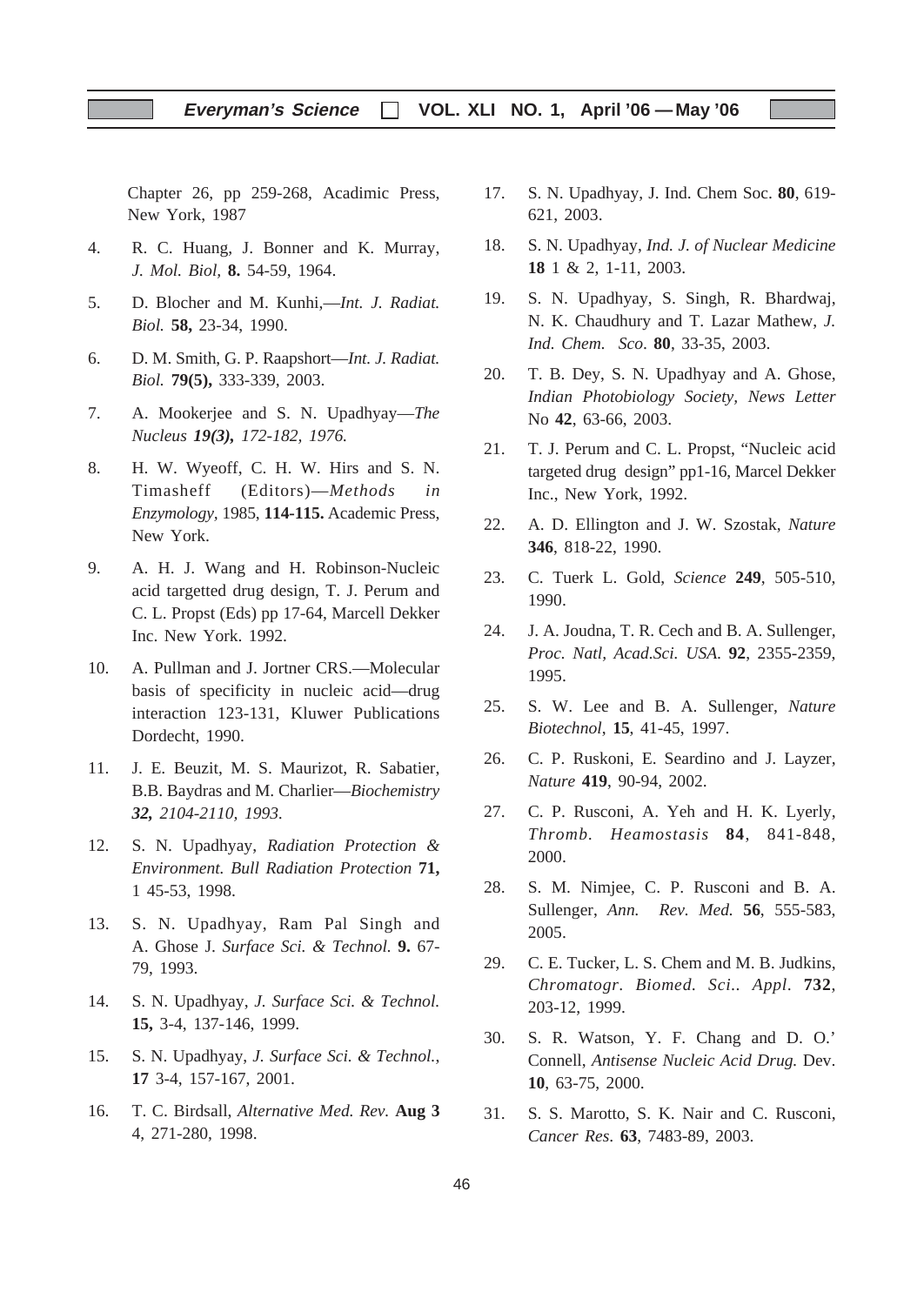Chapter 26, pp 259-268, Acadimic Press, New York, 1987

4. R. C. Huang, J. Bonner and K. Murray, *J. Mol. Biol,* **8.** 54-59, 1964.

5. D. Blocher and M. Kunhi,—*Int. J. Radiat. Biol.* **58,** 23-34, 1990.

6. D. M. Smith, G. P. Raapshort—*Int. J. Radiat. Biol.* **79(5),** 333-339, 2003.

7. A. Mookerjee and S. N. Upadhyay—*The Nucleus* ***19(3),*** *172-182, 1976.*

8. H. W. Wyeoff, C. H. W. Hirs and S. N. Timasheff (Editors)—*Methods in Enzymology*, 1985, **114-115.** Academic Press, New York.

9. A. H. J. Wang and H. Robinson-Nucleic acid targetted drug design, T. J. Perum and C. L. Propst (Eds) pp 17-64, Marcell Dekker Inc. New York. 1992.

10. A. Pullman and J. Jortner CRS.—Molecular basis of specificity in nucleic acid—drug interaction 123-131, Kluwer Publications Dordecht, 1990.

11. J. E. Beuzit, M. S. Maurizot, R. Sabatier, B.B. Baydras and M. Charlier—*Biochemistry* ***32,*** *2104-2110, 1993.*

12. S. N. Upadhyay, *Radiation Protection & Environment. Bull Radiation Protection* **71,** 1 45-53, 1998.

13. S. N. Upadhyay, Ram Pal Singh and A. Ghose J. *Surface Sci. & Technol.* **9.** 67-79, 1993.

14. S. N. Upadhyay, *J. Surface Sci. & Technol.* **15,** 3-4, 137-146, 1999.

15. S. N. Upadhyay, *J. Surface Sci. & Technol.*, **17** 3-4, 157-167, 2001.

16. T. C. Birdsall, *Alternative Med. Rev.* **Aug 3** 4, 271-280, 1998.

17. S. N. Upadhyay, J. Ind. Chem Soc. **80**, 619-621, 2003.

18. S. N. Upadhyay, *Ind. J. of Nuclear Medicine* **18** 1 & 2, 1-11, 2003.

19. S. N. Upadhyay, S. Singh, R. Bhardwaj, N. K. Chaudhury and T. Lazar Mathew, *J. Ind. Chem. Sco*. **80**, 33-35, 2003.

20. T. B. Dey, S. N. Upadhyay and A. Ghose, *Indian Photobiology Society, News Letter* No **42**, 63-66, 2003.

21. T. J. Perum and C. L. Propst, "Nucleic acid targeted drug design" pp1-16, Marcel Dekker Inc., New York, 1992.

22. A. D. Ellington and J. W. Szostak, *Nature* **346**, 818-22, 1990.

23. C. Tuerk L. Gold, *Science* **249**, 505-510, 1990.

24. J. A. Joudna, T. R. Cech and B. A. Sullenger, *Proc. Natl, Acad.Sci. USA.* **92**, 2355-2359, 1995.

25. S. W. Lee and B. A. Sullenger, *Nature Biotechnol*, **15**, 41-45, 1997.

26. C. P. Ruskoni, E. Seardino and J. Layzer, *Nature* **419**, 90-94, 2002.

27. C. P. Rusconi, A. Yeh and H. K. Lyerly, *Thromb. Heamostasis* **84**, 841-848, 2000.

28. S. M. Nimjee, C. P. Rusconi and B. A. Sullenger, *Ann. Rev. Med.* **56**, 555-583, 2005.

29. C. E. Tucker, L. S. Chem and M. B. Judkins, *Chromatogr. Biomed. Sci.. Appl.* **732**, 203-12, 1999.

30. S. R. Watson, Y. F. Chang and D. O.' Connell, *Antisense Nucleic Acid Drug.* Dev. **10**, 63-75, 2000.

31. S. S. Marotto, S. K. Nair and C. Rusconi, *Cancer Res.* **63**, 7483-89, 2003.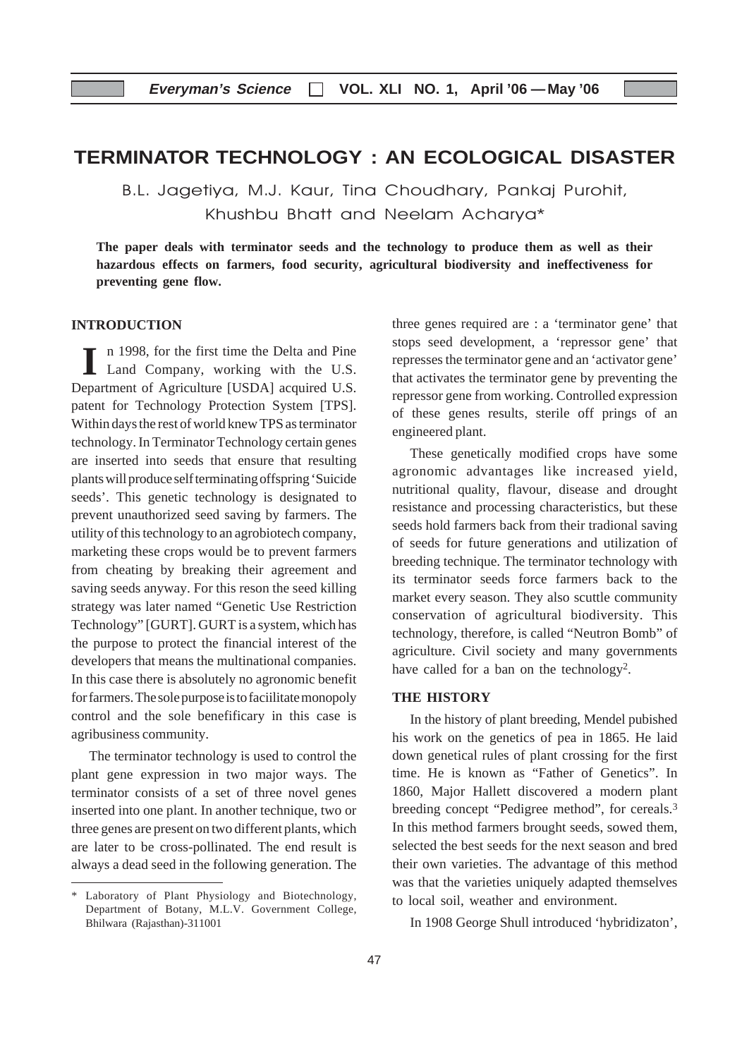# TERMINATOR TECHNOLOGY : AN ECOLOGICAL DISASTER

B.L. Jagetiya, M.J. Kaur, Tina Choudhary, Pankaj Purohit, Khushbu Bhatt and Neelam Acharya*

**The paper deals with terminator seeds and the technology to produce them as well as their hazardous effects on farmers, food security, agricultural biodiversity and ineffectiveness for preventing gene flow.**

## INTRODUCTION

In 1998, for the first time the Delta and Pine Land Company, working with the U.S. Department of Agriculture [USDA] acquired U.S. patent for Technology Protection System [TPS]. Within days the rest of world knew TPS as terminator technology. In Terminator Technology certain genes are inserted into seeds that ensure that resulting plants will produce self terminating offspring 'Suicide seeds'. This genetic technology is designated to prevent unauthorized seed saving by farmers. The utility of this technology to an agrobiotech company, marketing these crops would be to prevent farmers from cheating by breaking their agreement and saving seeds anyway. For this reson the seed killing strategy was later named "Genetic Use Restriction Technology" [GURT]. GURT is a system, which has the purpose to protect the financial interest of the developers that means the multinational companies. In this case there is absolutely no agronomic benefit for farmers. The sole purpose is to faciilitate monopoly control and the sole benefificary in this case is agribusiness community.

The terminator technology is used to control the plant gene expression in two major ways. The terminator consists of a set of three novel genes inserted into one plant. In another technique, two or three genes are present on two different plants, which are later to be cross-pollinated. The end result is always a dead seed in the following generation. The three genes required are : a 'terminator gene' that stops seed development, a 'repressor gene' that represses the terminator gene and an 'activator gene' that activates the terminator gene by preventing the repressor gene from working. Controlled expression of these genes results, sterile off prings of an engineered plant.

These genetically modified crops have some agronomic advantages like increased yield, nutritional quality, flavour, disease and drought resistance and processing characteristics, but these seeds hold farmers back from their tradional saving of seeds for future generations and utilization of breeding technique. The terminator technology with its terminator seeds force farmers back to the market every season. They also scuttle community conservation of agricultural biodiversity. This technology, therefore, is called "Neutron Bomb" of agriculture. Civil society and many governments have called for a ban on the technology[2].

## THE HISTORY

In the history of plant breeding, Mendel pubished his work on the genetics of pea in 1865. He laid down genetical rules of plant crossing for the first time. He is known as "Father of Genetics". In 1860, Major Hallett discovered a modern plant breeding concept "Pedigree method", for cereals.[3] In this method farmers brought seeds, sowed them, selected the best seeds for the next season and bred their own varieties. The advantage of this method was that the varieties uniquely adapted themselves to local soil, weather and environment.

In 1908 George Shull introduced 'hybridizaton',

* Laboratory of Plant Physiology and Biotechnology, Department of Botany, M.L.V. Government College, Bhilwara (Rajasthan)-311001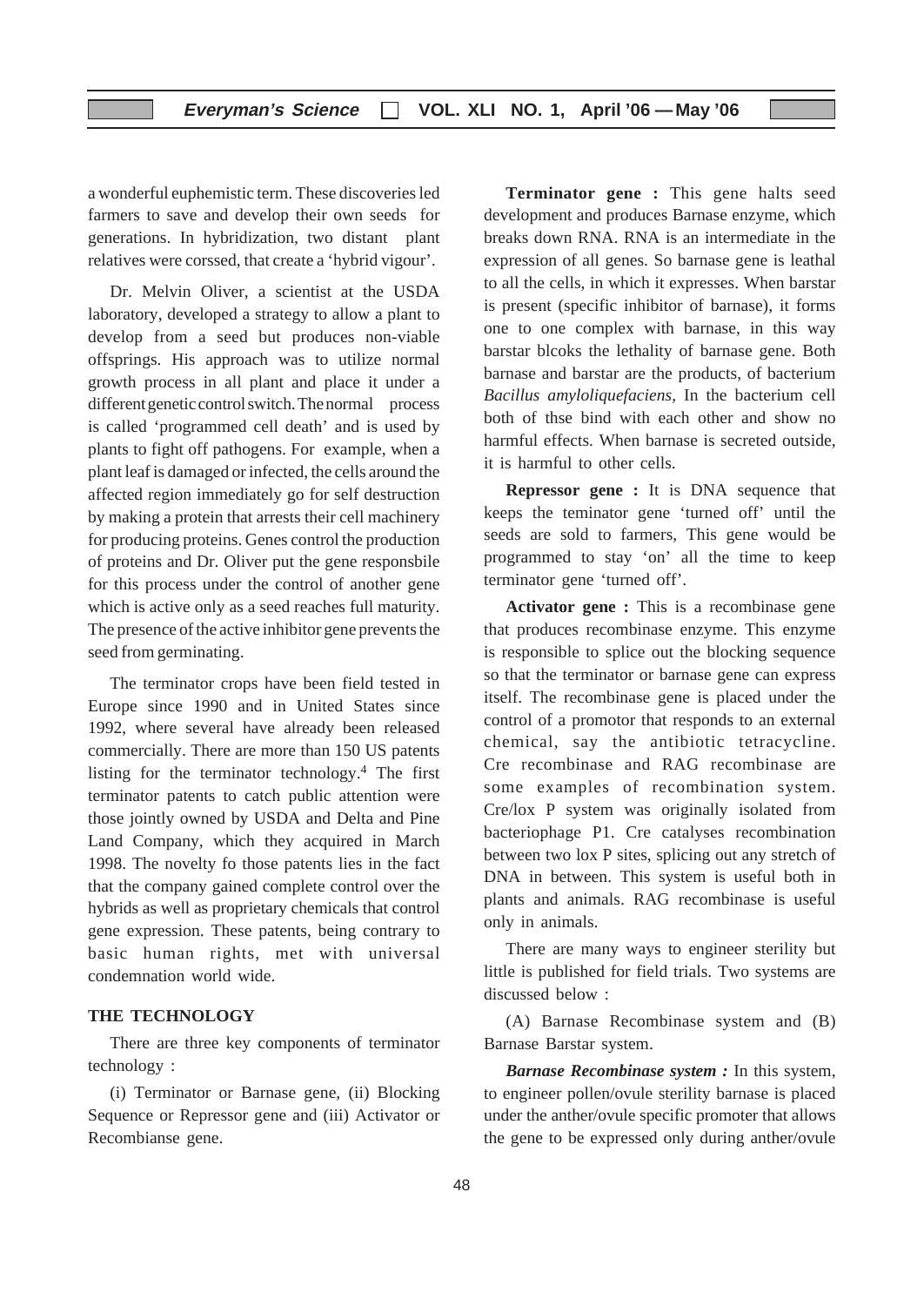a wonderful euphemistic term. These discoveries led farmers to save and develop their own seeds for generations. In hybridization, two distant plant relatives were corssed, that create a 'hybrid vigour'.

Dr. Melvin Oliver, a scientist at the USDA laboratory, developed a strategy to allow a plant to develop from a seed but produces non-viable offsprings. His approach was to utilize normal growth process in all plant and place it under a different genetic control switch. The normal process is called 'programmed cell death' and is used by plants to fight off pathogens. For example, when a plant leaf is damaged or infected, the cells around the affected region immediately go for self destruction by making a protein that arrests their cell machinery for producing proteins. Genes control the production of proteins and Dr. Oliver put the gene responsbile for this process under the control of another gene which is active only as a seed reaches full maturity. The presence of the active inhibitor gene prevents the seed from germinating.

The terminator crops have been field tested in Europe since 1990 and in United States since 1992, where several have already been released commercially. There are more than 150 US patents listing for the terminator technology.[4] The first terminator patents to catch public attention were those jointly owned by USDA and Delta and Pine Land Company, which they acquired in March 1998. The novelty fo those patents lies in the fact that the company gained complete control over the hybrids as well as proprietary chemicals that control gene expression. These patents, being contrary to basic human rights, met with universal condemnation world wide.

## THE TECHNOLOGY

There are three key components of terminator technology :

(i) Terminator or Barnase gene, (ii) Blocking Sequence or Repressor gene and (iii) Activator or Recombianse gene.

**Terminator gene :** This gene halts seed development and produces Barnase enzyme, which breaks down RNA. RNA is an intermediate in the expression of all genes. So barnase gene is leathal to all the cells, in which it expresses. When barstar is present (specific inhibitor of barnase), it forms one to one complex with barnase, in this way barstar blcoks the lethality of barnase gene. Both barnase and barstar are the products, of bacterium *Bacillus amyloliquefaciens,* In the bacterium cell both of thse bind with each other and show no harmful effects. When barnase is secreted outside, it is harmful to other cells.

**Repressor gene :** It is DNA sequence that keeps the teminator gene 'turned off' until the seeds are sold to farmers, This gene would be programmed to stay 'on' all the time to keep terminator gene 'turned off'.

**Activator gene :** This is a recombinase gene that produces recombinase enzyme. This enzyme is responsible to splice out the blocking sequence so that the terminator or barnase gene can express itself. The recombinase gene is placed under the control of a promotor that responds to an external chemical, say the antibiotic tetracycline. Cre recombinase and RAG recombinase are some examples of recombination system. Cre/lox P system was originally isolated from bacteriophage P1. Cre catalyses recombination between two lox P sites, splicing out any stretch of DNA in between. This system is useful both in plants and animals. RAG recombinase is useful only in animals.

There are many ways to engineer sterility but little is published for field trials. Two systems are discussed below :

(A) Barnase Recombinase system and (B) Barnase Barstar system.

***Barnase Recombinase system :*** In this system, to engineer pollen/ovule sterility barnase is placed under the anther/ovule specific promoter that allows the gene to be expressed only during anther/ovule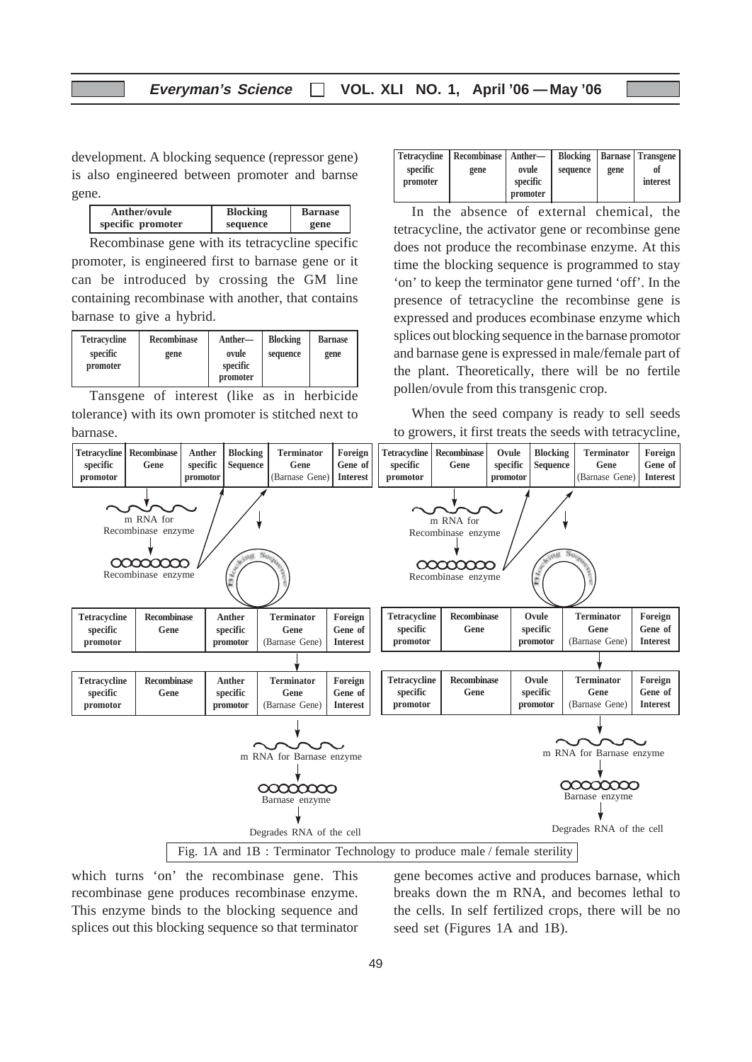development. A blocking sequence (repressor gene) is also engineered between promoter and barnse gene.

| Anther/ovule specific promoter | Blocking sequence | Barnase gene |
|---|---|---|

Recombinase gene with its tetracycline specific promoter, is engineered first to barnase gene or it can be introduced by crossing the GM line containing recombinase with another, that contains barnase to give a hybrid.

| Tetracycline specific promoter | Recombinase gene | Anther— ovule specific promoter | Blocking sequence | Barnase gene |
|---|---|---|---|---|

Tansgene of interest (like as in herbicide tolerance) with its own promoter is stitched next to barnase.

| Tetracycline specific promoter | Recombinase gene | Anther— ovule specific promoter | Blocking sequence | Barnase gene | Transgene of interest |
|---|---|---|---|---|---|

In the absence of external chemical, the tetracycline, the activator gene or recombinse gene does not produce the recombinase enzyme. At this time the blocking sequence is programmed to stay 'on' to keep the terminator gene turned 'off'. In the presence of tetracycline the recombinse gene is expressed and produces ecombinase enzyme which splices out blocking sequence in the barnase promotor and barnase gene is expressed in male/female part of the plant. Theoretically, there will be no fertile pollen/ovule from this transgenic crop.

When the seed company is ready to sell seeds to growers, it first treats the seeds with tetracycline, which turns 'on' the recombinase gene. This recombinase gene produces recombinase enzyme. This enzyme binds to the blocking sequence and splices out this blocking sequence so that terminator gene becomes active and produces barnase, which breaks down the m RNA, and becomes lethal to the cells. In self fertilized crops, there will be no seed set (Figures 1A and 1B).

Tetracycline specific promotor | Recombinase Gene | Anther specific promotor | Blocking Sequence | Terminator Gene (Barnase Gene) | Foreign Gene of Interest

m RNA for Recombinase enzyme

Recombinase enzyme

Blocking Sequence

Tetracycline specific promotor | Recombinase Gene | Anther specific promotor | Terminator Gene (Barnase Gene) | Foreign Gene of Interest

m RNA for Barnase enzyme

Barnase enzyme

Degrades RNA of the cell

Tetracycline specific promotor | Recombinase Gene | Ovule specific promotor | Blocking Sequence | Terminator Gene (Barnase Gene) | Foreign Gene of Interest

m RNA for Recombinase enzyme

Recombinase enzyme

Blocking Sequence

Tetracycline specific promotor | Recombinase Gene | Ovule specific promotor | Terminator Gene (Barnase Gene) | Foreign Gene of Interest

m RNA for Barnase enzyme

Barnase enzyme

Degrades RNA of the cell

Fig. 1A and 1B : Terminator Technology to produce male / female sterility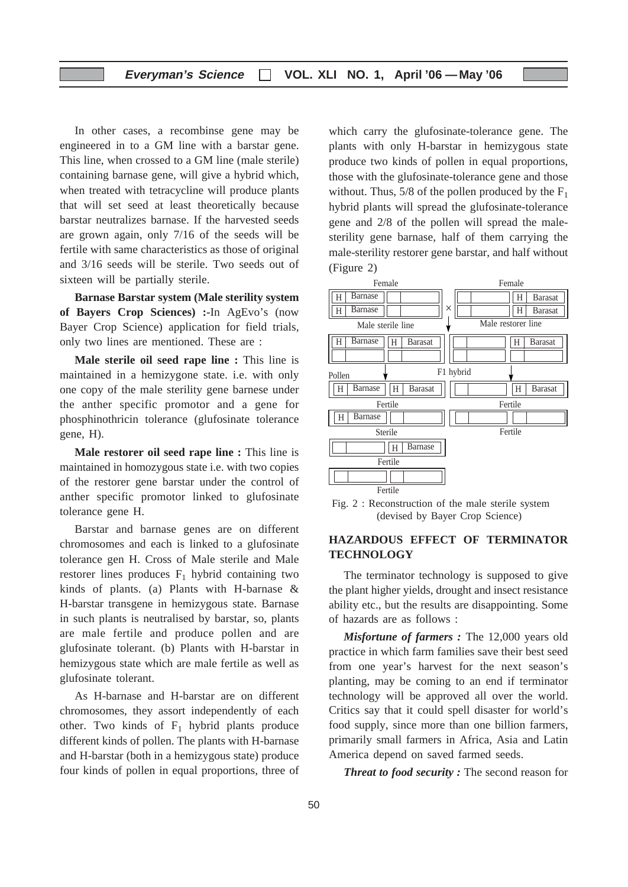In other cases, a recombinse gene may be engineered in to a GM line with a barstar gene. This line, when crossed to a GM line (male sterile) containing barnase gene, will give a hybrid which, when treated with tetracycline will produce plants that will set seed at least theoretically because barstar neutralizes barnase. If the harvested seeds are grown again, only 7/16 of the seeds will be fertile with same characteristics as those of original and 3/16 seeds will be sterile. Two seeds out of sixteen will be partially sterile.

**Barnase Barstar system (Male sterility system of Bayers Crop Sciences) :-**In AgEvo's (now Bayer Crop Science) application for field trials, only two lines are mentioned. These are :

**Male sterile oil seed rape line :** This line is maintained in a hemizygone state. i.e. with only one copy of the male sterility gene barnese under the anther specific promotor and a gene for phosphinothricin tolerance (glufosinate tolerance gene, H).

**Male restorer oil seed rape line :** This line is maintained in homozygous state i.e. with two copies of the restorer gene barstar under the control of anther specific promotor linked to glufosinate tolerance gene H.

Barstar and barnase genes are on different chromosomes and each is linked to a glufosinate tolerance gen H. Cross of Male sterile and Male restorer lines produces $F_1$ hybrid containing two kinds of plants. (a) Plants with H-barnase & H-barstar transgene in hemizygous state. Barnase in such plants is neutralised by barstar, so, plants are male fertile and produce pollen and are glufosinate tolerant. (b) Plants with H-barstar in hemizygous state which are male fertile as well as glufosinate tolerant.

As H-barnase and H-barstar are on different chromosomes, they assort independently of each other. Two kinds of $F_1$ hybrid plants produce different kinds of pollen. The plants with H-barnase and H-barstar (both in a hemizygous state) produce four kinds of pollen in equal proportions, three of which carry the glufosinate-tolerance gene. The plants with only H-barstar in hemizygous state produce two kinds of pollen in equal proportions, those with the glufosinate-tolerance gene and those without. Thus, 5/8 of the pollen produced by the $F_1$ hybrid plants will spread the glufosinate-tolerance gene and 2/8 of the pollen will spread the male-sterility gene barnase, half of them carrying the male-sterility restorer gene barstar, and half without (Figure 2)

Female
H Barnase
H Barnase
Male sterile line
×
Female
H Barasat
H Barasat
Male restorer line
H Barnase H Barasat
H Barasat
F1 hybrid
Pollen
H Barnase H Barasat
Fertile
H Barasat
Fertile
H Barnase
Sterile
Fertile
H Barnase
Fertile
Fertile

Fig. 2 : Reconstruction of the male sterile system (devised by Bayer Crop Science)

## HAZARDOUS EFFECT OF TERMINATOR TECHNOLOGY

The terminator technology is supposed to give the plant higher yields, drought and insect resistance ability etc., but the results are disappointing. Some of hazards are as follows :

***Misfortune of farmers :*** The 12,000 years old practice in which farm families save their best seed from one year's harvest for the next season's planting, may be coming to an end if terminator technology will be approved all over the world. Critics say that it could spell disaster for world's food supply, since more than one billion farmers, primarily small farmers in Africa, Asia and Latin America depend on saved farmed seeds.

***Threat to food security :*** The second reason for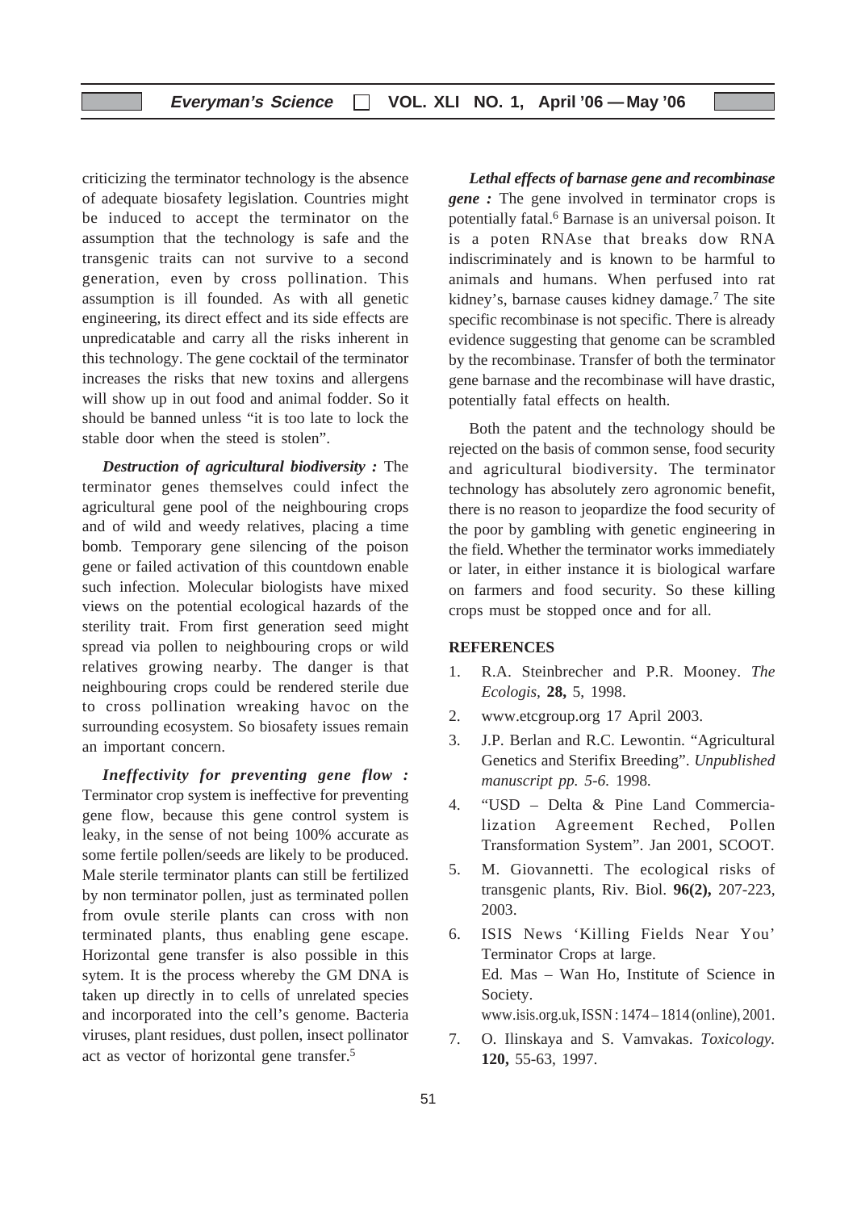criticizing the terminator technology is the absence of adequate biosafety legislation. Countries might be induced to accept the terminator on the assumption that the technology is safe and the transgenic traits can not survive to a second generation, even by cross pollination. This assumption is ill founded. As with all genetic engineering, its direct effect and its side effects are unpredicatable and carry all the risks inherent in this technology. The gene cocktail of the terminator increases the risks that new toxins and allergens will show up in out food and animal fodder. So it should be banned unless "it is too late to lock the stable door when the steed is stolen".

***Destruction of agricultural biodiversity :*** The terminator genes themselves could infect the agricultural gene pool of the neighbouring crops and of wild and weedy relatives, placing a time bomb. Temporary gene silencing of the poison gene or failed activation of this countdown enable such infection. Molecular biologists have mixed views on the potential ecological hazards of the sterility trait. From first generation seed might spread via pollen to neighbouring crops or wild relatives growing nearby. The danger is that neighbouring crops could be rendered sterile due to cross pollination wreaking havoc on the surrounding ecosystem. So biosafety issues remain an important concern.

***Ineffectivity for preventing gene flow :*** Terminator crop system is ineffective for preventing gene flow, because this gene control system is leaky, in the sense of not being 100% accurate as some fertile pollen/seeds are likely to be produced. Male sterile terminator plants can still be fertilized by non terminator pollen, just as terminated pollen from ovule sterile plants can cross with non terminated plants, thus enabling gene escape. Horizontal gene transfer is also possible in this sytem. It is the process whereby the GM DNA is taken up directly in to cells of unrelated species and incorporated into the cell's genome. Bacteria viruses, plant residues, dust pollen, insect pollinator act as vector of horizontal gene transfer.[5]

***Lethal effects of barnase gene and recombinase gene :*** The gene involved in terminator crops is potentially fatal.[6] Barnase is an universal poison. It is a poten RNAse that breaks dow RNA indiscriminately and is known to be harmful to animals and humans. When perfused into rat kidney's, barnase causes kidney damage.[7] The site specific recombinase is not specific. There is already evidence suggesting that genome can be scrambled by the recombinase. Transfer of both the terminator gene barnase and the recombinase will have drastic, potentially fatal effects on health.

Both the patent and the technology should be rejected on the basis of common sense, food security and agricultural biodiversity. The terminator technology has absolutely zero agronomic benefit, there is no reason to jeopardize the food security of the poor by gambling with genetic engineering in the field. Whether the terminator works immediately or later, in either instance it is biological warfare on farmers and food security. So these killing crops must be stopped once and for all.

## REFERENCES

1. R.A. Steinbrecher and P.R. Mooney. *The Ecologis*, **28,** 5, 1998.
2. www.etcgroup.org 17 April 2003.
3. J.P. Berlan and R.C. Lewontin. "Agricultural Genetics and Sterifix Breeding". *Unpublished manuscript pp. 5-6.* 1998.
4. "USD – Delta & Pine Land Commercia-lization Agreement Reched, Pollen Transformation System". Jan 2001, SCOOT.
5. M. Giovannetti. The ecological risks of transgenic plants, Riv. Biol. **96(2),** 207-223, 2003.
6. ISIS News 'Killing Fields Near You' Terminator Crops at large. Ed. Mas – Wan Ho, Institute of Science in Society. www.isis.org.uk, ISSN : 1474 – 1814 (online), 2001.
7. O. Ilinskaya and S. Vamvakas. *Toxicology.* **120,** 55-63, 1997.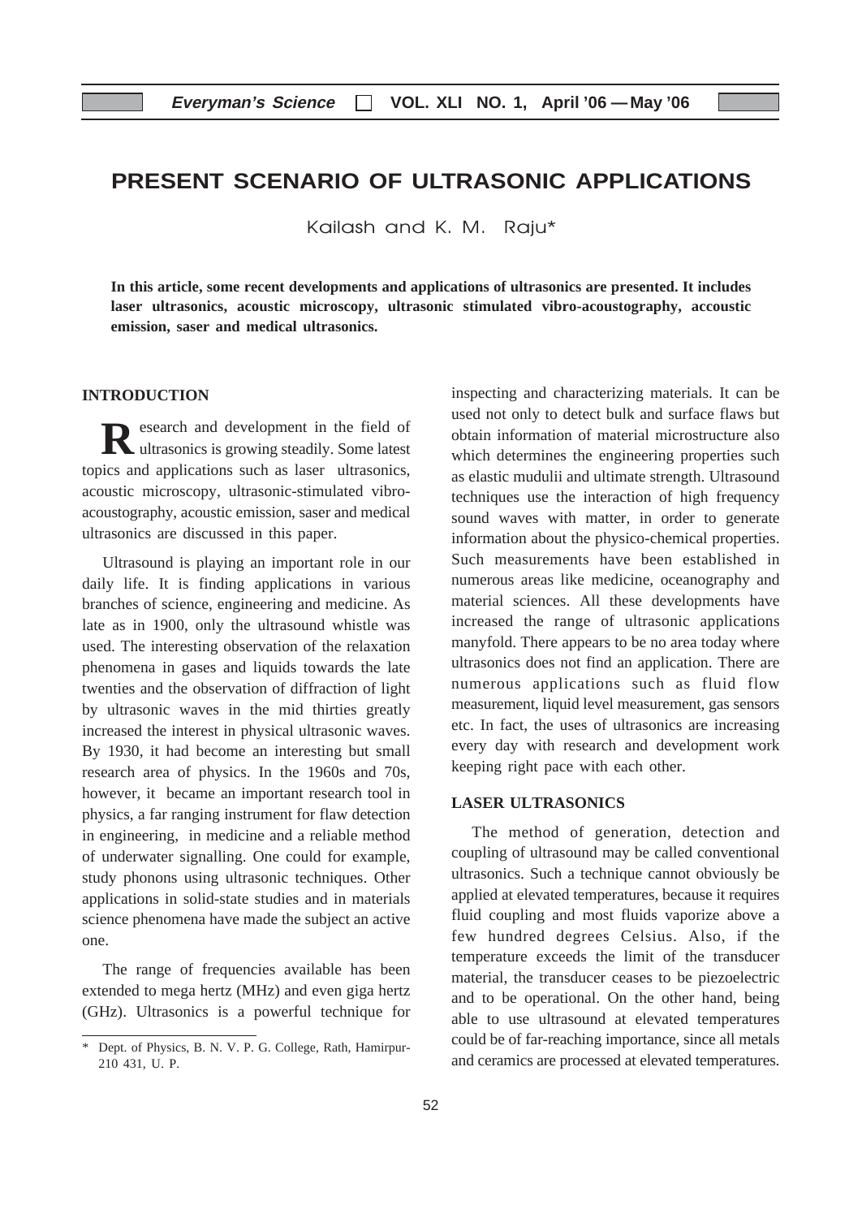# PRESENT SCENARIO OF ULTRASONIC APPLICATIONS

Kailash and K. M. Raju*

**In this article, some recent developments and applications of ultrasonics are presented. It includes laser ultrasonics, acoustic microscopy, ultrasonic stimulated vibro-acoustography, accoustic emission, saser and medical ultrasonics.**

## INTRODUCTION

Research and development in the field of ultrasonics is growing steadily. Some latest topics and applications such as laser ultrasonics, acoustic microscopy, ultrasonic-stimulated vibro-acoustography, acoustic emission, saser and medical ultrasonics are discussed in this paper.

Ultrasound is playing an important role in our daily life. It is finding applications in various branches of science, engineering and medicine. As late as in 1900, only the ultrasound whistle was used. The interesting observation of the relaxation phenomena in gases and liquids towards the late twenties and the observation of diffraction of light by ultrasonic waves in the mid thirties greatly increased the interest in physical ultrasonic waves. By 1930, it had become an interesting but small research area of physics. In the 1960s and 70s, however, it became an important research tool in physics, a far ranging instrument for flaw detection in engineering, in medicine and a reliable method of underwater signalling. One could for example, study phonons using ultrasonic techniques. Other applications in solid-state studies and in materials science phenomena have made the subject an active one.

The range of frequencies available has been extended to mega hertz (MHz) and even giga hertz (GHz). Ultrasonics is a powerful technique for inspecting and characterizing materials. It can be used not only to detect bulk and surface flaws but obtain information of material microstructure also which determines the engineering properties such as elastic mudulii and ultimate strength. Ultrasound techniques use the interaction of high frequency sound waves with matter, in order to generate information about the physico-chemical properties. Such measurements have been established in numerous areas like medicine, oceanography and material sciences. All these developments have increased the range of ultrasonic applications manyfold. There appears to be no area today where ultrasonics does not find an application. There are numerous applications such as fluid flow measurement, liquid level measurement, gas sensors etc. In fact, the uses of ultrasonics are increasing every day with research and development work keeping right pace with each other.

## LASER ULTRASONICS

The method of generation, detection and coupling of ultrasound may be called conventional ultrasonics. Such a technique cannot obviously be applied at elevated temperatures, because it requires fluid coupling and most fluids vaporize above a few hundred degrees Celsius. Also, if the temperature exceeds the limit of the transducer material, the transducer ceases to be piezoelectric and to be operational. On the other hand, being able to use ultrasound at elevated temperatures could be of far-reaching importance, since all metals and ceramics are processed at elevated temperatures.

---

* Dept. of Physics, B. N. V. P. G. College, Rath, Hamirpur-210 431, U. P.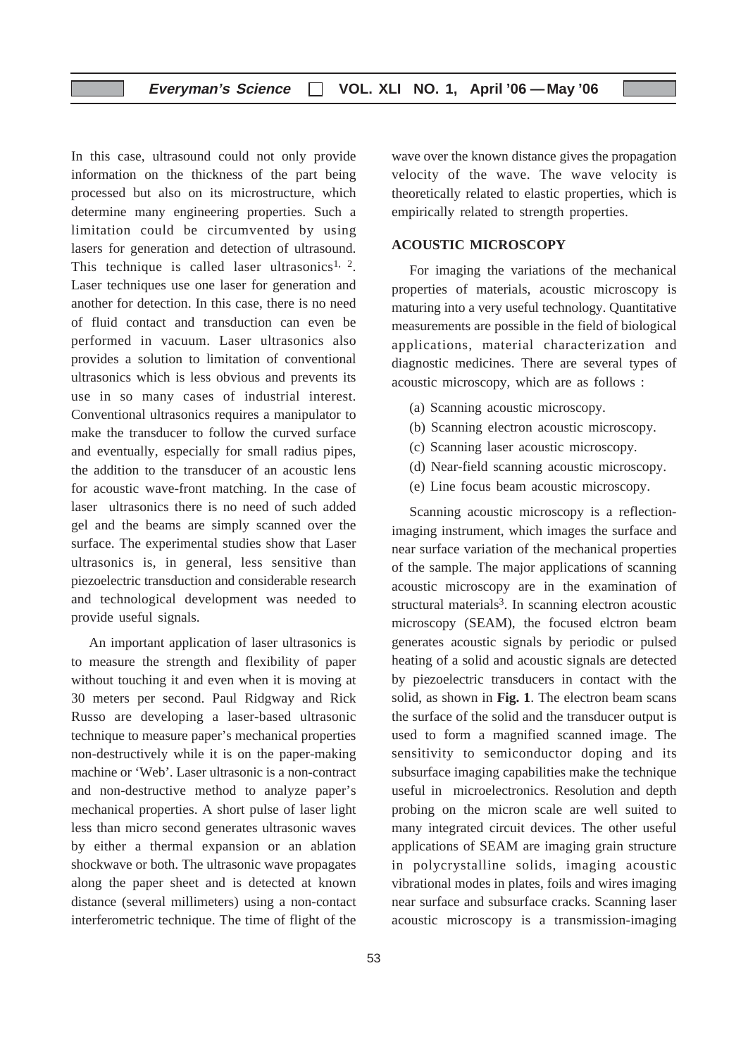In this case, ultrasound could not only provide information on the thickness of the part being processed but also on its microstructure, which determine many engineering properties. Such a limitation could be circumvented by using lasers for generation and detection of ultrasound. This technique is called laser ultrasonics[1, 2]. Laser techniques use one laser for generation and another for detection. In this case, there is no need of fluid contact and transduction can even be performed in vacuum. Laser ultrasonics also provides a solution to limitation of conventional ultrasonics which is less obvious and prevents its use in so many cases of industrial interest. Conventional ultrasonics requires a manipulator to make the transducer to follow the curved surface and eventually, especially for small radius pipes, the addition to the transducer of an acoustic lens for acoustic wave-front matching. In the case of laser ultrasonics there is no need of such added gel and the beams are simply scanned over the surface. The experimental studies show that Laser ultrasonics is, in general, less sensitive than piezoelectric transduction and considerable research and technological development was needed to provide useful signals.

An important application of laser ultrasonics is to measure the strength and flexibility of paper without touching it and even when it is moving at 30 meters per second. Paul Ridgway and Rick Russo are developing a laser-based ultrasonic technique to measure paper's mechanical properties non-destructively while it is on the paper-making machine or 'Web'. Laser ultrasonic is a non-contract and non-destructive method to analyze paper's mechanical properties. A short pulse of laser light less than micro second generates ultrasonic waves by either a thermal expansion or an ablation shockwave or both. The ultrasonic wave propagates along the paper sheet and is detected at known distance (several millimeters) using a non-contact interferometric technique. The time of flight of the wave over the known distance gives the propagation velocity of the wave. The wave velocity is theoretically related to elastic properties, which is empirically related to strength properties.

## ACOUSTIC MICROSCOPY

For imaging the variations of the mechanical properties of materials, acoustic microscopy is maturing into a very useful technology. Quantitative measurements are possible in the field of biological applications, material characterization and diagnostic medicines. There are several types of acoustic microscopy, which are as follows :

(a) Scanning acoustic microscopy.

(b) Scanning electron acoustic microscopy.

(c) Scanning laser acoustic microscopy.

(d) Near-field scanning acoustic microscopy.

(e) Line focus beam acoustic microscopy.

Scanning acoustic microscopy is a reflection-imaging instrument, which images the surface and near surface variation of the mechanical properties of the sample. The major applications of scanning acoustic microscopy are in the examination of structural materials[3]. In scanning electron acoustic microscopy (SEAM), the focused elctron beam generates acoustic signals by periodic or pulsed heating of a solid and acoustic signals are detected by piezoelectric transducers in contact with the solid, as shown in **Fig. 1**. The electron beam scans the surface of the solid and the transducer output is used to form a magnified scanned image. The sensitivity to semiconductor doping and its subsurface imaging capabilities make the technique useful in microelectronics. Resolution and depth probing on the micron scale are well suited to many integrated circuit devices. The other useful applications of SEAM are imaging grain structure in polycrystalline solids, imaging acoustic vibrational modes in plates, foils and wires imaging near surface and subsurface cracks. Scanning laser acoustic microscopy is a transmission-imaging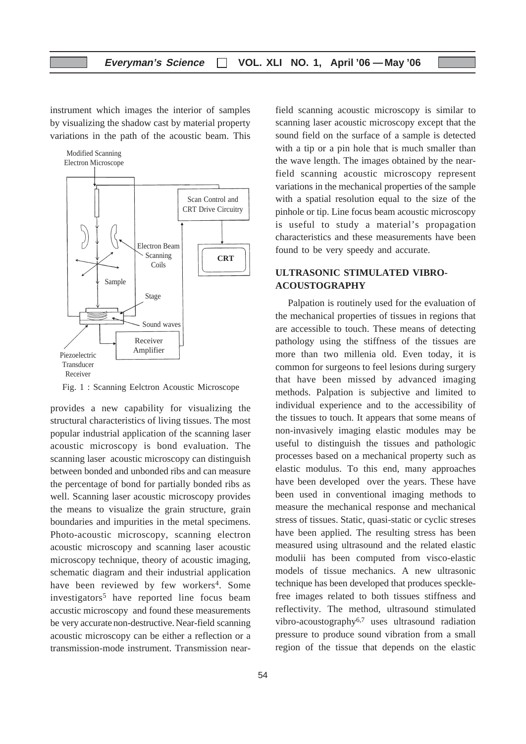instrument which images the interior of samples by visualizing the shadow cast by material property variations in the path of the acoustic beam. This

Modified Scanning Electron Microscope

Scan Control and CRT Drive Circuitry

CRT

Electron Beam Scanning Coils

Sample

Stage

Sound waves

Receiver Amplifier

Piezoelectric Transducer Receiver

Fig. 1 : Scanning Eelctron Acoustic Microscope

provides a new capability for visualizing the structural characteristics of living tissues. The most popular industrial application of the scanning laser acoustic microscopy is bond evaluation. The scanning laser acoustic microscopy can distinguish between bonded and unbonded ribs and can measure the percentage of bond for partially bonded ribs as well. Scanning laser acoustic microscopy provides the means to visualize the grain structure, grain boundaries and impurities in the metal specimens. Photo-acoustic microscopy, scanning electron acoustic microscopy and scanning laser acoustic microscopy technique, theory of acoustic imaging, schematic diagram and their industrial application have been reviewed by few workers[4]. Some investigators[5] have reported line focus beam accustic microscopy and found these measurements be very accurate non-destructive. Near-field scanning acoustic microscopy can be either a reflection or a transmission-mode instrument. Transmission near-field scanning acoustic microscopy is similar to scanning laser acoustic microscopy except that the sound field on the surface of a sample is detected with a tip or a pin hole that is much smaller than the wave length. The images obtained by the near-field scanning acoustic microscopy represent variations in the mechanical properties of the sample with a spatial resolution equal to the size of the pinhole or tip. Line focus beam acoustic microscopy is useful to study a material's propagation characteristics and these measurements have been found to be very speedy and accurate.

## ULTRASONIC STIMULATED VIBRO-ACOUSTOGRAPHY

Palpation is routinely used for the evaluation of the mechanical properties of tissues in regions that are accessible to touch. These means of detecting pathology using the stiffness of the tissues are more than two millenia old. Even today, it is common for surgeons to feel lesions during surgery that have been missed by advanced imaging methods. Palpation is subjective and limited to individual experience and to the accessibility of the tissues to touch. It appears that some means of non-invasively imaging elastic modules may be useful to distinguish the tissues and pathologic processes based on a mechanical property such as elastic modulus. To this end, many approaches have been developed over the years. These have been used in conventional imaging methods to measure the mechanical response and mechanical stress of tissues. Static, quasi-static or cyclic streses have been applied. The resulting stress has been measured using ultrasound and the related elastic modulii has been computed from visco-elastic models of tissue mechanics. A new ultrasonic technique has been developed that produces speckle-free images related to both tissues stiffness and reflectivity. The method, ultrasound stimulated vibro-acoustography[6,7] uses ultrasound radiation pressure to produce sound vibration from a small region of the tissue that depends on the elastic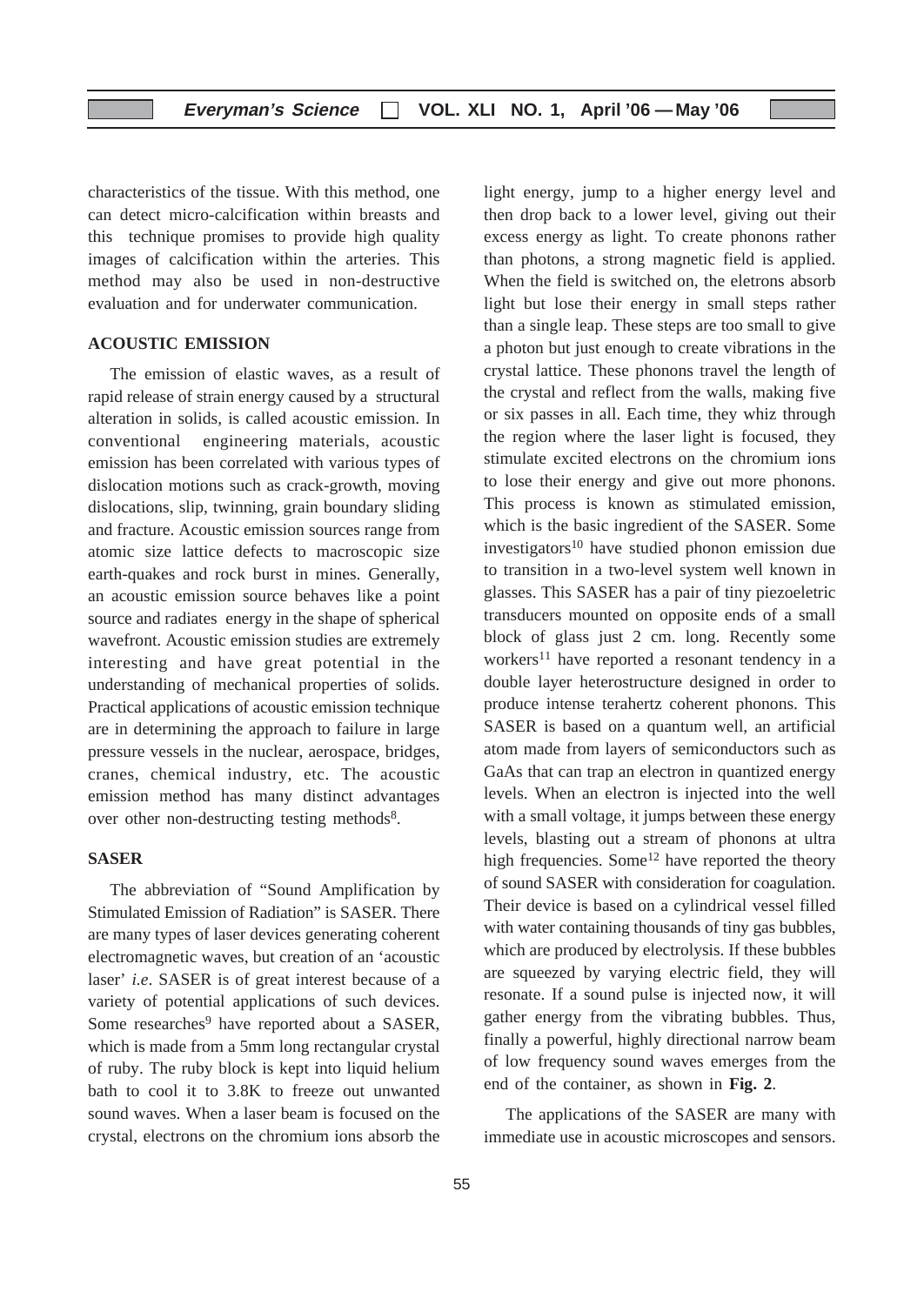characteristics of the tissue. With this method, one can detect micro-calcification within breasts and this technique promises to provide high quality images of calcification within the arteries. This method may also be used in non-destructive evaluation and for underwater communication.

## ACOUSTIC EMISSION

The emission of elastic waves, as a result of rapid release of strain energy caused by a structural alteration in solids, is called acoustic emission. In conventional engineering materials, acoustic emission has been correlated with various types of dislocation motions such as crack-growth, moving dislocations, slip, twinning, grain boundary sliding and fracture. Acoustic emission sources range from atomic size lattice defects to macroscopic size earth-quakes and rock burst in mines. Generally, an acoustic emission source behaves like a point source and radiates energy in the shape of spherical wavefront. Acoustic emission studies are extremely interesting and have great potential in the understanding of mechanical properties of solids. Practical applications of acoustic emission technique are in determining the approach to failure in large pressure vessels in the nuclear, aerospace, bridges, cranes, chemical industry, etc. The acoustic emission method has many distinct advantages over other non-destructing testing methods[8].

## SASER

The abbreviation of "Sound Amplification by Stimulated Emission of Radiation" is SASER. There are many types of laser devices generating coherent electromagnetic waves, but creation of an 'acoustic laser' *i.e*. SASER is of great interest because of a variety of potential applications of such devices. Some researches[9] have reported about a SASER, which is made from a 5mm long rectangular crystal of ruby. The ruby block is kept into liquid helium bath to cool it to 3.8K to freeze out unwanted sound waves. When a laser beam is focused on the crystal, electrons on the chromium ions absorb the light energy, jump to a higher energy level and then drop back to a lower level, giving out their excess energy as light. To create phonons rather than photons, a strong magnetic field is applied. When the field is switched on, the eletrons absorb light but lose their energy in small steps rather than a single leap. These steps are too small to give a photon but just enough to create vibrations in the crystal lattice. These phonons travel the length of the crystal and reflect from the walls, making five or six passes in all. Each time, they whiz through the region where the laser light is focused, they stimulate excited electrons on the chromium ions to lose their energy and give out more phonons. This process is known as stimulated emission, which is the basic ingredient of the SASER. Some investigators[10] have studied phonon emission due to transition in a two-level system well known in glasses. This SASER has a pair of tiny piezoeletric transducers mounted on opposite ends of a small block of glass just 2 cm. long. Recently some workers[11] have reported a resonant tendency in a double layer heterostructure designed in order to produce intense terahertz coherent phonons. This SASER is based on a quantum well, an artificial atom made from layers of semiconductors such as GaAs that can trap an electron in quantized energy levels. When an electron is injected into the well with a small voltage, it jumps between these energy levels, blasting out a stream of phonons at ultra high frequencies. Some[12] have reported the theory of sound SASER with consideration for coagulation. Their device is based on a cylindrical vessel filled with water containing thousands of tiny gas bubbles, which are produced by electrolysis. If these bubbles are squeezed by varying electric field, they will resonate. If a sound pulse is injected now, it will gather energy from the vibrating bubbles. Thus, finally a powerful, highly directional narrow beam of low frequency sound waves emerges from the end of the container, as shown in **Fig. 2**.

The applications of the SASER are many with immediate use in acoustic microscopes and sensors.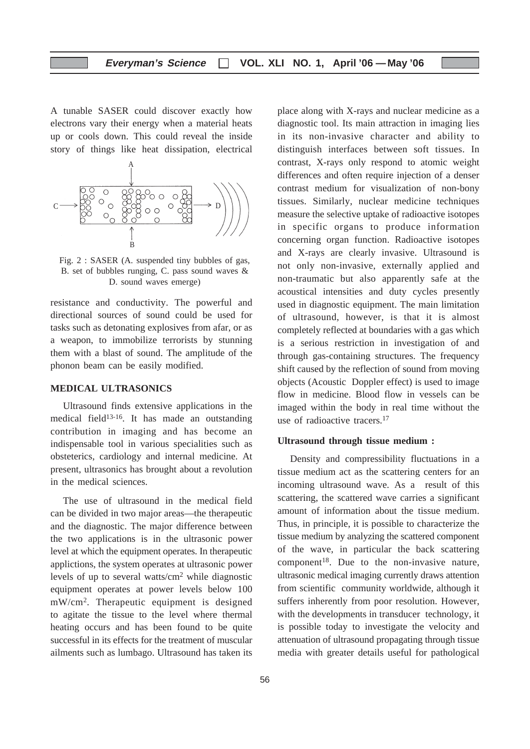A tunable SASER could discover exactly how electrons vary their energy when a material heats up or cools down. This could reveal the inside story of things like heat dissipation, electrical resistance and conductivity. The powerful and directional sources of sound could be used for tasks such as detonating explosives from afar, or as a weapon, to immobilize terrorists by stunning them with a blast of sound. The amplitude of the phonon beam can be easily modified.

A

C

D

B

Fig. 2 : SASER (A. suspended tiny bubbles of gas, B. set of bubbles runging, C. pass sound waves & D. sound waves emerge)

## MEDICAL ULTRASONICS

Ultrasound finds extensive applications in the medical field[13-16]. It has made an outstanding contribution in imaging and has become an indispensable tool in various specialities such as obsteterics, cardiology and internal medicine. At present, ultrasonics has brought about a revolution in the medical sciences.

The use of ultrasound in the medical field can be divided in two major areas—the therapeutic and the diagnostic. The major difference between the two applications is in the ultrasonic power level at which the equipment operates. In therapeutic applictions, the system operates at ultrasonic power levels of up to several watts/cm$^2$ while diagnostic equipment operates at power levels below 100 mW/cm$^2$. Therapeutic equipment is designed to agitate the tissue to the level where thermal heating occurs and has been found to be quite successful in its effects for the treatment of muscular ailments such as lumbago. Ultrasound has taken its place along with X-rays and nuclear medicine as a diagnostic tool. Its main attraction in imaging lies in its non-invasive character and ability to distinguish interfaces between soft tissues. In contrast, X-rays only respond to atomic weight differences and often require injection of a denser contrast medium for visualization of non-bony tissues. Similarly, nuclear medicine techniques measure the selective uptake of radioactive isotopes in specific organs to produce information concerning organ function. Radioactive isotopes and X-rays are clearly invasive. Ultrasound is not only non-invasive, externally applied and non-traumatic but also apparently safe at the acoustical intensities and duty cycles presently used in diagnostic equipment. The main limitation of ultrasound, however, is that it is almost completely reflected at boundaries with a gas which is a serious restriction in investigation of and through gas-containing structures. The frequency shift caused by the reflection of sound from moving objects (Acoustic Doppler effect) is used to image flow in medicine. Blood flow in vessels can be imaged within the body in real time without the use of radioactive tracers.[17]

### Ultrasound through tissue medium :

Density and compressibility fluctuations in a tissue medium act as the scattering centers for an incoming ultrasound wave. As a result of this scattering, the scattered wave carries a significant amount of information about the tissue medium. Thus, in principle, it is possible to characterize the tissue medium by analyzing the scattered component of the wave, in particular the back scattering component[18]. Due to the non-invasive nature, ultrasonic medical imaging currently draws attention from scientific community worldwide, although it suffers inherently from poor resolution. However, with the developments in transducer technology, it is possible today to investigate the velocity and attenuation of ultrasound propagating through tissue media with greater details useful for pathological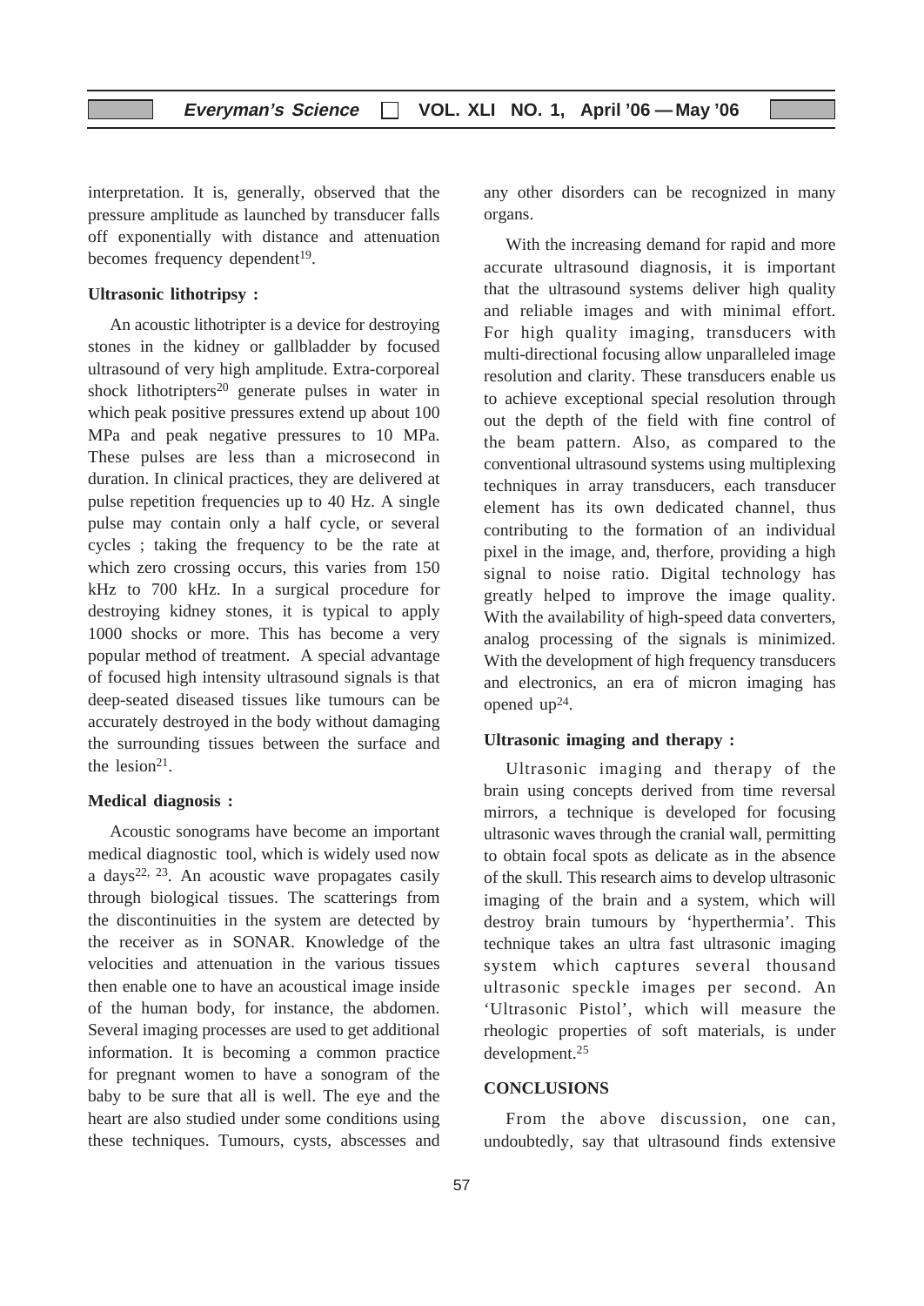interpretation. It is, generally, observed that the pressure amplitude as launched by transducer falls off exponentially with distance and attenuation becomes frequency dependent[19].

**Ultrasonic lithotripsy :**

An acoustic lithotripter is a device for destroying stones in the kidney or gallbladder by focused ultrasound of very high amplitude. Extra-corporeal shock lithotripters[20] generate pulses in water in which peak positive pressures extend up about 100 MPa and peak negative pressures to 10 MPa. These pulses are less than a microsecond in duration. In clinical practices, they are delivered at pulse repetition frequencies up to 40 Hz. A single pulse may contain only a half cycle, or several cycles ; taking the frequency to be the rate at which zero crossing occurs, this varies from 150 kHz to 700 kHz. In a surgical procedure for destroying kidney stones, it is typical to apply 1000 shocks or more. This has become a very popular method of treatment. A special advantage of focused high intensity ultrasound signals is that deep-seated diseased tissues like tumours can be accurately destroyed in the body without damaging the surrounding tissues between the surface and the lesion[21].

**Medical diagnosis :**

Acoustic sonograms have become an important medical diagnostic tool, which is widely used now a days[22, 23]. An acoustic wave propagates casily through biological tissues. The scatterings from the discontinuities in the system are detected by the receiver as in SONAR. Knowledge of the velocities and attenuation in the various tissues then enable one to have an acoustical image inside of the human body, for instance, the abdomen. Several imaging processes are used to get additional information. It is becoming a common practice for pregnant women to have a sonogram of the baby to be sure that all is well. The eye and the heart are also studied under some conditions using these techniques. Tumours, cysts, abscesses and any other disorders can be recognized in many organs.

With the increasing demand for rapid and more accurate ultrasound diagnosis, it is important that the ultrasound systems deliver high quality and reliable images and with minimal effort. For high quality imaging, transducers with multi-directional focusing allow unparalleled image resolution and clarity. These transducers enable us to achieve exceptional special resolution through out the depth of the field with fine control of the beam pattern. Also, as compared to the conventional ultrasound systems using multiplexing techniques in array transducers, each transducer element has its own dedicated channel, thus contributing to the formation of an individual pixel in the image, and, therfore, providing a high signal to noise ratio. Digital technology has greatly helped to improve the image quality. With the availability of high-speed data converters, analog processing of the signals is minimized. With the development of high frequency transducers and electronics, an era of micron imaging has opened up[24].

**Ultrasonic imaging and therapy :**

Ultrasonic imaging and therapy of the brain using concepts derived from time reversal mirrors, a technique is developed for focusing ultrasonic waves through the cranial wall, permitting to obtain focal spots as delicate as in the absence of the skull. This research aims to develop ultrasonic imaging of the brain and a system, which will destroy brain tumours by 'hyperthermia'. This technique takes an ultra fast ultrasonic imaging system which captures several thousand ultrasonic speckle images per second. An 'Ultrasonic Pistol', which will measure the rheologic properties of soft materials, is under development.[25]

**CONCLUSIONS**

From the above discussion, one can, undoubtedly, say that ultrasound finds extensive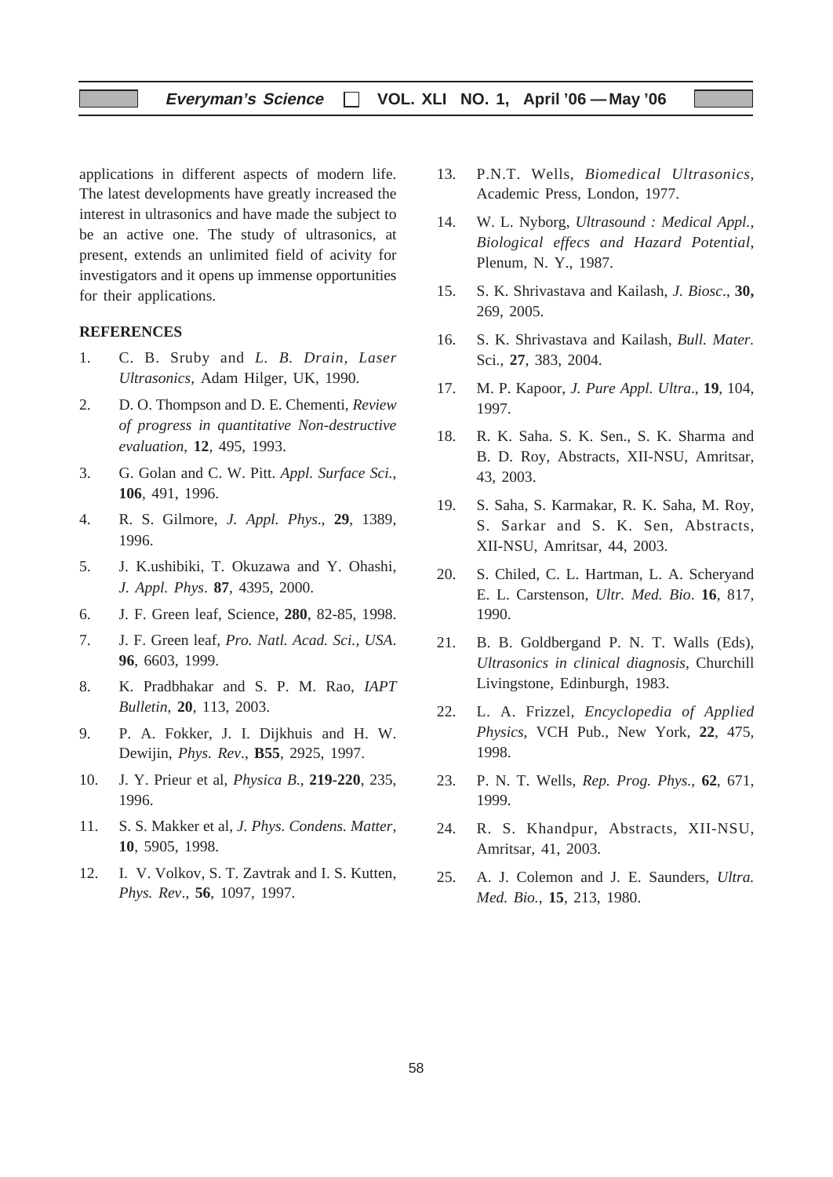applications in different aspects of modern life. The latest developments have greatly increased the interest in ultrasonics and have made the subject to be an active one. The study of ultrasonics, at present, extends an unlimited field of acivity for investigators and it opens up immense opportunities for their applications.

## REFERENCES

1. C. B. Sruby and *L. B. Drain, Laser Ultrasonics*, Adam Hilger, UK, 1990.
2. D. O. Thompson and D. E. Chementi, *Review of progress in quantitative Non-destructive evaluation*, **12**, 495, 1993.
3. G. Golan and C. W. Pitt. *Appl. Surface Sci.*, **106**, 491, 1996.
4. R. S. Gilmore, *J. Appl. Phys*., **29**, 1389, 1996.
5. J. K.ushibiki, T. Okuzawa and Y. Ohashi, *J. Appl. Phys*. **87**, 4395, 2000.
6. J. F. Green leaf, Science, **280**, 82-85, 1998.
7. J. F. Green leaf, *Pro. Natl. Acad. Sci., USA*. **96**, 6603, 1999.
8. K. Pradbhakar and S. P. M. Rao, *IAPT Bulletin*, **20**, 113, 2003.
9. P. A. Fokker, J. I. Dijkhuis and H. W. Dewijin, *Phys. Rev*., **B55**, 2925, 1997.
10. J. Y. Prieur et al, *Physica B.*, **219-220**, 235, 1996.
11. S. S. Makker et al, *J. Phys. Condens. Matter*, **10**, 5905, 1998.
12. I. V. Volkov, S. T. Zavtrak and I. S. Kutten, *Phys. Rev*., **56**, 1097, 1997.
13. P.N.T. Wells, *Biomedical Ultrasonics*, Academic Press, London, 1977.
14. W. L. Nyborg, *Ultrasound : Medical Appl., Biological effecs and Hazard Potential*, Plenum, N. Y., 1987.
15. S. K. Shrivastava and Kailash, *J. Biosc*., **30,** 269, 2005.
16. S. K. Shrivastava and Kailash, *Bull. Mater.* Sci., **27**, 383, 2004.
17. M. P. Kapoor, *J. Pure Appl. Ultra*., **19**, 104, 1997.
18. R. K. Saha. S. K. Sen., S. K. Sharma and B. D. Roy, Abstracts, XII-NSU, Amritsar, 43, 2003.
19. S. Saha, S. Karmakar, R. K. Saha, M. Roy, S. Sarkar and S. K. Sen, Abstracts, XII-NSU, Amritsar, 44, 2003.
20. S. Chiled, C. L. Hartman, L. A. Scheryand E. L. Carstenson, *Ultr. Med. Bio*. **16**, 817, 1990.
21. B. B. Goldbergand P. N. T. Walls (Eds), *Ultrasonics in clinical diagnosis*, Churchill Livingstone, Edinburgh, 1983.
22. L. A. Frizzel, *Encyclopedia of Applied Physics*, VCH Pub., New York, **22**, 475, 1998.
23. P. N. T. Wells, *Rep. Prog. Phys.*, **62**, 671, 1999.
24. R. S. Khandpur, Abstracts, XII-NSU, Amritsar, 41, 2003.
25. A. J. Colemon and J. E. Saunders, *Ultra. Med. Bio.*, **15**, 213, 1980.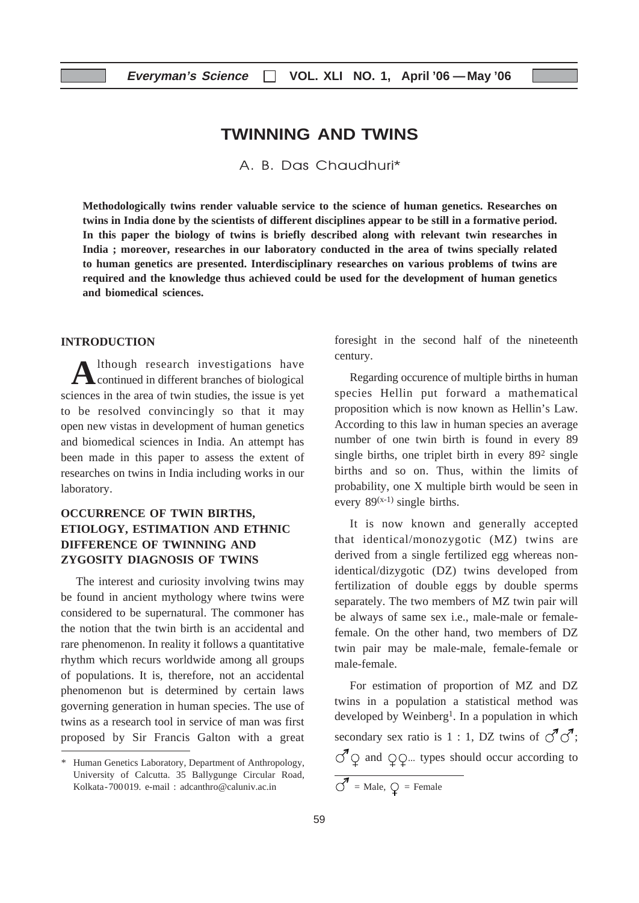# TWINNING AND TWINS

A. B. Das Chaudhuri*

**Methodologically twins render valuable service to the science of human genetics. Researches on twins in India done by the scientists of different disciplines appear to be still in a formative period. In this paper the biology of twins is briefly described along with relevant twin researches in India ; moreover, researches in our laboratory conducted in the area of twins specially related to human genetics are presented. Interdisciplinary researches on various problems of twins are required and the knowledge thus achieved could be used for the development of human genetics and biomedical sciences.**

## INTRODUCTION

Although research investigations have continued in different branches of biological sciences in the area of twin studies, the issue is yet to be resolved convincingly so that it may open new vistas in development of human genetics and biomedical sciences in India. An attempt has been made in this paper to assess the extent of researches on twins in India including works in our laboratory.

## OCCURRENCE OF TWIN BIRTHS, ETIOLOGY, ESTIMATION AND ETHNIC DIFFERENCE OF TWINNING AND ZYGOSITY DIAGNOSIS OF TWINS

The interest and curiosity involving twins may be found in ancient mythology where twins were considered to be supernatural. The commoner has the notion that the twin birth is an accidental and rare phenomenon. In reality it follows a quantitative rhythm which recurs worldwide among all groups of populations. It is, therefore, not an accidental phenomenon but is determined by certain laws governing generation in human species. The use of twins as a research tool in service of man was first proposed by Sir Francis Galton with a great foresight in the second half of the nineteenth century.

Regarding occurence of multiple births in human species Hellin put forward a mathematical proposition which is now known as Hellin's Law. According to this law in human species an average number of one twin birth is found in every 89 single births, one triplet birth in every $89^2$ single births and so on. Thus, within the limits of probability, one X multiple birth would be seen in every $89^{(x-1)}$ single births.

It is now known and generally accepted that identical/monozygotic (MZ) twins are derived from a single fertilized egg whereas non-identical/dizygotic (DZ) twins developed from fertilization of double eggs by double sperms separately. The two members of MZ twin pair will be always of same sex i.e., male-male or female-female. On the other hand, two members of DZ twin pair may be male-male, female-female or male-female.

For estimation of proportion of MZ and DZ twins in a population a statistical method was developed by Weinberg[1]. In a population in which secondary sex ratio is 1 : 1, DZ twins of ♂♂; ♂♀ and ♀♀... types should occur according to

---

\* Human Genetics Laboratory, Department of Anthropology, University of Calcutta. 35 Ballygunge Circular Road, Kolkata-700019. e-mail : adcanthro@caluniv.ac.in

♂ = Male, ♀ = Female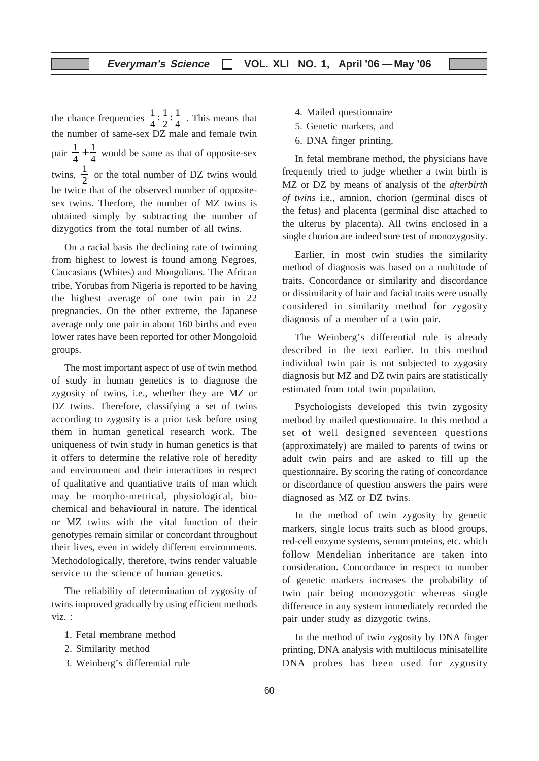the chance frequencies $\frac{1}{4}:\frac{1}{2}:\frac{1}{4}$ . This means that the number of same-sex DZ male and female twin pair $\frac{1}{4}+\frac{1}{4}$ would be same as that of opposite-sex twins, $\frac{1}{2}$ or the total number of DZ twins would be twice that of the observed number of opposite-sex twins. Therfore, the number of MZ twins is obtained simply by subtracting the number of dizygotics from the total number of all twins.

On a racial basis the declining rate of twinning from highest to lowest is found among Negroes, Caucasians (Whites) and Mongolians. The African tribe, Yorubas from Nigeria is reported to be having the highest average of one twin pair in 22 pregnancies. On the other extreme, the Japanese average only one pair in about 160 births and even lower rates have been reported for other Mongoloid groups.

The most important aspect of use of twin method of study in human genetics is to diagnose the zygosity of twins, i.e., whether they are MZ or DZ twins. Therefore, classifying a set of twins according to zygosity is a prior task before using them in human genetical research work. The uniqueness of twin study in human genetics is that it offers to determine the relative role of heredity and environment and their interactions in respect of qualitative and quantiative traits of man which may be morpho-metrical, physiological, bio-chemical and behavioural in nature. The identical or MZ twins with the vital function of their genotypes remain similar or concordant throughout their lives, even in widely different environments. Methodologically, therefore, twins render valuable service to the science of human genetics.

The reliability of determination of zygosity of twins improved gradually by using efficient methods viz. :

1. Fetal membrane method
2. Similarity method
3. Weinberg's differential rule
4. Mailed questionnaire
5. Genetic markers, and
6. DNA finger printing.

In fetal membrane method, the physicians have frequently tried to judge whether a twin birth is MZ or DZ by means of analysis of the *afterbirth of twins* i.e., amnion, chorion (germinal discs of the fetus) and placenta (germinal disc attached to the ulterus by placenta). All twins enclosed in a single chorion are indeed sure test of monozygosity.

Earlier, in most twin studies the similarity method of diagnosis was based on a multitude of traits. Concordance or similarity and discordance or dissimilarity of hair and facial traits were usually considered in similarity method for zygosity diagnosis of a member of a twin pair.

The Weinberg's differential rule is already described in the text earlier. In this method individual twin pair is not subjected to zygosity diagnosis but MZ and DZ twin pairs are statistically estimated from total twin population.

Psychologists developed this twin zygosity method by mailed questionnaire. In this method a set of well designed seventeen questions (approximately) are mailed to parents of twins or adult twin pairs and are asked to fill up the questionnaire. By scoring the rating of concordance or discordance of question answers the pairs were diagnosed as MZ or DZ twins.

In the method of twin zygosity by genetic markers, single locus traits such as blood groups, red-cell enzyme systems, serum proteins, etc. which follow Mendelian inheritance are taken into consideration. Concordance in respect to number of genetic markers increases the probability of twin pair being monozygotic whereas single difference in any system immediately recorded the pair under study as dizygotic twins.

In the method of twin zygosity by DNA finger printing, DNA analysis with multilocus minisatellite DNA probes has been used for zygosity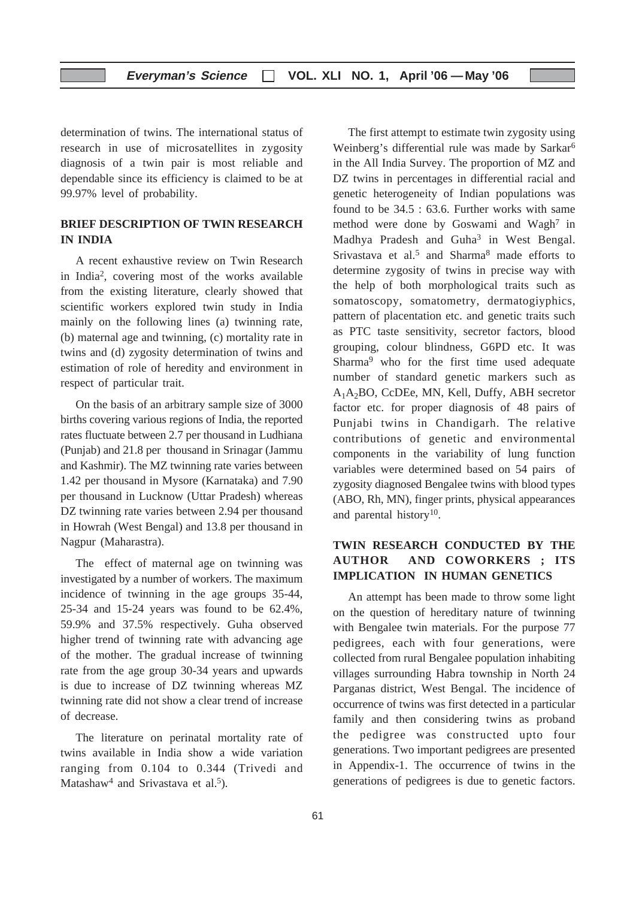determination of twins. The international status of research in use of microsatellites in zygosity diagnosis of a twin pair is most reliable and dependable since its efficiency is claimed to be at 99.97% level of probability.

## BRIEF DESCRIPTION OF TWIN RESEARCH IN INDIA

A recent exhaustive review on Twin Research in India[2], covering most of the works available from the existing literature, clearly showed that scientific workers explored twin study in India mainly on the following lines (a) twinning rate, (b) maternal age and twinning, (c) mortality rate in twins and (d) zygosity determination of twins and estimation of role of heredity and environment in respect of particular trait.

On the basis of an arbitrary sample size of 3000 births covering various regions of India, the reported rates fluctuate between 2.7 per thousand in Ludhiana (Punjab) and 21.8 per thousand in Srinagar (Jammu and Kashmir). The MZ twinning rate varies between 1.42 per thousand in Mysore (Karnataka) and 7.90 per thousand in Lucknow (Uttar Pradesh) whereas DZ twinning rate varies between 2.94 per thousand in Howrah (West Bengal) and 13.8 per thousand in Nagpur (Maharastra).

The effect of maternal age on twinning was investigated by a number of workers. The maximum incidence of twinning in the age groups 35-44, 25-34 and 15-24 years was found to be 62.4%, 59.9% and 37.5% respectively. Guha observed higher trend of twinning rate with advancing age of the mother. The gradual increase of twinning rate from the age group 30-34 years and upwards is due to increase of DZ twinning whereas MZ twinning rate did not show a clear trend of increase of decrease.

The literature on perinatal mortality rate of twins available in India show a wide variation ranging from 0.104 to 0.344 (Trivedi and Matashaw[4] and Srivastava et al.[5]).

The first attempt to estimate twin zygosity using Weinberg's differential rule was made by Sarkar[6] in the All India Survey. The proportion of MZ and DZ twins in percentages in differential racial and genetic heterogeneity of Indian populations was found to be 34.5 : 63.6. Further works with same method were done by Goswami and Wagh[7] in Madhya Pradesh and Guha[3] in West Bengal. Srivastava et al.[5] and Sharma[8] made efforts to determine zygosity of twins in precise way with the help of both morphological traits such as somatoscopy, somatometry, dermatogiyphics, pattern of placentation etc. and genetic traits such as PTC taste sensitivity, secretor factors, blood grouping, colour blindness, G6PD etc. It was Sharma[9] who for the first time used adequate number of standard genetic markers such as $A_1A_2BO$, CcDEe, MN, Kell, Duffy, ABH secretor factor etc. for proper diagnosis of 48 pairs of Punjabi twins in Chandigarh. The relative contributions of genetic and environmental components in the variability of lung function variables were determined based on 54 pairs of zygosity diagnosed Bengalee twins with blood types (ABO, Rh, MN), finger prints, physical appearances and parental history[10].

## TWIN RESEARCH CONDUCTED BY THE AUTHOR AND COWORKERS ; ITS IMPLICATION IN HUMAN GENETICS

An attempt has been made to throw some light on the question of hereditary nature of twinning with Bengalee twin materials. For the purpose 77 pedigrees, each with four generations, were collected from rural Bengalee population inhabiting villages surrounding Habra township in North 24 Parganas district, West Bengal. The incidence of occurrence of twins was first detected in a particular family and then considering twins as proband the pedigree was constructed upto four generations. Two important pedigrees are presented in Appendix-1. The occurrence of twins in the generations of pedigrees is due to genetic factors.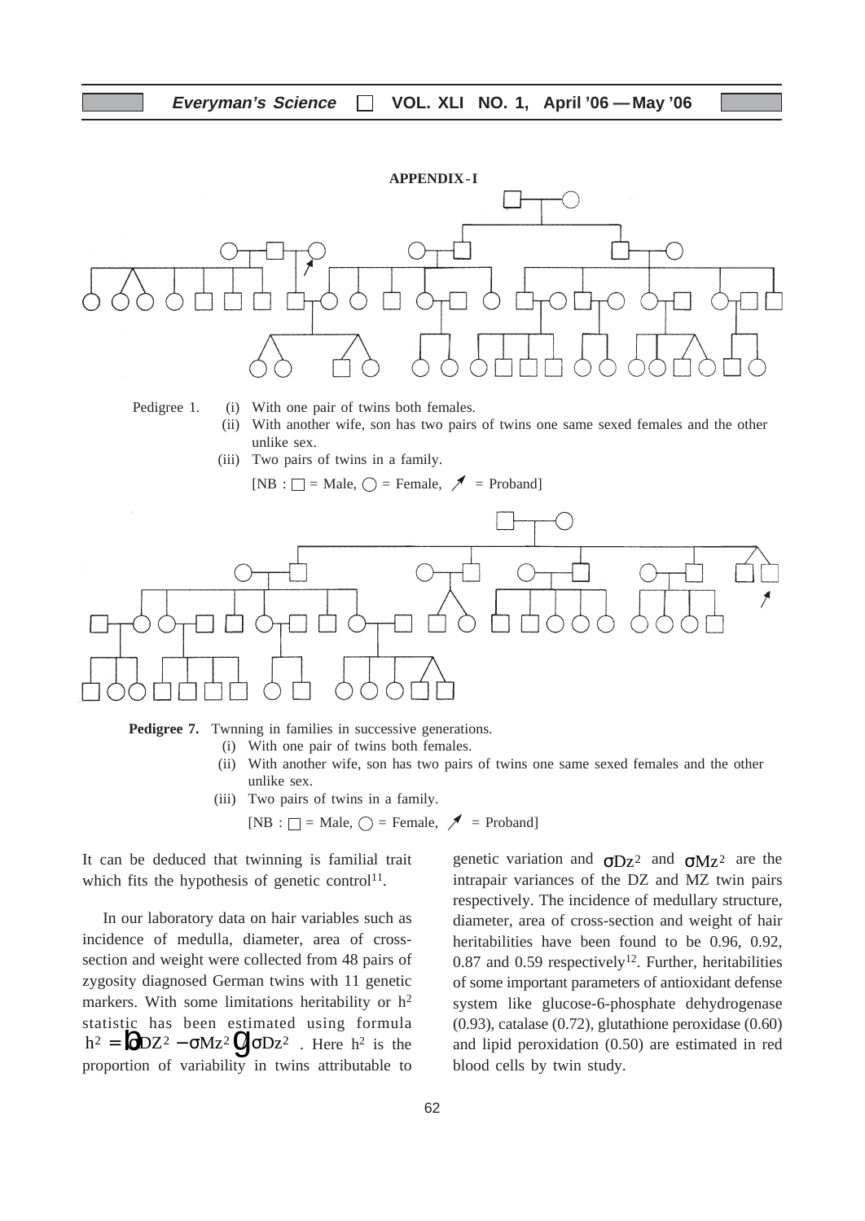## APPENDIX - I

Pedigree 1. (i) With one pair of twins both females.

(ii) With another wife, son has two pairs of twins one same sexed females and the other unlike sex.

(iii) Two pairs of twins in a family.

[NB : □ = Male, ○ = Female, ↗ = Proband]

**Pedigree 7.** Twnning in families in successive generations.

(i) With one pair of twins both females.

(ii) With another wife, son has two pairs of twins one same sexed females and the other unlike sex.

(iii) Two pairs of twins in a family.

[NB : □ = Male, ○ = Female, ↗ = Proband]

It can be deduced that twinning is familial trait which fits the hypothesis of genetic control[11].

In our laboratory data on hair variables such as incidence of medulla, diameter, area of cross-section and weight were collected from 48 pairs of zygosity diagnosed German twins with 11 genetic markers. With some limitations heritability or $h^2$ statistic has been estimated using formula $h^2 = (\sigma DZ^2 - \sigma Mz^2)/\sigma Dz^2$ . Here $h^2$ is the proportion of variability in twins attributable to genetic variation and $\sigma Dz^2$ and $\sigma Mz^2$ are the intrapair variances of the DZ and MZ twin pairs respectively. The incidence of medullary structure, diameter, area of cross-section and weight of hair heritabilities have been found to be 0.96, 0.92, 0.87 and 0.59 respectively[12]. Further, heritabilities of some important parameters of antioxidant defense system like glucose-6-phosphate dehydrogenase (0.93), catalase (0.72), glutathione peroxidase (0.60) and lipid peroxidation (0.50) are estimated in red blood cells by twin study.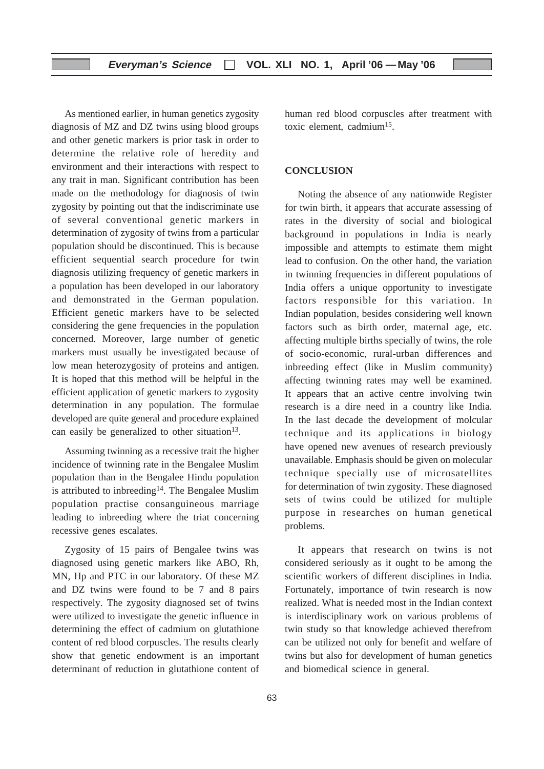As mentioned earlier, in human genetics zygosity diagnosis of MZ and DZ twins using blood groups and other genetic markers is prior task in order to determine the relative role of heredity and environment and their interactions with respect to any trait in man. Significant contribution has been made on the methodology for diagnosis of twin zygosity by pointing out that the indiscriminate use of several conventional genetic markers in determination of zygosity of twins from a particular population should be discontinued. This is because efficient sequential search procedure for twin diagnosis utilizing frequency of genetic markers in a population has been developed in our laboratory and demonstrated in the German population. Efficient genetic markers have to be selected considering the gene frequencies in the population concerned. Moreover, large number of genetic markers must usually be investigated because of low mean heterozygosity of proteins and antigen. It is hoped that this method will be helpful in the efficient application of genetic markers to zygosity determination in any population. The formulae developed are quite general and procedure explained can easily be generalized to other situation[13].

Assuming twinning as a recessive trait the higher incidence of twinning rate in the Bengalee Muslim population than in the Bengalee Hindu population is attributed to inbreeding[14]. The Bengalee Muslim population practise consanguineous marriage leading to inbreeding where the triat concerning recessive genes escalates.

Zygosity of 15 pairs of Bengalee twins was diagnosed using genetic markers like ABO, Rh, MN, Hp and PTC in our laboratory. Of these MZ and DZ twins were found to be 7 and 8 pairs respectively. The zygosity diagnosed set of twins were utilized to investigate the genetic influence in determining the effect of cadmium on glutathione content of red blood corpuscles. The results clearly show that genetic endowment is an important determinant of reduction in glutathione content of human red blood corpuscles after treatment with toxic element, cadmium[15].

## CONCLUSION

Noting the absence of any nationwide Register for twin birth, it appears that accurate assessing of rates in the diversity of social and biological background in populations in India is nearly impossible and attempts to estimate them might lead to confusion. On the other hand, the variation in twinning frequencies in different populations of India offers a unique opportunity to investigate factors responsible for this variation. In Indian population, besides considering well known factors such as birth order, maternal age, etc. affecting multiple births specially of twins, the role of socio-economic, rural-urban differences and inbreeding effect (like in Muslim community) affecting twinning rates may well be examined. It appears that an active centre involving twin research is a dire need in a country like India. In the last decade the development of molcular technique and its applications in biology have opened new avenues of research previously unavailable. Emphasis should be given on molecular technique specially use of microsatellites for determination of twin zygosity. These diagnosed sets of twins could be utilized for multiple purpose in researches on human genetical problems.

It appears that research on twins is not considered seriously as it ought to be among the scientific workers of different disciplines in India. Fortunately, importance of twin research is now realized. What is needed most in the Indian context is interdisciplinary work on various problems of twin study so that knowledge achieved therefrom can be utilized not only for benefit and welfare of twins but also for development of human genetics and biomedical science in general.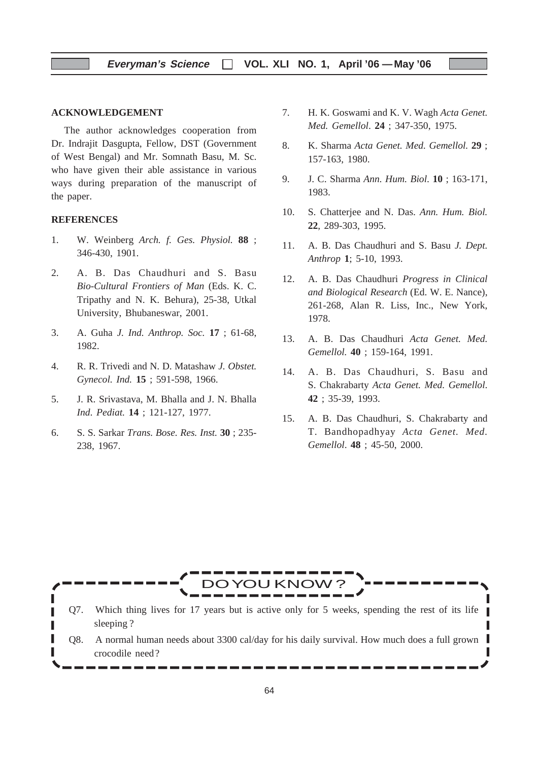## ACKNOWLEDGEMENT

The author acknowledges cooperation from Dr. Indrajit Dasgupta, Fellow, DST (Government of West Bengal) and Mr. Somnath Basu, M. Sc. who have given their able assistance in various ways during preparation of the manuscript of the paper.

## REFERENCES

1. W. Weinberg *Arch. f. Ges. Physiol.* **88** ; 346-430, 1901.
2. A. B. Das Chaudhuri and S. Basu *Bio-Cultural Frontiers of Man* (Eds. K. C. Tripathy and N. K. Behura), 25-38, Utkal University, Bhubaneswar, 2001.
3. A. Guha *J. Ind. Anthrop. Soc.* **17** ; 61-68, 1982.
4. R. R. Trivedi and N. D. Matashaw *J. Obstet. Gynecol. Ind.* **15** ; 591-598, 1966.
5. J. R. Srivastava, M. Bhalla and J. N. Bhalla *Ind. Pediat.* **14** ; 121-127, 1977.
6. S. S. Sarkar *Trans. Bose. Res. Inst.* **30** ; 235-238, 1967.
7. H. K. Goswami and K. V. Wagh *Acta Genet. Med. Gemellol.* **24** ; 347-350, 1975.
8. K. Sharma *Acta Genet. Med. Gemellol.* **29** ; 157-163, 1980.
9. J. C. Sharma *Ann. Hum. Biol.* **10** ; 163-171, 1983.
10. S. Chatterjee and N. Das. *Ann. Hum. Biol.* **22**, 289-303, 1995.
11. A. B. Das Chaudhuri and S. Basu *J. Dept. Anthrop* **1**; 5-10, 1993.
12. A. B. Das Chaudhuri *Progress in Clinical and Biological Research* (Ed. W. E. Nance), 261-268, Alan R. Liss, Inc., New York, 1978.
13. A. B. Das Chaudhuri *Acta Genet. Med. Gemellol.* **40** ; 159-164, 1991.
14. A. B. Das Chaudhuri, S. Basu and S. Chakrabarty *Acta Genet. Med. Gemellol.* **42** ; 35-39, 1993.
15. A. B. Das Chaudhuri, S. Chakrabarty and T. Bandhopadhyay *Acta Genet. Med. Gemellol.* **48** ; 45-50, 2000.

## DO YOU KNOW ?

Q7. Which thing lives for 17 years but is active only for 5 weeks, spending the rest of its life sleeping ?

Q8. A normal human needs about 3300 cal/day for his daily survival. How much does a full grown crocodile need?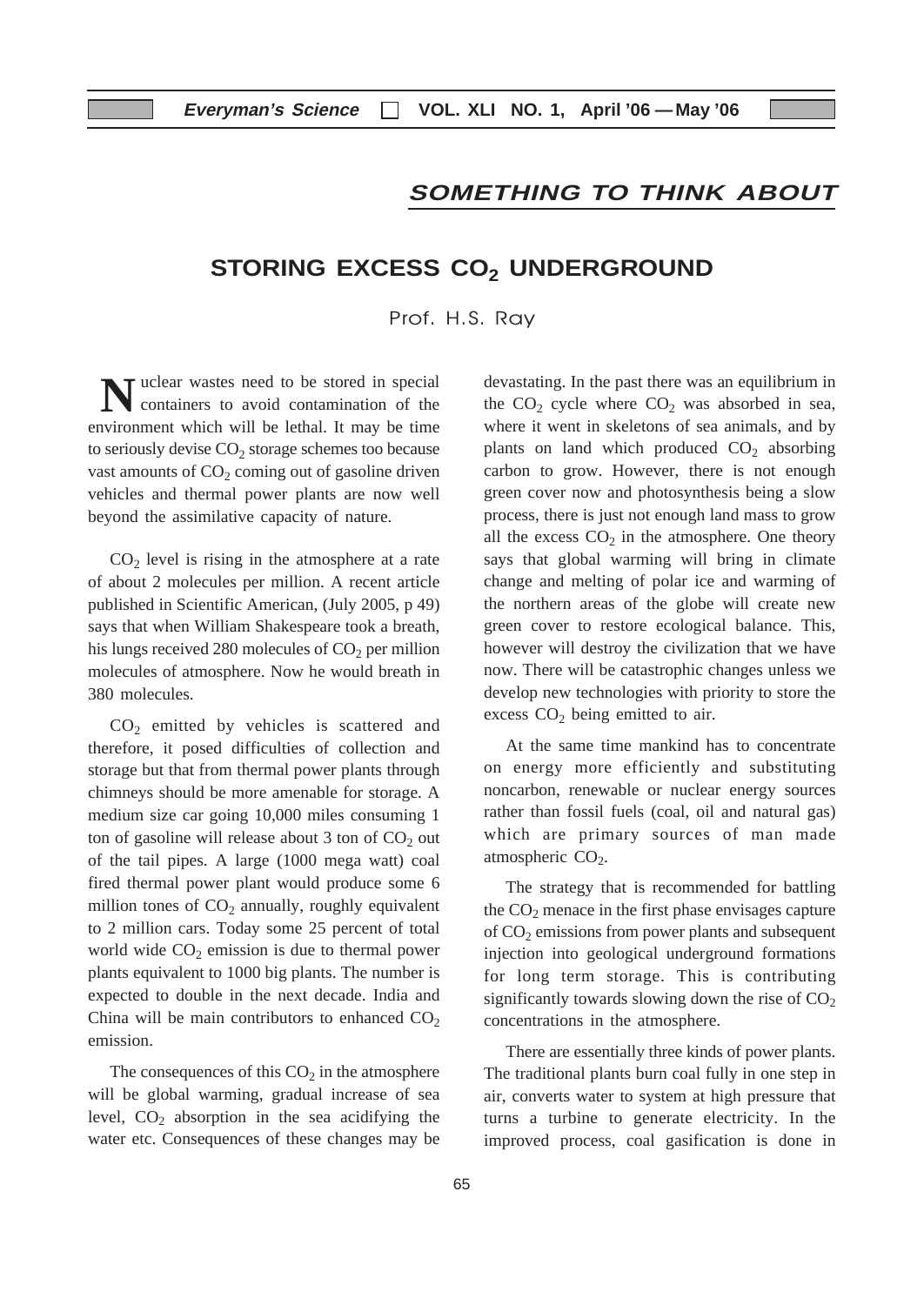## SOMETHING TO THINK ABOUT

# STORING EXCESS $CO_2$ UNDERGROUND

Prof. H.S. Ray

Nuclear wastes need to be stored in special containers to avoid contamination of the environment which will be lethal. It may be time to seriously devise $CO_2$ storage schemes too because vast amounts of $CO_2$ coming out of gasoline driven vehicles and thermal power plants are now well beyond the assimilative capacity of nature.

$CO_2$ level is rising in the atmosphere at a rate of about 2 molecules per million. A recent article published in Scientific American, (July 2005, p 49) says that when William Shakespeare took a breath, his lungs received 280 molecules of $CO_2$ per million molecules of atmosphere. Now he would breath in 380 molecules.

$CO_2$ emitted by vehicles is scattered and therefore, it posed difficulties of collection and storage but that from thermal power plants through chimneys should be more amenable for storage. A medium size car going 10,000 miles consuming 1 ton of gasoline will release about 3 ton of $CO_2$ out of the tail pipes. A large (1000 mega watt) coal fired thermal power plant would produce some 6 million tones of $CO_2$ annually, roughly equivalent to 2 million cars. Today some 25 percent of total world wide $CO_2$ emission is due to thermal power plants equivalent to 1000 big plants. The number is expected to double in the next decade. India and China will be main contributors to enhanced $CO_2$ emission.

The consequences of this $CO_2$ in the atmosphere will be global warming, gradual increase of sea level, $CO_2$ absorption in the sea acidifying the water etc. Consequences of these changes may be devastating. In the past there was an equilibrium in the $CO_2$ cycle where $CO_2$ was absorbed in sea, where it went in skeletons of sea animals, and by plants on land which produced $CO_2$ absorbing carbon to grow. However, there is not enough green cover now and photosynthesis being a slow process, there is just not enough land mass to grow all the excess $CO_2$ in the atmosphere. One theory says that global warming will bring in climate change and melting of polar ice and warming of the northern areas of the globe will create new green cover to restore ecological balance. This, however will destroy the civilization that we have now. There will be catastrophic changes unless we develop new technologies with priority to store the excess $CO_2$ being emitted to air.

At the same time mankind has to concentrate on energy more efficiently and substituting noncarbon, renewable or nuclear energy sources rather than fossil fuels (coal, oil and natural gas) which are primary sources of man made atmospheric $CO_2$.

The strategy that is recommended for battling the $CO_2$ menace in the first phase envisages capture of $CO_2$ emissions from power plants and subsequent injection into geological underground formations for long term storage. This is contributing significantly towards slowing down the rise of $CO_2$ concentrations in the atmosphere.

There are essentially three kinds of power plants. The traditional plants burn coal fully in one step in air, converts water to system at high pressure that turns a turbine to generate electricity. In the improved process, coal gasification is done in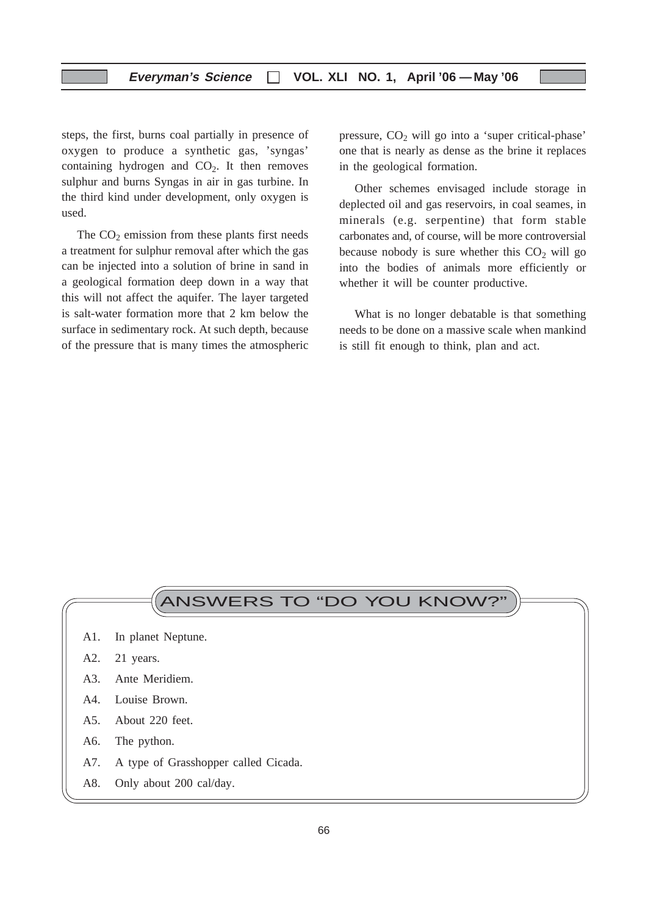steps, the first, burns coal partially in presence of oxygen to produce a synthetic gas, 'syngas' containing hydrogen and $CO_2$. It then removes sulphur and burns Syngas in air in gas turbine. In the third kind under development, only oxygen is used.

The $CO_2$ emission from these plants first needs a treatment for sulphur removal after which the gas can be injected into a solution of brine in sand in a geological formation deep down in a way that this will not affect the aquifer. The layer targeted is salt-water formation more that 2 km below the surface in sedimentary rock. At such depth, because of the pressure that is many times the atmospheric pressure, $CO_2$ will go into a 'super critical-phase' one that is nearly as dense as the brine it replaces in the geological formation.

Other schemes envisaged include storage in deplected oil and gas reservoirs, in coal seames, in minerals (e.g. serpentine) that form stable carbonates and, of course, will be more controversial because nobody is sure whether this $CO_2$ will go into the bodies of animals more efficiently or whether it will be counter productive.

What is no longer debatable is that something needs to be done on a massive scale when mankind is still fit enough to think, plan and act.

## ANSWERS TO "DO YOU KNOW?"

A1. In planet Neptune.

A2. 21 years.

A3. Ante Meridiem.

A4. Louise Brown.

A5. About 220 feet.

A6. The python.

A7. A type of Grasshopper called Cicada.

A8. Only about 200 cal/day.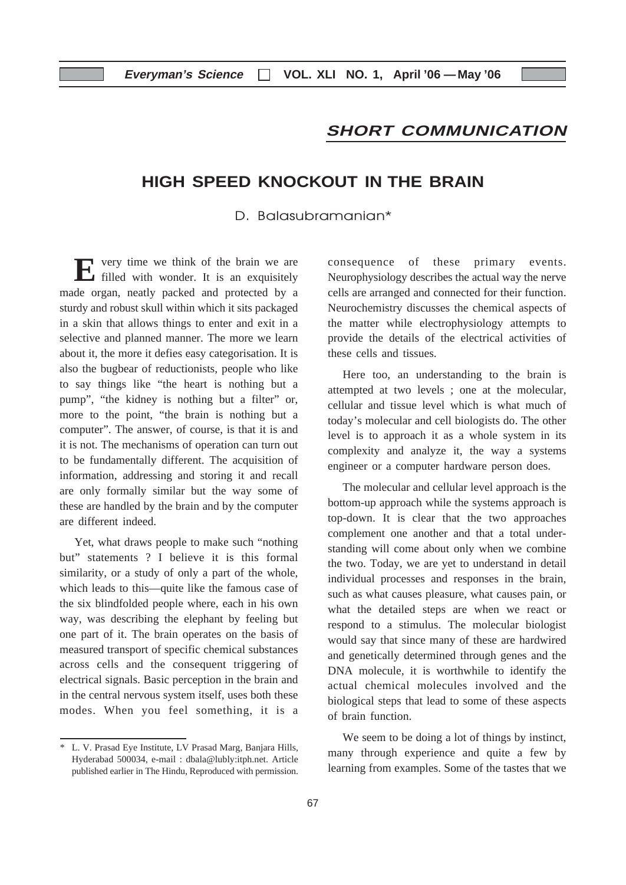## SHORT COMMUNICATION

# HIGH SPEED KNOCKOUT IN THE BRAIN

D. Balasubramanian*

Every time we think of the brain we are filled with wonder. It is an exquisitely made organ, neatly packed and protected by a sturdy and robust skull within which it sits packaged in a skin that allows things to enter and exit in a selective and planned manner. The more we learn about it, the more it defies easy categorisation. It is also the bugbear of reductionists, people who like to say things like "the heart is nothing but a pump", "the kidney is nothing but a filter" or, more to the point, "the brain is nothing but a computer". The answer, of course, is that it is and it is not. The mechanisms of operation can turn out to be fundamentally different. The acquisition of information, addressing and storing it and recall are only formally similar but the way some of these are handled by the brain and by the computer are different indeed.

Yet, what draws people to make such "nothing but" statements ? I believe it is this formal similarity, or a study of only a part of the whole, which leads to this—quite like the famous case of the six blindfolded people where, each in his own way, was describing the elephant by feeling but one part of it. The brain operates on the basis of measured transport of specific chemical substances across cells and the consequent triggering of electrical signals. Basic perception in the brain and in the central nervous system itself, uses both these modes. When you feel something, it is a consequence of these primary events. Neurophysiology describes the actual way the nerve cells are arranged and connected for their function. Neurochemistry discusses the chemical aspects of the matter while electrophysiology attempts to provide the details of the electrical activities of these cells and tissues.

Here too, an understanding to the brain is attempted at two levels ; one at the molecular, cellular and tissue level which is what much of today's molecular and cell biologists do. The other level is to approach it as a whole system in its complexity and analyze it, the way a systems engineer or a computer hardware person does.

The molecular and cellular level approach is the bottom-up approach while the systems approach is top-down. It is clear that the two approaches complement one another and that a total understanding will come about only when we combine the two. Today, we are yet to understand in detail individual processes and responses in the brain, such as what causes pleasure, what causes pain, or what the detailed steps are when we react or respond to a stimulus. The molecular biologist would say that since many of these are hardwired and genetically determined through genes and the DNA molecule, it is worthwhile to identify the actual chemical molecules involved and the biological steps that lead to some of these aspects of brain function.

We seem to be doing a lot of things by instinct, many through experience and quite a few by learning from examples. Some of the tastes that we

---

\* L. V. Prasad Eye Institute, LV Prasad Marg, Banjara Hills, Hyderabad 500034, e-mail : dbala@lubly:itph.net. Article published earlier in The Hindu, Reproduced with permission.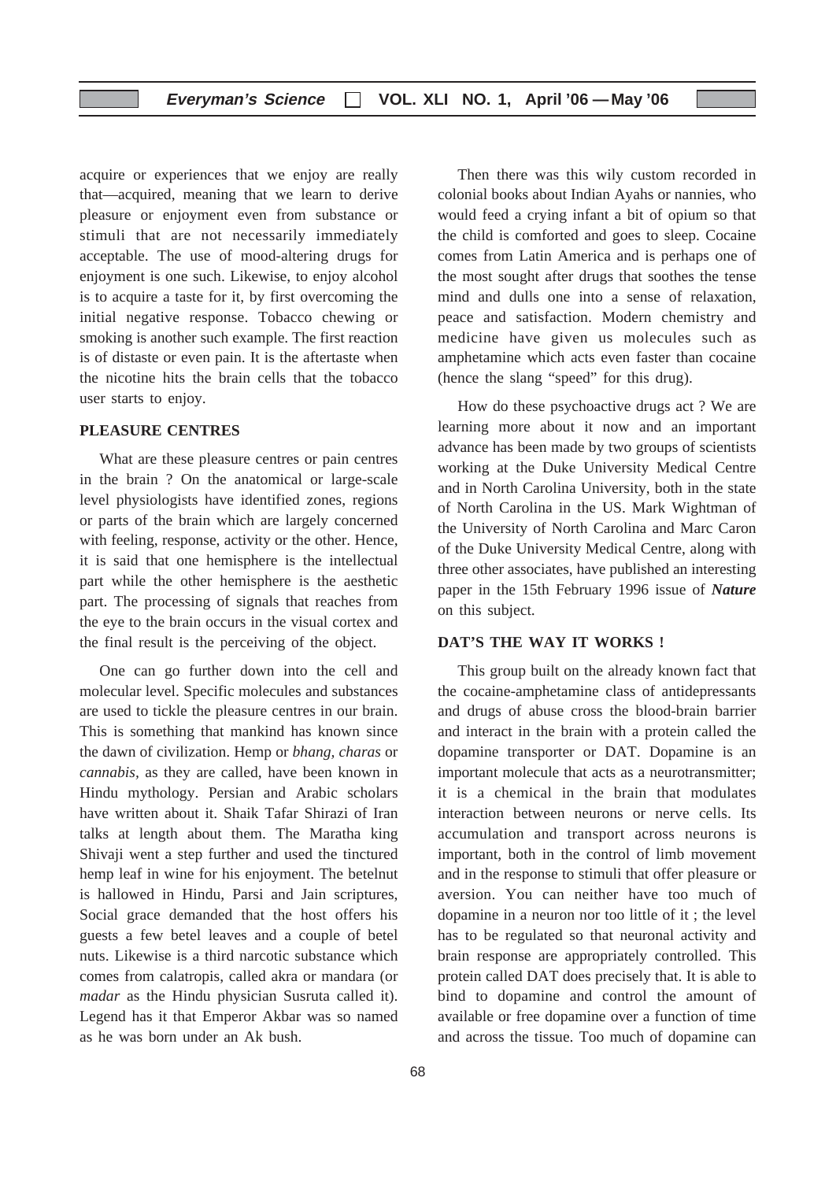acquire or experiences that we enjoy are really that—acquired, meaning that we learn to derive pleasure or enjoyment even from substance or stimuli that are not necessarily immediately acceptable. The use of mood-altering drugs for enjoyment is one such. Likewise, to enjoy alcohol is to acquire a taste for it, by first overcoming the initial negative response. Tobacco chewing or smoking is another such example. The first reaction is of distaste or even pain. It is the aftertaste when the nicotine hits the brain cells that the tobacco user starts to enjoy.

## PLEASURE CENTRES

What are these pleasure centres or pain centres in the brain ? On the anatomical or large-scale level physiologists have identified zones, regions or parts of the brain which are largely concerned with feeling, response, activity or the other. Hence, it is said that one hemisphere is the intellectual part while the other hemisphere is the aesthetic part. The processing of signals that reaches from the eye to the brain occurs in the visual cortex and the final result is the perceiving of the object.

One can go further down into the cell and molecular level. Specific molecules and substances are used to tickle the pleasure centres in our brain. This is something that mankind has known since the dawn of civilization. Hemp or *bhang, charas* or *cannabis*, as they are called, have been known in Hindu mythology. Persian and Arabic scholars have written about it. Shaik Tafar Shirazi of Iran talks at length about them. The Maratha king Shivaji went a step further and used the tinctured hemp leaf in wine for his enjoyment. The betelnut is hallowed in Hindu, Parsi and Jain scriptures, Social grace demanded that the host offers his guests a few betel leaves and a couple of betel nuts. Likewise is a third narcotic substance which comes from calatropis, called akra or mandara (or *madar* as the Hindu physician Susruta called it). Legend has it that Emperor Akbar was so named as he was born under an Ak bush.

Then there was this wily custom recorded in colonial books about Indian Ayahs or nannies, who would feed a crying infant a bit of opium so that the child is comforted and goes to sleep. Cocaine comes from Latin America and is perhaps one of the most sought after drugs that soothes the tense mind and dulls one into a sense of relaxation, peace and satisfaction. Modern chemistry and medicine have given us molecules such as amphetamine which acts even faster than cocaine (hence the slang "speed" for this drug).

How do these psychoactive drugs act ? We are learning more about it now and an important advance has been made by two groups of scientists working at the Duke University Medical Centre and in North Carolina University, both in the state of North Carolina in the US. Mark Wightman of the University of North Carolina and Marc Caron of the Duke University Medical Centre, along with three other associates, have published an interesting paper in the 15th February 1996 issue of ***Nature*** on this subject.

## DAT'S THE WAY IT WORKS !

This group built on the already known fact that the cocaine-amphetamine class of antidepressants and drugs of abuse cross the blood-brain barrier and interact in the brain with a protein called the dopamine transporter or DAT. Dopamine is an important molecule that acts as a neurotransmitter; it is a chemical in the brain that modulates interaction between neurons or nerve cells. Its accumulation and transport across neurons is important, both in the control of limb movement and in the response to stimuli that offer pleasure or aversion. You can neither have too much of dopamine in a neuron nor too little of it ; the level has to be regulated so that neuronal activity and brain response are appropriately controlled. This protein called DAT does precisely that. It is able to bind to dopamine and control the amount of available or free dopamine over a function of time and across the tissue. Too much of dopamine can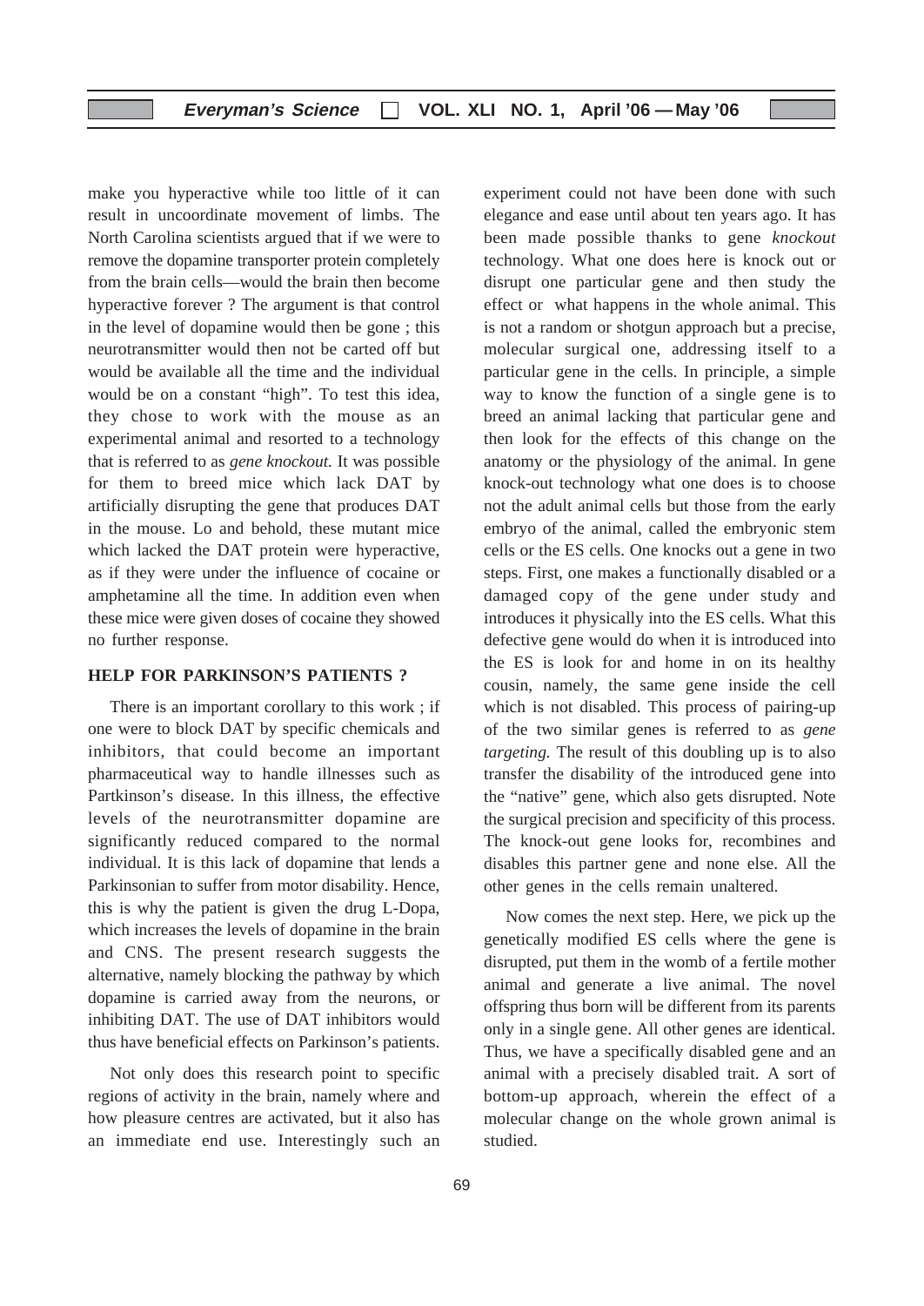make you hyperactive while too little of it can result in uncoordinate movement of limbs. The North Carolina scientists argued that if we were to remove the dopamine transporter protein completely from the brain cells—would the brain then become hyperactive forever ? The argument is that control in the level of dopamine would then be gone ; this neurotransmitter would then not be carted off but would be available all the time and the individual would be on a constant "high". To test this idea, they chose to work with the mouse as an experimental animal and resorted to a technology that is referred to as *gene knockout.* It was possible for them to breed mice which lack DAT by artificially disrupting the gene that produces DAT in the mouse. Lo and behold, these mutant mice which lacked the DAT protein were hyperactive, as if they were under the influence of cocaine or amphetamine all the time. In addition even when these mice were given doses of cocaine they showed no further response.

### HELP FOR PARKINSON'S PATIENTS ?

There is an important corollary to this work ; if one were to block DAT by specific chemicals and inhibitors, that could become an important pharmaceutical way to handle illnesses such as Partkinson's disease. In this illness, the effective levels of the neurotransmitter dopamine are significantly reduced compared to the normal individual. It is this lack of dopamine that lends a Parkinsonian to suffer from motor disability. Hence, this is why the patient is given the drug L-Dopa, which increases the levels of dopamine in the brain and CNS. The present research suggests the alternative, namely blocking the pathway by which dopamine is carried away from the neurons, or inhibiting DAT. The use of DAT inhibitors would thus have beneficial effects on Parkinson's patients.

Not only does this research point to specific regions of activity in the brain, namely where and how pleasure centres are activated, but it also has an immediate end use. Interestingly such an experiment could not have been done with such elegance and ease until about ten years ago. It has been made possible thanks to gene *knockout* technology. What one does here is knock out or disrupt one particular gene and then study the effect or what happens in the whole animal. This is not a random or shotgun approach but a precise, molecular surgical one, addressing itself to a particular gene in the cells. In principle, a simple way to know the function of a single gene is to breed an animal lacking that particular gene and then look for the effects of this change on the anatomy or the physiology of the animal. In gene knock-out technology what one does is to choose not the adult animal cells but those from the early embryo of the animal, called the embryonic stem cells or the ES cells. One knocks out a gene in two steps. First, one makes a functionally disabled or a damaged copy of the gene under study and introduces it physically into the ES cells. What this defective gene would do when it is introduced into the ES is look for and home in on its healthy cousin, namely, the same gene inside the cell which is not disabled. This process of pairing-up of the two similar genes is referred to as *gene targeting.* The result of this doubling up is to also transfer the disability of the introduced gene into the "native" gene, which also gets disrupted. Note the surgical precision and specificity of this process. The knock-out gene looks for, recombines and disables this partner gene and none else. All the other genes in the cells remain unaltered.

Now comes the next step. Here, we pick up the genetically modified ES cells where the gene is disrupted, put them in the womb of a fertile mother animal and generate a live animal. The novel offspring thus born will be different from its parents only in a single gene. All other genes are identical. Thus, we have a specifically disabled gene and an animal with a precisely disabled trait. A sort of bottom-up approach, wherein the effect of a molecular change on the whole grown animal is studied.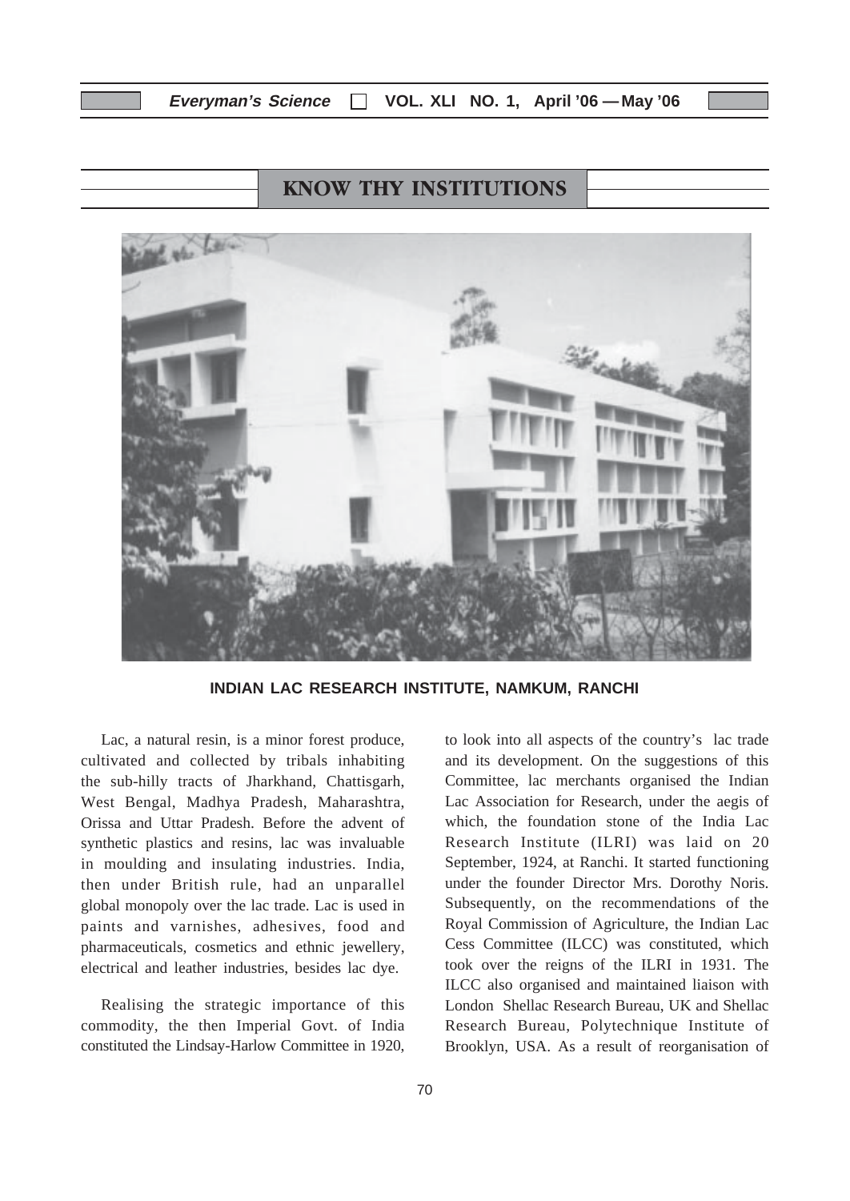# KNOW THY INSTITUTIONS

INDIAN LAC RESEARCH INSTITUTE, NAMKUM, RANCHI

Lac, a natural resin, is a minor forest produce, cultivated and collected by tribals inhabiting the sub-hilly tracts of Jharkhand, Chattisgarh, West Bengal, Madhya Pradesh, Maharashtra, Orissa and Uttar Pradesh. Before the advent of synthetic plastics and resins, lac was invaluable in moulding and insulating industries. India, then under British rule, had an unparallel global monopoly over the lac trade. Lac is used in paints and varnishes, adhesives, food and pharmaceuticals, cosmetics and ethnic jewellery, electrical and leather industries, besides lac dye.

Realising the strategic importance of this commodity, the then Imperial Govt. of India constituted the Lindsay-Harlow Committee in 1920, to look into all aspects of the country's lac trade and its development. On the suggestions of this Committee, lac merchants organised the Indian Lac Association for Research, under the aegis of which, the foundation stone of the India Lac Research Institute (ILRI) was laid on 20 September, 1924, at Ranchi. It started functioning under the founder Director Mrs. Dorothy Noris. Subsequently, on the recommendations of the Royal Commission of Agriculture, the Indian Lac Cess Committee (ILCC) was constituted, which took over the reigns of the ILRI in 1931. The ILCC also organised and maintained liaison with London Shellac Research Bureau, UK and Shellac Research Bureau, Polytechnique Institute of Brooklyn, USA. As a result of reorganisation of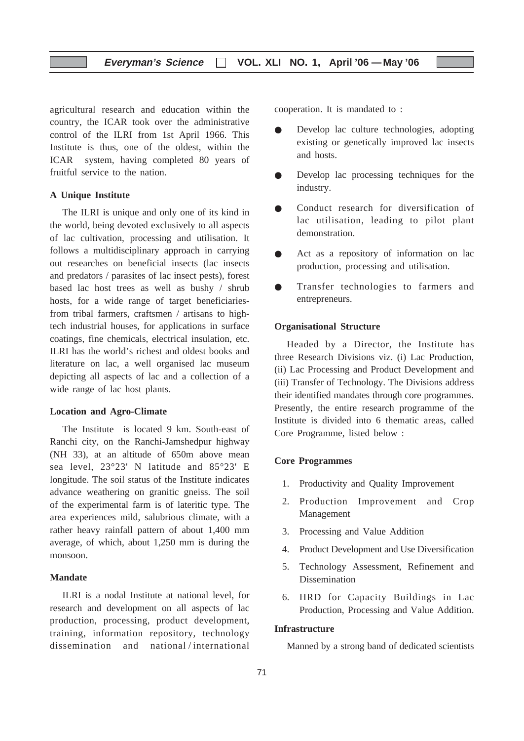agricultural research and education within the country, the ICAR took over the administrative control of the ILRI from 1st April 1966. This Institute is thus, one of the oldest, within the ICAR system, having completed 80 years of fruitful service to the nation.

**A Unique Institute**

The ILRI is unique and only one of its kind in the world, being devoted exclusively to all aspects of lac cultivation, processing and utilisation. It follows a multidisciplinary approach in carrying out researches on beneficial insects (lac insects and predators / parasites of lac insect pests), forest based lac host trees as well as bushy / shrub hosts, for a wide range of target beneficiaries- from tribal farmers, craftsmen / artisans to high-tech industrial houses, for applications in surface coatings, fine chemicals, electrical insulation, etc. ILRI has the world's richest and oldest books and literature on lac, a well organised lac museum depicting all aspects of lac and a collection of a wide range of lac host plants.

**Location and Agro-Climate**

The Institute is located 9 km. South-east of Ranchi city, on the Ranchi-Jamshedpur highway (NH 33), at an altitude of 650m above mean sea level, 23°23' N latitude and 85°23' E longitude. The soil status of the Institute indicates advance weathering on granitic gneiss. The soil of the experimental farm is of lateritic type. The area experiences mild, salubrious climate, with a rather heavy rainfall pattern of about 1,400 mm average, of which, about 1,250 mm is during the monsoon.

**Mandate**

ILRI is a nodal Institute at national level, for research and development on all aspects of lac production, processing, product development, training, information repository, technology dissemination and national / international cooperation. It is mandated to :

- Develop lac culture technologies, adopting existing or genetically improved lac insects and hosts.
- Develop lac processing techniques for the industry.
- Conduct research for diversification of lac utilisation, leading to pilot plant demonstration.
- Act as a repository of information on lac production, processing and utilisation.
- Transfer technologies to farmers and entrepreneurs.

**Organisational Structure**

Headed by a Director, the Institute has three Research Divisions viz. (i) Lac Production, (ii) Lac Processing and Product Development and (iii) Transfer of Technology. The Divisions address their identified mandates through core programmes. Presently, the entire research programme of the Institute is divided into 6 thematic areas, called Core Programme, listed below :

**Core Programmes**

1. Productivity and Quality Improvement
2. Production Improvement and Crop Management
3. Processing and Value Addition
4. Product Development and Use Diversification
5. Technology Assessment, Refinement and Dissemination
6. HRD for Capacity Buildings in Lac Production, Processing and Value Addition.

**Infrastructure**

Manned by a strong band of dedicated scientists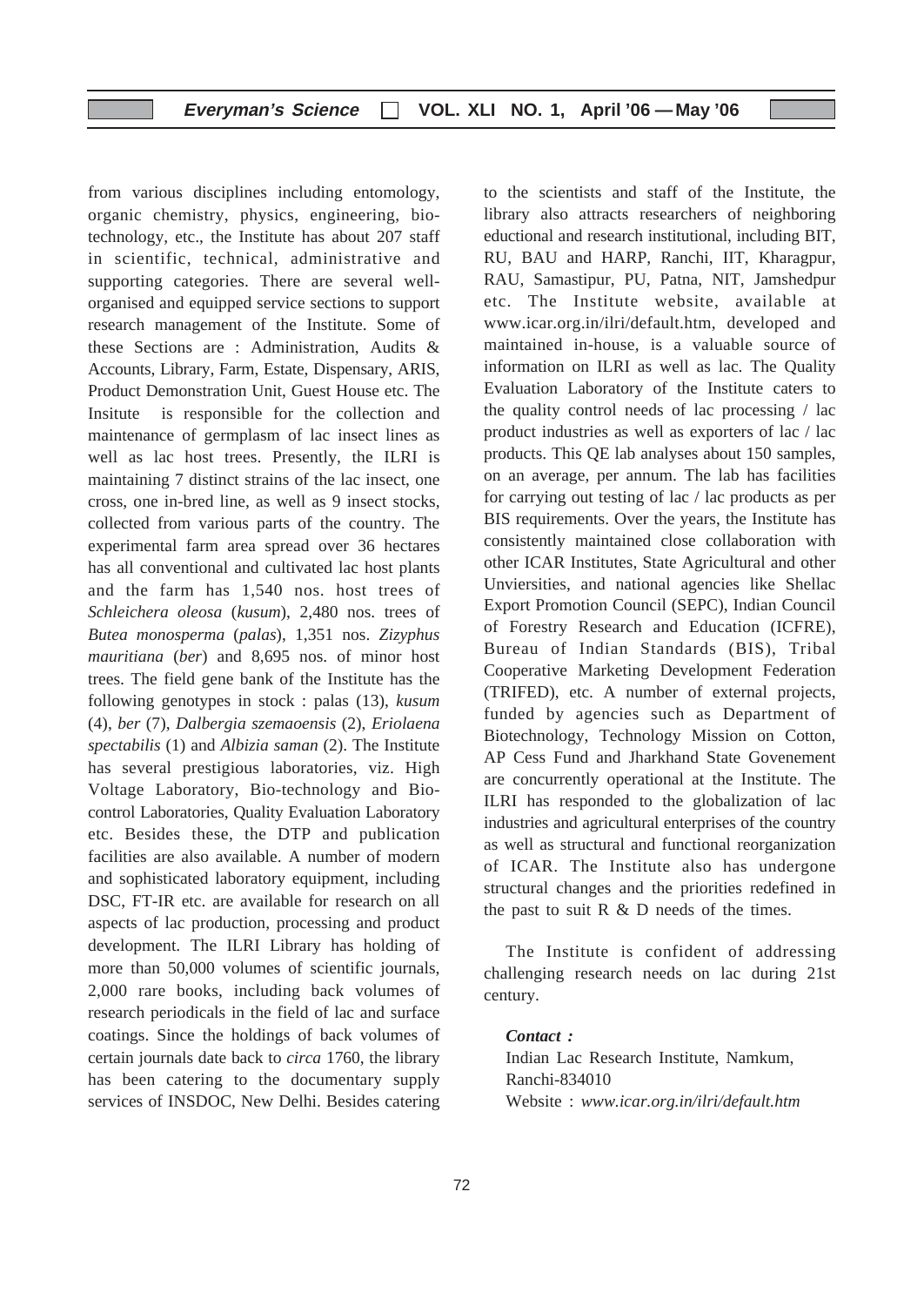from various disciplines including entomology, organic chemistry, physics, engineering, bio-technology, etc., the Institute has about 207 staff in scientific, technical, administrative and supporting categories. There are several well-organised and equipped service sections to support research management of the Institute. Some of these Sections are : Administration, Audits & Accounts, Library, Farm, Estate, Dispensary, ARIS, Product Demonstration Unit, Guest House etc. The Insitute is responsible for the collection and maintenance of germplasm of lac insect lines as well as lac host trees. Presently, the ILRI is maintaining 7 distinct strains of the lac insect, one cross, one in-bred line, as well as 9 insect stocks, collected from various parts of the country. The experimental farm area spread over 36 hectares has all conventional and cultivated lac host plants and the farm has 1,540 nos. host trees of *Schleichera oleosa* (*kusum*), 2,480 nos. trees of *Butea monosperma* (*palas*), 1,351 nos. *Zizyphus mauritiana* (*ber*) and 8,695 nos. of minor host trees. The field gene bank of the Institute has the following genotypes in stock : palas (13), *kusum* (4), *ber* (7), *Dalbergia szemaoensis* (2), *Eriolaena spectabilis* (1) and *Albizia saman* (2). The Institute has several prestigious laboratories, viz. High Voltage Laboratory, Bio-technology and Bio-control Laboratories, Quality Evaluation Laboratory etc. Besides these, the DTP and publication facilities are also available. A number of modern and sophisticated laboratory equipment, including DSC, FT-IR etc. are available for research on all aspects of lac production, processing and product development. The ILRI Library has holding of more than 50,000 volumes of scientific journals, 2,000 rare books, including back volumes of research periodicals in the field of lac and surface coatings. Since the holdings of back volumes of certain journals date back to *circa* 1760, the library has been catering to the documentary supply services of INSDOC, New Delhi. Besides catering to the scientists and staff of the Institute, the library also attracts researchers of neighboring eductional and research institutional, including BIT, RU, BAU and HARP, Ranchi, IIT, Kharagpur, RAU, Samastipur, PU, Patna, NIT, Jamshedpur etc. The Institute website, available at www.icar.org.in/ilri/default.htm, developed and maintained in-house, is a valuable source of information on ILRI as well as lac. The Quality Evaluation Laboratory of the Institute caters to the quality control needs of lac processing / lac product industries as well as exporters of lac / lac products. This QE lab analyses about 150 samples, on an average, per annum. The lab has facilities for carrying out testing of lac / lac products as per BIS requirements. Over the years, the Institute has consistently maintained close collaboration with other ICAR Institutes, State Agricultural and other Unviersities, and national agencies like Shellac Export Promotion Council (SEPC), Indian Council of Forestry Research and Education (ICFRE), Bureau of Indian Standards (BIS), Tribal Cooperative Marketing Development Federation (TRIFED), etc. A number of external projects, funded by agencies such as Department of Biotechnology, Technology Mission on Cotton, AP Cess Fund and Jharkhand State Govenement are concurrently operational at the Institute. The ILRI has responded to the globalization of lac industries and agricultural enterprises of the country as well as structural and functional reorganization of ICAR. The Institute also has undergone structural changes and the priorities redefined in the past to suit R & D needs of the times.

The Institute is confident of addressing challenging research needs on lac during 21st century.

***Contact :***

Indian Lac Research Institute, Namkum,
Ranchi-834010
Website : *www.icar.org.in/ilri/default.htm*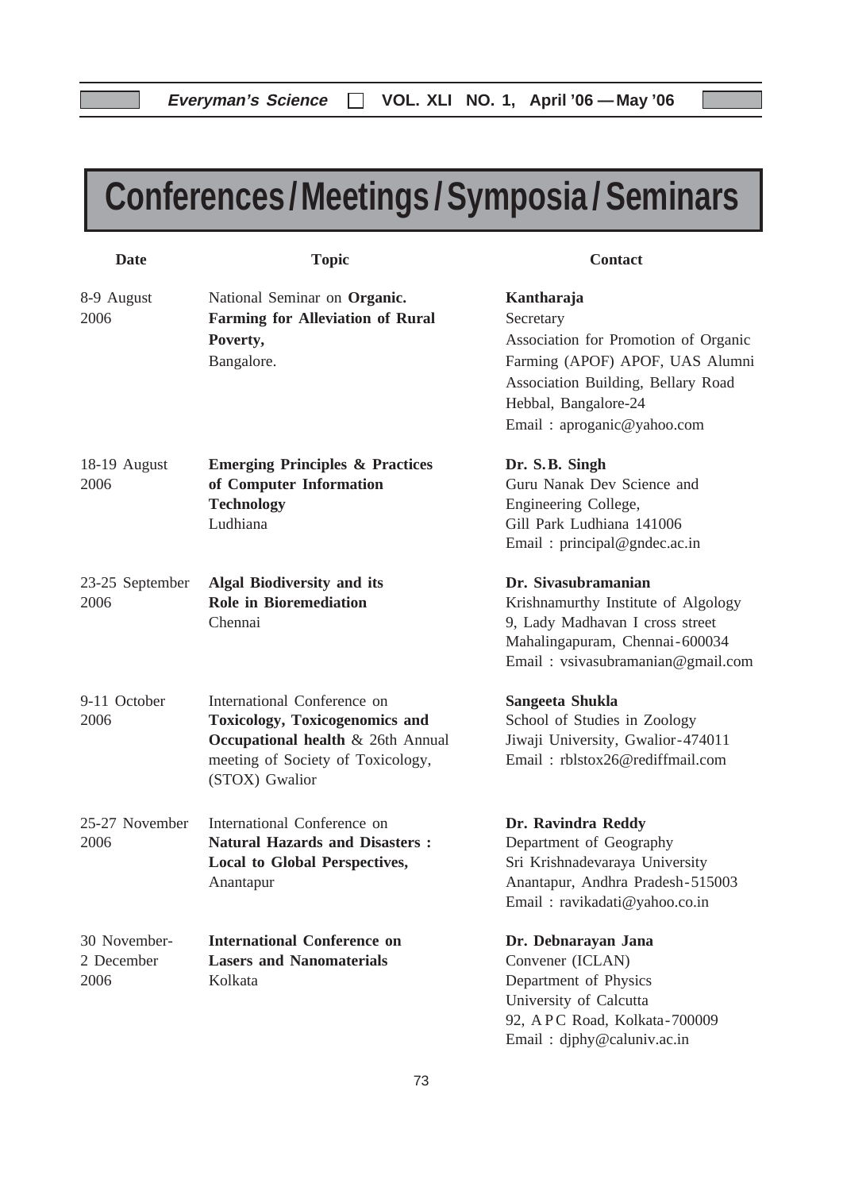# Conferences / Meetings / Symposia / Seminars

| Date | Topic | Contact |
|---|---|---|
| 8-9 August 2006 | National Seminar on **Organic. Farming for Alleviation of Rural Poverty,** Bangalore. | **Kantharaja** Secretary Association for Promotion of Organic Farming (APOF) APOF, UAS Alumni Association Building, Bellary Road Hebbal, Bangalore-24 Email : aproganic@yahoo.com |
| 18-19 August 2006 | **Emerging Principles & Practices of Computer Information Technology** Ludhiana | **Dr. S.B. Singh** Guru Nanak Dev Science and Engineering College, Gill Park Ludhiana 141006 Email : principal@gndec.ac.in |
| 23-25 September 2006 | **Algal Biodiversity and its Role in Bioremediation** Chennai | **Dr. Sivasubramanian** Krishnamurthy Institute of Algology 9, Lady Madhavan I cross street Mahalingapuram, Chennai-600034 Email : vsivasubramanian@gmail.com |
| 9-11 October 2006 | International Conference on **Toxicology, Toxicogenomics and Occupational health** & 26th Annual meeting of Society of Toxicology, (STOX) Gwalior | **Sangeeta Shukla** School of Studies in Zoology Jiwaji University, Gwalior-474011 Email : rblstox26@rediffmail.com |
| 25-27 November 2006 | International Conference on **Natural Hazards and Disasters : Local to Global Perspectives,** Anantapur | **Dr. Ravindra Reddy** Department of Geography Sri Krishnadevaraya University Anantapur, Andhra Pradesh-515003 Email : ravikadati@yahoo.co.in |
| 30 November-2 December 2006 | **International Conference on Lasers and Nanomaterials** Kolkata | **Dr. Debnarayan Jana** Convener (ICLAN) Department of Physics University of Calcutta 92, A P C Road, Kolkata-700009 Email : djphy@caluniv.ac.in |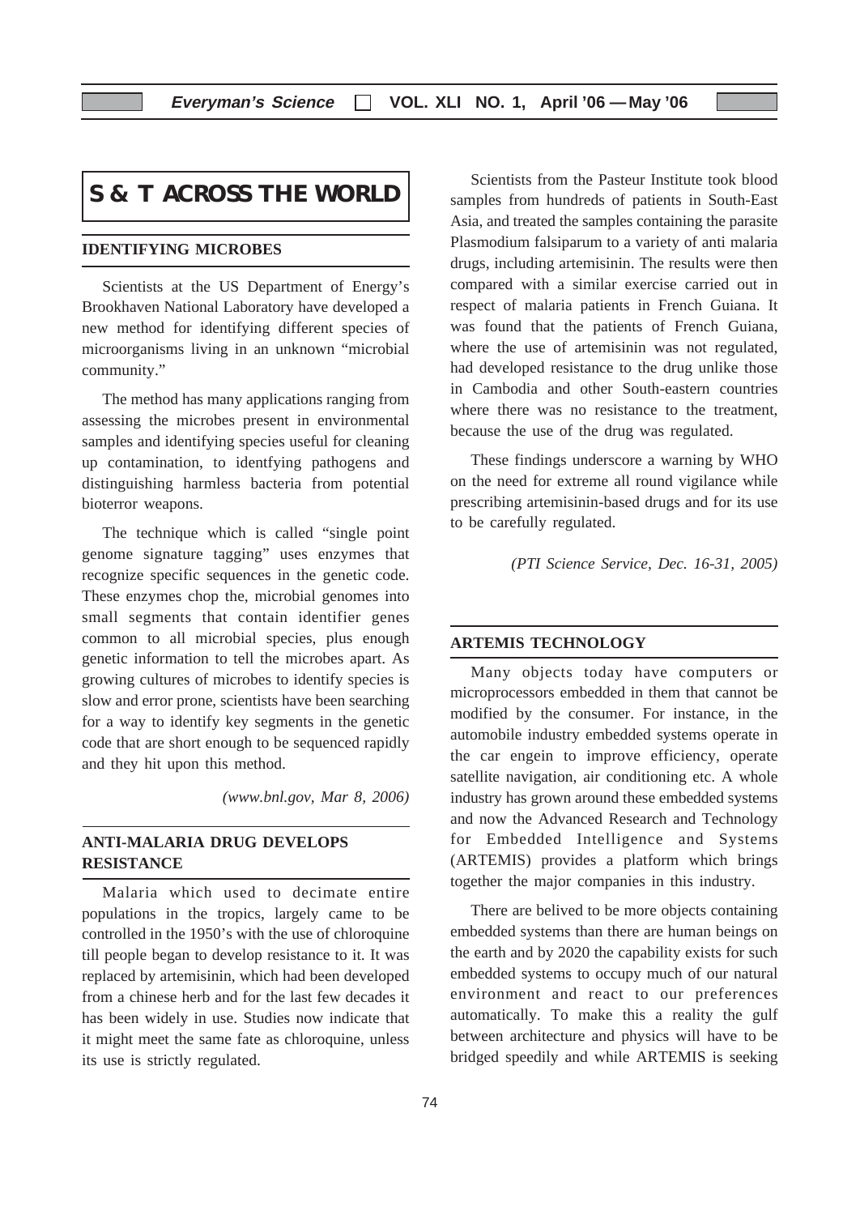# S & T ACROSS THE WORLD

## IDENTIFYING MICROBES

Scientists at the US Department of Energy's Brookhaven National Laboratory have developed a new method for identifying different species of microorganisms living in an unknown "microbial community."

The method has many applications ranging from assessing the microbes present in environmental samples and identifying species useful for cleaning up contamination, to identfying pathogens and distinguishing harmless bacteria from potential bioterror weapons.

The technique which is called "single point genome signature tagging" uses enzymes that recognize specific sequences in the genetic code. These enzymes chop the, microbial genomes into small segments that contain identifier genes common to all microbial species, plus enough genetic information to tell the microbes apart. As growing cultures of microbes to identify species is slow and error prone, scientists have been searching for a way to identify key segments in the genetic code that are short enough to be sequenced rapidly and they hit upon this method.

*(www.bnl.gov, Mar 8, 2006)*

## ANTI-MALARIA DRUG DEVELOPS RESISTANCE

Malaria which used to decimate entire populations in the tropics, largely came to be controlled in the 1950's with the use of chloroquine till people began to develop resistance to it. It was replaced by artemisinin, which had been developed from a chinese herb and for the last few decades it has been widely in use. Studies now indicate that it might meet the same fate as chloroquine, unless its use is strictly regulated.

Scientists from the Pasteur Institute took blood samples from hundreds of patients in South-East Asia, and treated the samples containing the parasite Plasmodium falsiparum to a variety of anti malaria drugs, including artemisinin. The results were then compared with a similar exercise carried out in respect of malaria patients in French Guiana. It was found that the patients of French Guiana, where the use of artemisinin was not regulated, had developed resistance to the drug unlike those in Cambodia and other South-eastern countries where there was no resistance to the treatment, because the use of the drug was regulated.

These findings underscore a warning by WHO on the need for extreme all round vigilance while prescribing artemisinin-based drugs and for its use to be carefully regulated.

*(PTI Science Service, Dec. 16-31, 2005)*

## ARTEMIS TECHNOLOGY

Many objects today have computers or microprocessors embedded in them that cannot be modified by the consumer. For instance, in the automobile industry embedded systems operate in the car engein to improve efficiency, operate satellite navigation, air conditioning etc. A whole industry has grown around these embedded systems and now the Advanced Research and Technology for Embedded Intelligence and Systems (ARTEMIS) provides a platform which brings together the major companies in this industry.

There are belived to be more objects containing embedded systems than there are human beings on the earth and by 2020 the capability exists for such embedded systems to occupy much of our natural environment and react to our preferences automatically. To make this a reality the gulf between architecture and physics will have to be bridged speedily and while ARTEMIS is seeking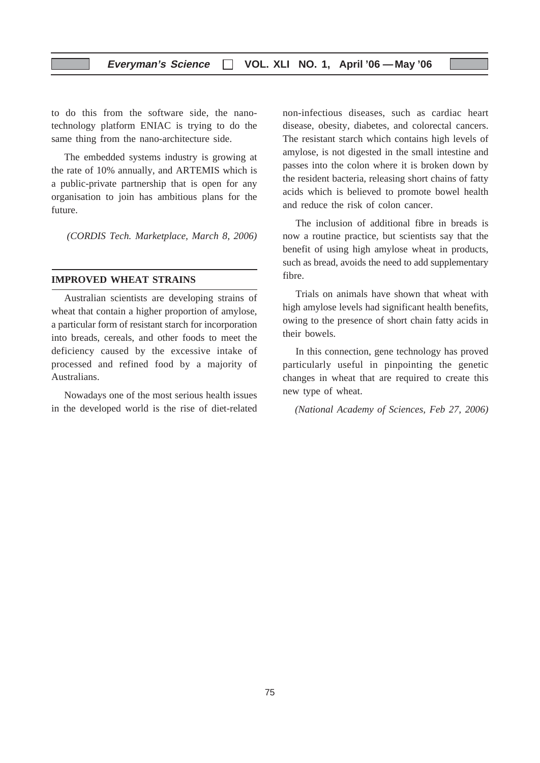to do this from the software side, the nano-technology platform ENIAC is trying to do the same thing from the nano-architecture side.

The embedded systems industry is growing at the rate of 10% annually, and ARTEMIS which is a public-private partnership that is open for any organisation to join has ambitious plans for the future.

*(CORDIS Tech. Marketplace, March 8, 2006)*

## IMPROVED WHEAT STRAINS

Australian scientists are developing strains of wheat that contain a higher proportion of amylose, a particular form of resistant starch for incorporation into breads, cereals, and other foods to meet the deficiency caused by the excessive intake of processed and refined food by a majority of Australians.

Nowadays one of the most serious health issues in the developed world is the rise of diet-related non-infectious diseases, such as cardiac heart disease, obesity, diabetes, and colorectal cancers. The resistant starch which contains high levels of amylose, is not digested in the small intestine and passes into the colon where it is broken down by the resident bacteria, releasing short chains of fatty acids which is believed to promote bowel health and reduce the risk of colon cancer.

The inclusion of additional fibre in breads is now a routine practice, but scientists say that the benefit of using high amylose wheat in products, such as bread, avoids the need to add supplementary fibre.

Trials on animals have shown that wheat with high amylose levels had significant health benefits, owing to the presence of short chain fatty acids in their bowels.

In this connection, gene technology has proved particularly useful in pinpointing the genetic changes in wheat that are required to create this new type of wheat.

*(National Academy of Sciences, Feb 27, 2006)*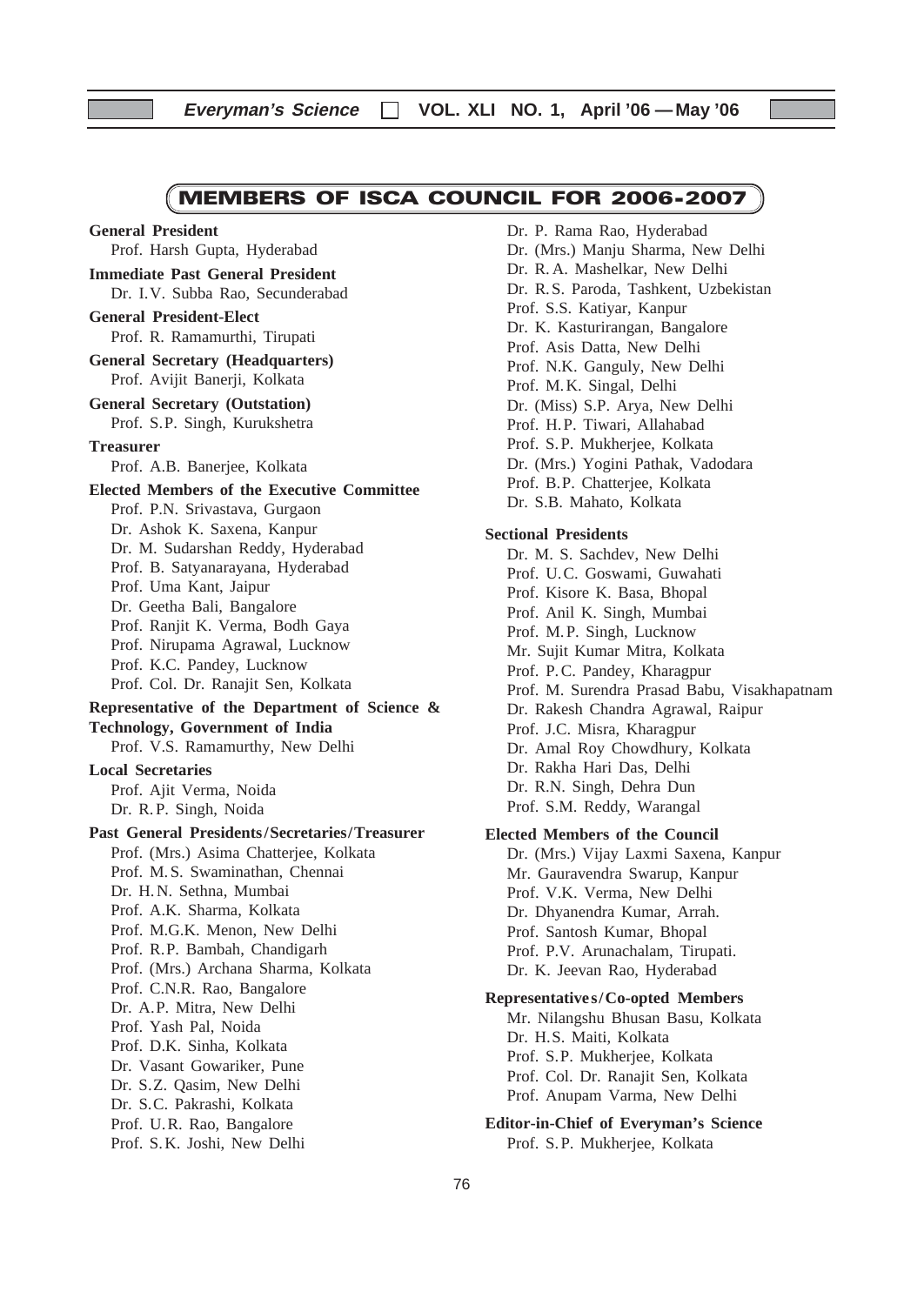# MEMBERS OF ISCA COUNCIL FOR 2006-2007

**General President**
Prof. Harsh Gupta, Hyderabad

**Immediate Past General President**
Dr. I.V. Subba Rao, Secunderabad

**General President-Elect**
Prof. R. Ramamurthi, Tirupati

**General Secretary (Headquarters)**
Prof. Avijit Banerji, Kolkata

**General Secretary (Outstation)**
Prof. S.P. Singh, Kurukshetra

**Treasurer**
Prof. A.B. Banerjee, Kolkata

**Elected Members of the Executive Committee**
Prof. P.N. Srivastava, Gurgaon
Dr. Ashok K. Saxena, Kanpur
Dr. M. Sudarshan Reddy, Hyderabad
Prof. B. Satyanarayana, Hyderabad
Prof. Uma Kant, Jaipur
Dr. Geetha Bali, Bangalore
Prof. Ranjit K. Verma, Bodh Gaya
Prof. Nirupama Agrawal, Lucknow
Prof. K.C. Pandey, Lucknow
Prof. Col. Dr. Ranajit Sen, Kolkata

**Representative of the Department of Science & Technology, Government of India**
Prof. V.S. Ramamurthy, New Delhi

**Local Secretaries**
Prof. Ajit Verma, Noida
Dr. R.P. Singh, Noida

**Past General Presidents/Secretaries/Treasurer**
Prof. (Mrs.) Asima Chatterjee, Kolkata
Prof. M.S. Swaminathan, Chennai
Dr. H.N. Sethna, Mumbai
Prof. A.K. Sharma, Kolkata
Prof. M.G.K. Menon, New Delhi
Prof. R.P. Bambah, Chandigarh
Prof. (Mrs.) Archana Sharma, Kolkata
Prof. C.N.R. Rao, Bangalore
Dr. A.P. Mitra, New Delhi
Prof. Yash Pal, Noida
Prof. D.K. Sinha, Kolkata
Dr. Vasant Gowariker, Pune
Dr. S.Z. Qasim, New Delhi
Dr. S.C. Pakrashi, Kolkata
Prof. U.R. Rao, Bangalore
Prof. S.K. Joshi, New Delhi
Dr. P. Rama Rao, Hyderabad
Dr. (Mrs.) Manju Sharma, New Delhi
Dr. R.A. Mashelkar, New Delhi
Dr. R.S. Paroda, Tashkent, Uzbekistan
Prof. S.S. Katiyar, Kanpur
Dr. K. Kasturirangan, Bangalore
Prof. Asis Datta, New Delhi
Prof. N.K. Ganguly, New Delhi
Prof. M.K. Singal, Delhi
Dr. (Miss) S.P. Arya, New Delhi
Prof. H.P. Tiwari, Allahabad
Prof. S.P. Mukherjee, Kolkata
Dr. (Mrs.) Yogini Pathak, Vadodara
Prof. B.P. Chatterjee, Kolkata
Dr. S.B. Mahato, Kolkata

**Sectional Presidents**
Dr. M. S. Sachdev, New Delhi
Prof. U.C. Goswami, Guwahati
Prof. Kisore K. Basa, Bhopal
Prof. Anil K. Singh, Mumbai
Prof. M.P. Singh, Lucknow
Mr. Sujit Kumar Mitra, Kolkata
Prof. P.C. Pandey, Kharagpur
Prof. M. Surendra Prasad Babu, Visakhapatnam
Dr. Rakesh Chandra Agrawal, Raipur
Prof. J.C. Misra, Kharagpur
Dr. Amal Roy Chowdhury, Kolkata
Dr. Rakha Hari Das, Delhi
Dr. R.N. Singh, Dehra Dun
Prof. S.M. Reddy, Warangal

**Elected Members of the Council**
Dr. (Mrs.) Vijay Laxmi Saxena, Kanpur
Mr. Gauravendra Swarup, Kanpur
Prof. V.K. Verma, New Delhi
Dr. Dhyanendra Kumar, Arrah.
Prof. Santosh Kumar, Bhopal
Prof. P.V. Arunachalam, Tirupati.
Dr. K. Jeevan Rao, Hyderabad

**Representatives/Co-opted Members**
Mr. Nilangshu Bhusan Basu, Kolkata
Dr. H.S. Maiti, Kolkata
Prof. S.P. Mukherjee, Kolkata
Prof. Col. Dr. Ranajit Sen, Kolkata
Prof. Anupam Varma, New Delhi

**Editor-in-Chief of Everyman's Science**
Prof. S.P. Mukherjee, Kolkata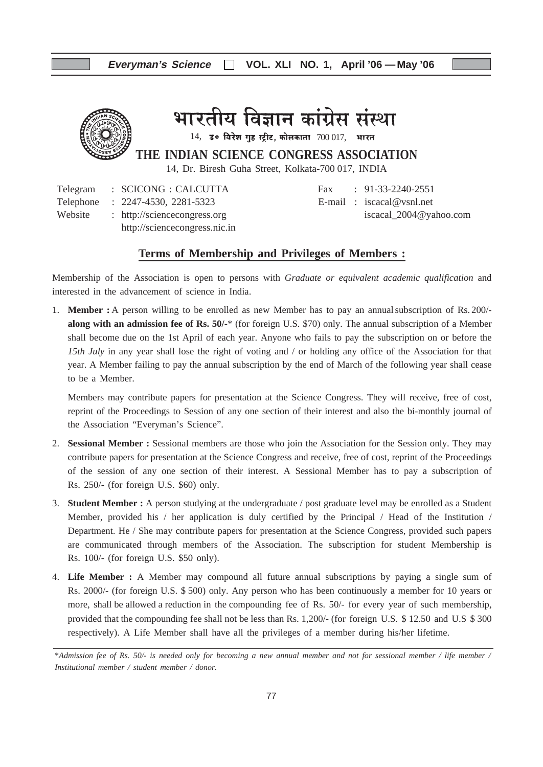# भारतीय विज्ञान कांग्रेस संस्था

14, ड० विरेश गुह स्ट्रीट, कोलकाता 700 017, भारत

## THE INDIAN SCIENCE CONGRESS ASSOCIATION

14, Dr. Biresh Guha Street, Kolkata-700 017, INDIA

| | | | |
|---|---|---|---|
| Telegram | : SCICONG : CALCUTTA | Fax | : 91-33-2240-2551 |
| Telephone | : 2247-4530, 2281-5323 | E-mail | : iscacal@vsnl.net |
| Website | : http://sciencecongress.org | | iscacal_2004@yahoo.com |
| | http://sciencecongress.nic.in | | |

## Terms of Membership and Privileges of Members :

Membership of the Association is open to persons with *Graduate or equivalent academic qualification* and interested in the advancement of science in India.

1. **Member :** A person willing to be enrolled as new Member has to pay an annual subscription of Rs. 200/- **along with an admission fee of Rs. 50/-*** (for foreign U.S. $70) only. The annual subscription of a Member shall become due on the 1st April of each year. Anyone who fails to pay the subscription on or before the *15th July* in any year shall lose the right of voting and / or holding any office of the Association for that year. A Member failing to pay the annual subscription by the end of March of the following year shall cease to be a Member.

   Members may contribute papers for presentation at the Science Congress. They will receive, free of cost, reprint of the Proceedings to Session of any one section of their interest and also the bi-monthly journal of the Association "Everyman's Science".

2. **Sessional Member :** Sessional members are those who join the Association for the Session only. They may contribute papers for presentation at the Science Congress and receive, free of cost, reprint of the Proceedings of the session of any one section of their interest. A Sessional Member has to pay a subscription of Rs. 250/- (for foreign U.S. $60) only.

3. **Student Member :** A person studying at the undergraduate / post graduate level may be enrolled as a Student Member, provided his / her application is duly certified by the Principal / Head of the Institution / Department. He / She may contribute papers for presentation at the Science Congress, provided such papers are communicated through members of the Association. The subscription for student Membership is Rs. 100/- (for foreign U.S. $50 only).

4. **Life Member :** A Member may compound all future annual subscriptions by paying a single sum of Rs. 2000/- (for foreign U.S. $ 500) only. Any person who has been continuously a member for 10 years or more, shall be allowed a reduction in the compounding fee of Rs. 50/- for every year of such membership, provided that the compounding fee shall not be less than Rs. 1,200/- (for foreign U.S. $ 12.50 and U.S $ 300 respectively). A Life Member shall have all the privileges of a member during his/her lifetime.

*\*Admission fee of Rs. 50/- is needed only for becoming a new annual member and not for sessional member / life member / Institutional member / student member / donor.*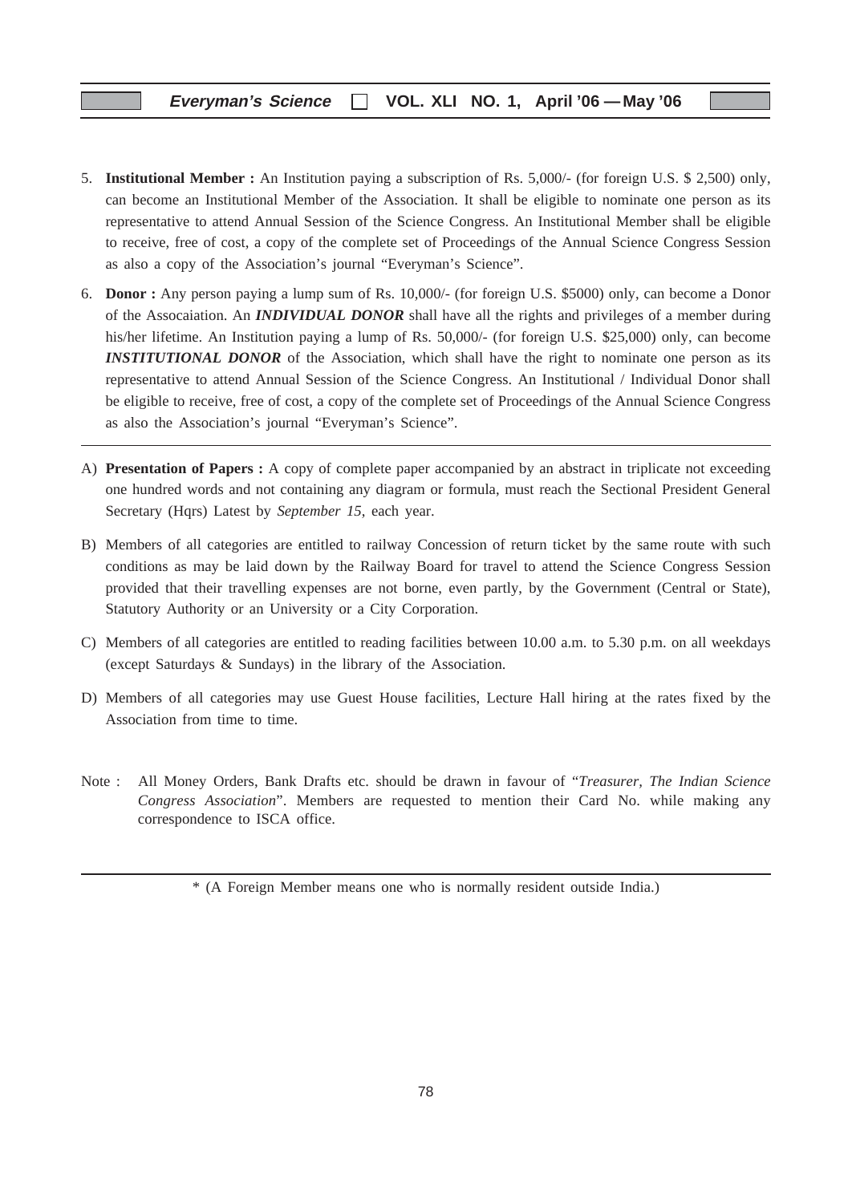5. **Institutional Member :** An Institution paying a subscription of Rs. 5,000/- (for foreign U.S. $ 2,500) only, can become an Institutional Member of the Association. It shall be eligible to nominate one person as its representative to attend Annual Session of the Science Congress. An Institutional Member shall be eligible to receive, free of cost, a copy of the complete set of Proceedings of the Annual Science Congress Session as also a copy of the Association's journal "Everyman's Science".

6. **Donor :** Any person paying a lump sum of Rs. 10,000/- (for foreign U.S. $5000) only, can become a Donor of the Assocaiation. An ***INDIVIDUAL DONOR*** shall have all the rights and privileges of a member during his/her lifetime. An Institution paying a lump of Rs. 50,000/- (for foreign U.S. $25,000) only, can become ***INSTITUTIONAL DONOR*** of the Association, which shall have the right to nominate one person as its representative to attend Annual Session of the Science Congress. An Institutional / Individual Donor shall be eligible to receive, free of cost, a copy of the complete set of Proceedings of the Annual Science Congress as also the Association's journal "Everyman's Science".

---

A) **Presentation of Papers :** A copy of complete paper accompanied by an abstract in triplicate not exceeding one hundred words and not containing any diagram or formula, must reach the Sectional President General Secretary (Hqrs) Latest by *September 15*, each year.

B) Members of all categories are entitled to railway Concession of return ticket by the same route with such conditions as may be laid down by the Railway Board for travel to attend the Science Congress Session provided that their travelling expenses are not borne, even partly, by the Government (Central or State), Statutory Authority or an University or a City Corporation.

C) Members of all categories are entitled to reading facilities between 10.00 a.m. to 5.30 p.m. on all weekdays (except Saturdays & Sundays) in the library of the Association.

D) Members of all categories may use Guest House facilities, Lecture Hall hiring at the rates fixed by the Association from time to time.

Note : All Money Orders, Bank Drafts etc. should be drawn in favour of "*Treasurer, The Indian Science Congress Association*". Members are requested to mention their Card No. while making any correspondence to ISCA office.

---

* (A Foreign Member means one who is normally resident outside India.)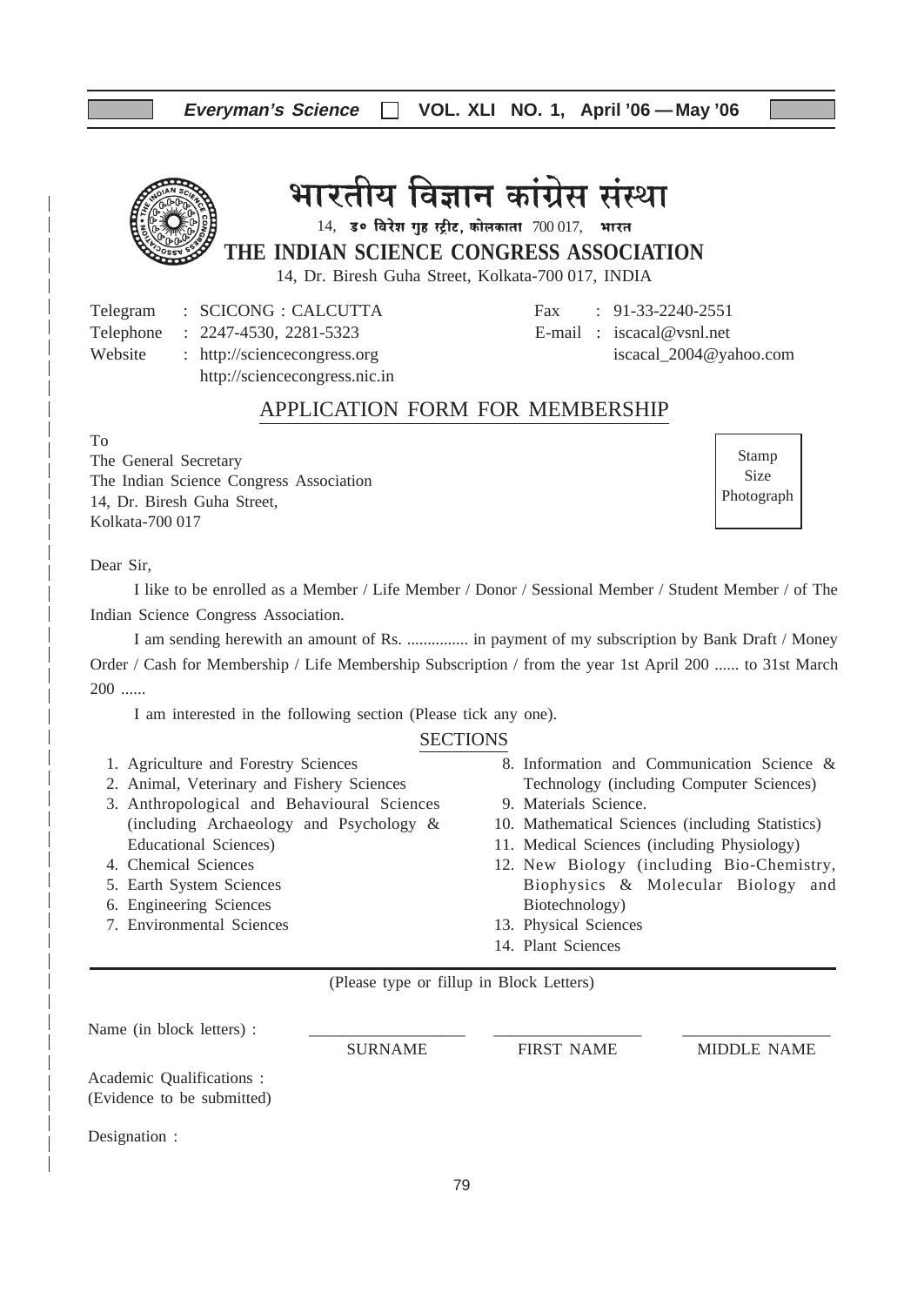# भारतीय विज्ञान कांग्रेस संस्था

14, डॉ॰ विरेश गुह स्ट्रीट, कोलकाता 700 017, भारत

## THE INDIAN SCIENCE CONGRESS ASSOCIATION

14, Dr. Biresh Guha Street, Kolkata-700 017, INDIA

Telegram : SCICONG : CALCUTTA
Telephone : 2247-4530, 2281-5323
Website : http://sciencecongress.org
http://sciencecongress.nic.in

Fax : 91-33-2240-2551
E-mail : iscacal@vsnl.net
iscacal_2004@yahoo.com

## APPLICATION FORM FOR MEMBERSHIP

To
The General Secretary
The Indian Science Congress Association
14, Dr. Biresh Guha Street,
Kolkata-700 017

Stamp Size Photograph

Dear Sir,

I like to be enrolled as a Member / Life Member / Donor / Sessional Member / Student Member / of The Indian Science Congress Association.

I am sending herewith an amount of Rs. ............... in payment of my subscription by Bank Draft / Money Order / Cash for Membership / Life Membership Subscription / from the year 1st April 200 ...... to 31st March 200 ......

I am interested in the following section (Please tick any one).

### SECTIONS

1. Agriculture and Forestry Sciences
2. Animal, Veterinary and Fishery Sciences
3. Anthropological and Behavioural Sciences (including Archaeology and Psychology & Educational Sciences)
4. Chemical Sciences
5. Earth System Sciences
6. Engineering Sciences
7. Environmental Sciences
8. Information and Communication Science & Technology (including Computer Sciences)
9. Materials Science.
10. Mathematical Sciences (including Statistics)
11. Medical Sciences (including Physiology)
12. New Biology (including Bio-Chemistry, Biophysics & Molecular Biology and Biotechnology)
13. Physical Sciences
14. Plant Sciences

(Please type or fillup in Block Letters)

Name (in block letters) : ________________ ________________ ________________
SURNAME FIRST NAME MIDDLE NAME

Academic Qualifications :
(Evidence to be submitted)

Designation :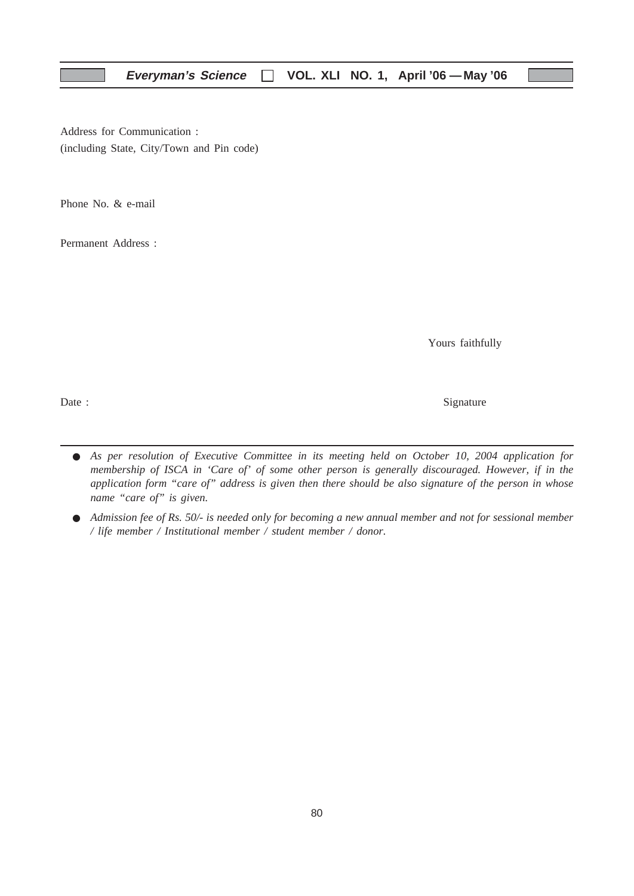Address for Communication :
(including State, City/Town and Pin code)

Phone No. & e-mail

Permanent Address :

Yours faithfully

Date :

Signature

---

- *As per resolution of Executive Committee in its meeting held on October 10, 2004 application for membership of ISCA in 'Care of' of some other person is generally discouraged. However, if in the application form "care of" address is given then there should be also signature of the person in whose name "care of" is given.*
- *Admission fee of Rs. 50/- is needed only for becoming a new annual member and not for sessional member / life member / Institutional member / student member / donor.*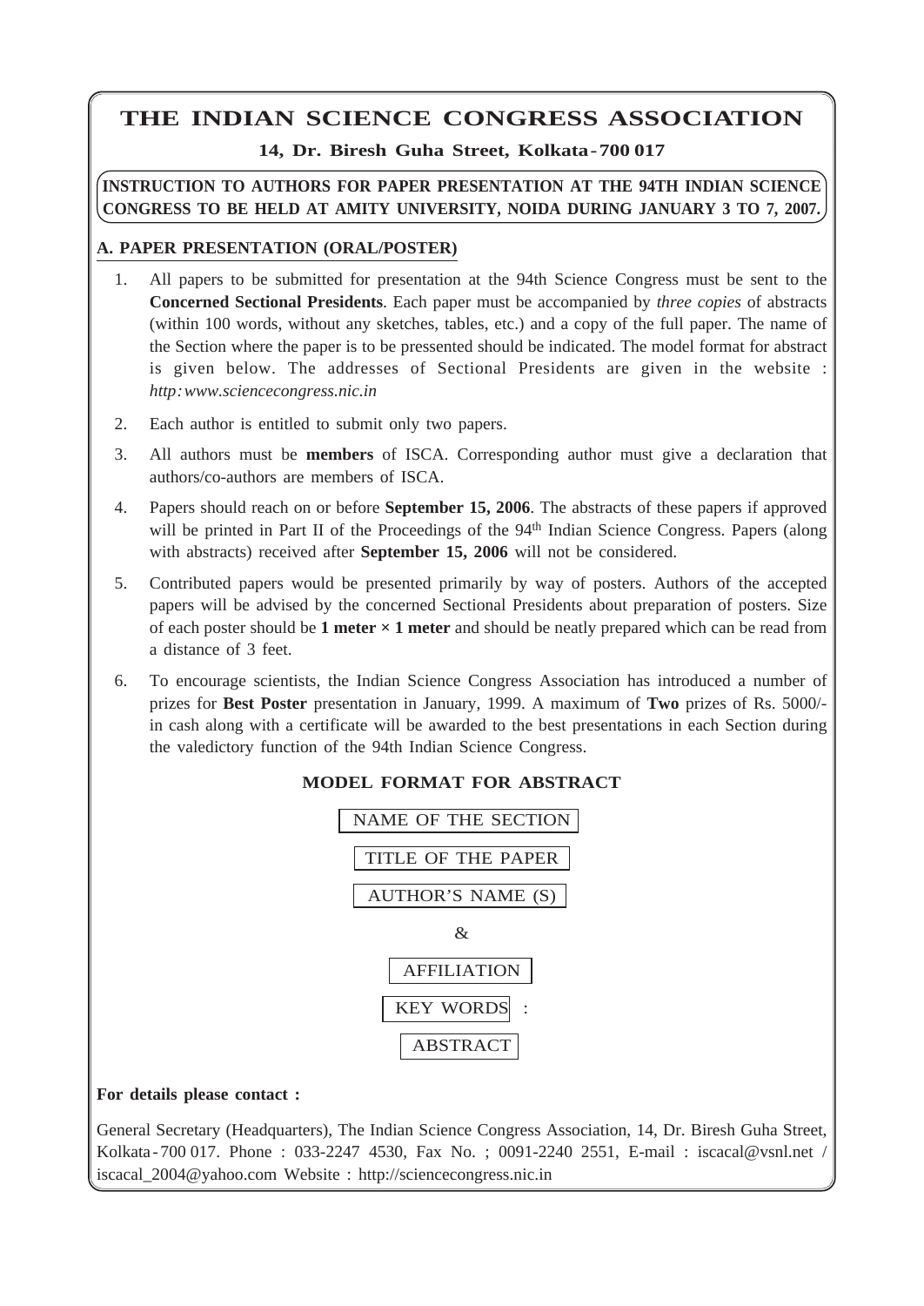# THE INDIAN SCIENCE CONGRESS ASSOCIATION

**14, Dr. Biresh Guha Street, Kolkata-700 017**

**INSTRUCTION TO AUTHORS FOR PAPER PRESENTATION AT THE 94TH INDIAN SCIENCE CONGRESS TO BE HELD AT AMITY UNIVERSITY, NOIDA DURING JANUARY 3 TO 7, 2007.**

## A. PAPER PRESENTATION (ORAL/POSTER)

1. All papers to be submitted for presentation at the 94th Science Congress must be sent to the **Concerned Sectional Presidents**. Each paper must be accompanied by *three copies* of abstracts (within 100 words, without any sketches, tables, etc.) and a copy of the full paper. The name of the Section where the paper is to be pressented should be indicated. The model format for abstract is given below. The addresses of Sectional Presidents are given in the website : *http:www.sciencecongress.nic.in*
2. Each author is entitled to submit only two papers.
3. All authors must be **members** of ISCA. Corresponding author must give a declaration that authors/co-authors are members of ISCA.
4. Papers should reach on or before **September 15, 2006**. The abstracts of these papers if approved will be printed in Part II of the Proceedings of the 94th Indian Science Congress. Papers (along with abstracts) received after **September 15, 2006** will not be considered.
5. Contributed papers would be presented primarily by way of posters. Authors of the accepted papers will be advised by the concerned Sectional Presidents about preparation of posters. Size of each poster should be **1 meter × 1 meter** and should be neatly prepared which can be read from a distance of 3 feet.
6. To encourage scientists, the Indian Science Congress Association has introduced a number of prizes for **Best Poster** presentation in January, 1999. A maximum of **Two** prizes of Rs. 5000/- in cash along with a certificate will be awarded to the best presentations in each Section during the valedictory function of the 94th Indian Science Congress.

### MODEL FORMAT FOR ABSTRACT

NAME OF THE SECTION

TITLE OF THE PAPER

AUTHOR'S NAME (S)

&

AFFILIATION

KEY WORDS :

ABSTRACT

**For details please contact :**

General Secretary (Headquarters), The Indian Science Congress Association, 14, Dr. Biresh Guha Street, Kolkata-700 017. Phone : 033-2247 4530, Fax No. ; 0091-2240 2551, E-mail : iscacal@vsnl.net / iscacal_2004@yahoo.com Website : http://sciencecongress.nic.in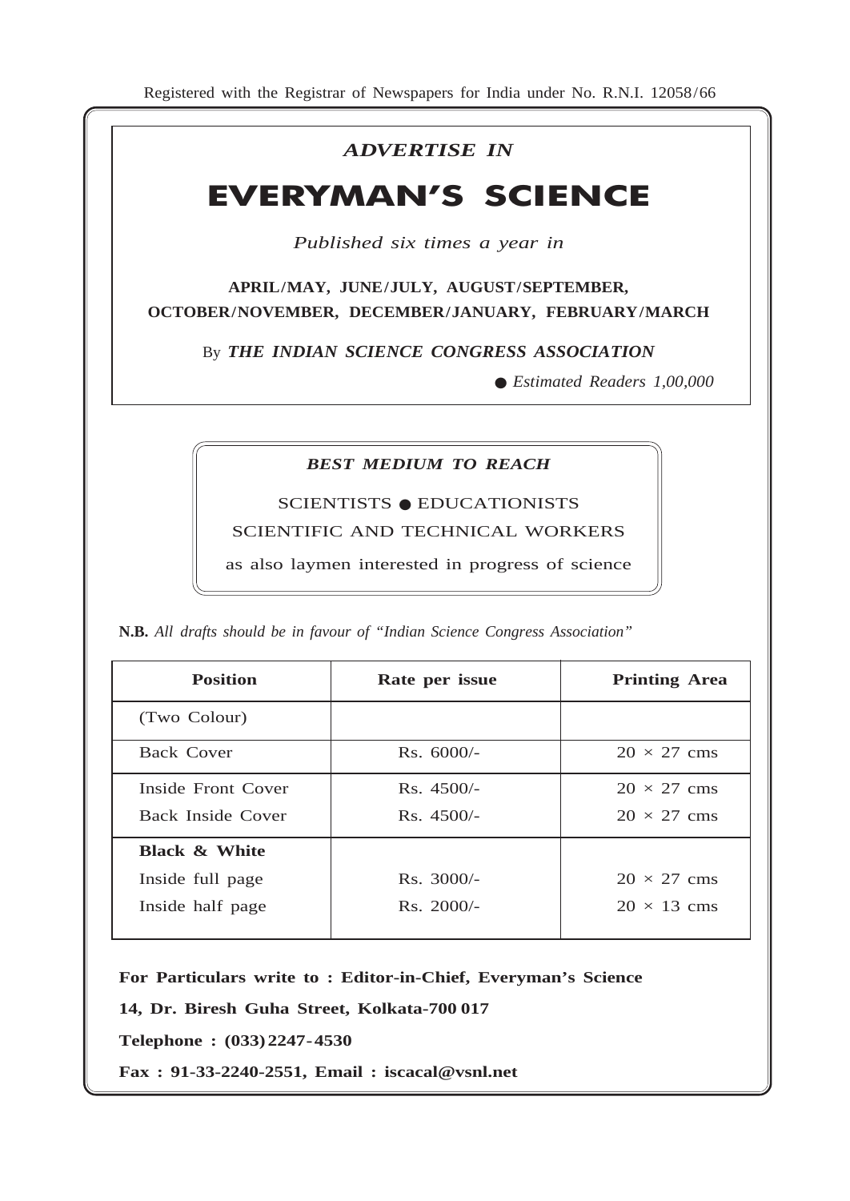Registered with the Registrar of Newspapers for India under No. R.N.I. 12058/66

*ADVERTISE IN*

# EVERYMAN'S SCIENCE

*Published six times a year in*

**APRIL/MAY, JUNE/JULY, AUGUST/SEPTEMBER, OCTOBER/NOVEMBER, DECEMBER/JANUARY, FEBRUARY/MARCH**

By ***THE INDIAN SCIENCE CONGRESS ASSOCIATION***

● *Estimated Readers 1,00,000*

***BEST MEDIUM TO REACH***

SCIENTISTS ● EDUCATIONISTS

SCIENTIFIC AND TECHNICAL WORKERS

as also laymen interested in progress of science

**N.B.** *All drafts should be in favour of "Indian Science Congress Association"*

| Position | Rate per issue | Printing Area |
|---|---|---|
| (Two Colour) | | |
| Back Cover | Rs. 6000/- | 20 × 27 cms |
| Inside Front Cover | Rs. 4500/- | 20 × 27 cms |
| Back Inside Cover | Rs. 4500/- | 20 × 27 cms |
| **Black & White** | | |
| Inside full page | Rs. 3000/- | 20 × 27 cms |
| Inside half page | Rs. 2000/- | 20 × 13 cms |

**For Particulars write to : Editor-in-Chief, Everyman's Science**

**14, Dr. Biresh Guha Street, Kolkata-700 017**

**Telephone : (033) 2247-4530**

**Fax : 91-33-2240-2551, Email : iscacal@vsnl.net**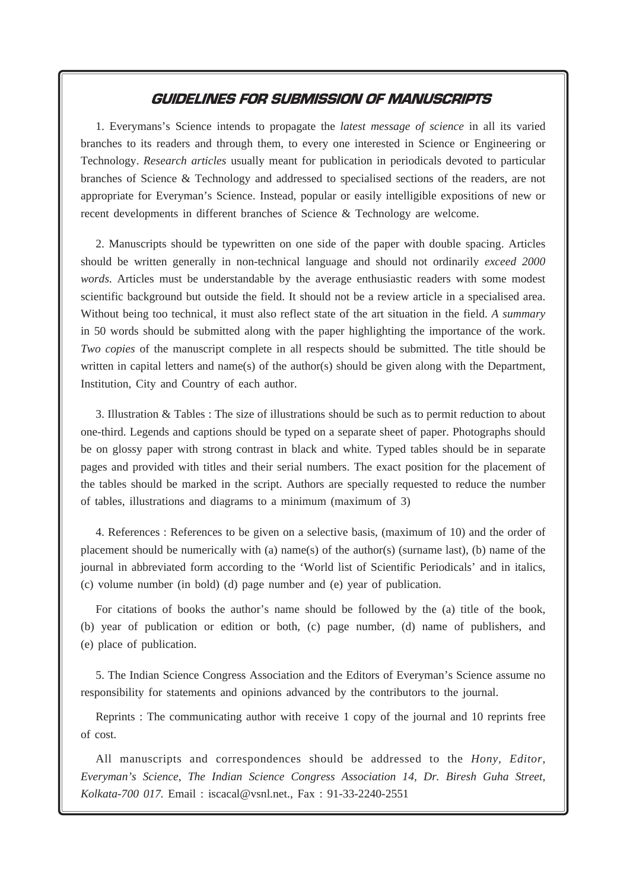# GUIDELINES FOR SUBMISSION OF MANUSCRIPTS

1. Everymans's Science intends to propagate the *latest message of science* in all its varied branches to its readers and through them, to every one interested in Science or Engineering or Technology. *Research articles* usually meant for publication in periodicals devoted to particular branches of Science & Technology and addressed to specialised sections of the readers, are not appropriate for Everyman's Science. Instead, popular or easily intelligible expositions of new or recent developments in different branches of Science & Technology are welcome.

2. Manuscripts should be typewritten on one side of the paper with double spacing. Articles should be written generally in non-technical language and should not ordinarily *exceed 2000 words.* Articles must be understandable by the average enthusiastic readers with some modest scientific background but outside the field. It should not be a review article in a specialised area. Without being too technical, it must also reflect state of the art situation in the field. *A summary* in 50 words should be submitted along with the paper highlighting the importance of the work. *Two copies* of the manuscript complete in all respects should be submitted. The title should be written in capital letters and name(s) of the author(s) should be given along with the Department, Institution, City and Country of each author.

3. Illustration & Tables : The size of illustrations should be such as to permit reduction to about one-third. Legends and captions should be typed on a separate sheet of paper. Photographs should be on glossy paper with strong contrast in black and white. Typed tables should be in separate pages and provided with titles and their serial numbers. The exact position for the placement of the tables should be marked in the script. Authors are specially requested to reduce the number of tables, illustrations and diagrams to a minimum (maximum of 3)

4. References : References to be given on a selective basis, (maximum of 10) and the order of placement should be numerically with (a) name(s) of the author(s) (surname last), (b) name of the journal in abbreviated form according to the 'World list of Scientific Periodicals' and in italics, (c) volume number (in bold) (d) page number and (e) year of publication.

For citations of books the author's name should be followed by the (a) title of the book, (b) year of publication or edition or both, (c) page number, (d) name of publishers, and (e) place of publication.

5. The Indian Science Congress Association and the Editors of Everyman's Science assume no responsibility for statements and opinions advanced by the contributors to the journal.

Reprints : The communicating author with receive 1 copy of the journal and 10 reprints free of cost.

All manuscripts and correspondences should be addressed to the *Hony, Editor, Everyman's Science, The Indian Science Congress Association 14, Dr. Biresh Guha Street, Kolkata-700 017.* Email : iscacal@vsnl.net., Fax : 91-33-2240-2551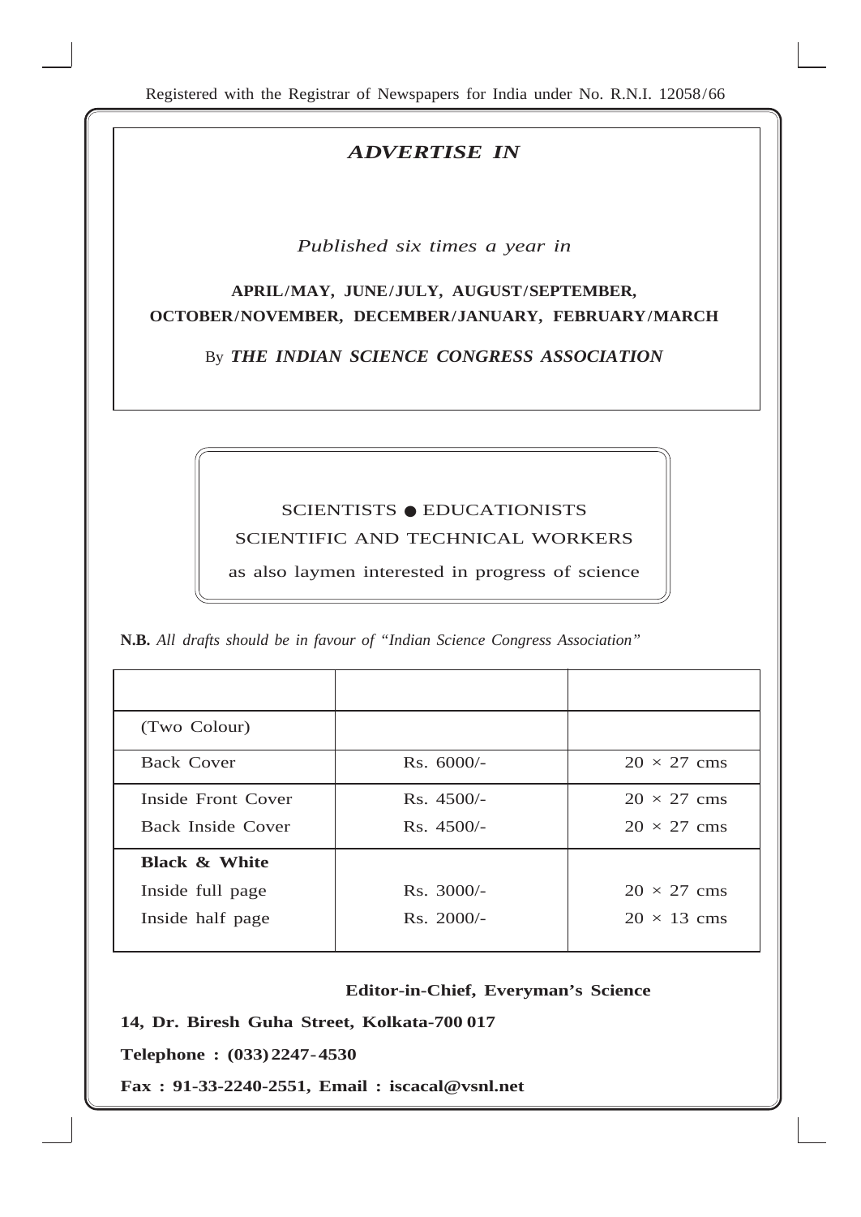Registered with the Registrar of Newspapers for India under No. R.N.I. 12058/66

## *ADVERTISE IN*

*Published six times a year in*

**APRIL/MAY, JUNE/JULY, AUGUST/SEPTEMBER, OCTOBER/NOVEMBER, DECEMBER/JANUARY, FEBRUARY/MARCH**

By ***THE INDIAN SCIENCE CONGRESS ASSOCIATION***

SCIENTISTS ● EDUCATIONISTS
SCIENTIFIC AND TECHNICAL WORKERS
as also laymen interested in progress of science

**N.B.** *All drafts should be in favour of "Indian Science Congress Association"*

| | | |
|---|---|---|
| (Two Colour) | | |
| Back Cover | Rs. 6000/- | 20 × 27 cms |
| Inside Front Cover | Rs. 4500/- | 20 × 27 cms |
| Back Inside Cover | Rs. 4500/- | 20 × 27 cms |
| **Black & White** | | |
| Inside full page | Rs. 3000/- | 20 × 27 cms |
| Inside half page | Rs. 2000/- | 20 × 13 cms |

**Editor-in-Chief, Everyman's Science**

**14, Dr. Biresh Guha Street, Kolkata-700 017**

**Telephone : (033) 2247-4530**

**Fax : 91-33-2240-2551, Email : iscacal@vsnl.net**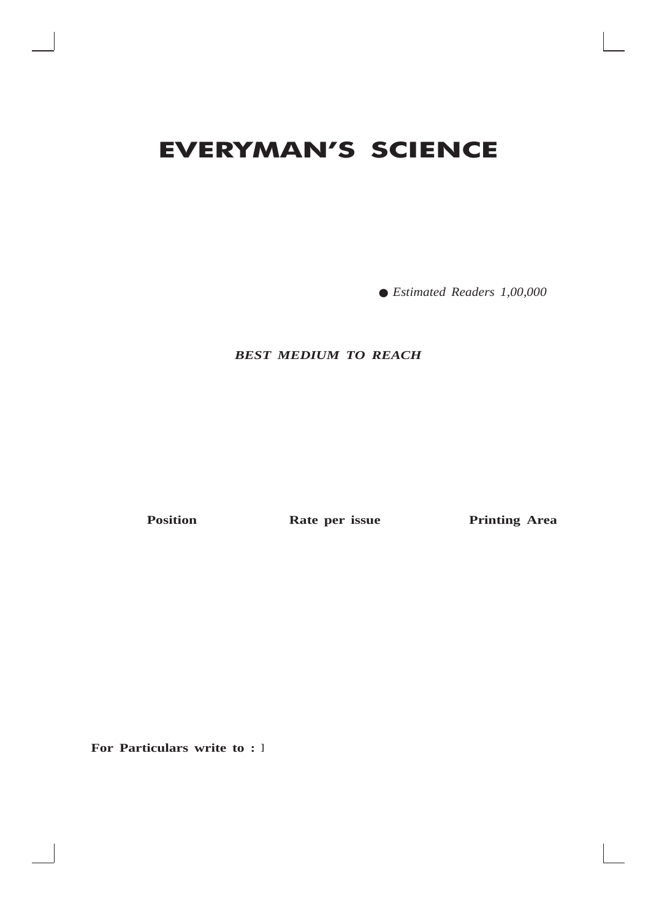# EVERYMAN'S SCIENCE

● *Estimated Readers 1,00,000*

***BEST MEDIUM TO REACH***

| **Position** | **Rate per issue** | **Printing Area** |
|---|---|---|

**For Particulars write to :** ]